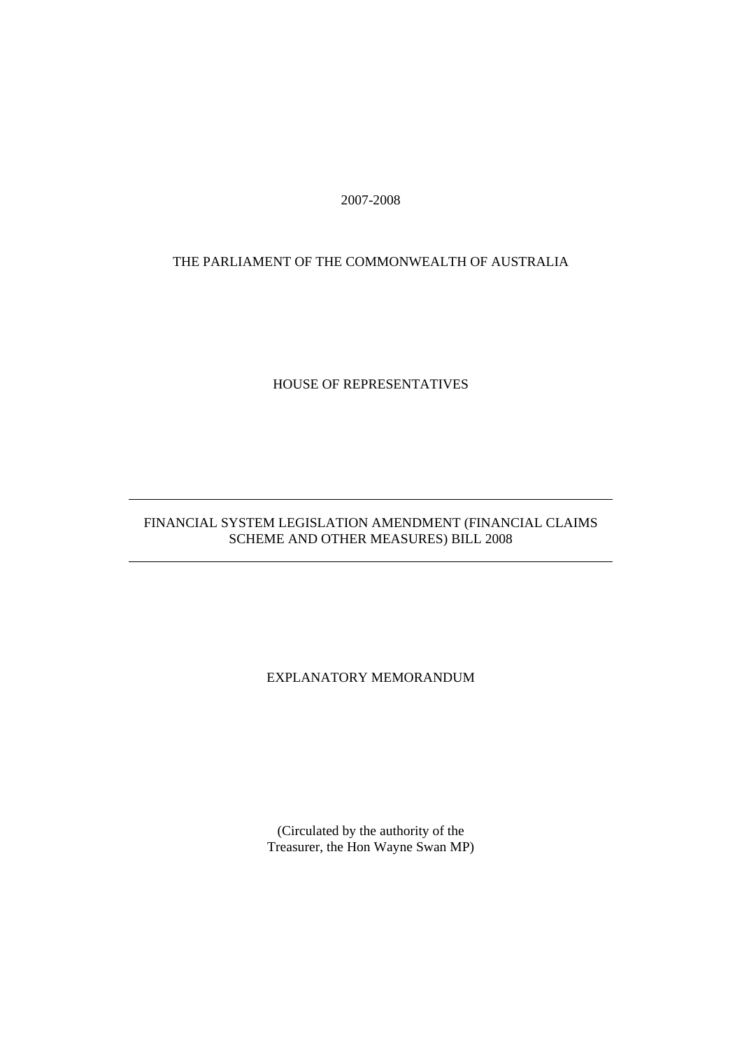2007-2008

THE PARLIAMENT OF THE COMMONWEALTH OF AUSTRALIA

HOUSE OF REPRESENTATIVES

---

# FINANCIAL SYSTEM LEGISLATION AMENDMENT (FINANCIAL CLAIMS SCHEME AND OTHER MEASURES) BILL 2008

---

EXPLANATORY MEMORANDUM

(Circulated by the authority of the Treasurer, the Hon Wayne Swan MP)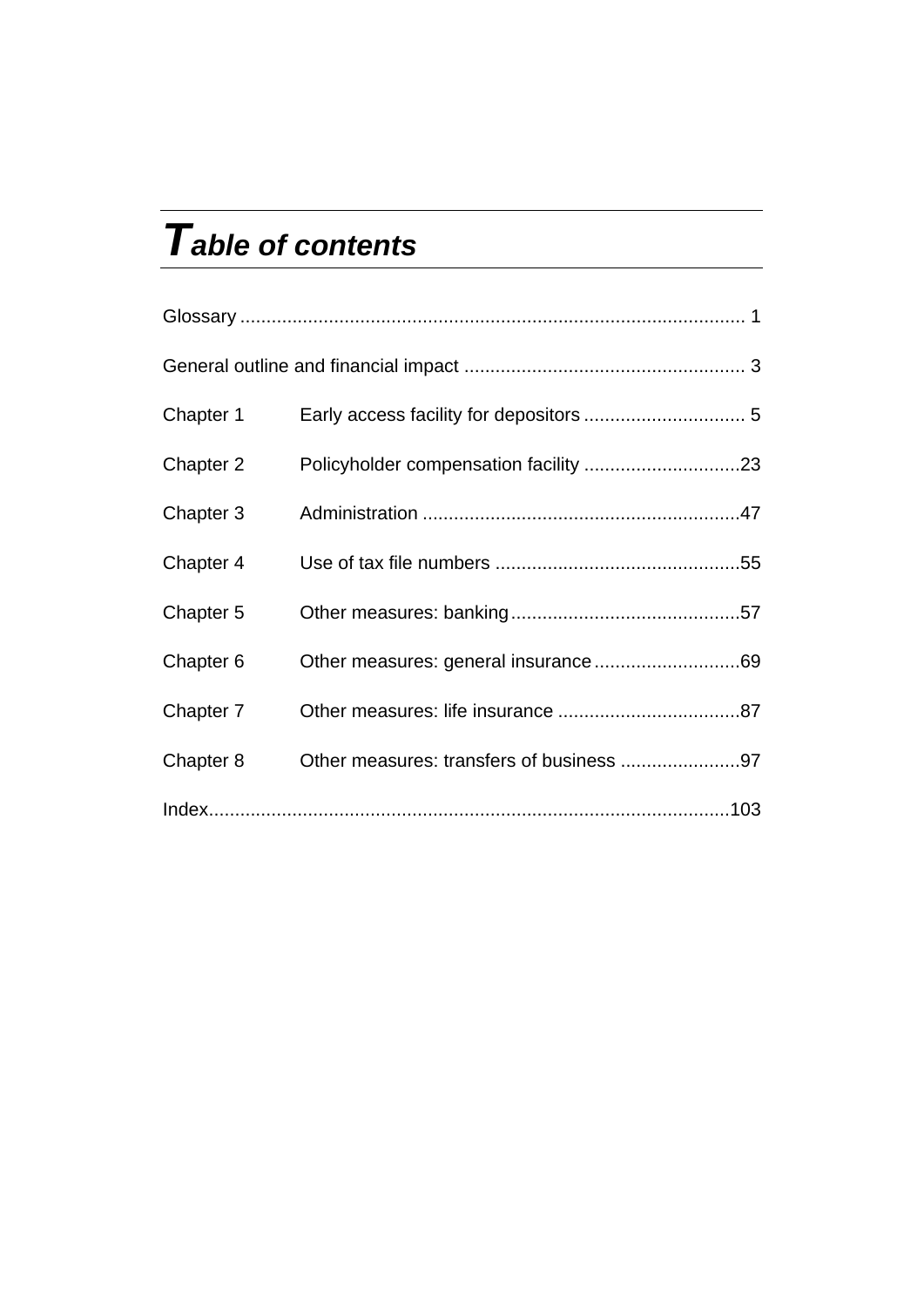# Table of contents

| | |
|---|---|
| Glossary | 1 |
| General outline and financial impact | 3 |
| Chapter 1 Early access facility for depositors | 5 |
| Chapter 2 Policyholder compensation facility | 23 |
| Chapter 3 Administration | 47 |
| Chapter 4 Use of tax file numbers | 55 |
| Chapter 5 Other measures: banking | 57 |
| Chapter 6 Other measures: general insurance | 69 |
| Chapter 7 Other measures: life insurance | 87 |
| Chapter 8 Other measures: transfers of business | 97 |
| Index | 103 |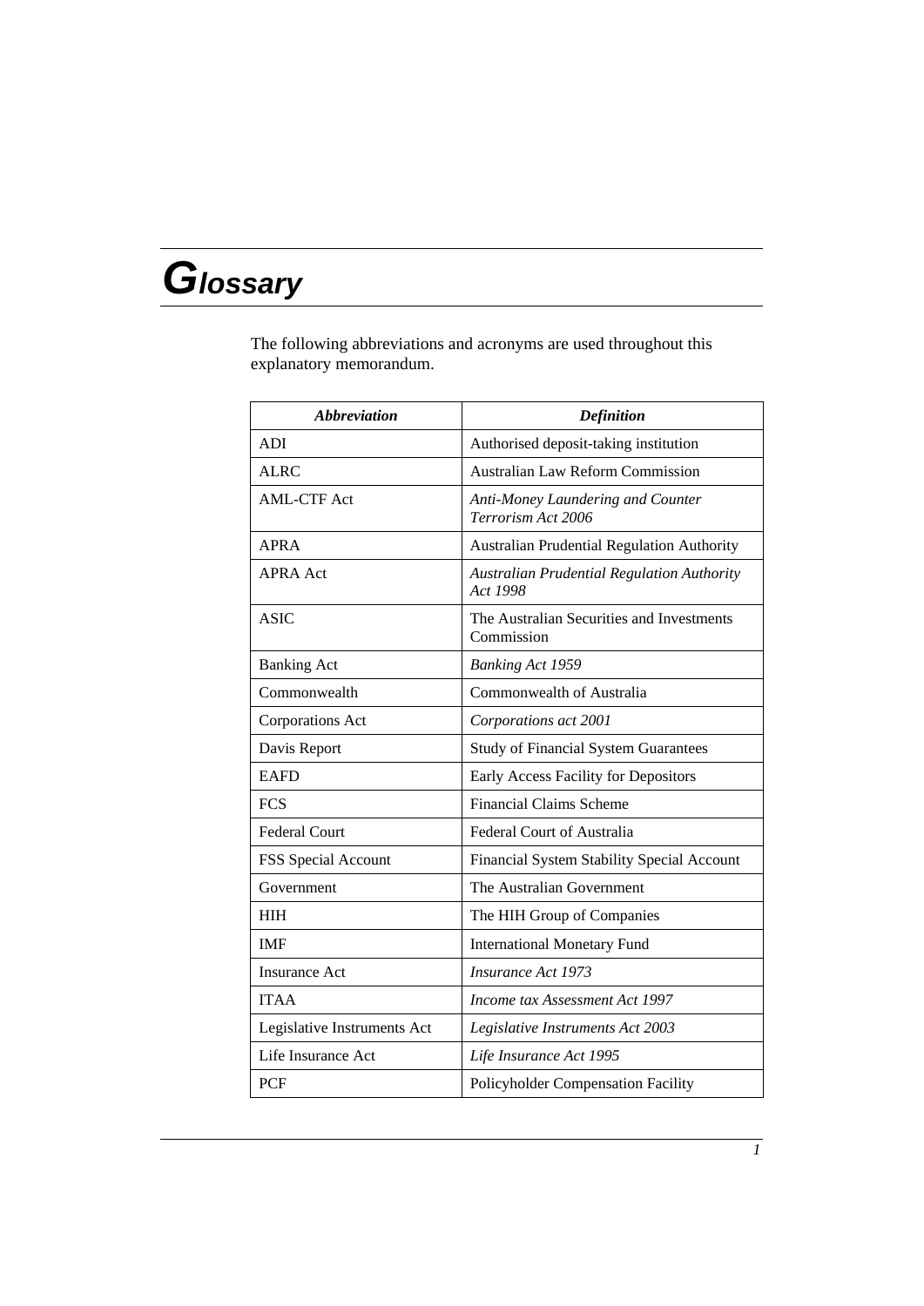# Glossary

The following abbreviations and acronyms are used throughout this explanatory memorandum.

| ***Abbreviation*** | ***Definition*** |
|---|---|
| ADI | Authorised deposit-taking institution |
| ALRC | Australian Law Reform Commission |
| AML-CTF Act | *Anti-Money Laundering and Counter Terrorism Act 2006* |
| APRA | Australian Prudential Regulation Authority |
| APRA Act | *Australian Prudential Regulation Authority Act 1998* |
| ASIC | The Australian Securities and Investments Commission |
| Banking Act | *Banking Act 1959* |
| Commonwealth | Commonwealth of Australia |
| Corporations Act | *Corporations act 2001* |
| Davis Report | Study of Financial System Guarantees |
| EAFD | Early Access Facility for Depositors |
| FCS | Financial Claims Scheme |
| Federal Court | Federal Court of Australia |
| FSS Special Account | Financial System Stability Special Account |
| Government | The Australian Government |
| HIH | The HIH Group of Companies |
| IMF | International Monetary Fund |
| Insurance Act | *Insurance Act 1973* |
| ITAA | *Income tax Assessment Act 1997* |
| Legislative Instruments Act | *Legislative Instruments Act 2003* |
| Life Insurance Act | *Life Insurance Act 1995* |
| PCF | Policyholder Compensation Facility |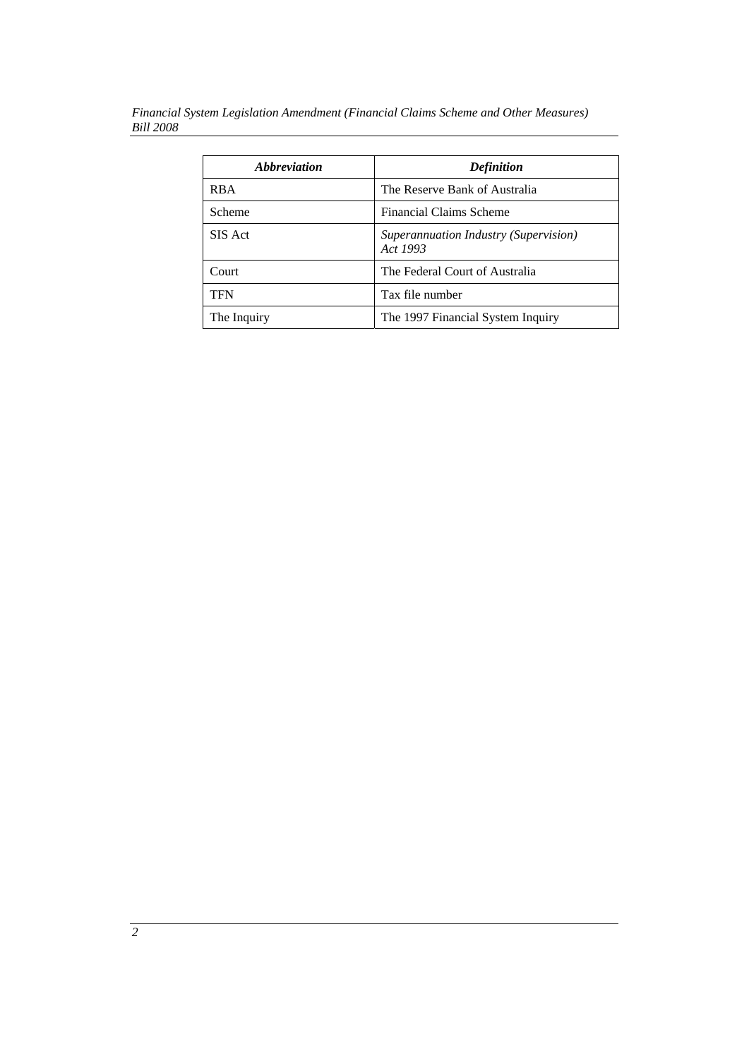| *Abbreviation* | *Definition* |
| --- | --- |
| RBA | The Reserve Bank of Australia |
| Scheme | Financial Claims Scheme |
| SIS Act | *Superannuation Industry (Supervision) Act 1993* |
| Court | The Federal Court of Australia |
| TFN | Tax file number |
| The Inquiry | The 1997 Financial System Inquiry |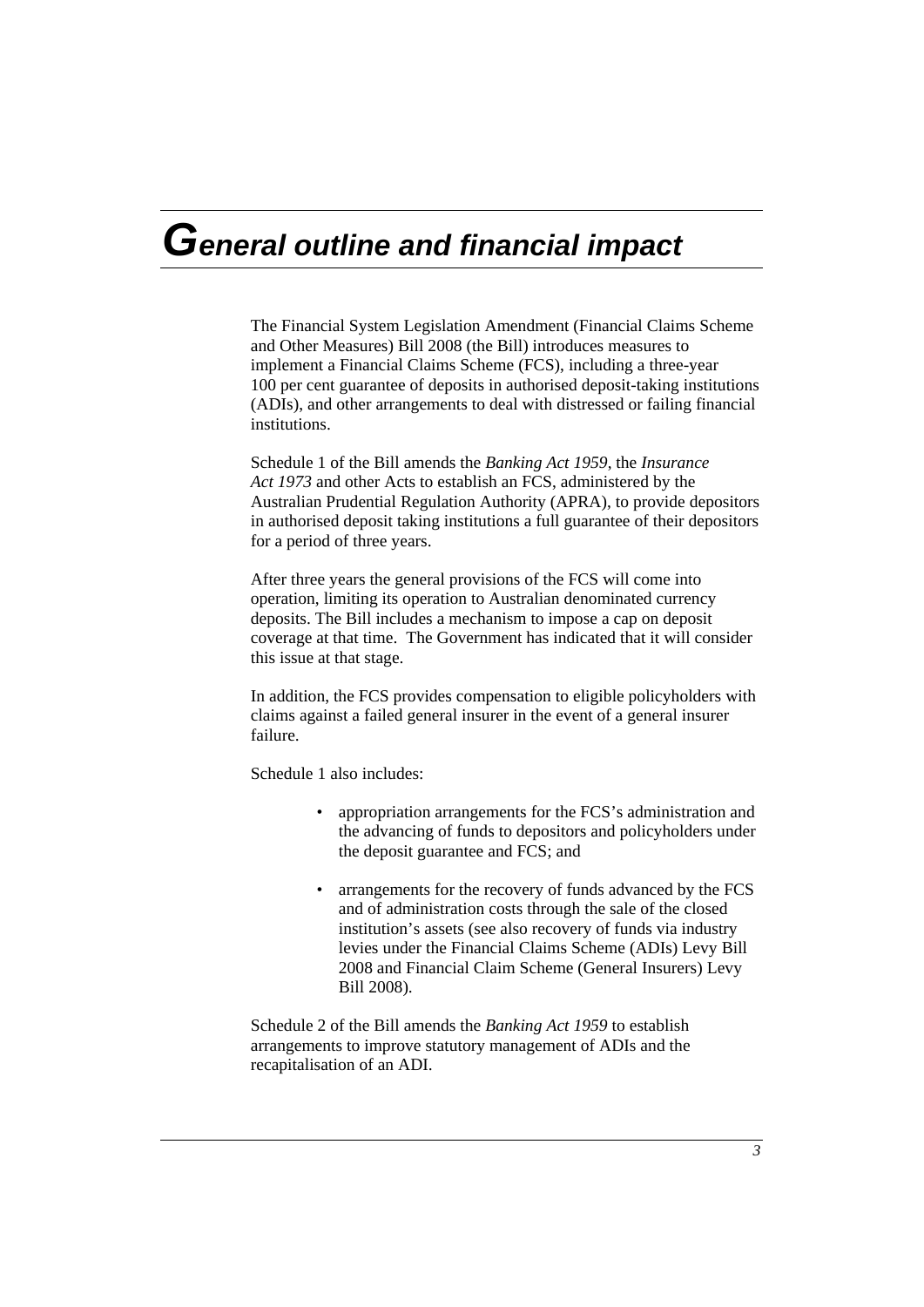# General outline and financial impact

The Financial System Legislation Amendment (Financial Claims Scheme and Other Measures) Bill 2008 (the Bill) introduces measures to implement a Financial Claims Scheme (FCS), including a three-year 100 per cent guarantee of deposits in authorised deposit-taking institutions (ADIs), and other arrangements to deal with distressed or failing financial institutions.

Schedule 1 of the Bill amends the *Banking Act 1959*, the *Insurance Act 1973* and other Acts to establish an FCS, administered by the Australian Prudential Regulation Authority (APRA), to provide depositors in authorised deposit taking institutions a full guarantee of their depositors for a period of three years.

After three years the general provisions of the FCS will come into operation, limiting its operation to Australian denominated currency deposits. The Bill includes a mechanism to impose a cap on deposit coverage at that time. The Government has indicated that it will consider this issue at that stage.

In addition, the FCS provides compensation to eligible policyholders with claims against a failed general insurer in the event of a general insurer failure.

Schedule 1 also includes:

- appropriation arrangements for the FCS's administration and the advancing of funds to depositors and policyholders under the deposit guarantee and FCS; and
- arrangements for the recovery of funds advanced by the FCS and of administration costs through the sale of the closed institution's assets (see also recovery of funds via industry levies under the Financial Claims Scheme (ADIs) Levy Bill 2008 and Financial Claim Scheme (General Insurers) Levy Bill 2008).

Schedule 2 of the Bill amends the *Banking Act 1959* to establish arrangements to improve statutory management of ADIs and the recapitalisation of an ADI.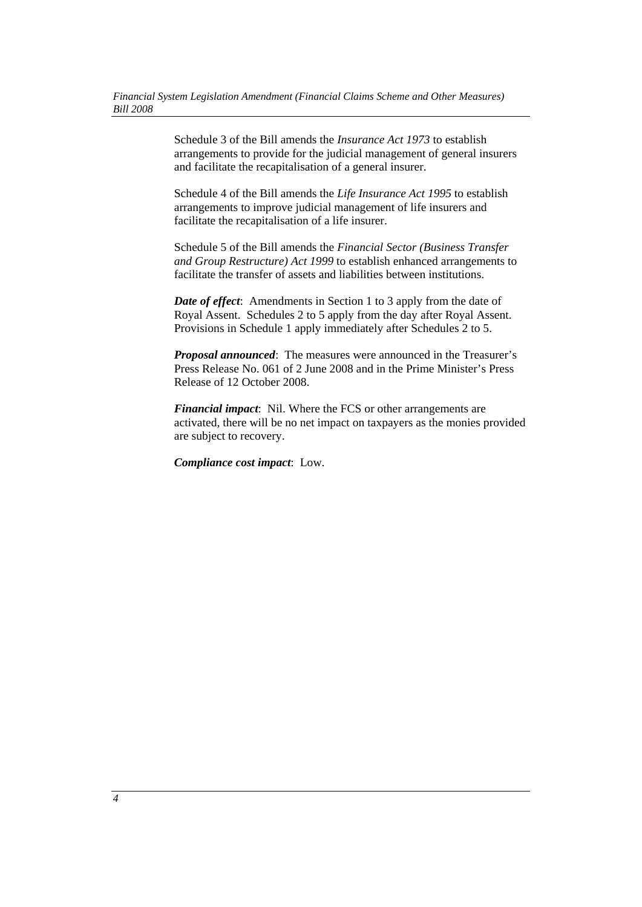Schedule 3 of the Bill amends the *Insurance Act 1973* to establish arrangements to provide for the judicial management of general insurers and facilitate the recapitalisation of a general insurer.

Schedule 4 of the Bill amends the *Life Insurance Act 1995* to establish arrangements to improve judicial management of life insurers and facilitate the recapitalisation of a life insurer.

Schedule 5 of the Bill amends the *Financial Sector (Business Transfer and Group Restructure) Act 1999* to establish enhanced arrangements to facilitate the transfer of assets and liabilities between institutions.

***Date of effect***: Amendments in Section 1 to 3 apply from the date of Royal Assent. Schedules 2 to 5 apply from the day after Royal Assent. Provisions in Schedule 1 apply immediately after Schedules 2 to 5.

***Proposal announced***: The measures were announced in the Treasurer's Press Release No. 061 of 2 June 2008 and in the Prime Minister's Press Release of 12 October 2008.

***Financial impact***: Nil. Where the FCS or other arrangements are activated, there will be no net impact on taxpayers as the monies provided are subject to recovery.

***Compliance cost impact***: Low.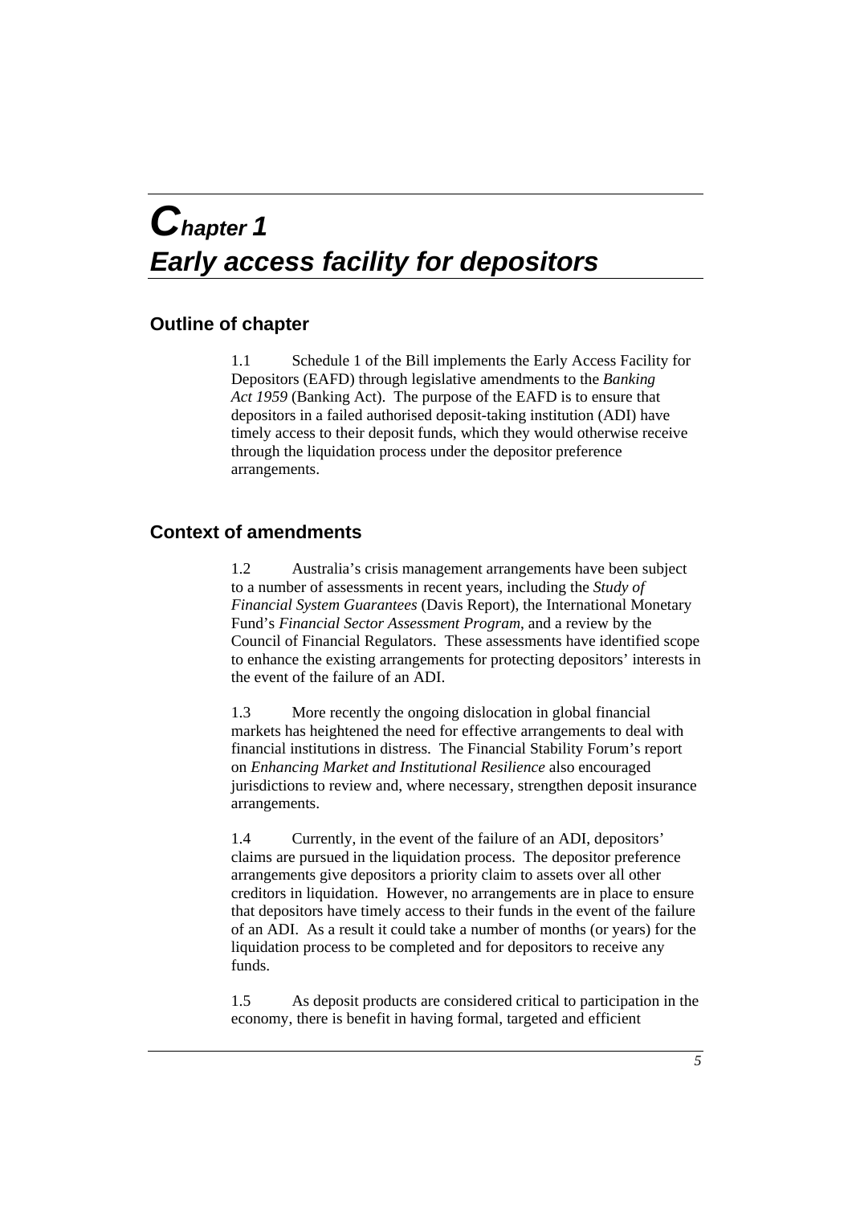# Chapter 1
# Early access facility for depositors

## Outline of chapter

1.1 Schedule 1 of the Bill implements the Early Access Facility for Depositors (EAFD) through legislative amendments to the *Banking Act 1959* (Banking Act). The purpose of the EAFD is to ensure that depositors in a failed authorised deposit-taking institution (ADI) have timely access to their deposit funds, which they would otherwise receive through the liquidation process under the depositor preference arrangements.

## Context of amendments

1.2 Australia's crisis management arrangements have been subject to a number of assessments in recent years, including the *Study of Financial System Guarantees* (Davis Report), the International Monetary Fund's *Financial Sector Assessment Program*, and a review by the Council of Financial Regulators. These assessments have identified scope to enhance the existing arrangements for protecting depositors' interests in the event of the failure of an ADI.

1.3 More recently the ongoing dislocation in global financial markets has heightened the need for effective arrangements to deal with financial institutions in distress. The Financial Stability Forum's report on *Enhancing Market and Institutional Resilience* also encouraged jurisdictions to review and, where necessary, strengthen deposit insurance arrangements.

1.4 Currently, in the event of the failure of an ADI, depositors' claims are pursued in the liquidation process. The depositor preference arrangements give depositors a priority claim to assets over all other creditors in liquidation. However, no arrangements are in place to ensure that depositors have timely access to their funds in the event of the failure of an ADI. As a result it could take a number of months (or years) for the liquidation process to be completed and for depositors to receive any funds.

1.5 As deposit products are considered critical to participation in the economy, there is benefit in having formal, targeted and efficient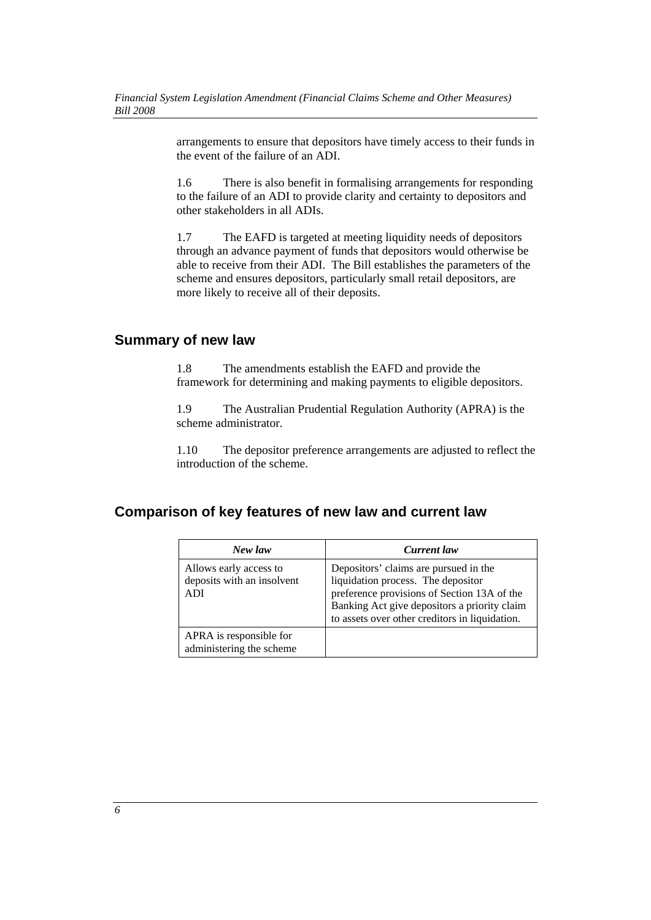arrangements to ensure that depositors have timely access to their funds in the event of the failure of an ADI.

1.6 There is also benefit in formalising arrangements for responding to the failure of an ADI to provide clarity and certainty to depositors and other stakeholders in all ADIs.

1.7 The EAFD is targeted at meeting liquidity needs of depositors through an advance payment of funds that depositors would otherwise be able to receive from their ADI. The Bill establishes the parameters of the scheme and ensures depositors, particularly small retail depositors, are more likely to receive all of their deposits.

## Summary of new law

1.8 The amendments establish the EAFD and provide the framework for determining and making payments to eligible depositors.

1.9 The Australian Prudential Regulation Authority (APRA) is the scheme administrator.

1.10 The depositor preference arrangements are adjusted to reflect the introduction of the scheme.

## Comparison of key features of new law and current law

| *New law* | *Current law* |
|---|---|
| Allows early access to deposits with an insolvent ADI | Depositors' claims are pursued in the liquidation process. The depositor preference provisions of Section 13A of the Banking Act give depositors a priority claim to assets over other creditors in liquidation. |
| APRA is responsible for administering the scheme | |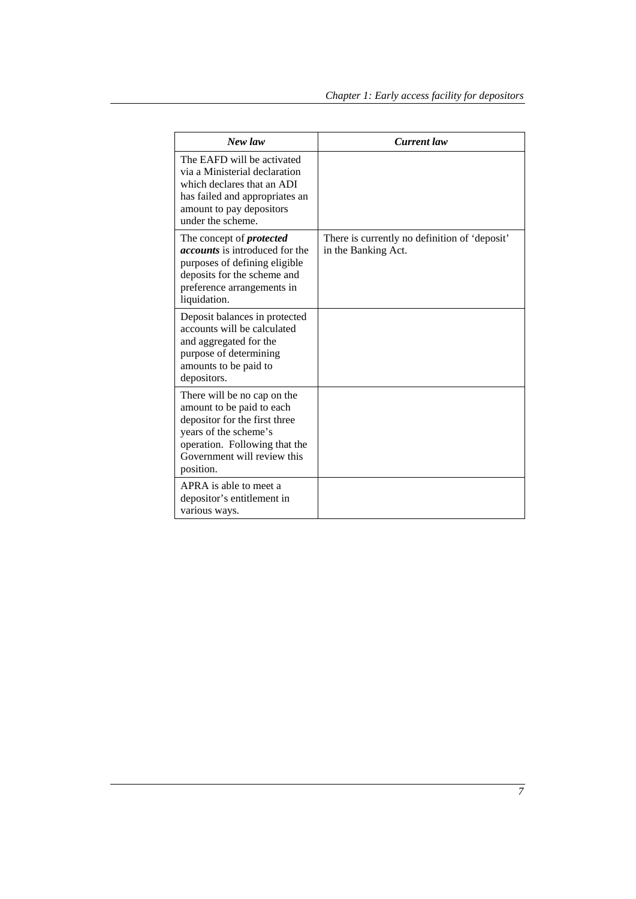| *New law* | *Current law* |
| --- | --- |
| The EAFD will be activated via a Ministerial declaration which declares that an ADI has failed and appropriates an amount to pay depositors under the scheme. | |
| The concept of ***protected accounts*** is introduced for the purposes of defining eligible deposits for the scheme and preference arrangements in liquidation. | There is currently no definition of 'deposit' in the Banking Act. |
| Deposit balances in protected accounts will be calculated and aggregated for the purpose of determining amounts to be paid to depositors. | |
| There will be no cap on the amount to be paid to each depositor for the first three years of the scheme's operation. Following that the Government will review this position. | |
| APRA is able to meet a depositor's entitlement in various ways. | |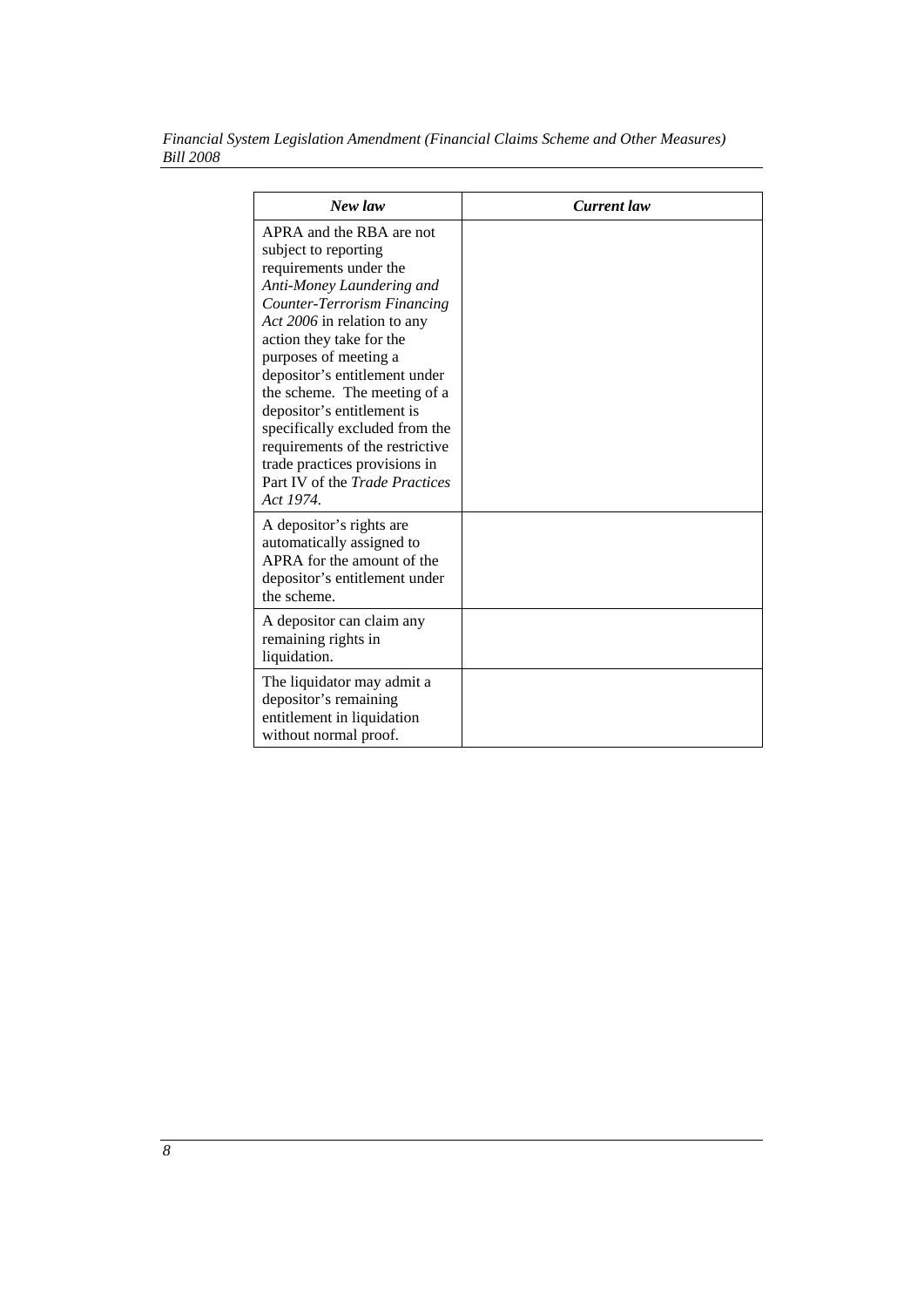| ***New law*** | ***Current law*** |
|---|---|
| APRA and the RBA are not subject to reporting requirements under the *Anti-Money Laundering and Counter-Terrorism Financing Act 2006* in relation to any action they take for the purposes of meeting a depositor's entitlement under the scheme. The meeting of a depositor's entitlement is specifically excluded from the requirements of the restrictive trade practices provisions in Part IV of the *Trade Practices Act 1974*. | |
| A depositor's rights are automatically assigned to APRA for the amount of the depositor's entitlement under the scheme. | |
| A depositor can claim any remaining rights in liquidation. | |
| The liquidator may admit a depositor's remaining entitlement in liquidation without normal proof. | |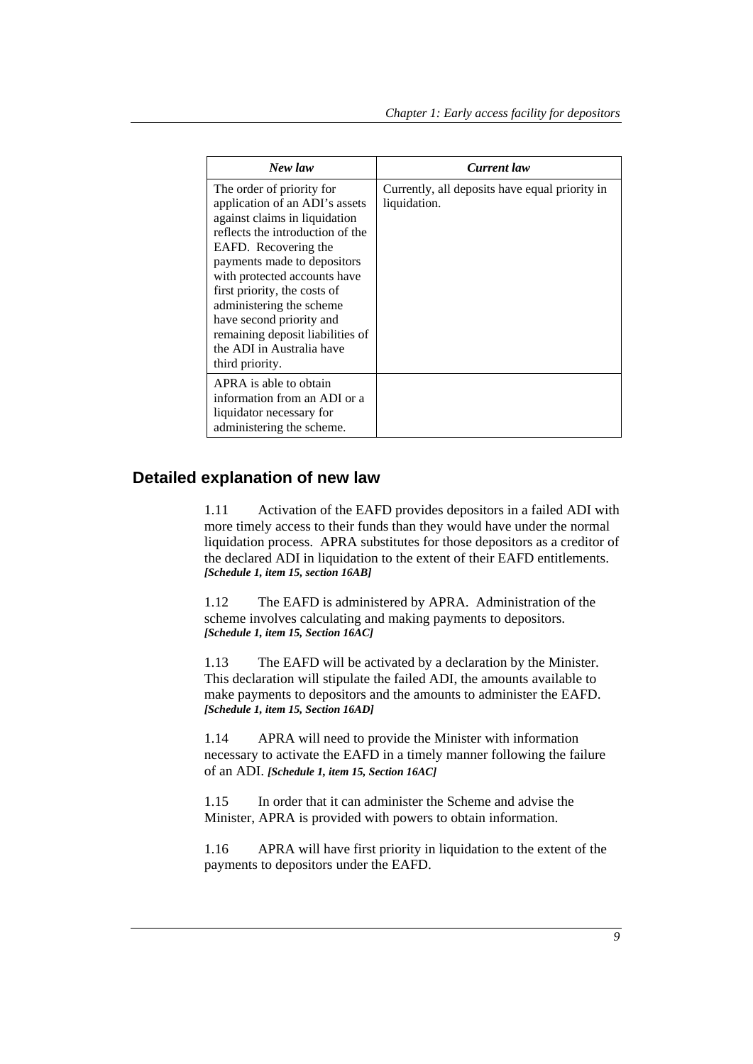| *New law* | *Current law* |
|---|---|
| The order of priority for application of an ADI's assets against claims in liquidation reflects the introduction of the EAFD. Recovering the payments made to depositors with protected accounts have first priority, the costs of administering the scheme have second priority and remaining deposit liabilities of the ADI in Australia have third priority. | Currently, all deposits have equal priority in liquidation. |
| APRA is able to obtain information from an ADI or a liquidator necessary for administering the scheme. | |

## Detailed explanation of new law

1.11 Activation of the EAFD provides depositors in a failed ADI with more timely access to their funds than they would have under the normal liquidation process. APRA substitutes for those depositors as a creditor of the declared ADI in liquidation to the extent of their EAFD entitlements. ***[Schedule 1, item 15, section 16AB]***

1.12 The EAFD is administered by APRA. Administration of the scheme involves calculating and making payments to depositors. ***[Schedule 1, item 15, Section 16AC]***

1.13 The EAFD will be activated by a declaration by the Minister. This declaration will stipulate the failed ADI, the amounts available to make payments to depositors and the amounts to administer the EAFD. ***[Schedule 1, item 15, Section 16AD]***

1.14 APRA will need to provide the Minister with information necessary to activate the EAFD in a timely manner following the failure of an ADI. ***[Schedule 1, item 15, Section 16AC]***

1.15 In order that it can administer the Scheme and advise the Minister, APRA is provided with powers to obtain information.

1.16 APRA will have first priority in liquidation to the extent of the payments to depositors under the EAFD.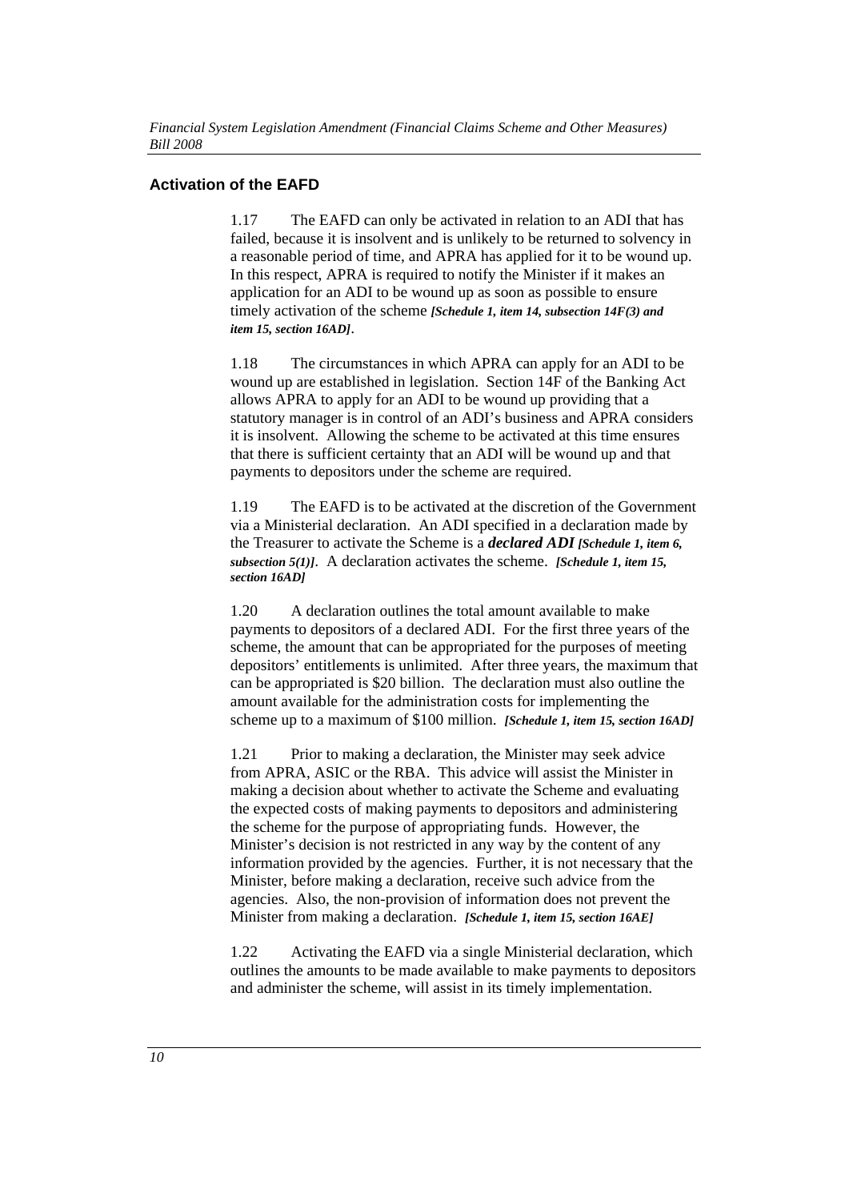### Activation of the EAFD

1.17 The EAFD can only be activated in relation to an ADI that has failed, because it is insolvent and is unlikely to be returned to solvency in a reasonable period of time, and APRA has applied for it to be wound up. In this respect, APRA is required to notify the Minister if it makes an application for an ADI to be wound up as soon as possible to ensure timely activation of the scheme ***[Schedule 1, item 14, subsection 14F(3) and item 15, section 16AD]***.

1.18 The circumstances in which APRA can apply for an ADI to be wound up are established in legislation. Section 14F of the Banking Act allows APRA to apply for an ADI to be wound up providing that a statutory manager is in control of an ADI's business and APRA considers it is insolvent. Allowing the scheme to be activated at this time ensures that there is sufficient certainty that an ADI will be wound up and that payments to depositors under the scheme are required.

1.19 The EAFD is to be activated at the discretion of the Government via a Ministerial declaration. An ADI specified in a declaration made by the Treasurer to activate the Scheme is a ***declared ADI*** ***[Schedule 1, item 6, subsection 5(1)]***. A declaration activates the scheme. ***[Schedule 1, item 15, section 16AD]***

1.20 A declaration outlines the total amount available to make payments to depositors of a declared ADI. For the first three years of the scheme, the amount that can be appropriated for the purposes of meeting depositors' entitlements is unlimited. After three years, the maximum that can be appropriated is $20 billion. The declaration must also outline the amount available for the administration costs for implementing the scheme up to a maximum of $100 million. ***[Schedule 1, item 15, section 16AD]***

1.21 Prior to making a declaration, the Minister may seek advice from APRA, ASIC or the RBA. This advice will assist the Minister in making a decision about whether to activate the Scheme and evaluating the expected costs of making payments to depositors and administering the scheme for the purpose of appropriating funds. However, the Minister's decision is not restricted in any way by the content of any information provided by the agencies. Further, it is not necessary that the Minister, before making a declaration, receive such advice from the agencies. Also, the non-provision of information does not prevent the Minister from making a declaration. ***[Schedule 1, item 15, section 16AE]***

1.22 Activating the EAFD via a single Ministerial declaration, which outlines the amounts to be made available to make payments to depositors and administer the scheme, will assist in its timely implementation.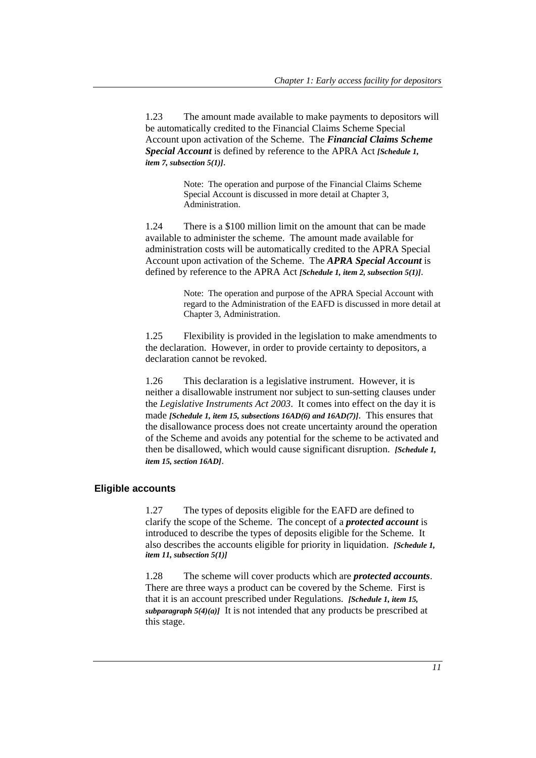1.23 The amount made available to make payments to depositors will be automatically credited to the Financial Claims Scheme Special Account upon activation of the Scheme. The ***Financial Claims Scheme Special Account*** is defined by reference to the APRA Act ***[Schedule 1, item 7, subsection 5(1)]***.

> Note: The operation and purpose of the Financial Claims Scheme Special Account is discussed in more detail at Chapter 3, Administration.

1.24 There is a $100 million limit on the amount that can be made available to administer the scheme. The amount made available for administration costs will be automatically credited to the APRA Special Account upon activation of the Scheme. The ***APRA Special Account*** is defined by reference to the APRA Act ***[Schedule 1, item 2, subsection 5(1)]***.

> Note: The operation and purpose of the APRA Special Account with regard to the Administration of the EAFD is discussed in more detail at Chapter 3, Administration.

1.25 Flexibility is provided in the legislation to make amendments to the declaration. However, in order to provide certainty to depositors, a declaration cannot be revoked.

1.26 This declaration is a legislative instrument. However, it is neither a disallowable instrument nor subject to sun-setting clauses under the *Legislative Instruments Act 2003*. It comes into effect on the day it is made ***[Schedule 1, item 15, subsections 16AD(6) and 16AD(7)]***. This ensures that the disallowance process does not create uncertainty around the operation of the Scheme and avoids any potential for the scheme to be activated and then be disallowed, which would cause significant disruption. ***[Schedule 1, item 15, section 16AD]***.

## Eligible accounts

1.27 The types of deposits eligible for the EAFD are defined to clarify the scope of the Scheme. The concept of a ***protected account*** is introduced to describe the types of deposits eligible for the Scheme. It also describes the accounts eligible for priority in liquidation. ***[Schedule 1, item 11, subsection 5(1)]***

1.28 The scheme will cover products which are ***protected accounts***. There are three ways a product can be covered by the Scheme. First is that it is an account prescribed under Regulations. ***[Schedule 1, item 15, subparagraph 5(4)(a)]*** It is not intended that any products be prescribed at this stage.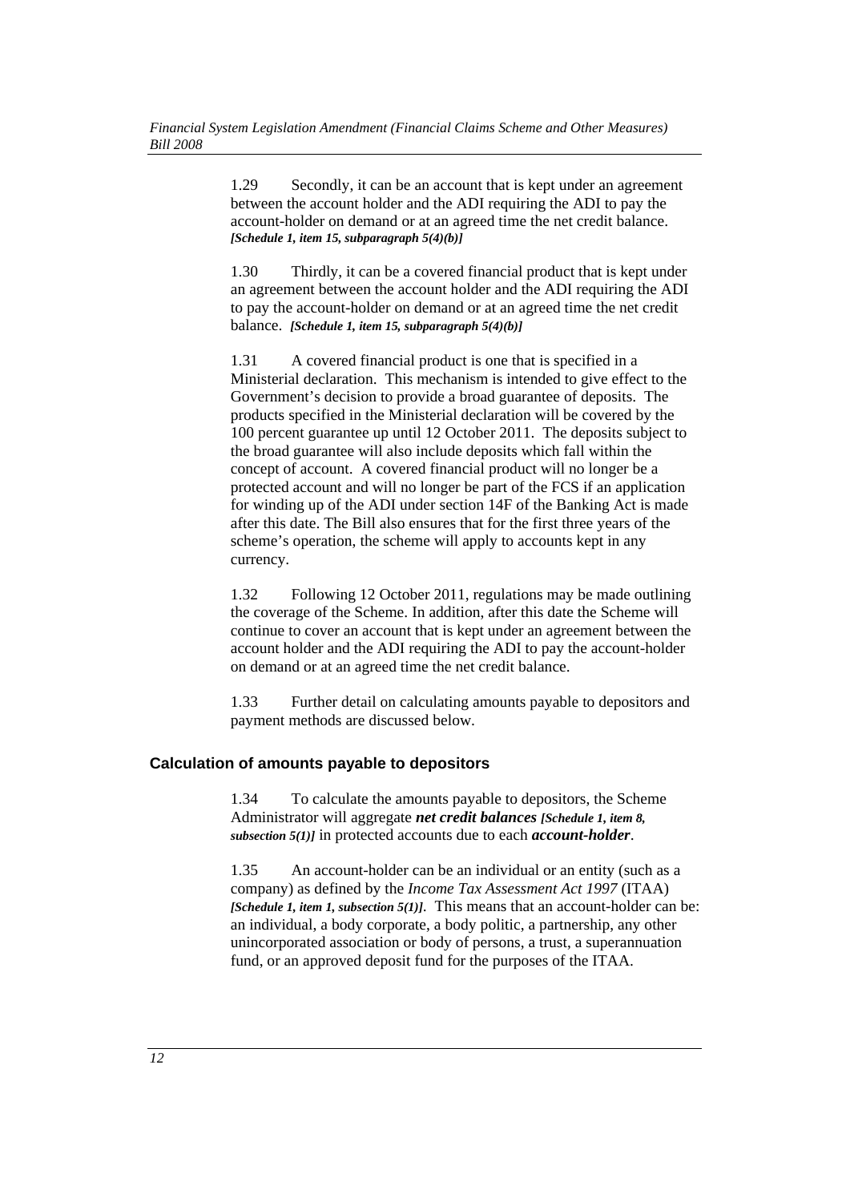1.29 Secondly, it can be an account that is kept under an agreement between the account holder and the ADI requiring the ADI to pay the account-holder on demand or at an agreed time the net credit balance. ***[Schedule 1, item 15, subparagraph 5(4)(b)]***

1.30 Thirdly, it can be a covered financial product that is kept under an agreement between the account holder and the ADI requiring the ADI to pay the account-holder on demand or at an agreed time the net credit balance. ***[Schedule 1, item 15, subparagraph 5(4)(b)]***

1.31 A covered financial product is one that is specified in a Ministerial declaration. This mechanism is intended to give effect to the Government's decision to provide a broad guarantee of deposits. The products specified in the Ministerial declaration will be covered by the 100 percent guarantee up until 12 October 2011. The deposits subject to the broad guarantee will also include deposits which fall within the concept of account. A covered financial product will no longer be a protected account and will no longer be part of the FCS if an application for winding up of the ADI under section 14F of the Banking Act is made after this date. The Bill also ensures that for the first three years of the scheme's operation, the scheme will apply to accounts kept in any currency.

1.32 Following 12 October 2011, regulations may be made outlining the coverage of the Scheme. In addition, after this date the Scheme will continue to cover an account that is kept under an agreement between the account holder and the ADI requiring the ADI to pay the account-holder on demand or at an agreed time the net credit balance.

1.33 Further detail on calculating amounts payable to depositors and payment methods are discussed below.

### Calculation of amounts payable to depositors

1.34 To calculate the amounts payable to depositors, the Scheme Administrator will aggregate ***net credit balances*** ***[Schedule 1, item 8, subsection 5(1)]*** in protected accounts due to each ***account-holder***.

1.35 An account-holder can be an individual or an entity (such as a company) as defined by the *Income Tax Assessment Act 1997* (ITAA) ***[Schedule 1, item 1, subsection 5(1)]***. This means that an account-holder can be: an individual, a body corporate, a body politic, a partnership, any other unincorporated association or body of persons, a trust, a superannuation fund, or an approved deposit fund for the purposes of the ITAA.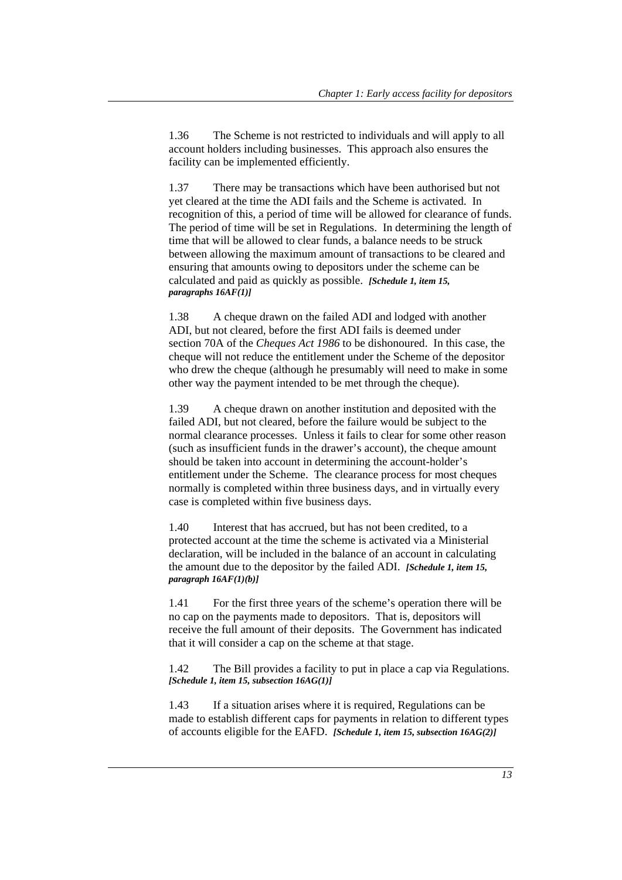1.36 The Scheme is not restricted to individuals and will apply to all account holders including businesses. This approach also ensures the facility can be implemented efficiently.

1.37 There may be transactions which have been authorised but not yet cleared at the time the ADI fails and the Scheme is activated. In recognition of this, a period of time will be allowed for clearance of funds. The period of time will be set in Regulations. In determining the length of time that will be allowed to clear funds, a balance needs to be struck between allowing the maximum amount of transactions to be cleared and ensuring that amounts owing to depositors under the scheme can be calculated and paid as quickly as possible. ***[Schedule 1, item 15, paragraphs 16AF(1)]***

1.38 A cheque drawn on the failed ADI and lodged with another ADI, but not cleared, before the first ADI fails is deemed under section 70A of the *Cheques Act 1986* to be dishonoured. In this case, the cheque will not reduce the entitlement under the Scheme of the depositor who drew the cheque (although he presumably will need to make in some other way the payment intended to be met through the cheque).

1.39 A cheque drawn on another institution and deposited with the failed ADI, but not cleared, before the failure would be subject to the normal clearance processes. Unless it fails to clear for some other reason (such as insufficient funds in the drawer's account), the cheque amount should be taken into account in determining the account-holder's entitlement under the Scheme. The clearance process for most cheques normally is completed within three business days, and in virtually every case is completed within five business days.

1.40 Interest that has accrued, but has not been credited, to a protected account at the time the scheme is activated via a Ministerial declaration, will be included in the balance of an account in calculating the amount due to the depositor by the failed ADI. ***[Schedule 1, item 15, paragraph 16AF(1)(b)]***

1.41 For the first three years of the scheme's operation there will be no cap on the payments made to depositors. That is, depositors will receive the full amount of their deposits. The Government has indicated that it will consider a cap on the scheme at that stage.

1.42 The Bill provides a facility to put in place a cap via Regulations. ***[Schedule 1, item 15, subsection 16AG(1)]***

1.43 If a situation arises where it is required, Regulations can be made to establish different caps for payments in relation to different types of accounts eligible for the EAFD. ***[Schedule 1, item 15, subsection 16AG(2)]***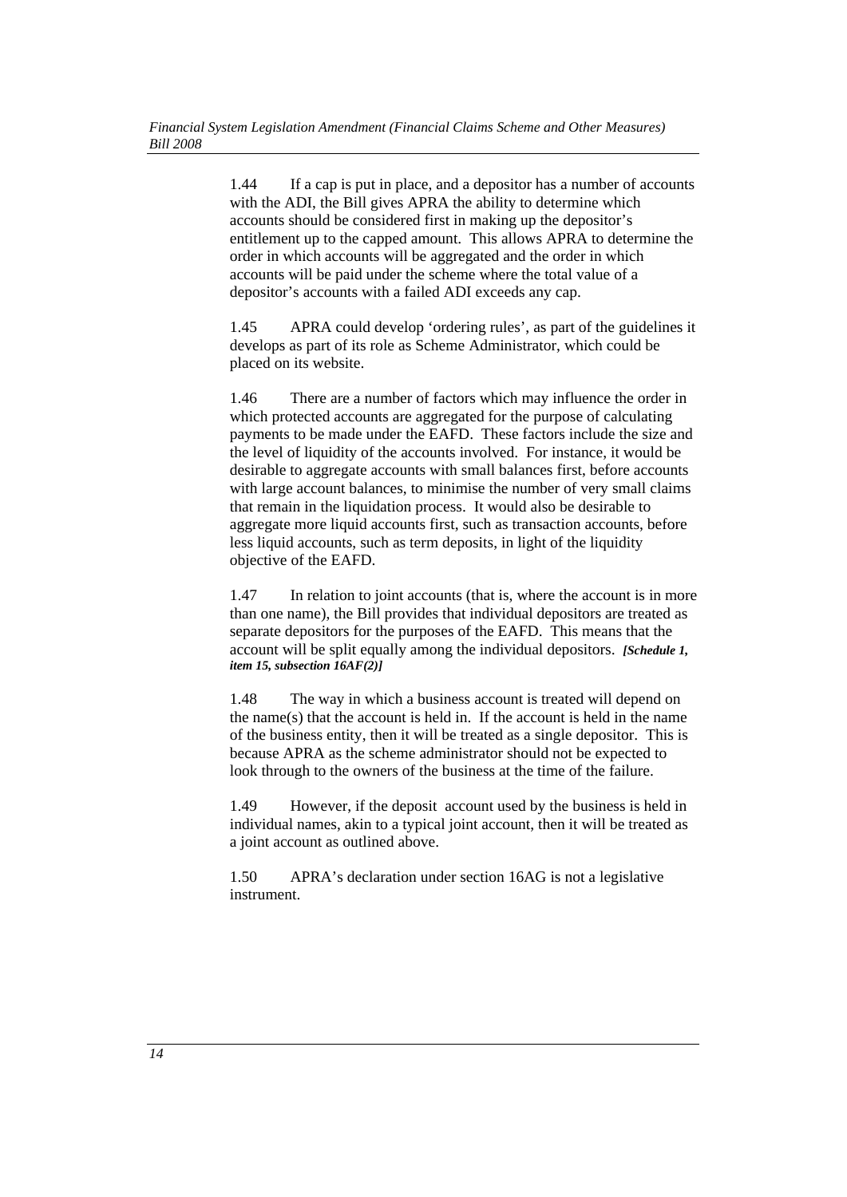1.44 If a cap is put in place, and a depositor has a number of accounts with the ADI, the Bill gives APRA the ability to determine which accounts should be considered first in making up the depositor's entitlement up to the capped amount. This allows APRA to determine the order in which accounts will be aggregated and the order in which accounts will be paid under the scheme where the total value of a depositor's accounts with a failed ADI exceeds any cap.

1.45 APRA could develop 'ordering rules', as part of the guidelines it develops as part of its role as Scheme Administrator, which could be placed on its website.

1.46 There are a number of factors which may influence the order in which protected accounts are aggregated for the purpose of calculating payments to be made under the EAFD. These factors include the size and the level of liquidity of the accounts involved. For instance, it would be desirable to aggregate accounts with small balances first, before accounts with large account balances, to minimise the number of very small claims that remain in the liquidation process. It would also be desirable to aggregate more liquid accounts first, such as transaction accounts, before less liquid accounts, such as term deposits, in light of the liquidity objective of the EAFD.

1.47 In relation to joint accounts (that is, where the account is in more than one name), the Bill provides that individual depositors are treated as separate depositors for the purposes of the EAFD. This means that the account will be split equally among the individual depositors. ***[Schedule 1, item 15, subsection 16AF(2)]***

1.48 The way in which a business account is treated will depend on the name(s) that the account is held in. If the account is held in the name of the business entity, then it will be treated as a single depositor. This is because APRA as the scheme administrator should not be expected to look through to the owners of the business at the time of the failure.

1.49 However, if the deposit account used by the business is held in individual names, akin to a typical joint account, then it will be treated as a joint account as outlined above.

1.50 APRA's declaration under section 16AG is not a legislative instrument.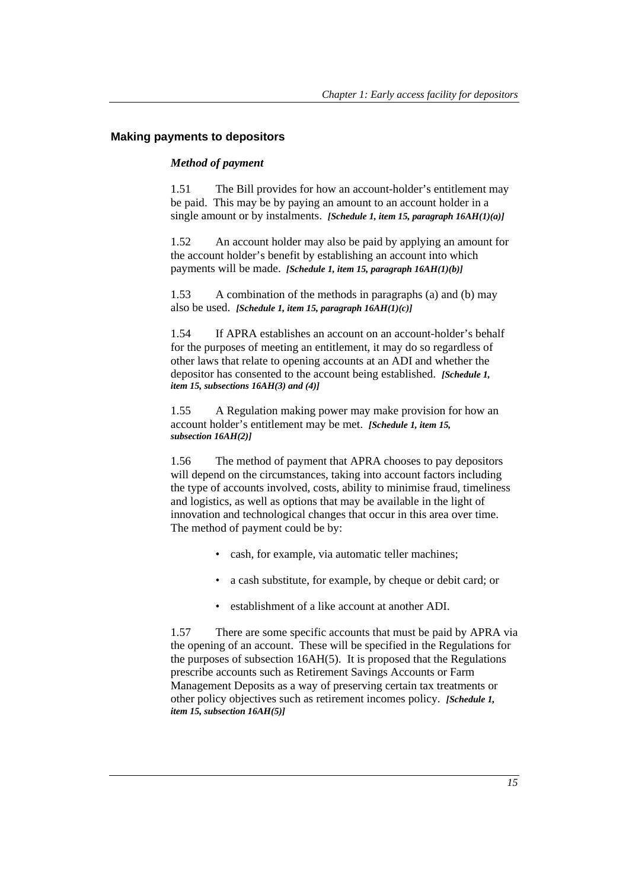## Making payments to depositors

### *Method of payment*

1.51 The Bill provides for how an account-holder's entitlement may be paid. This may be by paying an amount to an account holder in a single amount or by instalments. ***[Schedule 1, item 15, paragraph 16AH(1)(a)]***

1.52 An account holder may also be paid by applying an amount for the account holder's benefit by establishing an account into which payments will be made. ***[Schedule 1, item 15, paragraph 16AH(1)(b)]***

1.53 A combination of the methods in paragraphs (a) and (b) may also be used. ***[Schedule 1, item 15, paragraph 16AH(1)(c)]***

1.54 If APRA establishes an account on an account-holder's behalf for the purposes of meeting an entitlement, it may do so regardless of other laws that relate to opening accounts at an ADI and whether the depositor has consented to the account being established. ***[Schedule 1, item 15, subsections 16AH(3) and (4)]***

1.55 A Regulation making power may make provision for how an account holder's entitlement may be met. ***[Schedule 1, item 15, subsection 16AH(2)]***

1.56 The method of payment that APRA chooses to pay depositors will depend on the circumstances, taking into account factors including the type of accounts involved, costs, ability to minimise fraud, timeliness and logistics, as well as options that may be available in the light of innovation and technological changes that occur in this area over time. The method of payment could be by:

- cash, for example, via automatic teller machines;
- a cash substitute, for example, by cheque or debit card; or
- establishment of a like account at another ADI.

1.57 There are some specific accounts that must be paid by APRA via the opening of an account. These will be specified in the Regulations for the purposes of subsection 16AH(5). It is proposed that the Regulations prescribe accounts such as Retirement Savings Accounts or Farm Management Deposits as a way of preserving certain tax treatments or other policy objectives such as retirement incomes policy. ***[Schedule 1, item 15, subsection 16AH(5)]***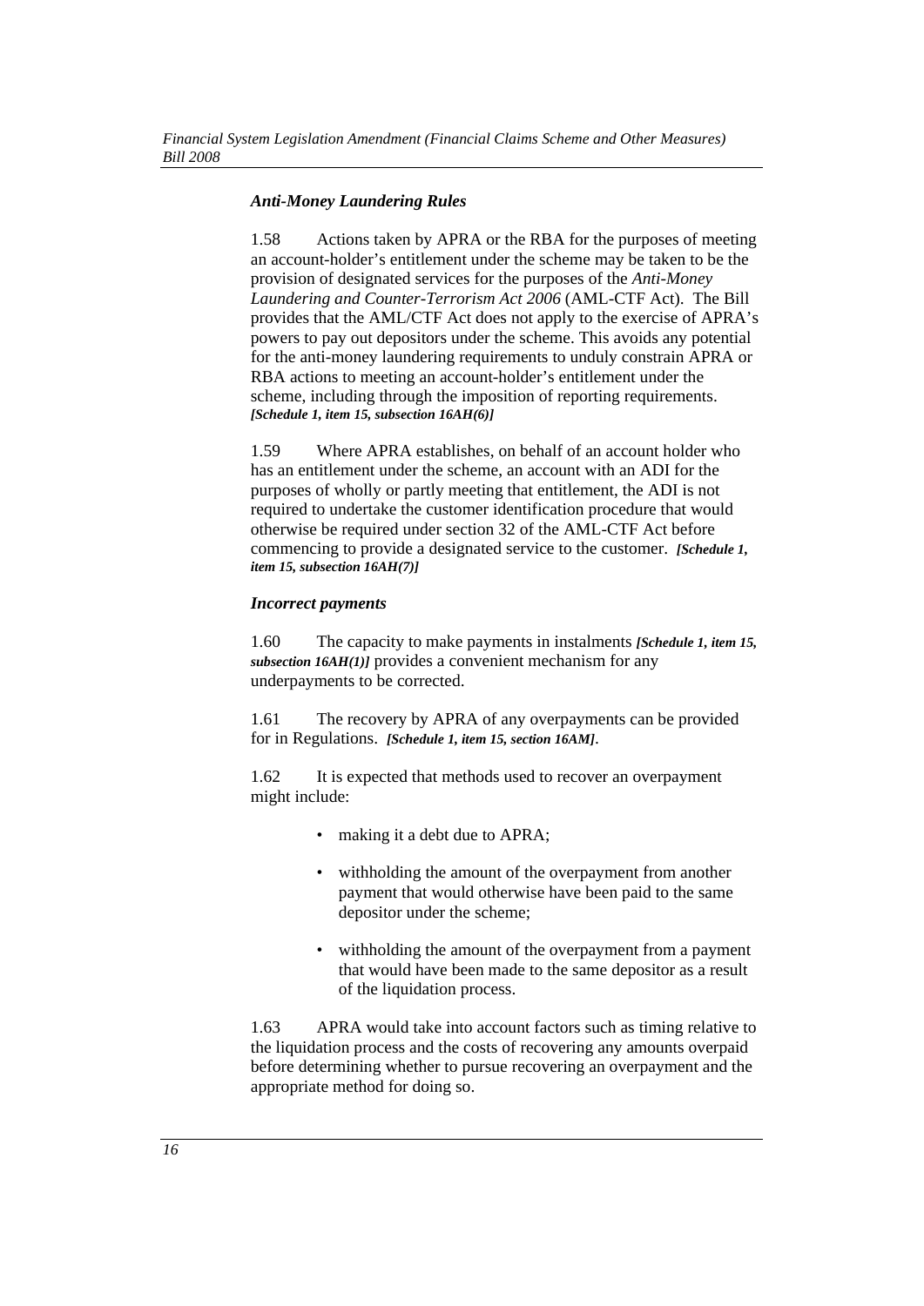### *Anti-Money Laundering Rules*

1.58 Actions taken by APRA or the RBA for the purposes of meeting an account-holder's entitlement under the scheme may be taken to be the provision of designated services for the purposes of the *Anti-Money Laundering and Counter-Terrorism Act 2006* (AML-CTF Act). The Bill provides that the AML/CTF Act does not apply to the exercise of APRA's powers to pay out depositors under the scheme. This avoids any potential for the anti-money laundering requirements to unduly constrain APRA or RBA actions to meeting an account-holder's entitlement under the scheme, including through the imposition of reporting requirements. ***[Schedule 1, item 15, subsection 16AH(6)]***

1.59 Where APRA establishes, on behalf of an account holder who has an entitlement under the scheme, an account with an ADI for the purposes of wholly or partly meeting that entitlement, the ADI is not required to undertake the customer identification procedure that would otherwise be required under section 32 of the AML-CTF Act before commencing to provide a designated service to the customer. ***[Schedule 1, item 15, subsection 16AH(7)]***

### *Incorrect payments*

1.60 The capacity to make payments in instalments ***[Schedule 1, item 15, subsection 16AH(1)]*** provides a convenient mechanism for any underpayments to be corrected.

1.61 The recovery by APRA of any overpayments can be provided for in Regulations. ***[Schedule 1, item 15, section 16AM]***.

1.62 It is expected that methods used to recover an overpayment might include:

- making it a debt due to APRA;
- withholding the amount of the overpayment from another payment that would otherwise have been paid to the same depositor under the scheme;
- withholding the amount of the overpayment from a payment that would have been made to the same depositor as a result of the liquidation process.

1.63 APRA would take into account factors such as timing relative to the liquidation process and the costs of recovering any amounts overpaid before determining whether to pursue recovering an overpayment and the appropriate method for doing so.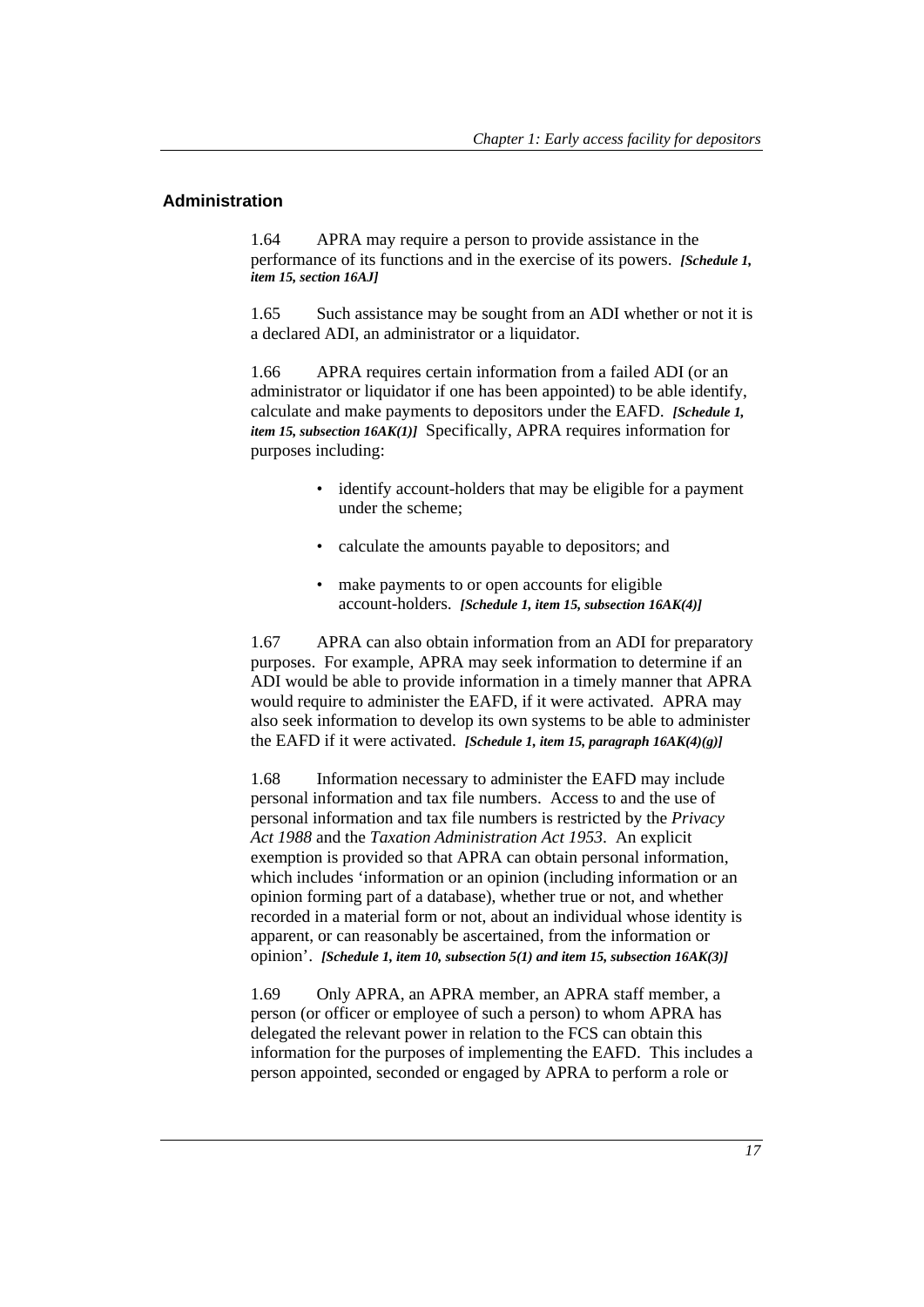## Administration

1.64 APRA may require a person to provide assistance in the performance of its functions and in the exercise of its powers. ***[Schedule 1, item 15, section 16AJ]***

1.65 Such assistance may be sought from an ADI whether or not it is a declared ADI, an administrator or a liquidator.

1.66 APRA requires certain information from a failed ADI (or an administrator or liquidator if one has been appointed) to be able identify, calculate and make payments to depositors under the EAFD. ***[Schedule 1, item 15, subsection 16AK(1)]*** Specifically, APRA requires information for purposes including:

- identify account-holders that may be eligible for a payment under the scheme;
- calculate the amounts payable to depositors; and
- make payments to or open accounts for eligible account-holders. ***[Schedule 1, item 15, subsection 16AK(4)]***

1.67 APRA can also obtain information from an ADI for preparatory purposes. For example, APRA may seek information to determine if an ADI would be able to provide information in a timely manner that APRA would require to administer the EAFD, if it were activated. APRA may also seek information to develop its own systems to be able to administer the EAFD if it were activated. ***[Schedule 1, item 15, paragraph 16AK(4)(g)]***

1.68 Information necessary to administer the EAFD may include personal information and tax file numbers. Access to and the use of personal information and tax file numbers is restricted by the *Privacy Act 1988* and the *Taxation Administration Act 1953*. An explicit exemption is provided so that APRA can obtain personal information, which includes 'information or an opinion (including information or an opinion forming part of a database), whether true or not, and whether recorded in a material form or not, about an individual whose identity is apparent, or can reasonably be ascertained, from the information or opinion'. ***[Schedule 1, item 10, subsection 5(1) and item 15, subsection 16AK(3)]***

1.69 Only APRA, an APRA member, an APRA staff member, a person (or officer or employee of such a person) to whom APRA has delegated the relevant power in relation to the FCS can obtain this information for the purposes of implementing the EAFD. This includes a person appointed, seconded or engaged by APRA to perform a role or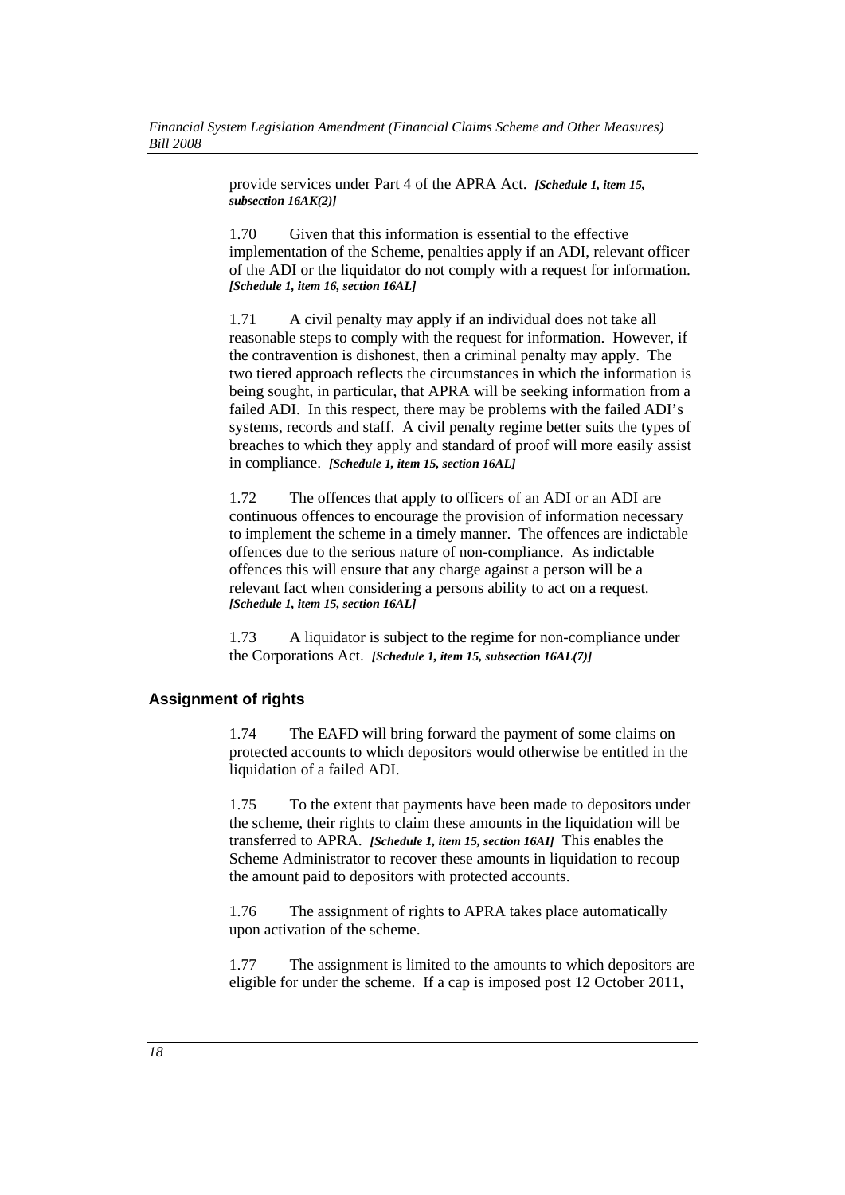provide services under Part 4 of the APRA Act. ***[Schedule 1, item 15, subsection 16AK(2)]***

1.70 Given that this information is essential to the effective implementation of the Scheme, penalties apply if an ADI, relevant officer of the ADI or the liquidator do not comply with a request for information. ***[Schedule 1, item 16, section 16AL]***

1.71 A civil penalty may apply if an individual does not take all reasonable steps to comply with the request for information. However, if the contravention is dishonest, then a criminal penalty may apply. The two tiered approach reflects the circumstances in which the information is being sought, in particular, that APRA will be seeking information from a failed ADI. In this respect, there may be problems with the failed ADI's systems, records and staff. A civil penalty regime better suits the types of breaches to which they apply and standard of proof will more easily assist in compliance. ***[Schedule 1, item 15, section 16AL]***

1.72 The offences that apply to officers of an ADI or an ADI are continuous offences to encourage the provision of information necessary to implement the scheme in a timely manner. The offences are indictable offences due to the serious nature of non-compliance. As indictable offences this will ensure that any charge against a person will be a relevant fact when considering a persons ability to act on a request. ***[Schedule 1, item 15, section 16AL]***

1.73 A liquidator is subject to the regime for non-compliance under the Corporations Act. ***[Schedule 1, item 15, subsection 16AL(7)]***

### Assignment of rights

1.74 The EAFD will bring forward the payment of some claims on protected accounts to which depositors would otherwise be entitled in the liquidation of a failed ADI.

1.75 To the extent that payments have been made to depositors under the scheme, their rights to claim these amounts in the liquidation will be transferred to APRA. ***[Schedule 1, item 15, section 16AI]*** This enables the Scheme Administrator to recover these amounts in liquidation to recoup the amount paid to depositors with protected accounts.

1.76 The assignment of rights to APRA takes place automatically upon activation of the scheme.

1.77 The assignment is limited to the amounts to which depositors are eligible for under the scheme. If a cap is imposed post 12 October 2011,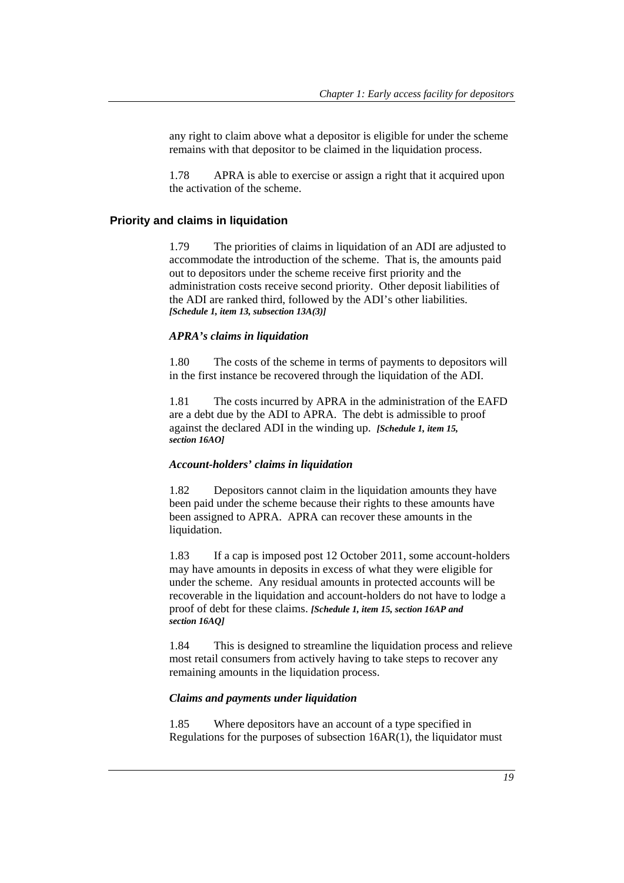any right to claim above what a depositor is eligible for under the scheme remains with that depositor to be claimed in the liquidation process.

1.78 APRA is able to exercise or assign a right that it acquired upon the activation of the scheme.

### Priority and claims in liquidation

1.79 The priorities of claims in liquidation of an ADI are adjusted to accommodate the introduction of the scheme. That is, the amounts paid out to depositors under the scheme receive first priority and the administration costs receive second priority. Other deposit liabilities of the ADI are ranked third, followed by the ADI's other liabilities. ***[Schedule 1, item 13, subsection 13A(3)]***

#### *APRA's claims in liquidation*

1.80 The costs of the scheme in terms of payments to depositors will in the first instance be recovered through the liquidation of the ADI.

1.81 The costs incurred by APRA in the administration of the EAFD are a debt due by the ADI to APRA. The debt is admissible to proof against the declared ADI in the winding up. ***[Schedule 1, item 15, section 16AO]***

#### *Account-holders' claims in liquidation*

1.82 Depositors cannot claim in the liquidation amounts they have been paid under the scheme because their rights to these amounts have been assigned to APRA. APRA can recover these amounts in the liquidation.

1.83 If a cap is imposed post 12 October 2011, some account-holders may have amounts in deposits in excess of what they were eligible for under the scheme. Any residual amounts in protected accounts will be recoverable in the liquidation and account-holders do not have to lodge a proof of debt for these claims. ***[Schedule 1, item 15, section 16AP and section 16AQ]***

1.84 This is designed to streamline the liquidation process and relieve most retail consumers from actively having to take steps to recover any remaining amounts in the liquidation process.

#### *Claims and payments under liquidation*

1.85 Where depositors have an account of a type specified in Regulations for the purposes of subsection 16AR(1), the liquidator must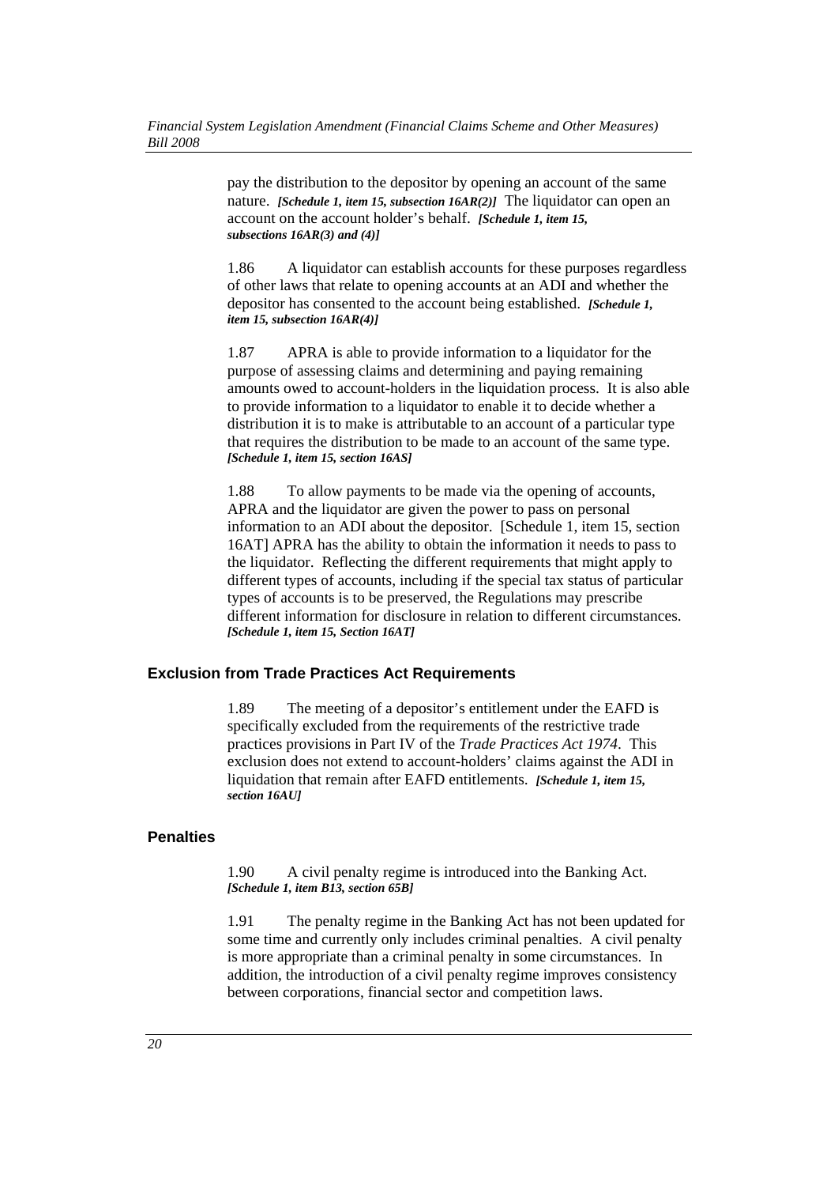pay the distribution to the depositor by opening an account of the same nature. ***[Schedule 1, item 15, subsection 16AR(2)]*** The liquidator can open an account on the account holder's behalf. ***[Schedule 1, item 15, subsections 16AR(3) and (4)]***

1.86 A liquidator can establish accounts for these purposes regardless of other laws that relate to opening accounts at an ADI and whether the depositor has consented to the account being established. ***[Schedule 1, item 15, subsection 16AR(4)]***

1.87 APRA is able to provide information to a liquidator for the purpose of assessing claims and determining and paying remaining amounts owed to account-holders in the liquidation process. It is also able to provide information to a liquidator to enable it to decide whether a distribution it is to make is attributable to an account of a particular type that requires the distribution to be made to an account of the same type. ***[Schedule 1, item 15, section 16AS]***

1.88 To allow payments to be made via the opening of accounts, APRA and the liquidator are given the power to pass on personal information to an ADI about the depositor. [Schedule 1, item 15, section 16AT] APRA has the ability to obtain the information it needs to pass to the liquidator. Reflecting the different requirements that might apply to different types of accounts, including if the special tax status of particular types of accounts is to be preserved, the Regulations may prescribe different information for disclosure in relation to different circumstances. ***[Schedule 1, item 15, Section 16AT]***

## Exclusion from Trade Practices Act Requirements

1.89 The meeting of a depositor's entitlement under the EAFD is specifically excluded from the requirements of the restrictive trade practices provisions in Part IV of the *Trade Practices Act 1974*. This exclusion does not extend to account-holders' claims against the ADI in liquidation that remain after EAFD entitlements. ***[Schedule 1, item 15, section 16AU]***

## Penalties

1.90 A civil penalty regime is introduced into the Banking Act. ***[Schedule 1, item B13, section 65B]***

1.91 The penalty regime in the Banking Act has not been updated for some time and currently only includes criminal penalties. A civil penalty is more appropriate than a criminal penalty in some circumstances. In addition, the introduction of a civil penalty regime improves consistency between corporations, financial sector and competition laws.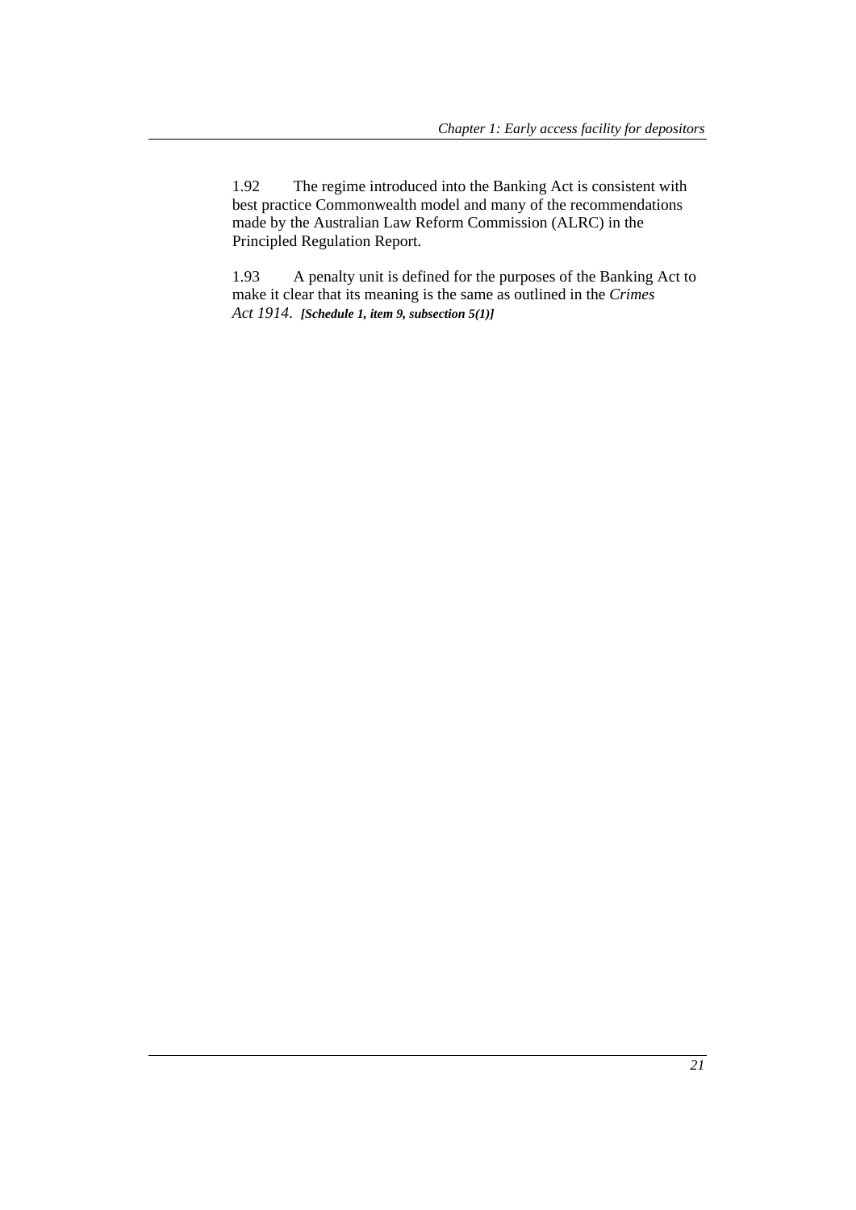1.92 The regime introduced into the Banking Act is consistent with best practice Commonwealth model and many of the recommendations made by the Australian Law Reform Commission (ALRC) in the Principled Regulation Report.

1.93 A penalty unit is defined for the purposes of the Banking Act to make it clear that its meaning is the same as outlined in the *Crimes Act 1914*. ***[Schedule 1, item 9, subsection 5(1)]***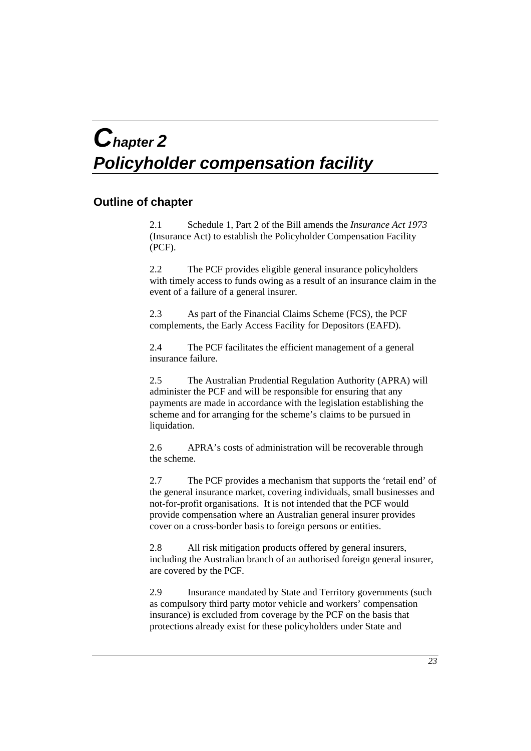# Chapter 2
# Policyholder compensation facility

## Outline of chapter

2.1 Schedule 1, Part 2 of the Bill amends the *Insurance Act 1973* (Insurance Act) to establish the Policyholder Compensation Facility (PCF).

2.2 The PCF provides eligible general insurance policyholders with timely access to funds owing as a result of an insurance claim in the event of a failure of a general insurer.

2.3 As part of the Financial Claims Scheme (FCS), the PCF complements, the Early Access Facility for Depositors (EAFD).

2.4 The PCF facilitates the efficient management of a general insurance failure.

2.5 The Australian Prudential Regulation Authority (APRA) will administer the PCF and will be responsible for ensuring that any payments are made in accordance with the legislation establishing the scheme and for arranging for the scheme's claims to be pursued in liquidation.

2.6 APRA's costs of administration will be recoverable through the scheme.

2.7 The PCF provides a mechanism that supports the 'retail end' of the general insurance market, covering individuals, small businesses and not-for-profit organisations. It is not intended that the PCF would provide compensation where an Australian general insurer provides cover on a cross-border basis to foreign persons or entities.

2.8 All risk mitigation products offered by general insurers, including the Australian branch of an authorised foreign general insurer, are covered by the PCF.

2.9 Insurance mandated by State and Territory governments (such as compulsory third party motor vehicle and workers' compensation insurance) is excluded from coverage by the PCF on the basis that protections already exist for these policyholders under State and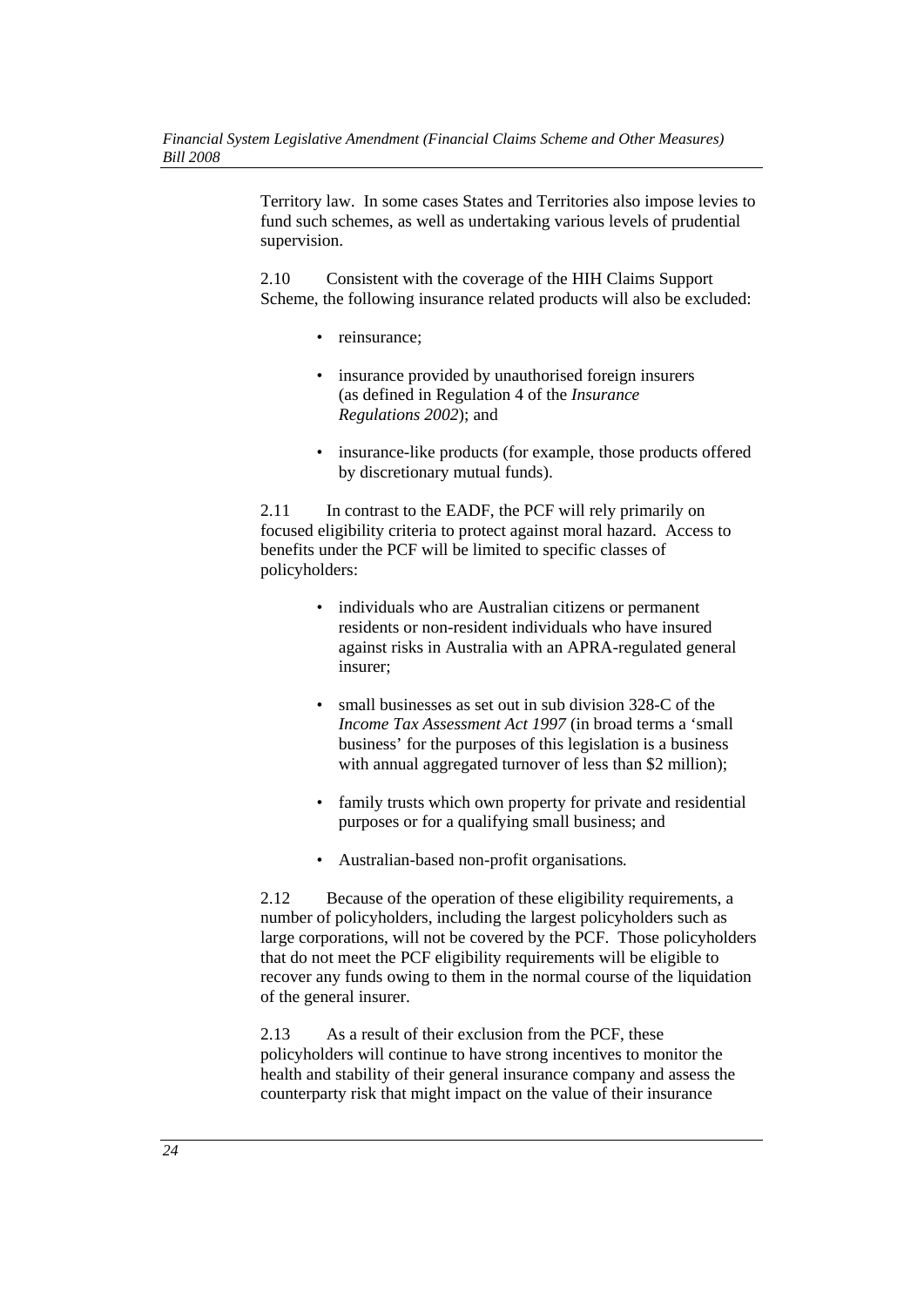Territory law. In some cases States and Territories also impose levies to fund such schemes, as well as undertaking various levels of prudential supervision.

2.10 Consistent with the coverage of the HIH Claims Support Scheme, the following insurance related products will also be excluded:

- reinsurance;
- insurance provided by unauthorised foreign insurers (as defined in Regulation 4 of the *Insurance Regulations 2002*); and
- insurance-like products (for example, those products offered by discretionary mutual funds).

2.11 In contrast to the EADF, the PCF will rely primarily on focused eligibility criteria to protect against moral hazard. Access to benefits under the PCF will be limited to specific classes of policyholders:

- individuals who are Australian citizens or permanent residents or non-resident individuals who have insured against risks in Australia with an APRA-regulated general insurer;
- small businesses as set out in sub division 328-C of the *Income Tax Assessment Act 1997* (in broad terms a 'small business' for the purposes of this legislation is a business with annual aggregated turnover of less than $2 million);
- family trusts which own property for private and residential purposes or for a qualifying small business; and
- Australian-based non-profit organisations.

2.12 Because of the operation of these eligibility requirements, a number of policyholders, including the largest policyholders such as large corporations, will not be covered by the PCF. Those policyholders that do not meet the PCF eligibility requirements will be eligible to recover any funds owing to them in the normal course of the liquidation of the general insurer.

2.13 As a result of their exclusion from the PCF, these policyholders will continue to have strong incentives to monitor the health and stability of their general insurance company and assess the counterparty risk that might impact on the value of their insurance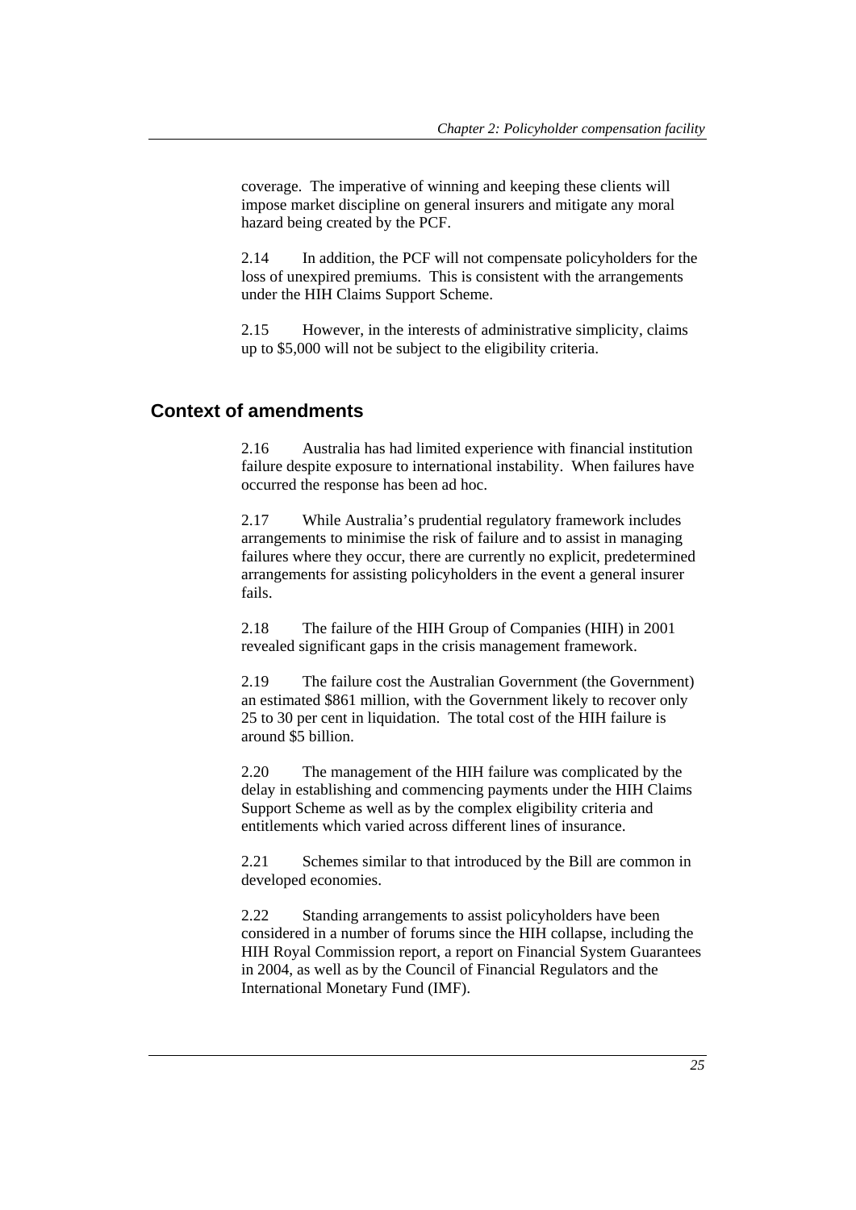coverage. The imperative of winning and keeping these clients will impose market discipline on general insurers and mitigate any moral hazard being created by the PCF.

2.14 In addition, the PCF will not compensate policyholders for the loss of unexpired premiums. This is consistent with the arrangements under the HIH Claims Support Scheme.

2.15 However, in the interests of administrative simplicity, claims up to $5,000 will not be subject to the eligibility criteria.

## Context of amendments

2.16 Australia has had limited experience with financial institution failure despite exposure to international instability. When failures have occurred the response has been ad hoc.

2.17 While Australia's prudential regulatory framework includes arrangements to minimise the risk of failure and to assist in managing failures where they occur, there are currently no explicit, predetermined arrangements for assisting policyholders in the event a general insurer fails.

2.18 The failure of the HIH Group of Companies (HIH) in 2001 revealed significant gaps in the crisis management framework.

2.19 The failure cost the Australian Government (the Government) an estimated $861 million, with the Government likely to recover only 25 to 30 per cent in liquidation. The total cost of the HIH failure is around $5 billion.

2.20 The management of the HIH failure was complicated by the delay in establishing and commencing payments under the HIH Claims Support Scheme as well as by the complex eligibility criteria and entitlements which varied across different lines of insurance.

2.21 Schemes similar to that introduced by the Bill are common in developed economies.

2.22 Standing arrangements to assist policyholders have been considered in a number of forums since the HIH collapse, including the HIH Royal Commission report, a report on Financial System Guarantees in 2004, as well as by the Council of Financial Regulators and the International Monetary Fund (IMF).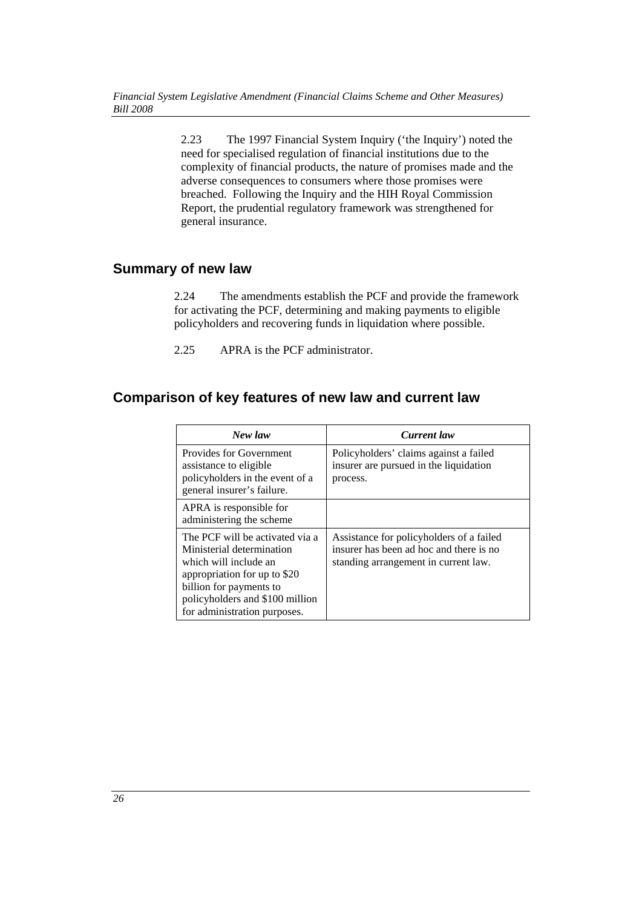2.23 The 1997 Financial System Inquiry ('the Inquiry') noted the need for specialised regulation of financial institutions due to the complexity of financial products, the nature of promises made and the adverse consequences to consumers where those promises were breached. Following the Inquiry and the HIH Royal Commission Report, the prudential regulatory framework was strengthened for general insurance.

## Summary of new law

2.24 The amendments establish the PCF and provide the framework for activating the PCF, determining and making payments to eligible policyholders and recovering funds in liquidation where possible.

2.25 APRA is the PCF administrator.

## Comparison of key features of new law and current law

| *New law* | *Current law* |
| --- | --- |
| Provides for Government assistance to eligible policyholders in the event of a general insurer's failure. | Policyholders' claims against a failed insurer are pursued in the liquidation process. |
| APRA is responsible for administering the scheme | |
| The PCF will be activated via a Ministerial determination which will include an appropriation for up to $20 billion for payments to policyholders and $100 million for administration purposes. | Assistance for policyholders of a failed insurer has been ad hoc and there is no standing arrangement in current law. |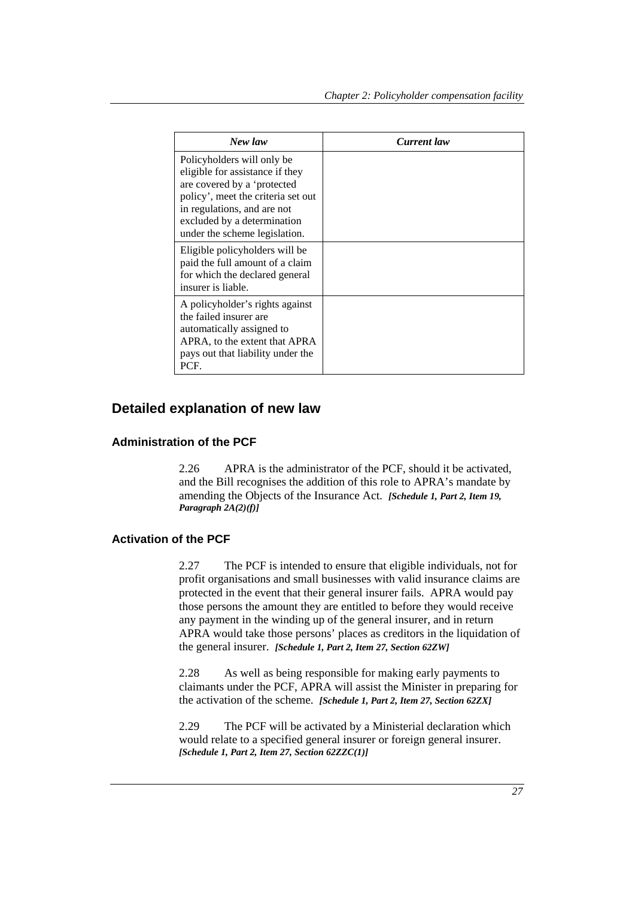| *New law* | *Current law* |
|---|---|
| Policyholders will only be eligible for assistance if they are covered by a 'protected policy', meet the criteria set out in regulations, and are not excluded by a determination under the scheme legislation. | |
| Eligible policyholders will be paid the full amount of a claim for which the declared general insurer is liable. | |
| A policyholder's rights against the failed insurer are automatically assigned to APRA, to the extent that APRA pays out that liability under the PCF. | |

## Detailed explanation of new law

### Administration of the PCF

2.26 APRA is the administrator of the PCF, should it be activated, and the Bill recognises the addition of this role to APRA's mandate by amending the Objects of the Insurance Act. ***[Schedule 1, Part 2, Item 19, Paragraph 2A(2)(f)]***

### Activation of the PCF

2.27 The PCF is intended to ensure that eligible individuals, not for profit organisations and small businesses with valid insurance claims are protected in the event that their general insurer fails. APRA would pay those persons the amount they are entitled to before they would receive any payment in the winding up of the general insurer, and in return APRA would take those persons' places as creditors in the liquidation of the general insurer. ***[Schedule 1, Part 2, Item 27, Section 62ZW]***

2.28 As well as being responsible for making early payments to claimants under the PCF, APRA will assist the Minister in preparing for the activation of the scheme. ***[Schedule 1, Part 2, Item 27, Section 62ZX]***

2.29 The PCF will be activated by a Ministerial declaration which would relate to a specified general insurer or foreign general insurer. ***[Schedule 1, Part 2, Item 27, Section 62ZZC(1)]***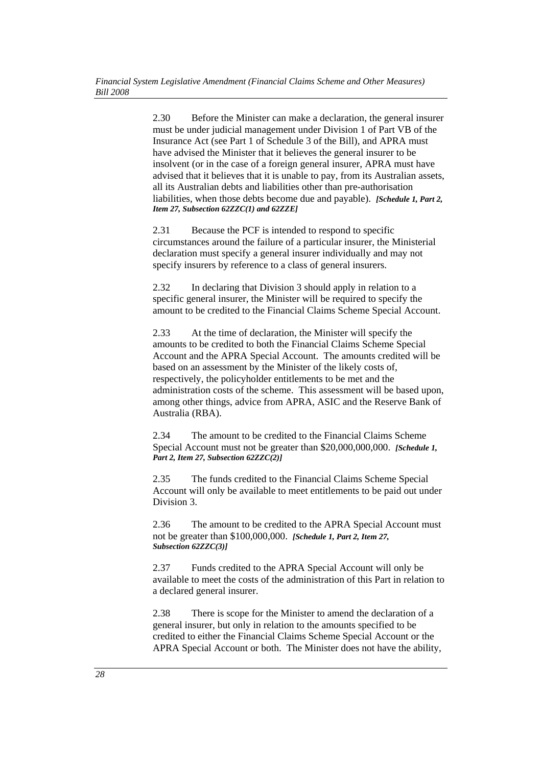2.30 Before the Minister can make a declaration, the general insurer must be under judicial management under Division 1 of Part VB of the Insurance Act (see Part 1 of Schedule 3 of the Bill), and APRA must have advised the Minister that it believes the general insurer to be insolvent (or in the case of a foreign general insurer, APRA must have advised that it believes that it is unable to pay, from its Australian assets, all its Australian debts and liabilities other than pre-authorisation liabilities, when those debts become due and payable). ***[Schedule 1, Part 2, Item 27, Subsection 62ZZC(1) and 62ZZE]***

2.31 Because the PCF is intended to respond to specific circumstances around the failure of a particular insurer, the Ministerial declaration must specify a general insurer individually and may not specify insurers by reference to a class of general insurers.

2.32 In declaring that Division 3 should apply in relation to a specific general insurer, the Minister will be required to specify the amount to be credited to the Financial Claims Scheme Special Account.

2.33 At the time of declaration, the Minister will specify the amounts to be credited to both the Financial Claims Scheme Special Account and the APRA Special Account. The amounts credited will be based on an assessment by the Minister of the likely costs of, respectively, the policyholder entitlements to be met and the administration costs of the scheme. This assessment will be based upon, among other things, advice from APRA, ASIC and the Reserve Bank of Australia (RBA).

2.34 The amount to be credited to the Financial Claims Scheme Special Account must not be greater than $20,000,000,000. ***[Schedule 1, Part 2, Item 27, Subsection 62ZZC(2)]***

2.35 The funds credited to the Financial Claims Scheme Special Account will only be available to meet entitlements to be paid out under Division 3.

2.36 The amount to be credited to the APRA Special Account must not be greater than $100,000,000. ***[Schedule 1, Part 2, Item 27, Subsection 62ZZC(3)]***

2.37 Funds credited to the APRA Special Account will only be available to meet the costs of the administration of this Part in relation to a declared general insurer.

2.38 There is scope for the Minister to amend the declaration of a general insurer, but only in relation to the amounts specified to be credited to either the Financial Claims Scheme Special Account or the APRA Special Account or both. The Minister does not have the ability,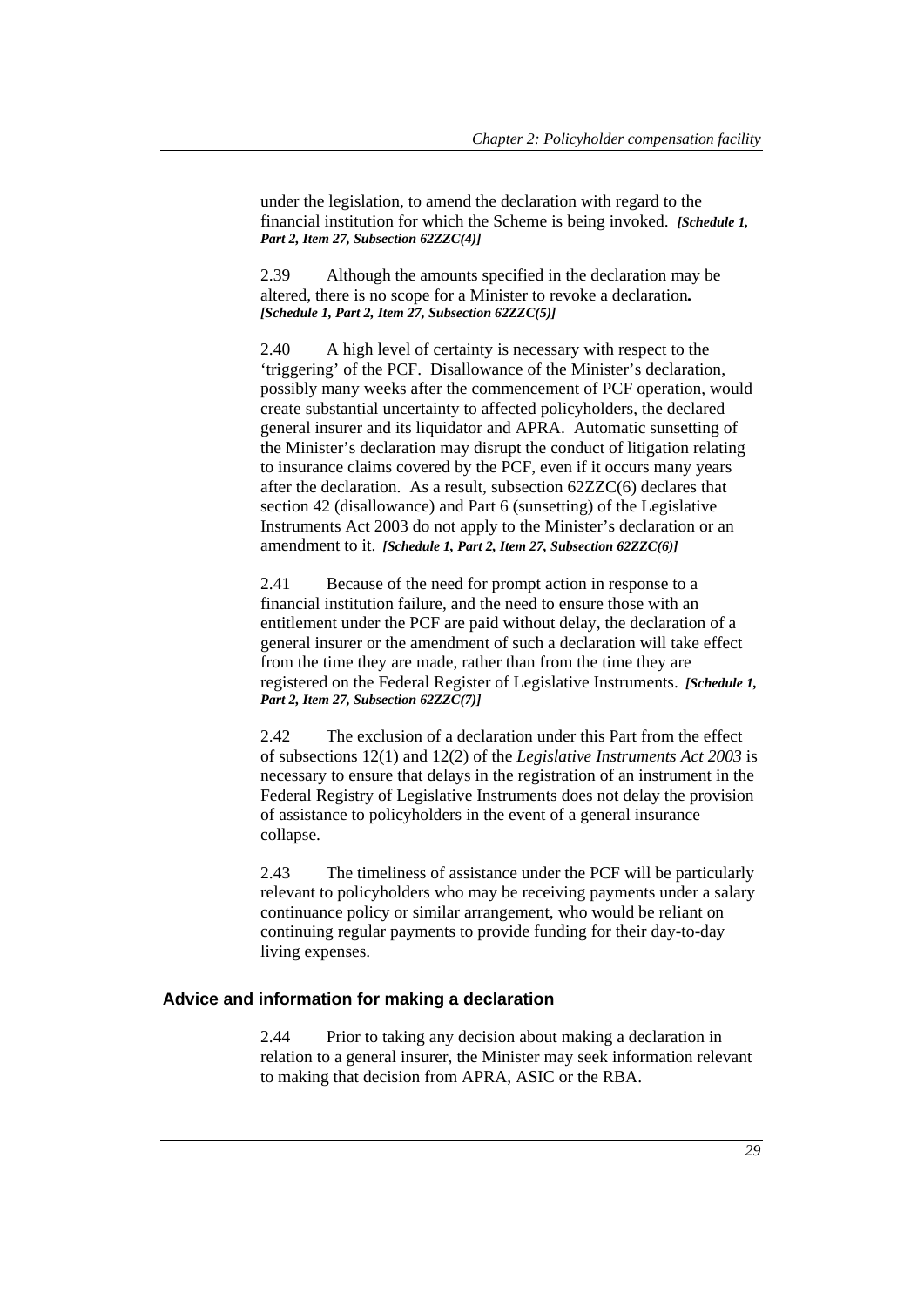under the legislation, to amend the declaration with regard to the financial institution for which the Scheme is being invoked. ***[Schedule 1, Part 2, Item 27, Subsection 62ZZC(4)]***

2.39 Although the amounts specified in the declaration may be altered, there is no scope for a Minister to revoke a declaration***.*** ***[Schedule 1, Part 2, Item 27, Subsection 62ZZC(5)]***

2.40 A high level of certainty is necessary with respect to the 'triggering' of the PCF. Disallowance of the Minister's declaration, possibly many weeks after the commencement of PCF operation, would create substantial uncertainty to affected policyholders, the declared general insurer and its liquidator and APRA. Automatic sunsetting of the Minister's declaration may disrupt the conduct of litigation relating to insurance claims covered by the PCF, even if it occurs many years after the declaration. As a result, subsection 62ZZC(6) declares that section 42 (disallowance) and Part 6 (sunsetting) of the Legislative Instruments Act 2003 do not apply to the Minister's declaration or an amendment to it. ***[Schedule 1, Part 2, Item 27, Subsection 62ZZC(6)]***

2.41 Because of the need for prompt action in response to a financial institution failure, and the need to ensure those with an entitlement under the PCF are paid without delay, the declaration of a general insurer or the amendment of such a declaration will take effect from the time they are made, rather than from the time they are registered on the Federal Register of Legislative Instruments. ***[Schedule 1, Part 2, Item 27, Subsection 62ZZC(7)]***

2.42 The exclusion of a declaration under this Part from the effect of subsections 12(1) and 12(2) of the *Legislative Instruments Act 2003* is necessary to ensure that delays in the registration of an instrument in the Federal Registry of Legislative Instruments does not delay the provision of assistance to policyholders in the event of a general insurance collapse.

2.43 The timeliness of assistance under the PCF will be particularly relevant to policyholders who may be receiving payments under a salary continuance policy or similar arrangement, who would be reliant on continuing regular payments to provide funding for their day-to-day living expenses.

### Advice and information for making a declaration

2.44 Prior to taking any decision about making a declaration in relation to a general insurer, the Minister may seek information relevant to making that decision from APRA, ASIC or the RBA.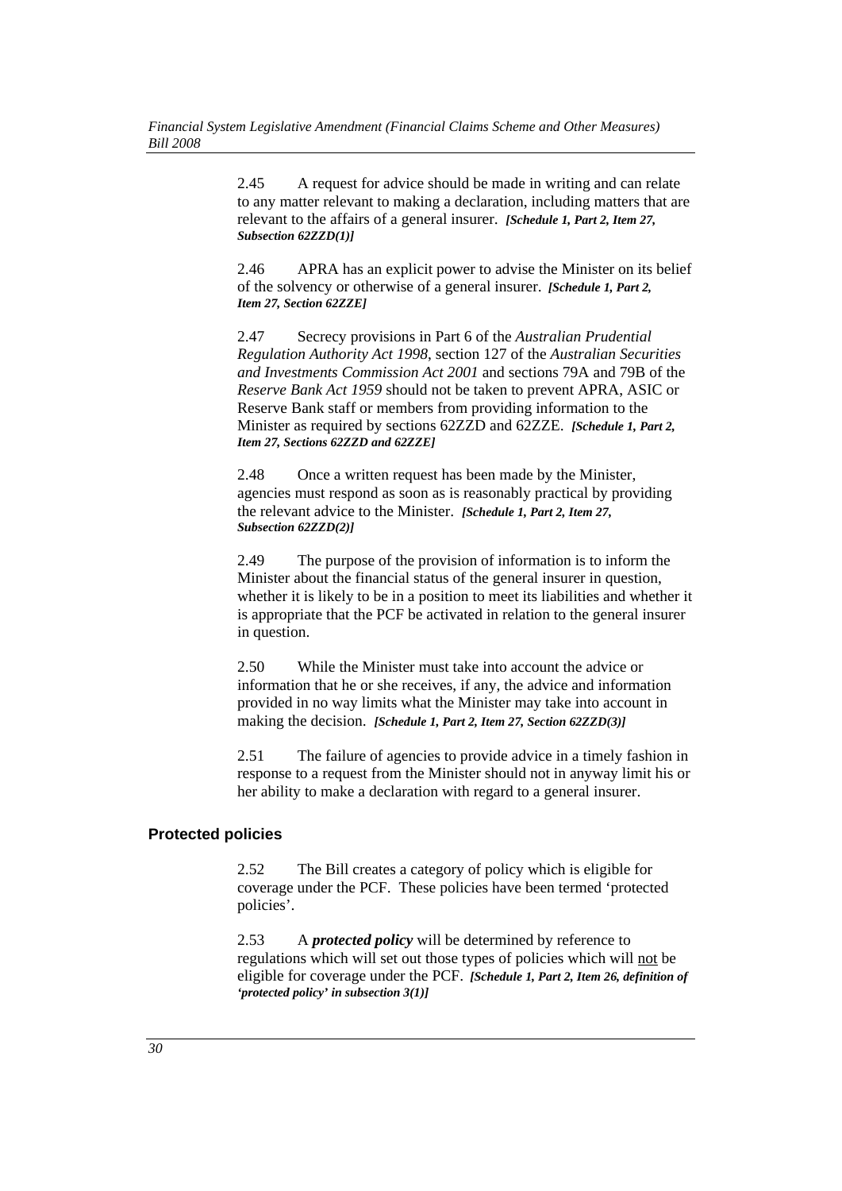2.45 A request for advice should be made in writing and can relate to any matter relevant to making a declaration, including matters that are relevant to the affairs of a general insurer. ***[Schedule 1, Part 2, Item 27, Subsection 62ZZD(1)]***

2.46 APRA has an explicit power to advise the Minister on its belief of the solvency or otherwise of a general insurer. ***[Schedule 1, Part 2, Item 27, Section 62ZZE]***

2.47 Secrecy provisions in Part 6 of the *Australian Prudential Regulation Authority Act 1998*, section 127 of the *Australian Securities and Investments Commission Act 2001* and sections 79A and 79B of the *Reserve Bank Act 1959* should not be taken to prevent APRA, ASIC or Reserve Bank staff or members from providing information to the Minister as required by sections 62ZZD and 62ZZE. ***[Schedule 1, Part 2, Item 27, Sections 62ZZD and 62ZZE]***

2.48 Once a written request has been made by the Minister, agencies must respond as soon as is reasonably practical by providing the relevant advice to the Minister. ***[Schedule 1, Part 2, Item 27, Subsection 62ZZD(2)]***

2.49 The purpose of the provision of information is to inform the Minister about the financial status of the general insurer in question, whether it is likely to be in a position to meet its liabilities and whether it is appropriate that the PCF be activated in relation to the general insurer in question.

2.50 While the Minister must take into account the advice or information that he or she receives, if any, the advice and information provided in no way limits what the Minister may take into account in making the decision. ***[Schedule 1, Part 2, Item 27, Section 62ZZD(3)]***

2.51 The failure of agencies to provide advice in a timely fashion in response to a request from the Minister should not in anyway limit his or her ability to make a declaration with regard to a general insurer.

## Protected policies

2.52 The Bill creates a category of policy which is eligible for coverage under the PCF. These policies have been termed 'protected policies'.

2.53 A ***protected policy*** will be determined by reference to regulations which will set out those types of policies which will not be eligible for coverage under the PCF. ***[Schedule 1, Part 2, Item 26, definition of 'protected policy' in subsection 3(1)]***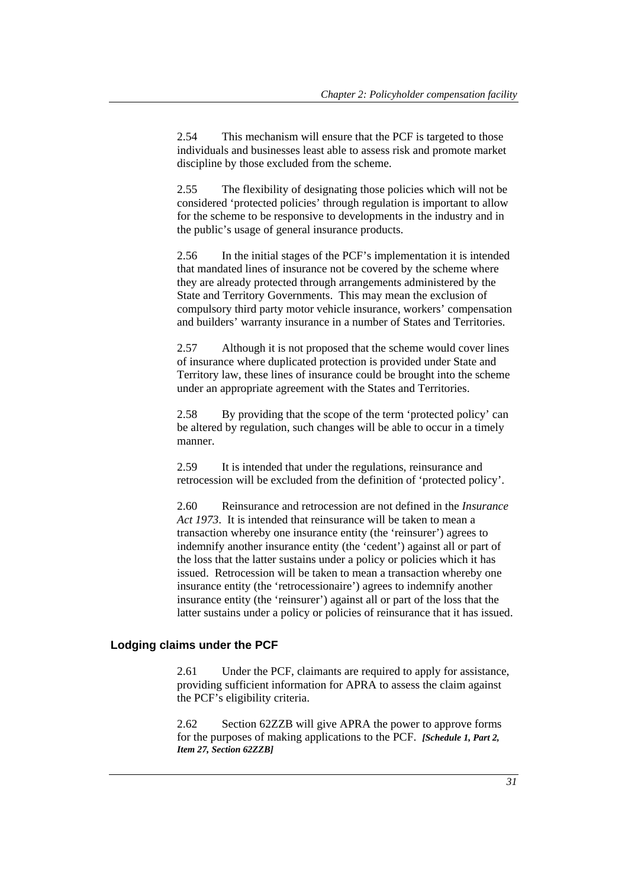2.54 This mechanism will ensure that the PCF is targeted to those individuals and businesses least able to assess risk and promote market discipline by those excluded from the scheme.

2.55 The flexibility of designating those policies which will not be considered 'protected policies' through regulation is important to allow for the scheme to be responsive to developments in the industry and in the public's usage of general insurance products.

2.56 In the initial stages of the PCF's implementation it is intended that mandated lines of insurance not be covered by the scheme where they are already protected through arrangements administered by the State and Territory Governments. This may mean the exclusion of compulsory third party motor vehicle insurance, workers' compensation and builders' warranty insurance in a number of States and Territories.

2.57 Although it is not proposed that the scheme would cover lines of insurance where duplicated protection is provided under State and Territory law, these lines of insurance could be brought into the scheme under an appropriate agreement with the States and Territories.

2.58 By providing that the scope of the term 'protected policy' can be altered by regulation, such changes will be able to occur in a timely manner.

2.59 It is intended that under the regulations, reinsurance and retrocession will be excluded from the definition of 'protected policy'.

2.60 Reinsurance and retrocession are not defined in the *Insurance Act 1973*. It is intended that reinsurance will be taken to mean a transaction whereby one insurance entity (the 'reinsurer') agrees to indemnify another insurance entity (the 'cedent') against all or part of the loss that the latter sustains under a policy or policies which it has issued. Retrocession will be taken to mean a transaction whereby one insurance entity (the 'retrocessionaire') agrees to indemnify another insurance entity (the 'reinsurer') against all or part of the loss that the latter sustains under a policy or policies of reinsurance that it has issued.

## Lodging claims under the PCF

2.61 Under the PCF, claimants are required to apply for assistance, providing sufficient information for APRA to assess the claim against the PCF's eligibility criteria.

2.62 Section 62ZZB will give APRA the power to approve forms for the purposes of making applications to the PCF. ***[Schedule 1, Part 2, Item 27, Section 62ZZB]***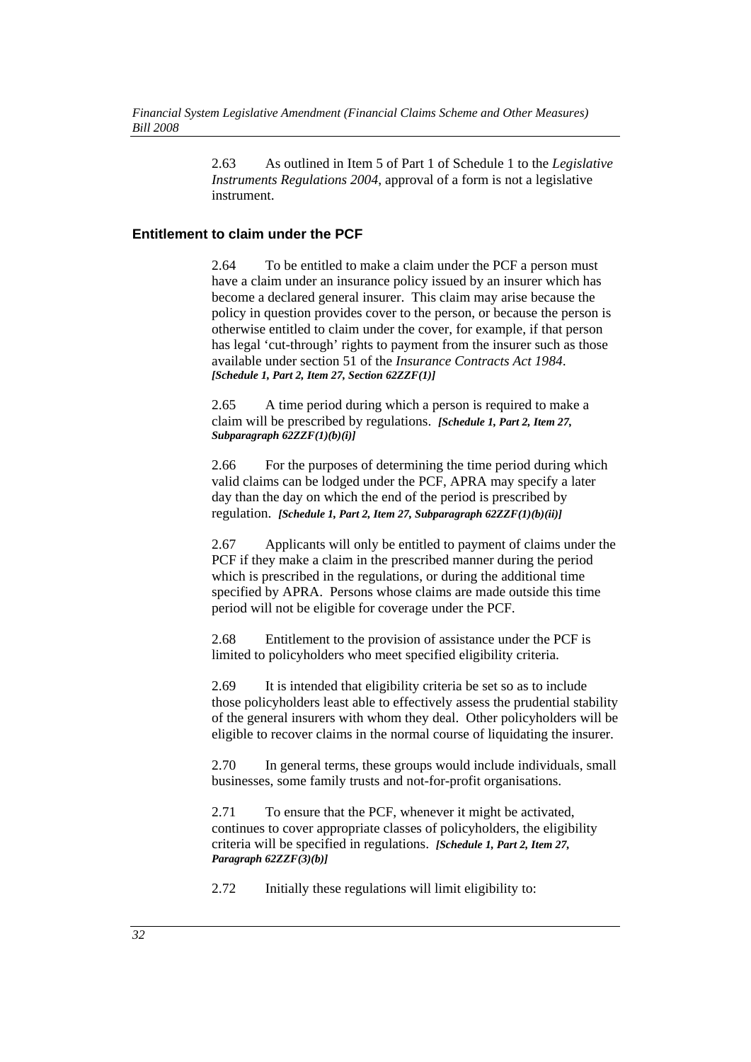2.63 As outlined in Item 5 of Part 1 of Schedule 1 to the *Legislative Instruments Regulations 2004*, approval of a form is not a legislative instrument.

### Entitlement to claim under the PCF

2.64 To be entitled to make a claim under the PCF a person must have a claim under an insurance policy issued by an insurer which has become a declared general insurer. This claim may arise because the policy in question provides cover to the person, or because the person is otherwise entitled to claim under the cover, for example, if that person has legal 'cut-through' rights to payment from the insurer such as those available under section 51 of the *Insurance Contracts Act 1984*. ***[Schedule 1, Part 2, Item 27, Section 62ZZF(1)]***

2.65 A time period during which a person is required to make a claim will be prescribed by regulations. ***[Schedule 1, Part 2, Item 27, Subparagraph 62ZZF(1)(b)(i)]***

2.66 For the purposes of determining the time period during which valid claims can be lodged under the PCF, APRA may specify a later day than the day on which the end of the period is prescribed by regulation. ***[Schedule 1, Part 2, Item 27, Subparagraph 62ZZF(1)(b)(ii)]***

2.67 Applicants will only be entitled to payment of claims under the PCF if they make a claim in the prescribed manner during the period which is prescribed in the regulations, or during the additional time specified by APRA. Persons whose claims are made outside this time period will not be eligible for coverage under the PCF.

2.68 Entitlement to the provision of assistance under the PCF is limited to policyholders who meet specified eligibility criteria.

2.69 It is intended that eligibility criteria be set so as to include those policyholders least able to effectively assess the prudential stability of the general insurers with whom they deal. Other policyholders will be eligible to recover claims in the normal course of liquidating the insurer.

2.70 In general terms, these groups would include individuals, small businesses, some family trusts and not-for-profit organisations.

2.71 To ensure that the PCF, whenever it might be activated, continues to cover appropriate classes of policyholders, the eligibility criteria will be specified in regulations. ***[Schedule 1, Part 2, Item 27, Paragraph 62ZZF(3)(b)]***

2.72 Initially these regulations will limit eligibility to: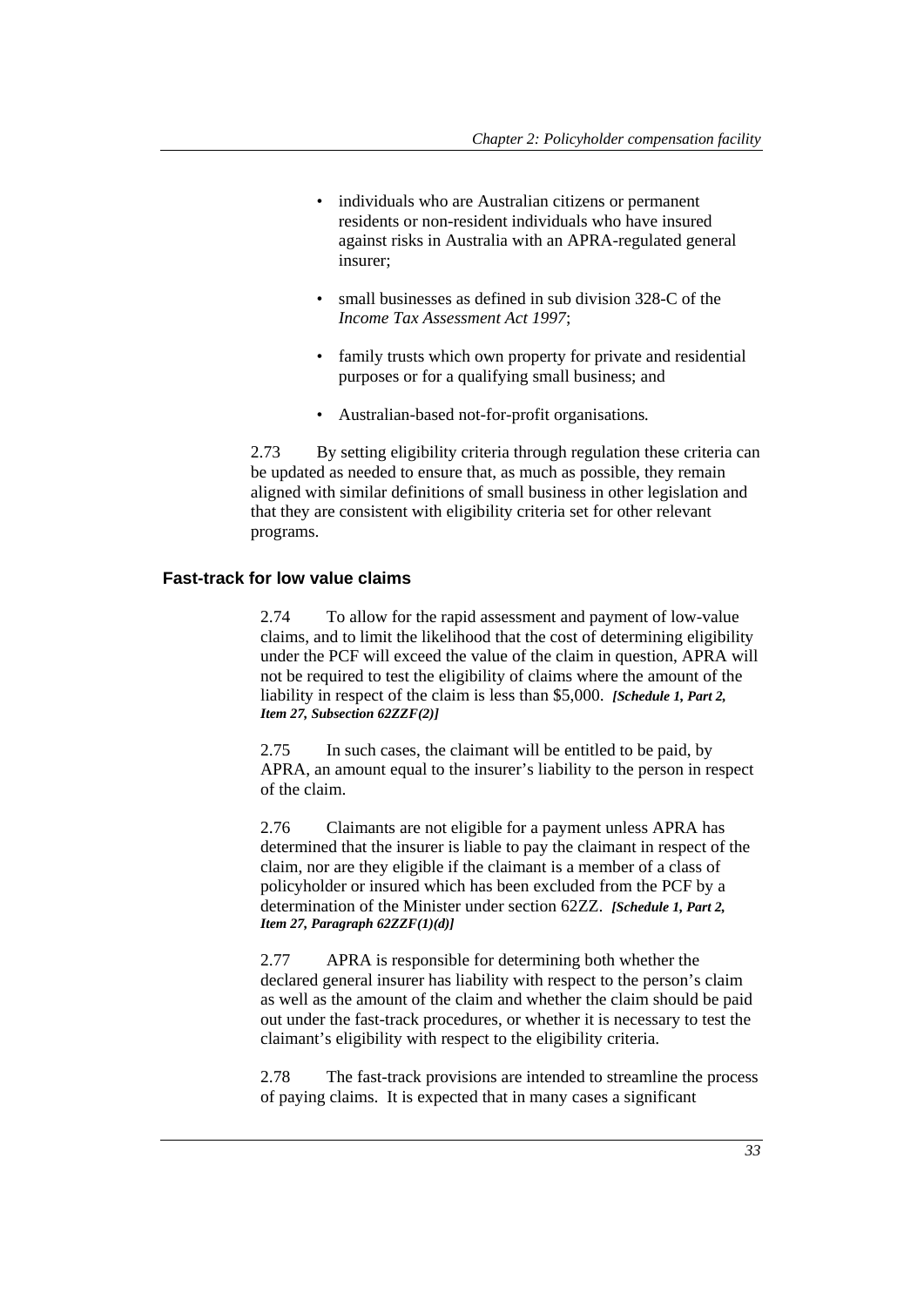- individuals who are Australian citizens or permanent residents or non-resident individuals who have insured against risks in Australia with an APRA-regulated general insurer;
- small businesses as defined in sub division 328-C of the *Income Tax Assessment Act 1997*;
- family trusts which own property for private and residential purposes or for a qualifying small business; and
- Australian-based not-for-profit organisations.

2.73 By setting eligibility criteria through regulation these criteria can be updated as needed to ensure that, as much as possible, they remain aligned with similar definitions of small business in other legislation and that they are consistent with eligibility criteria set for other relevant programs.

### Fast-track for low value claims

2.74 To allow for the rapid assessment and payment of low-value claims, and to limit the likelihood that the cost of determining eligibility under the PCF will exceed the value of the claim in question, APRA will not be required to test the eligibility of claims where the amount of the liability in respect of the claim is less than $5,000. ***[Schedule 1, Part 2, Item 27, Subsection 62ZZF(2)]***

2.75 In such cases, the claimant will be entitled to be paid, by APRA, an amount equal to the insurer's liability to the person in respect of the claim.

2.76 Claimants are not eligible for a payment unless APRA has determined that the insurer is liable to pay the claimant in respect of the claim, nor are they eligible if the claimant is a member of a class of policyholder or insured which has been excluded from the PCF by a determination of the Minister under section 62ZZ. ***[Schedule 1, Part 2, Item 27, Paragraph 62ZZF(1)(d)]***

2.77 APRA is responsible for determining both whether the declared general insurer has liability with respect to the person's claim as well as the amount of the claim and whether the claim should be paid out under the fast-track procedures, or whether it is necessary to test the claimant's eligibility with respect to the eligibility criteria.

2.78 The fast-track provisions are intended to streamline the process of paying claims. It is expected that in many cases a significant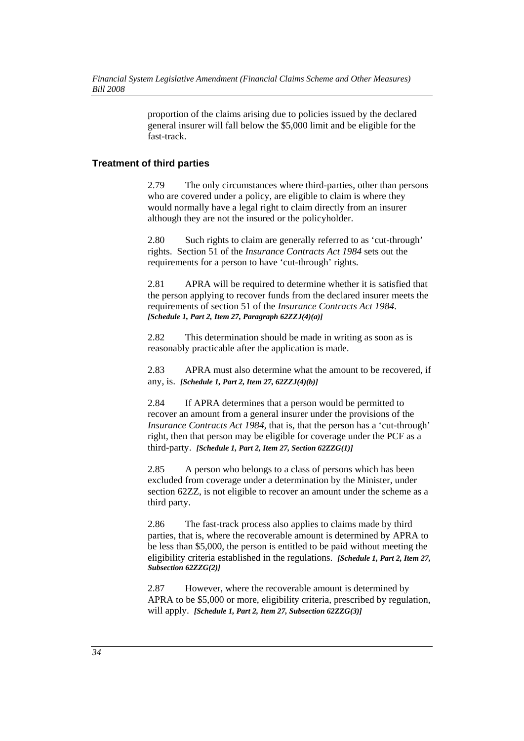proportion of the claims arising due to policies issued by the declared general insurer will fall below the $5,000 limit and be eligible for the fast-track.

### Treatment of third parties

2.79 The only circumstances where third-parties, other than persons who are covered under a policy, are eligible to claim is where they would normally have a legal right to claim directly from an insurer although they are not the insured or the policyholder.

2.80 Such rights to claim are generally referred to as 'cut-through' rights. Section 51 of the *Insurance Contracts Act 1984* sets out the requirements for a person to have 'cut-through' rights.

2.81 APRA will be required to determine whether it is satisfied that the person applying to recover funds from the declared insurer meets the requirements of section 51 of the *Insurance Contracts Act 1984*. ***[Schedule 1, Part 2, Item 27, Paragraph 62ZZJ(4)(a)]***

2.82 This determination should be made in writing as soon as is reasonably practicable after the application is made.

2.83 APRA must also determine what the amount to be recovered, if any, is. ***[Schedule 1, Part 2, Item 27, 62ZZJ(4)(b)]***

2.84 If APRA determines that a person would be permitted to recover an amount from a general insurer under the provisions of the *Insurance Contracts Act 1984*, that is, that the person has a 'cut-through' right, then that person may be eligible for coverage under the PCF as a third-party. ***[Schedule 1, Part 2, Item 27, Section 62ZZG(1)]***

2.85 A person who belongs to a class of persons which has been excluded from coverage under a determination by the Minister, under section 62ZZ, is not eligible to recover an amount under the scheme as a third party.

2.86 The fast-track process also applies to claims made by third parties, that is, where the recoverable amount is determined by APRA to be less than $5,000, the person is entitled to be paid without meeting the eligibility criteria established in the regulations. ***[Schedule 1, Part 2, Item 27, Subsection 62ZZG(2)]***

2.87 However, where the recoverable amount is determined by APRA to be $5,000 or more, eligibility criteria, prescribed by regulation, will apply. ***[Schedule 1, Part 2, Item 27, Subsection 62ZZG(3)]***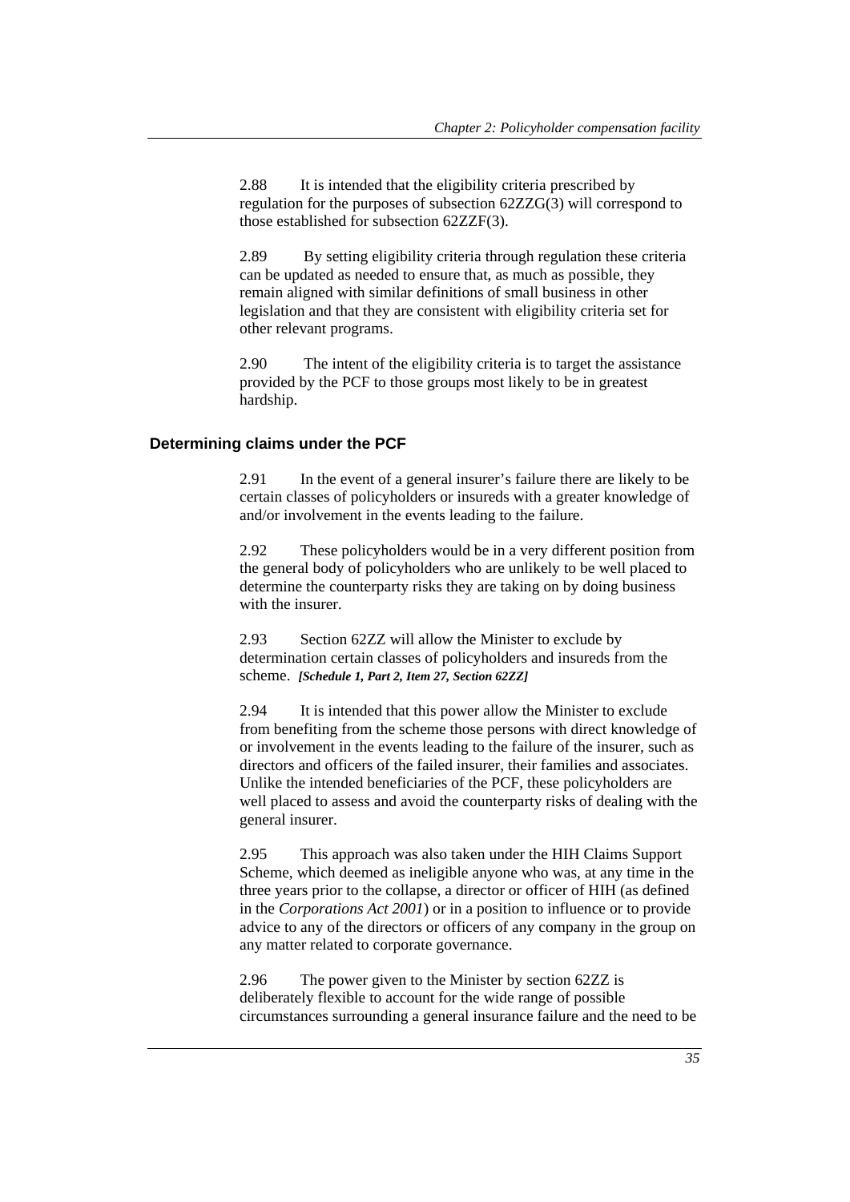2.88 It is intended that the eligibility criteria prescribed by regulation for the purposes of subsection 62ZZG(3) will correspond to those established for subsection 62ZZF(3).

2.89 By setting eligibility criteria through regulation these criteria can be updated as needed to ensure that, as much as possible, they remain aligned with similar definitions of small business in other legislation and that they are consistent with eligibility criteria set for other relevant programs.

2.90 The intent of the eligibility criteria is to target the assistance provided by the PCF to those groups most likely to be in greatest hardship.

### Determining claims under the PCF

2.91 In the event of a general insurer's failure there are likely to be certain classes of policyholders or insureds with a greater knowledge of and/or involvement in the events leading to the failure.

2.92 These policyholders would be in a very different position from the general body of policyholders who are unlikely to be well placed to determine the counterparty risks they are taking on by doing business with the insurer.

2.93 Section 62ZZ will allow the Minister to exclude by determination certain classes of policyholders and insureds from the scheme. ***[Schedule 1, Part 2, Item 27, Section 62ZZ]***

2.94 It is intended that this power allow the Minister to exclude from benefiting from the scheme those persons with direct knowledge of or involvement in the events leading to the failure of the insurer, such as directors and officers of the failed insurer, their families and associates. Unlike the intended beneficiaries of the PCF, these policyholders are well placed to assess and avoid the counterparty risks of dealing with the general insurer.

2.95 This approach was also taken under the HIH Claims Support Scheme, which deemed as ineligible anyone who was, at any time in the three years prior to the collapse, a director or officer of HIH (as defined in the *Corporations Act 2001*) or in a position to influence or to provide advice to any of the directors or officers of any company in the group on any matter related to corporate governance.

2.96 The power given to the Minister by section 62ZZ is deliberately flexible to account for the wide range of possible circumstances surrounding a general insurance failure and the need to be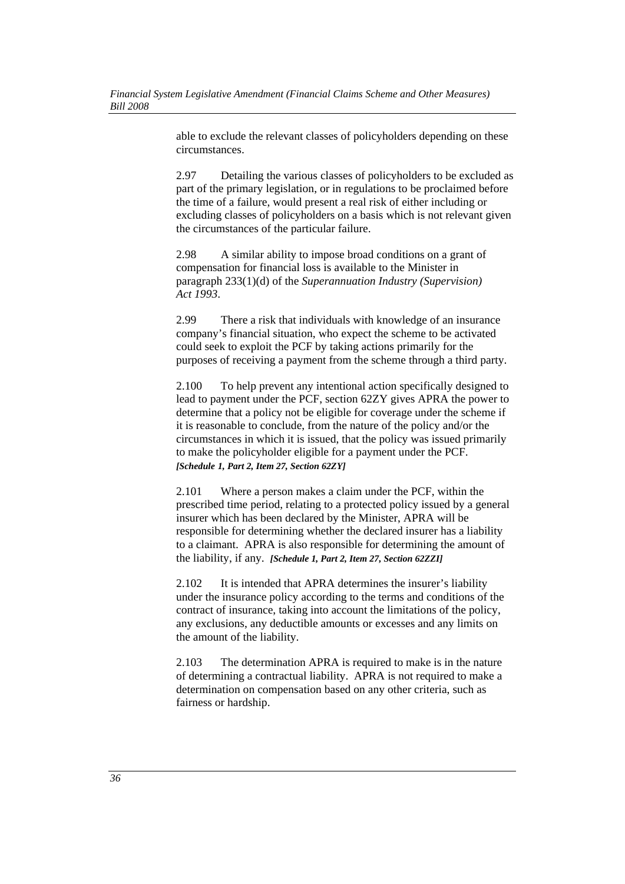able to exclude the relevant classes of policyholders depending on these circumstances.

2.97 Detailing the various classes of policyholders to be excluded as part of the primary legislation, or in regulations to be proclaimed before the time of a failure, would present a real risk of either including or excluding classes of policyholders on a basis which is not relevant given the circumstances of the particular failure.

2.98 A similar ability to impose broad conditions on a grant of compensation for financial loss is available to the Minister in paragraph 233(1)(d) of the *Superannuation Industry (Supervision) Act 1993*.

2.99 There a risk that individuals with knowledge of an insurance company's financial situation, who expect the scheme to be activated could seek to exploit the PCF by taking actions primarily for the purposes of receiving a payment from the scheme through a third party.

2.100 To help prevent any intentional action specifically designed to lead to payment under the PCF, section 62ZY gives APRA the power to determine that a policy not be eligible for coverage under the scheme if it is reasonable to conclude, from the nature of the policy and/or the circumstances in which it is issued, that the policy was issued primarily to make the policyholder eligible for a payment under the PCF. ***[Schedule 1, Part 2, Item 27, Section 62ZY]***

2.101 Where a person makes a claim under the PCF, within the prescribed time period, relating to a protected policy issued by a general insurer which has been declared by the Minister, APRA will be responsible for determining whether the declared insurer has a liability to a claimant. APRA is also responsible for determining the amount of the liability, if any. ***[Schedule 1, Part 2, Item 27, Section 62ZZI]***

2.102 It is intended that APRA determines the insurer's liability under the insurance policy according to the terms and conditions of the contract of insurance, taking into account the limitations of the policy, any exclusions, any deductible amounts or excesses and any limits on the amount of the liability.

2.103 The determination APRA is required to make is in the nature of determining a contractual liability. APRA is not required to make a determination on compensation based on any other criteria, such as fairness or hardship.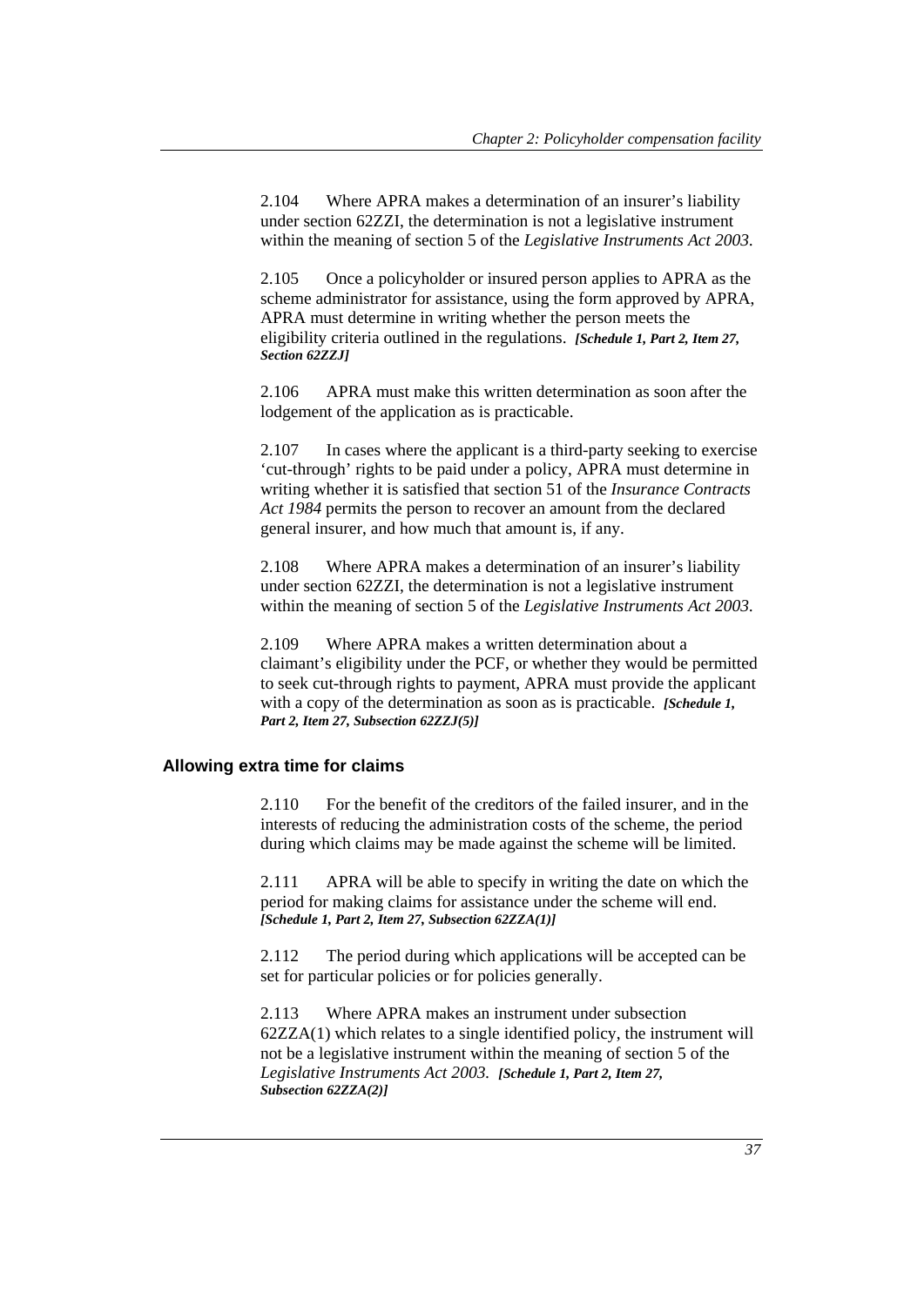2.104 Where APRA makes a determination of an insurer's liability under section 62ZZI, the determination is not a legislative instrument within the meaning of section 5 of the *Legislative Instruments Act 2003*.

2.105 Once a policyholder or insured person applies to APRA as the scheme administrator for assistance, using the form approved by APRA, APRA must determine in writing whether the person meets the eligibility criteria outlined in the regulations. ***[Schedule 1, Part 2, Item 27, Section 62ZZJ]***

2.106 APRA must make this written determination as soon after the lodgement of the application as is practicable.

2.107 In cases where the applicant is a third-party seeking to exercise 'cut-through' rights to be paid under a policy, APRA must determine in writing whether it is satisfied that section 51 of the *Insurance Contracts Act 1984* permits the person to recover an amount from the declared general insurer, and how much that amount is, if any.

2.108 Where APRA makes a determination of an insurer's liability under section 62ZZI, the determination is not a legislative instrument within the meaning of section 5 of the *Legislative Instruments Act 2003*.

2.109 Where APRA makes a written determination about a claimant's eligibility under the PCF, or whether they would be permitted to seek cut-through rights to payment, APRA must provide the applicant with a copy of the determination as soon as is practicable. ***[Schedule 1, Part 2, Item 27, Subsection 62ZZJ(5)]***

### Allowing extra time for claims

2.110 For the benefit of the creditors of the failed insurer, and in the interests of reducing the administration costs of the scheme, the period during which claims may be made against the scheme will be limited.

2.111 APRA will be able to specify in writing the date on which the period for making claims for assistance under the scheme will end. ***[Schedule 1, Part 2, Item 27, Subsection 62ZZA(1)]***

2.112 The period during which applications will be accepted can be set for particular policies or for policies generally.

2.113 Where APRA makes an instrument under subsection 62ZZA(1) which relates to a single identified policy, the instrument will not be a legislative instrument within the meaning of section 5 of the *Legislative Instruments Act 2003.* ***[Schedule 1, Part 2, Item 27, Subsection 62ZZA(2)]***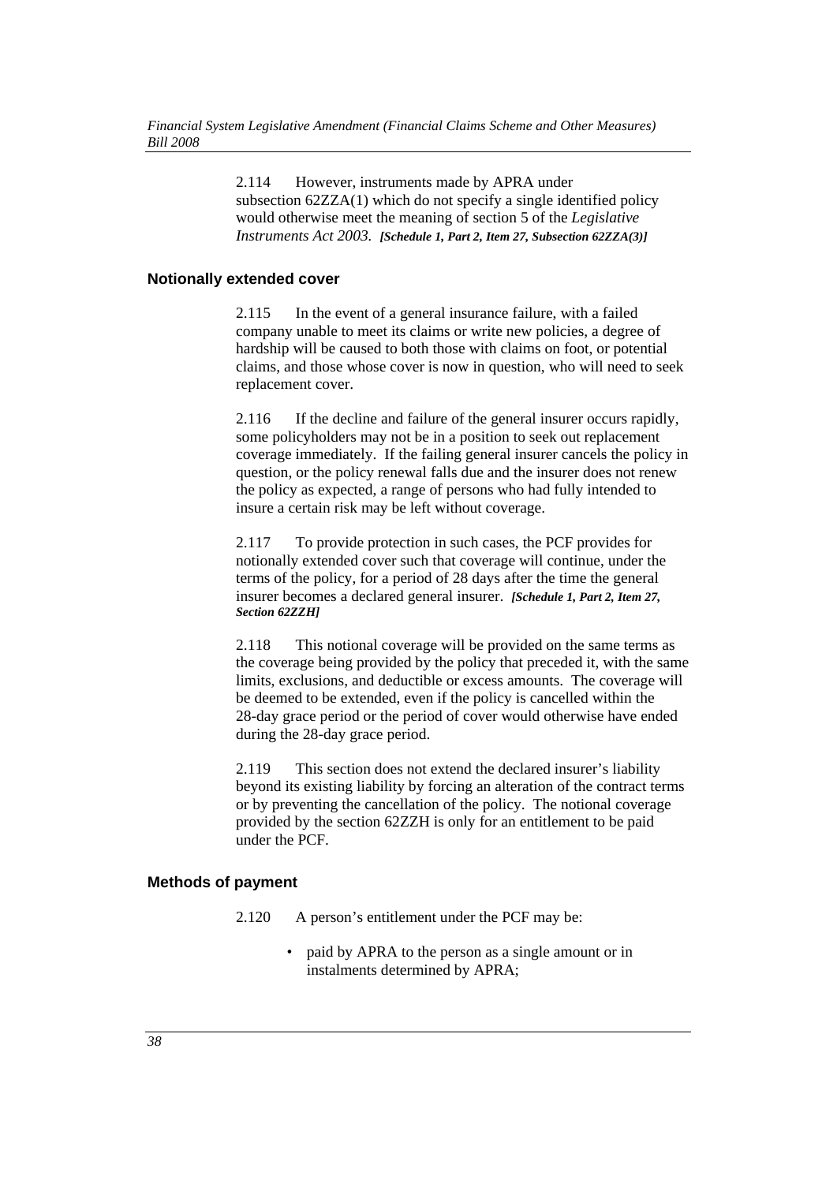2.114 However, instruments made by APRA under subsection 62ZZA(1) which do not specify a single identified policy would otherwise meet the meaning of section 5 of the *Legislative Instruments Act 2003*. ***[Schedule 1, Part 2, Item 27, Subsection 62ZZA(3)]***

### Notionally extended cover

2.115 In the event of a general insurance failure, with a failed company unable to meet its claims or write new policies, a degree of hardship will be caused to both those with claims on foot, or potential claims, and those whose cover is now in question, who will need to seek replacement cover.

2.116 If the decline and failure of the general insurer occurs rapidly, some policyholders may not be in a position to seek out replacement coverage immediately. If the failing general insurer cancels the policy in question, or the policy renewal falls due and the insurer does not renew the policy as expected, a range of persons who had fully intended to insure a certain risk may be left without coverage.

2.117 To provide protection in such cases, the PCF provides for notionally extended cover such that coverage will continue, under the terms of the policy, for a period of 28 days after the time the general insurer becomes a declared general insurer. ***[Schedule 1, Part 2, Item 27, Section 62ZZH]***

2.118 This notional coverage will be provided on the same terms as the coverage being provided by the policy that preceded it, with the same limits, exclusions, and deductible or excess amounts. The coverage will be deemed to be extended, even if the policy is cancelled within the 28-day grace period or the period of cover would otherwise have ended during the 28-day grace period.

2.119 This section does not extend the declared insurer's liability beyond its existing liability by forcing an alteration of the contract terms or by preventing the cancellation of the policy. The notional coverage provided by the section 62ZZH is only for an entitlement to be paid under the PCF.

### Methods of payment

2.120 A person's entitlement under the PCF may be:

- paid by APRA to the person as a single amount or in instalments determined by APRA;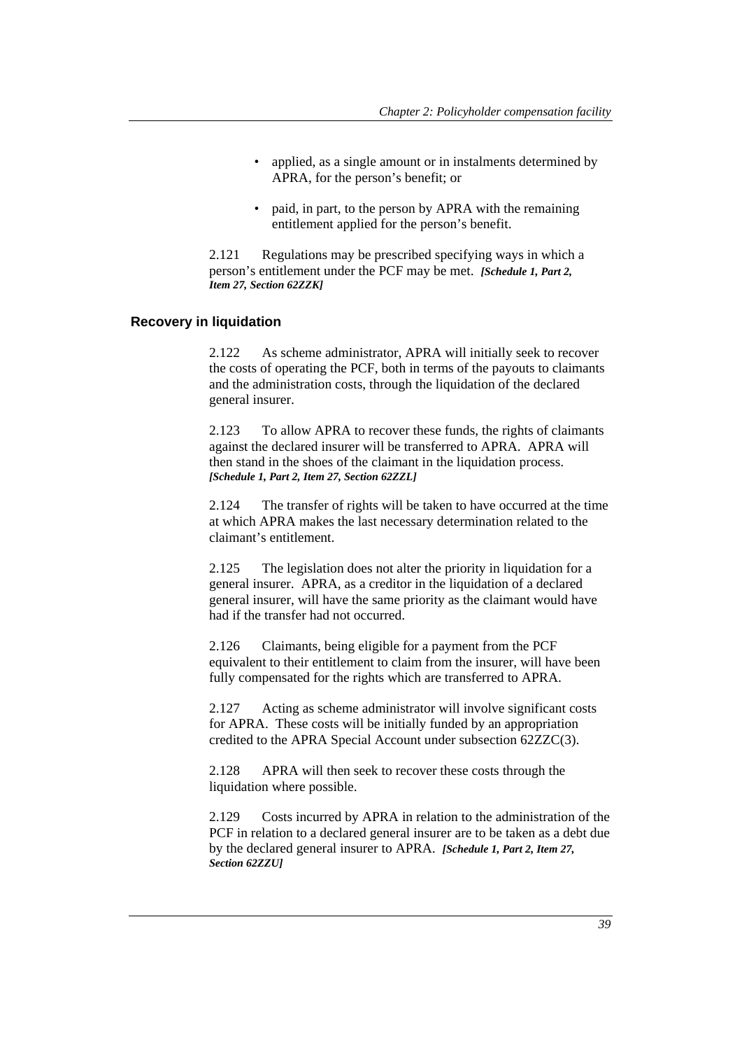- applied, as a single amount or in instalments determined by APRA, for the person's benefit; or
- paid, in part, to the person by APRA with the remaining entitlement applied for the person's benefit.

2.121 Regulations may be prescribed specifying ways in which a person's entitlement under the PCF may be met. ***[Schedule 1, Part 2, Item 27, Section 62ZZK]***

### Recovery in liquidation

2.122 As scheme administrator, APRA will initially seek to recover the costs of operating the PCF, both in terms of the payouts to claimants and the administration costs, through the liquidation of the declared general insurer.

2.123 To allow APRA to recover these funds, the rights of claimants against the declared insurer will be transferred to APRA. APRA will then stand in the shoes of the claimant in the liquidation process. ***[Schedule 1, Part 2, Item 27, Section 62ZZL]***

2.124 The transfer of rights will be taken to have occurred at the time at which APRA makes the last necessary determination related to the claimant's entitlement.

2.125 The legislation does not alter the priority in liquidation for a general insurer. APRA, as a creditor in the liquidation of a declared general insurer, will have the same priority as the claimant would have had if the transfer had not occurred.

2.126 Claimants, being eligible for a payment from the PCF equivalent to their entitlement to claim from the insurer, will have been fully compensated for the rights which are transferred to APRA.

2.127 Acting as scheme administrator will involve significant costs for APRA. These costs will be initially funded by an appropriation credited to the APRA Special Account under subsection 62ZZC(3).

2.128 APRA will then seek to recover these costs through the liquidation where possible.

2.129 Costs incurred by APRA in relation to the administration of the PCF in relation to a declared general insurer are to be taken as a debt due by the declared general insurer to APRA. ***[Schedule 1, Part 2, Item 27, Section 62ZZU]***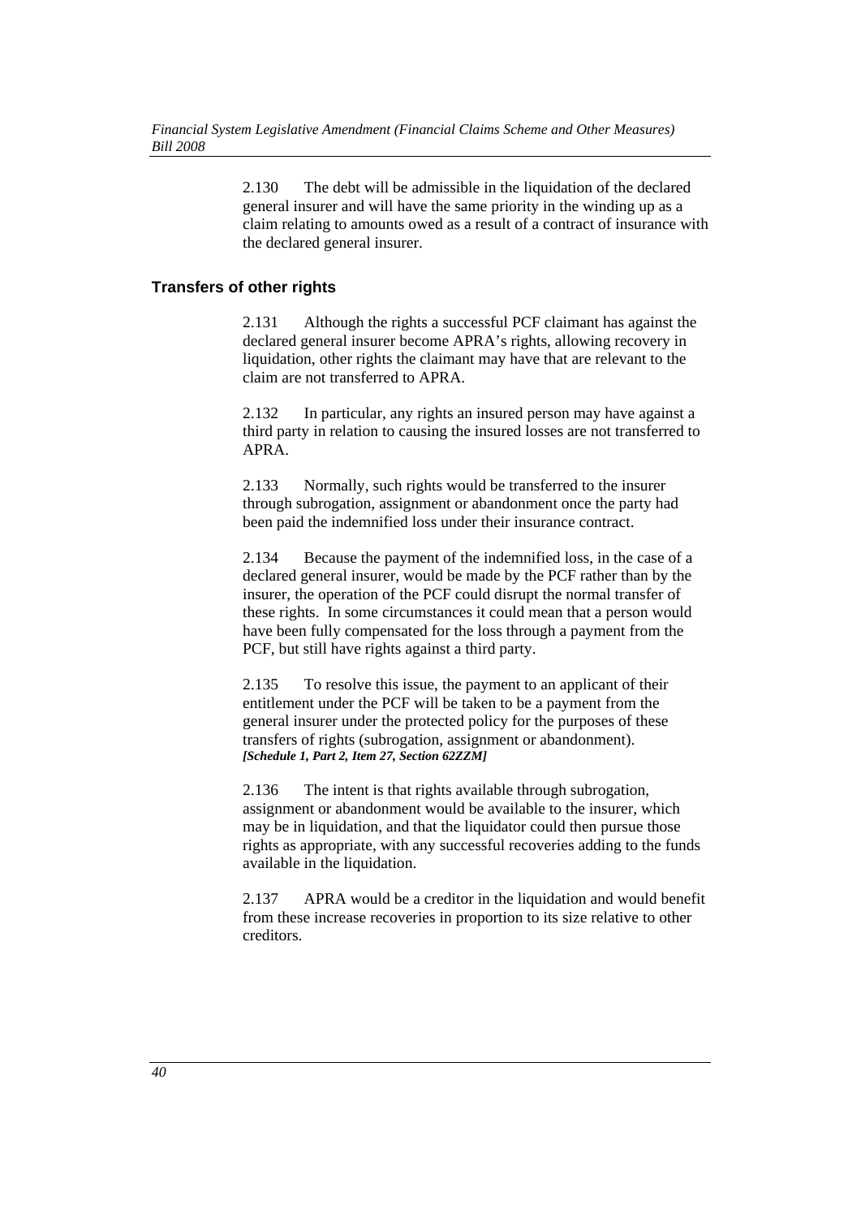2.130 The debt will be admissible in the liquidation of the declared general insurer and will have the same priority in the winding up as a claim relating to amounts owed as a result of a contract of insurance with the declared general insurer.

### Transfers of other rights

2.131 Although the rights a successful PCF claimant has against the declared general insurer become APRA's rights, allowing recovery in liquidation, other rights the claimant may have that are relevant to the claim are not transferred to APRA.

2.132 In particular, any rights an insured person may have against a third party in relation to causing the insured losses are not transferred to APRA.

2.133 Normally, such rights would be transferred to the insurer through subrogation, assignment or abandonment once the party had been paid the indemnified loss under their insurance contract.

2.134 Because the payment of the indemnified loss, in the case of a declared general insurer, would be made by the PCF rather than by the insurer, the operation of the PCF could disrupt the normal transfer of these rights. In some circumstances it could mean that a person would have been fully compensated for the loss through a payment from the PCF, but still have rights against a third party.

2.135 To resolve this issue, the payment to an applicant of their entitlement under the PCF will be taken to be a payment from the general insurer under the protected policy for the purposes of these transfers of rights (subrogation, assignment or abandonment). ***[Schedule 1, Part 2, Item 27, Section 62ZZM]***

2.136 The intent is that rights available through subrogation, assignment or abandonment would be available to the insurer, which may be in liquidation, and that the liquidator could then pursue those rights as appropriate, with any successful recoveries adding to the funds available in the liquidation.

2.137 APRA would be a creditor in the liquidation and would benefit from these increase recoveries in proportion to its size relative to other creditors.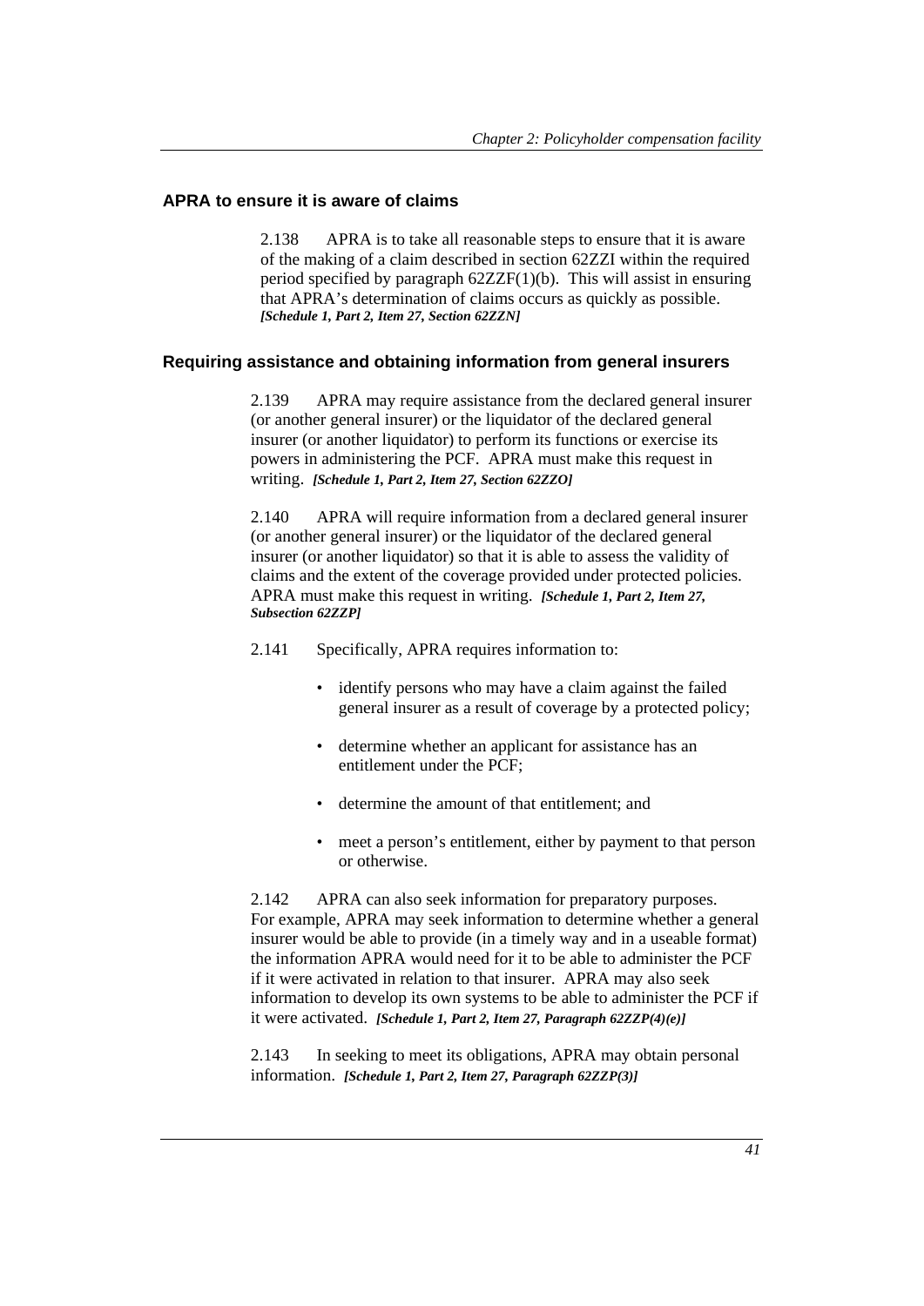### APRA to ensure it is aware of claims

2.138 APRA is to take all reasonable steps to ensure that it is aware of the making of a claim described in section 62ZZI within the required period specified by paragraph 62ZZF(1)(b). This will assist in ensuring that APRA's determination of claims occurs as quickly as possible. ***[Schedule 1, Part 2, Item 27, Section 62ZZN]***

### Requiring assistance and obtaining information from general insurers

2.139 APRA may require assistance from the declared general insurer (or another general insurer) or the liquidator of the declared general insurer (or another liquidator) to perform its functions or exercise its powers in administering the PCF. APRA must make this request in writing. ***[Schedule 1, Part 2, Item 27, Section 62ZZO]***

2.140 APRA will require information from a declared general insurer (or another general insurer) or the liquidator of the declared general insurer (or another liquidator) so that it is able to assess the validity of claims and the extent of the coverage provided under protected policies. APRA must make this request in writing. ***[Schedule 1, Part 2, Item 27, Subsection 62ZZP]***

2.141 Specifically, APRA requires information to:

- identify persons who may have a claim against the failed general insurer as a result of coverage by a protected policy;
- determine whether an applicant for assistance has an entitlement under the PCF;
- determine the amount of that entitlement; and
- meet a person's entitlement, either by payment to that person or otherwise.

2.142 APRA can also seek information for preparatory purposes. For example, APRA may seek information to determine whether a general insurer would be able to provide (in a timely way and in a useable format) the information APRA would need for it to be able to administer the PCF if it were activated in relation to that insurer. APRA may also seek information to develop its own systems to be able to administer the PCF if it were activated. ***[Schedule 1, Part 2, Item 27, Paragraph 62ZZP(4)(e)]***

2.143 In seeking to meet its obligations, APRA may obtain personal information. ***[Schedule 1, Part 2, Item 27, Paragraph 62ZZP(3)]***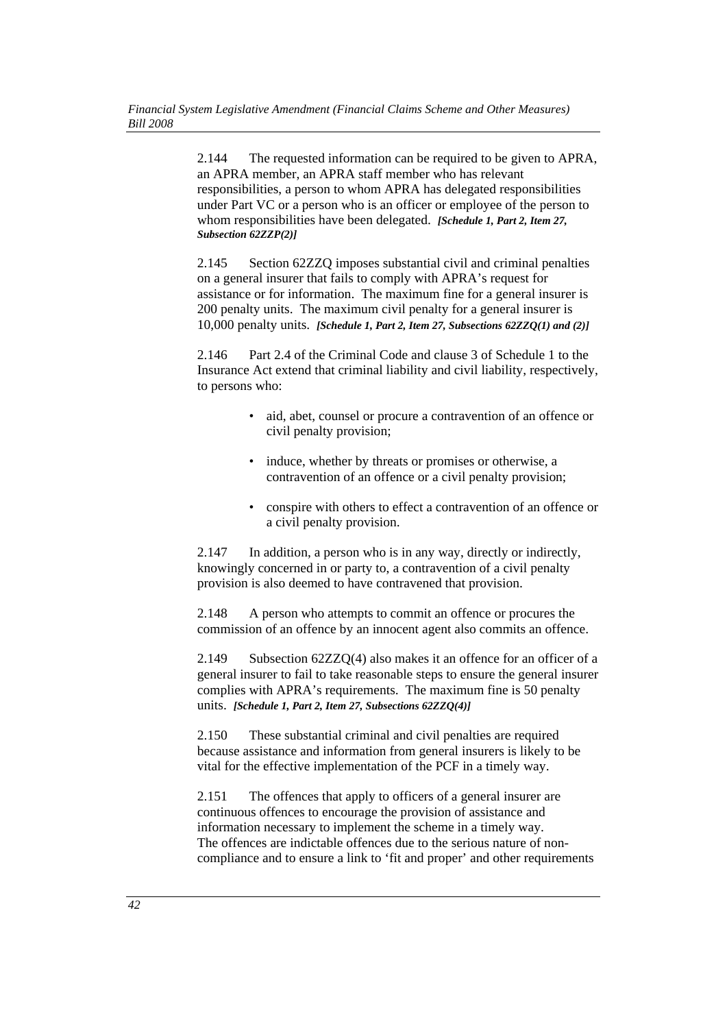2.144 The requested information can be required to be given to APRA, an APRA member, an APRA staff member who has relevant responsibilities, a person to whom APRA has delegated responsibilities under Part VC or a person who is an officer or employee of the person to whom responsibilities have been delegated. ***[Schedule 1, Part 2, Item 27, Subsection 62ZZP(2)]***

2.145 Section 62ZZQ imposes substantial civil and criminal penalties on a general insurer that fails to comply with APRA's request for assistance or for information. The maximum fine for a general insurer is 200 penalty units. The maximum civil penalty for a general insurer is 10,000 penalty units. ***[Schedule 1, Part 2, Item 27, Subsections 62ZZQ(1) and (2)]***

2.146 Part 2.4 of the Criminal Code and clause 3 of Schedule 1 to the Insurance Act extend that criminal liability and civil liability, respectively, to persons who:

- aid, abet, counsel or procure a contravention of an offence or civil penalty provision;
- induce, whether by threats or promises or otherwise, a contravention of an offence or a civil penalty provision;
- conspire with others to effect a contravention of an offence or a civil penalty provision.

2.147 In addition, a person who is in any way, directly or indirectly, knowingly concerned in or party to, a contravention of a civil penalty provision is also deemed to have contravened that provision.

2.148 A person who attempts to commit an offence or procures the commission of an offence by an innocent agent also commits an offence.

2.149 Subsection 62ZZQ(4) also makes it an offence for an officer of a general insurer to fail to take reasonable steps to ensure the general insurer complies with APRA's requirements. The maximum fine is 50 penalty units. ***[Schedule 1, Part 2, Item 27, Subsections 62ZZQ(4)]***

2.150 These substantial criminal and civil penalties are required because assistance and information from general insurers is likely to be vital for the effective implementation of the PCF in a timely way.

2.151 The offences that apply to officers of a general insurer are continuous offences to encourage the provision of assistance and information necessary to implement the scheme in a timely way. The offences are indictable offences due to the serious nature of non-compliance and to ensure a link to 'fit and proper' and other requirements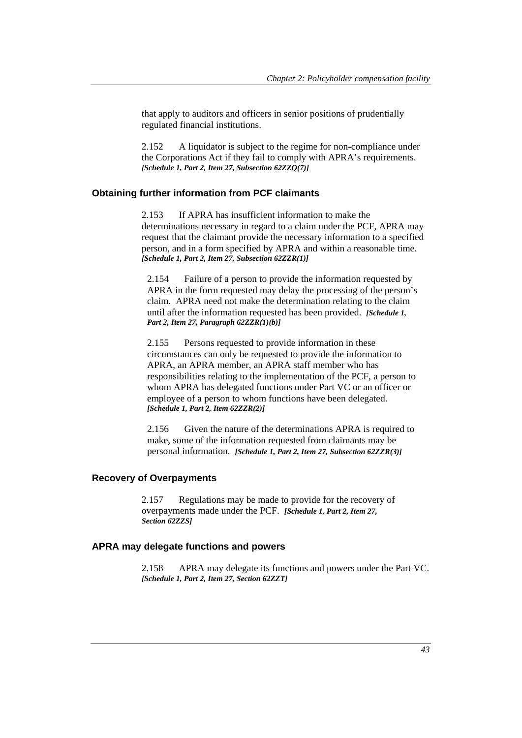that apply to auditors and officers in senior positions of prudentially regulated financial institutions.

2.152 A liquidator is subject to the regime for non-compliance under the Corporations Act if they fail to comply with APRA's requirements. ***[Schedule 1, Part 2, Item 27, Subsection 62ZZQ(7)]***

### Obtaining further information from PCF claimants

2.153 If APRA has insufficient information to make the determinations necessary in regard to a claim under the PCF, APRA may request that the claimant provide the necessary information to a specified person, and in a form specified by APRA and within a reasonable time. ***[Schedule 1, Part 2, Item 27, Subsection 62ZZR(1)]***

2.154 Failure of a person to provide the information requested by APRA in the form requested may delay the processing of the person's claim. APRA need not make the determination relating to the claim until after the information requested has been provided. ***[Schedule 1, Part 2, Item 27, Paragraph 62ZZR(1)(b)]***

2.155 Persons requested to provide information in these circumstances can only be requested to provide the information to APRA, an APRA member, an APRA staff member who has responsibilities relating to the implementation of the PCF, a person to whom APRA has delegated functions under Part VC or an officer or employee of a person to whom functions have been delegated. ***[Schedule 1, Part 2, Item 62ZZR(2)]***

2.156 Given the nature of the determinations APRA is required to make, some of the information requested from claimants may be personal information. ***[Schedule 1, Part 2, Item 27, Subsection 62ZZR(3)]***

### Recovery of Overpayments

2.157 Regulations may be made to provide for the recovery of overpayments made under the PCF. ***[Schedule 1, Part 2, Item 27, Section 62ZZS]***

### APRA may delegate functions and powers

2.158 APRA may delegate its functions and powers under the Part VC. ***[Schedule 1, Part 2, Item 27, Section 62ZZT]***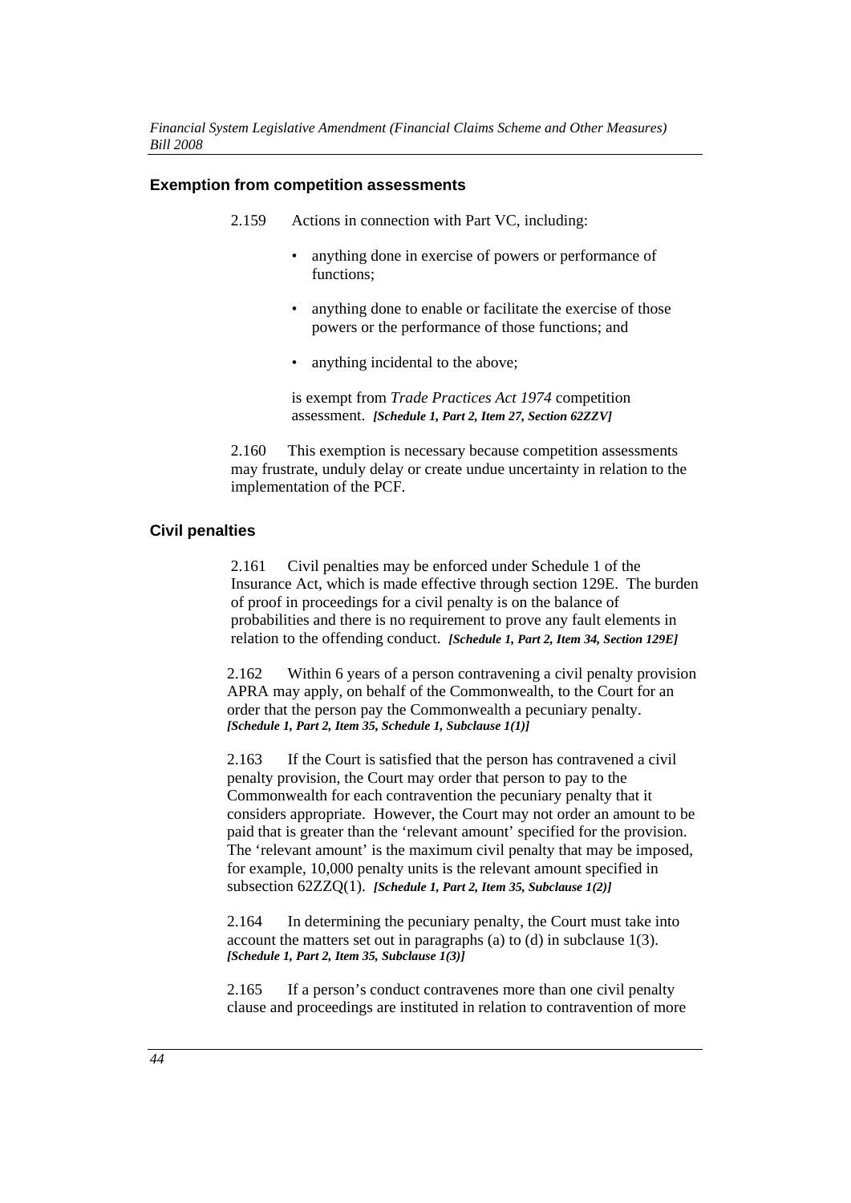### Exemption from competition assessments

2.159 Actions in connection with Part VC, including:

- anything done in exercise of powers or performance of functions;
- anything done to enable or facilitate the exercise of those powers or the performance of those functions; and
- anything incidental to the above;

is exempt from *Trade Practices Act 1974* competition assessment. ***[Schedule 1, Part 2, Item 27, Section 62ZZV]***

2.160 This exemption is necessary because competition assessments may frustrate, unduly delay or create undue uncertainty in relation to the implementation of the PCF.

### Civil penalties

2.161 Civil penalties may be enforced under Schedule 1 of the Insurance Act, which is made effective through section 129E. The burden of proof in proceedings for a civil penalty is on the balance of probabilities and there is no requirement to prove any fault elements in relation to the offending conduct. ***[Schedule 1, Part 2, Item 34, Section 129E]***

2.162 Within 6 years of a person contravening a civil penalty provision APRA may apply, on behalf of the Commonwealth, to the Court for an order that the person pay the Commonwealth a pecuniary penalty. ***[Schedule 1, Part 2, Item 35, Schedule 1, Subclause 1(1)]***

2.163 If the Court is satisfied that the person has contravened a civil penalty provision, the Court may order that person to pay to the Commonwealth for each contravention the pecuniary penalty that it considers appropriate. However, the Court may not order an amount to be paid that is greater than the 'relevant amount' specified for the provision. The 'relevant amount' is the maximum civil penalty that may be imposed, for example, 10,000 penalty units is the relevant amount specified in subsection 62ZZQ(1). ***[Schedule 1, Part 2, Item 35, Subclause 1(2)]***

2.164 In determining the pecuniary penalty, the Court must take into account the matters set out in paragraphs (a) to (d) in subclause 1(3). ***[Schedule 1, Part 2, Item 35, Subclause 1(3)]***

2.165 If a person's conduct contravenes more than one civil penalty clause and proceedings are instituted in relation to contravention of more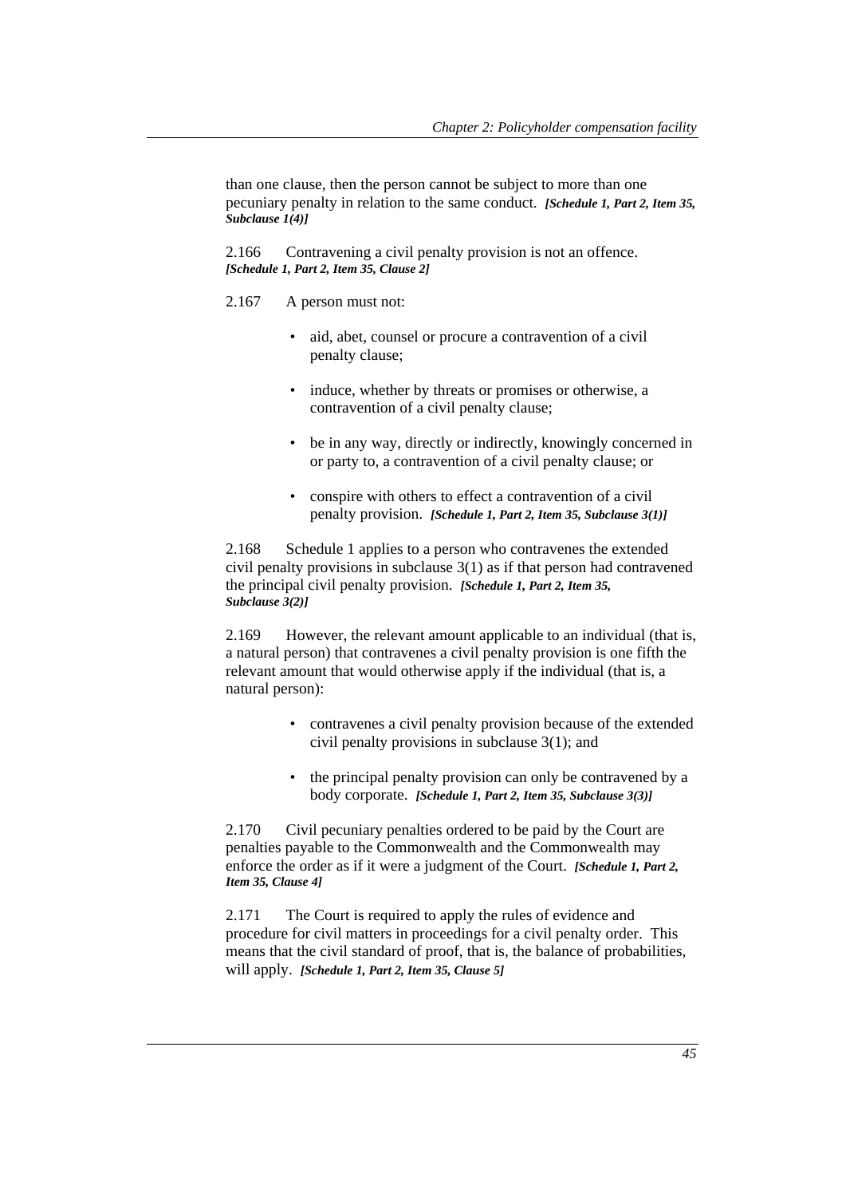than one clause, then the person cannot be subject to more than one pecuniary penalty in relation to the same conduct. ***[Schedule 1, Part 2, Item 35, Subclause 1(4)]***

2.166 Contravening a civil penalty provision is not an offence. ***[Schedule 1, Part 2, Item 35, Clause 2]***

2.167 A person must not:

- aid, abet, counsel or procure a contravention of a civil penalty clause;
- induce, whether by threats or promises or otherwise, a contravention of a civil penalty clause;
- be in any way, directly or indirectly, knowingly concerned in or party to, a contravention of a civil penalty clause; or
- conspire with others to effect a contravention of a civil penalty provision. ***[Schedule 1, Part 2, Item 35, Subclause 3(1)]***

2.168 Schedule 1 applies to a person who contravenes the extended civil penalty provisions in subclause 3(1) as if that person had contravened the principal civil penalty provision. ***[Schedule 1, Part 2, Item 35, Subclause 3(2)]***

2.169 However, the relevant amount applicable to an individual (that is, a natural person) that contravenes a civil penalty provision is one fifth the relevant amount that would otherwise apply if the individual (that is, a natural person):

- contravenes a civil penalty provision because of the extended civil penalty provisions in subclause 3(1); and
- the principal penalty provision can only be contravened by a body corporate. ***[Schedule 1, Part 2, Item 35, Subclause 3(3)]***

2.170 Civil pecuniary penalties ordered to be paid by the Court are penalties payable to the Commonwealth and the Commonwealth may enforce the order as if it were a judgment of the Court. ***[Schedule 1, Part 2, Item 35, Clause 4]***

2.171 The Court is required to apply the rules of evidence and procedure for civil matters in proceedings for a civil penalty order. This means that the civil standard of proof, that is, the balance of probabilities, will apply. ***[Schedule 1, Part 2, Item 35, Clause 5]***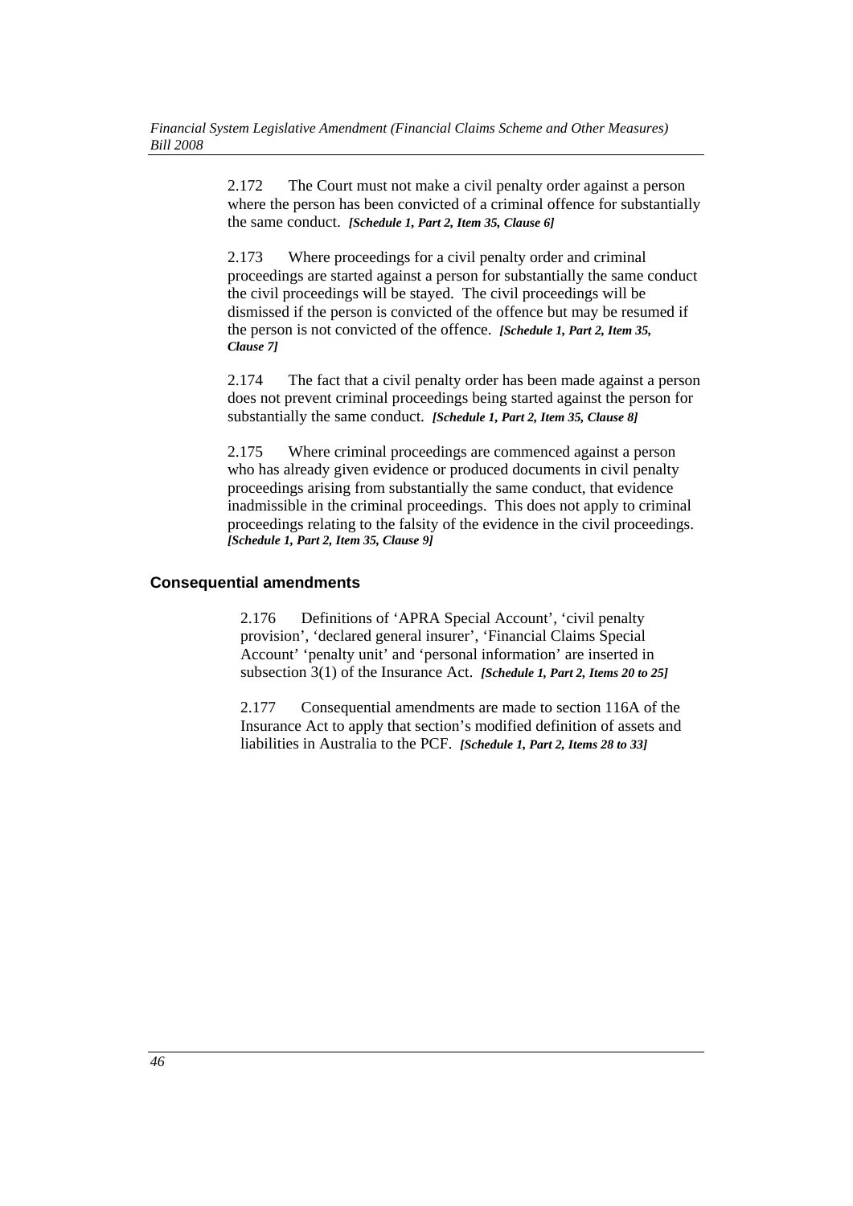2.172 The Court must not make a civil penalty order against a person where the person has been convicted of a criminal offence for substantially the same conduct. ***[Schedule 1, Part 2, Item 35, Clause 6]***

2.173 Where proceedings for a civil penalty order and criminal proceedings are started against a person for substantially the same conduct the civil proceedings will be stayed. The civil proceedings will be dismissed if the person is convicted of the offence but may be resumed if the person is not convicted of the offence. ***[Schedule 1, Part 2, Item 35, Clause 7]***

2.174 The fact that a civil penalty order has been made against a person does not prevent criminal proceedings being started against the person for substantially the same conduct. ***[Schedule 1, Part 2, Item 35, Clause 8]***

2.175 Where criminal proceedings are commenced against a person who has already given evidence or produced documents in civil penalty proceedings arising from substantially the same conduct, that evidence inadmissible in the criminal proceedings. This does not apply to criminal proceedings relating to the falsity of the evidence in the civil proceedings. ***[Schedule 1, Part 2, Item 35, Clause 9]***

### Consequential amendments

2.176 Definitions of 'APRA Special Account', 'civil penalty provision', 'declared general insurer', 'Financial Claims Special Account' 'penalty unit' and 'personal information' are inserted in subsection 3(1) of the Insurance Act. ***[Schedule 1, Part 2, Items 20 to 25]***

2.177 Consequential amendments are made to section 116A of the Insurance Act to apply that section's modified definition of assets and liabilities in Australia to the PCF. ***[Schedule 1, Part 2, Items 28 to 33]***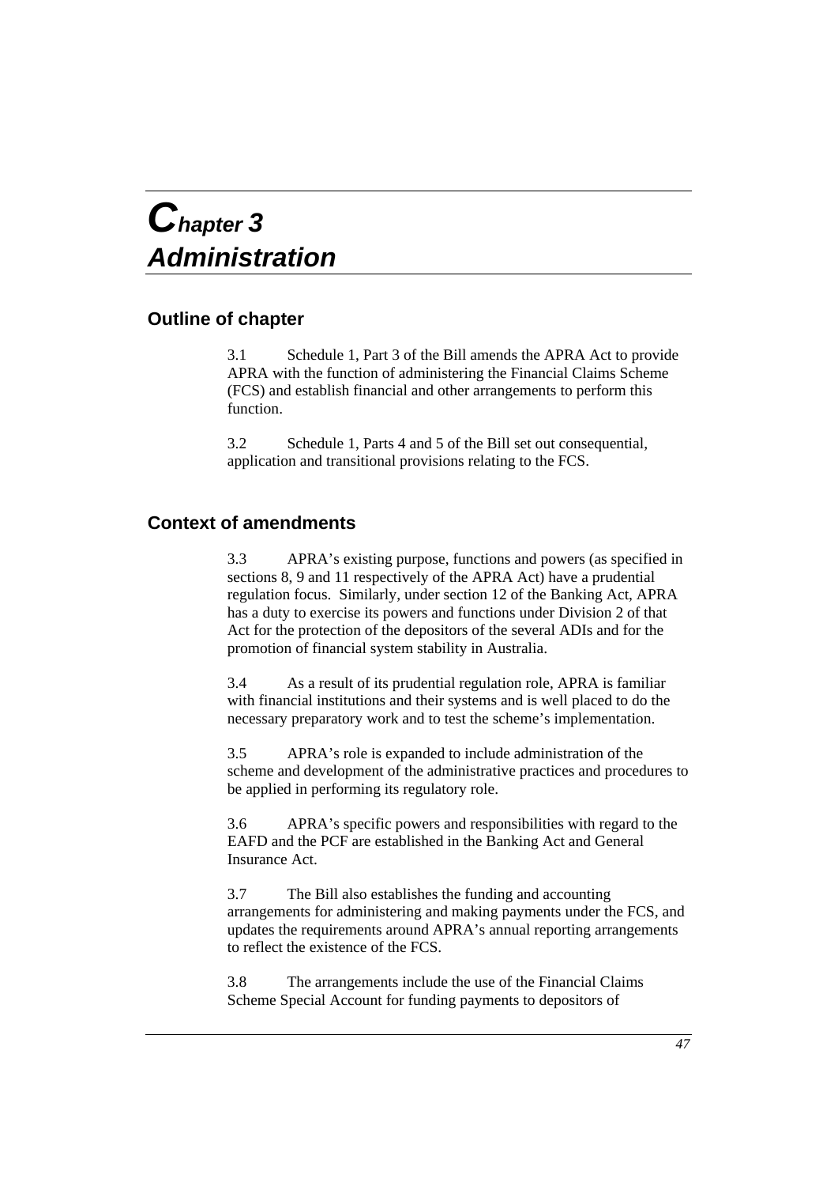# Chapter 3
# Administration

## Outline of chapter

3.1 Schedule 1, Part 3 of the Bill amends the APRA Act to provide APRA with the function of administering the Financial Claims Scheme (FCS) and establish financial and other arrangements to perform this function.

3.2 Schedule 1, Parts 4 and 5 of the Bill set out consequential, application and transitional provisions relating to the FCS.

## Context of amendments

3.3 APRA's existing purpose, functions and powers (as specified in sections 8, 9 and 11 respectively of the APRA Act) have a prudential regulation focus. Similarly, under section 12 of the Banking Act, APRA has a duty to exercise its powers and functions under Division 2 of that Act for the protection of the depositors of the several ADIs and for the promotion of financial system stability in Australia.

3.4 As a result of its prudential regulation role, APRA is familiar with financial institutions and their systems and is well placed to do the necessary preparatory work and to test the scheme's implementation.

3.5 APRA's role is expanded to include administration of the scheme and development of the administrative practices and procedures to be applied in performing its regulatory role.

3.6 APRA's specific powers and responsibilities with regard to the EAFD and the PCF are established in the Banking Act and General Insurance Act.

3.7 The Bill also establishes the funding and accounting arrangements for administering and making payments under the FCS, and updates the requirements around APRA's annual reporting arrangements to reflect the existence of the FCS.

3.8 The arrangements include the use of the Financial Claims Scheme Special Account for funding payments to depositors of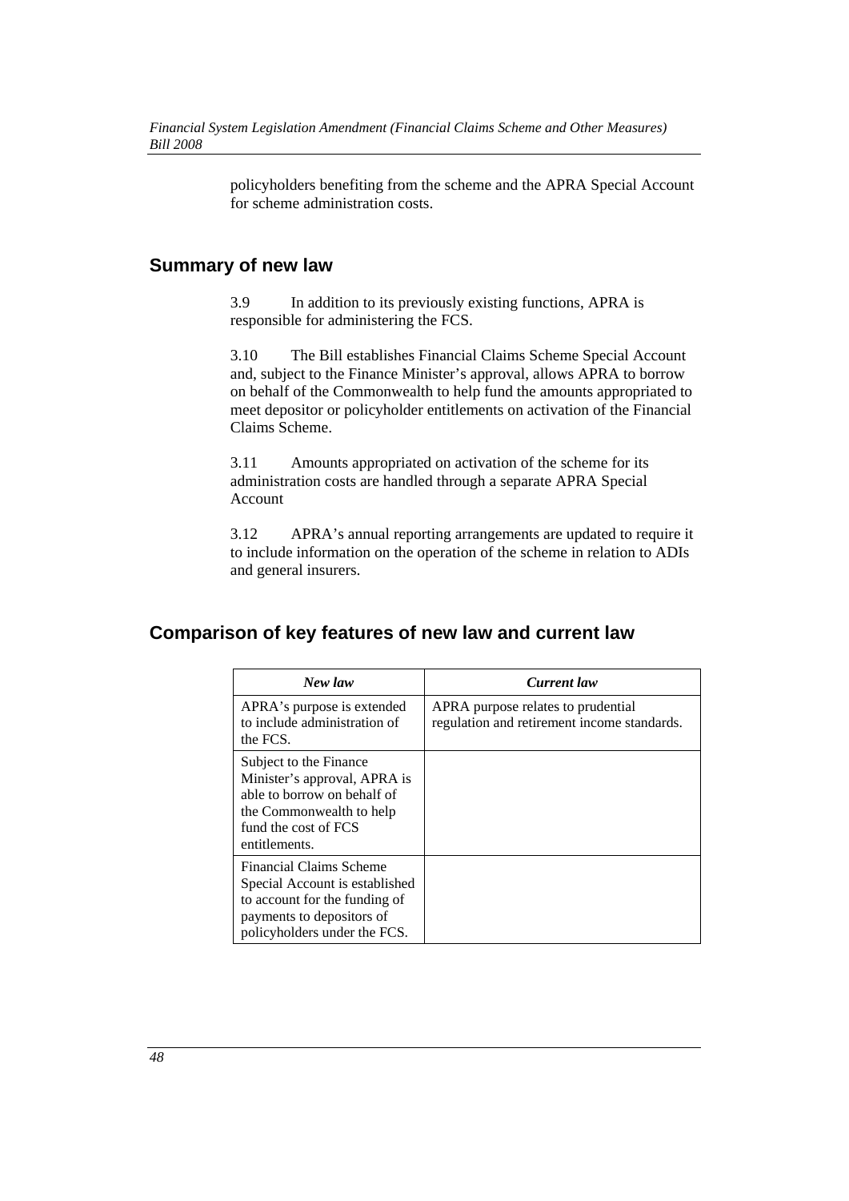policyholders benefiting from the scheme and the APRA Special Account for scheme administration costs.

## Summary of new law

3.9 In addition to its previously existing functions, APRA is responsible for administering the FCS.

3.10 The Bill establishes Financial Claims Scheme Special Account and, subject to the Finance Minister's approval, allows APRA to borrow on behalf of the Commonwealth to help fund the amounts appropriated to meet depositor or policyholder entitlements on activation of the Financial Claims Scheme.

3.11 Amounts appropriated on activation of the scheme for its administration costs are handled through a separate APRA Special Account

3.12 APRA's annual reporting arrangements are updated to require it to include information on the operation of the scheme in relation to ADIs and general insurers.

## Comparison of key features of new law and current law

| *New law* | *Current law* |
|---|---|
| APRA's purpose is extended to include administration of the FCS. | APRA purpose relates to prudential regulation and retirement income standards. |
| Subject to the Finance Minister's approval, APRA is able to borrow on behalf of the Commonwealth to help fund the cost of FCS entitlements. | |
| Financial Claims Scheme Special Account is established to account for the funding of payments to depositors of policyholders under the FCS. | |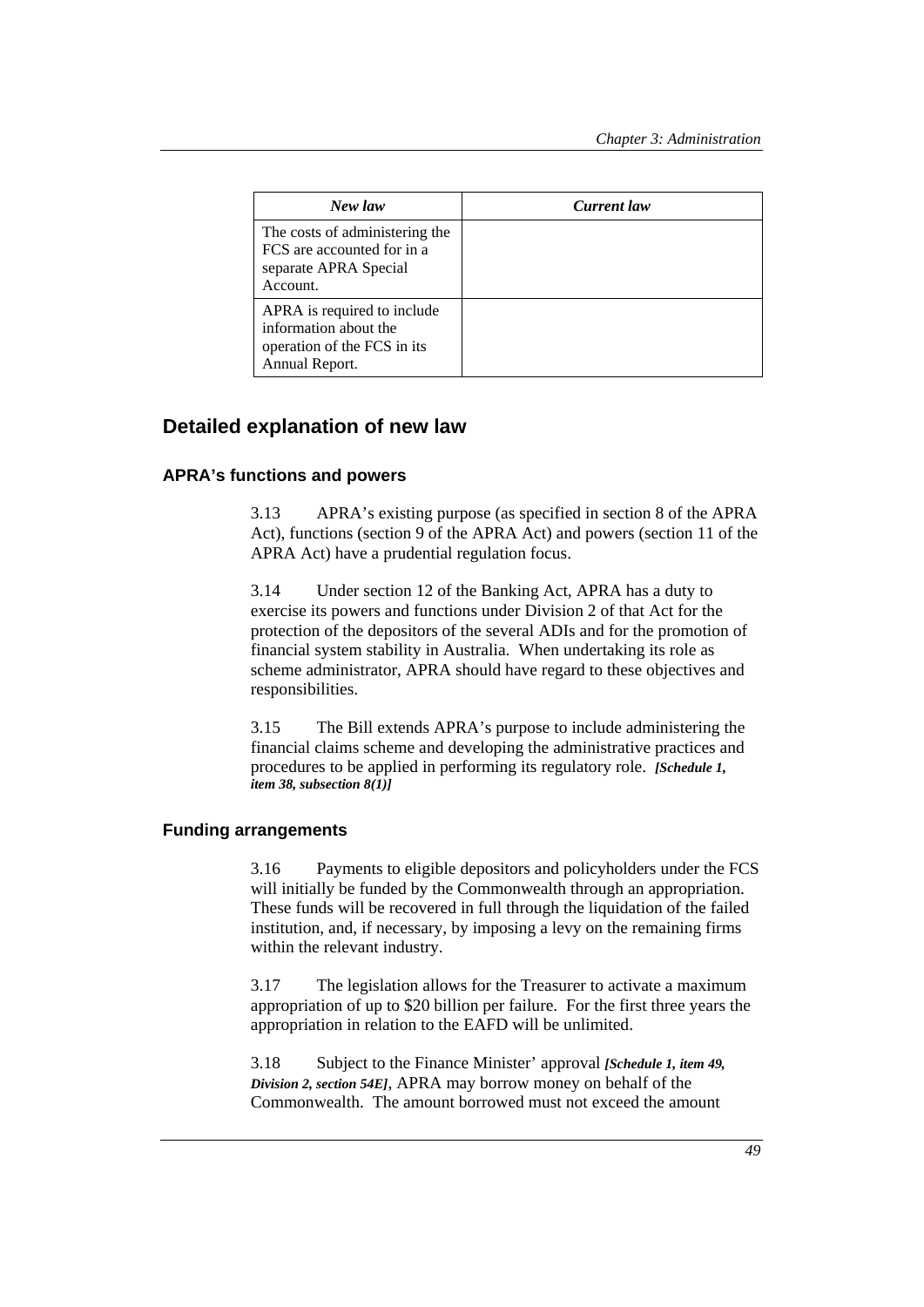| *New law* | *Current law* |
|---|---|
| The costs of administering the FCS are accounted for in a separate APRA Special Account. | |
| APRA is required to include information about the operation of the FCS in its Annual Report. | |

## Detailed explanation of new law

### APRA's functions and powers

3.13 APRA's existing purpose (as specified in section 8 of the APRA Act), functions (section 9 of the APRA Act) and powers (section 11 of the APRA Act) have a prudential regulation focus.

3.14 Under section 12 of the Banking Act, APRA has a duty to exercise its powers and functions under Division 2 of that Act for the protection of the depositors of the several ADIs and for the promotion of financial system stability in Australia. When undertaking its role as scheme administrator, APRA should have regard to these objectives and responsibilities.

3.15 The Bill extends APRA's purpose to include administering the financial claims scheme and developing the administrative practices and procedures to be applied in performing its regulatory role. ***[Schedule 1, item 38, subsection 8(1)]***

### Funding arrangements

3.16 Payments to eligible depositors and policyholders under the FCS will initially be funded by the Commonwealth through an appropriation. These funds will be recovered in full through the liquidation of the failed institution, and, if necessary, by imposing a levy on the remaining firms within the relevant industry.

3.17 The legislation allows for the Treasurer to activate a maximum appropriation of up to $20 billion per failure. For the first three years the appropriation in relation to the EAFD will be unlimited.

3.18 Subject to the Finance Minister' approval ***[Schedule 1, item 49, Division 2, section 54E]***, APRA may borrow money on behalf of the Commonwealth. The amount borrowed must not exceed the amount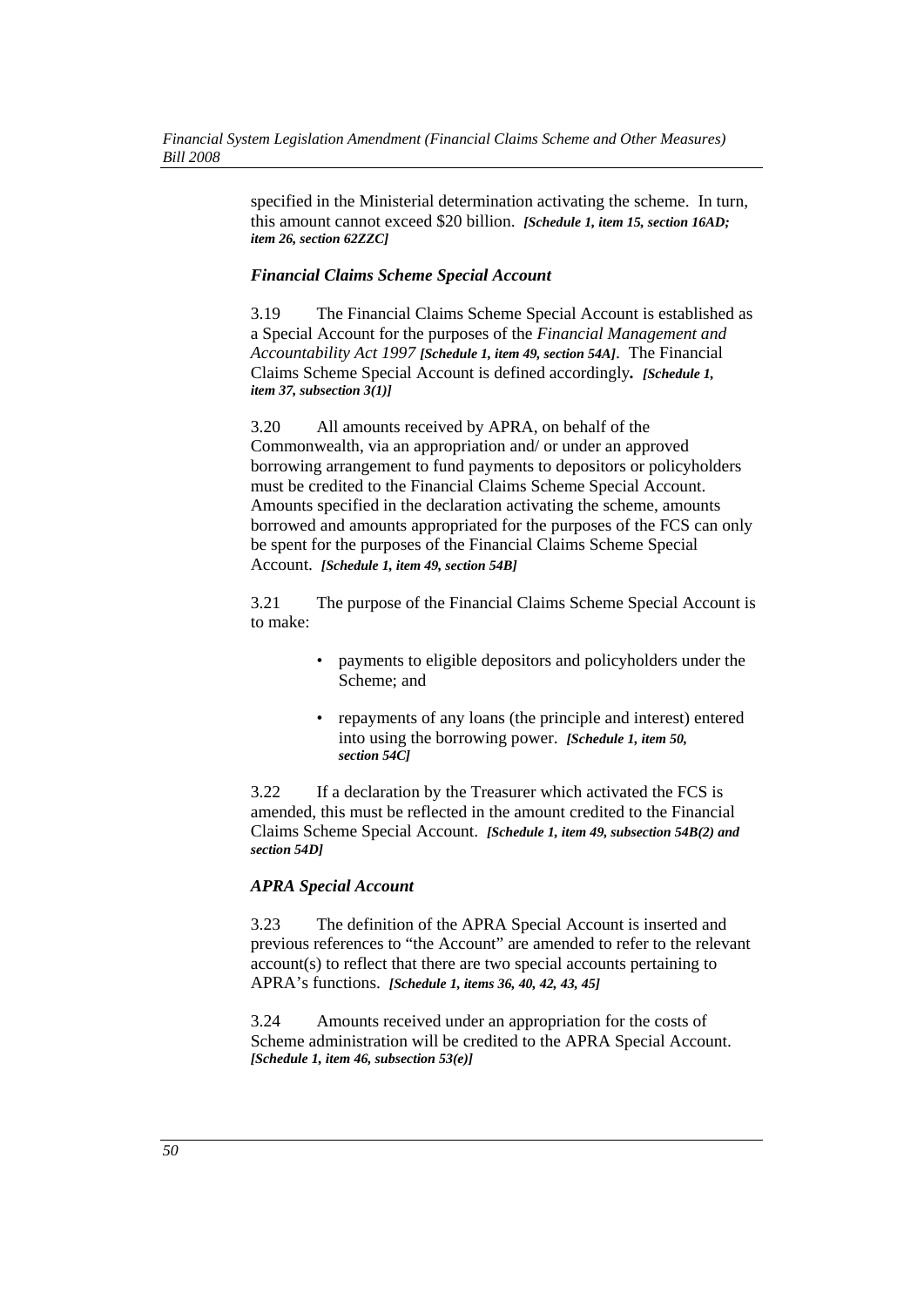specified in the Ministerial determination activating the scheme. In turn, this amount cannot exceed $20 billion. ***[Schedule 1, item 15, section 16AD; item 26, section 62ZZC]***

### *Financial Claims Scheme Special Account*

3.19 The Financial Claims Scheme Special Account is established as a Special Account for the purposes of the *Financial Management and Accountability Act 1997* ***[Schedule 1, item 49, section 54A]***. The Financial Claims Scheme Special Account is defined accordingly**.** ***[Schedule 1, item 37, subsection 3(1)]***

3.20 All amounts received by APRA, on behalf of the Commonwealth, via an appropriation and/ or under an approved borrowing arrangement to fund payments to depositors or policyholders must be credited to the Financial Claims Scheme Special Account. Amounts specified in the declaration activating the scheme, amounts borrowed and amounts appropriated for the purposes of the FCS can only be spent for the purposes of the Financial Claims Scheme Special Account. ***[Schedule 1, item 49, section 54B]***

3.21 The purpose of the Financial Claims Scheme Special Account is to make:

- payments to eligible depositors and policyholders under the Scheme; and
- repayments of any loans (the principle and interest) entered into using the borrowing power. ***[Schedule 1, item 50, section 54C]***

3.22 If a declaration by the Treasurer which activated the FCS is amended, this must be reflected in the amount credited to the Financial Claims Scheme Special Account. ***[Schedule 1, item 49, subsection 54B(2) and section 54D]***

### *APRA Special Account*

3.23 The definition of the APRA Special Account is inserted and previous references to "the Account" are amended to refer to the relevant account(s) to reflect that there are two special accounts pertaining to APRA's functions. ***[Schedule 1, items 36, 40, 42, 43, 45]***

3.24 Amounts received under an appropriation for the costs of Scheme administration will be credited to the APRA Special Account. ***[Schedule 1, item 46, subsection 53(e)]***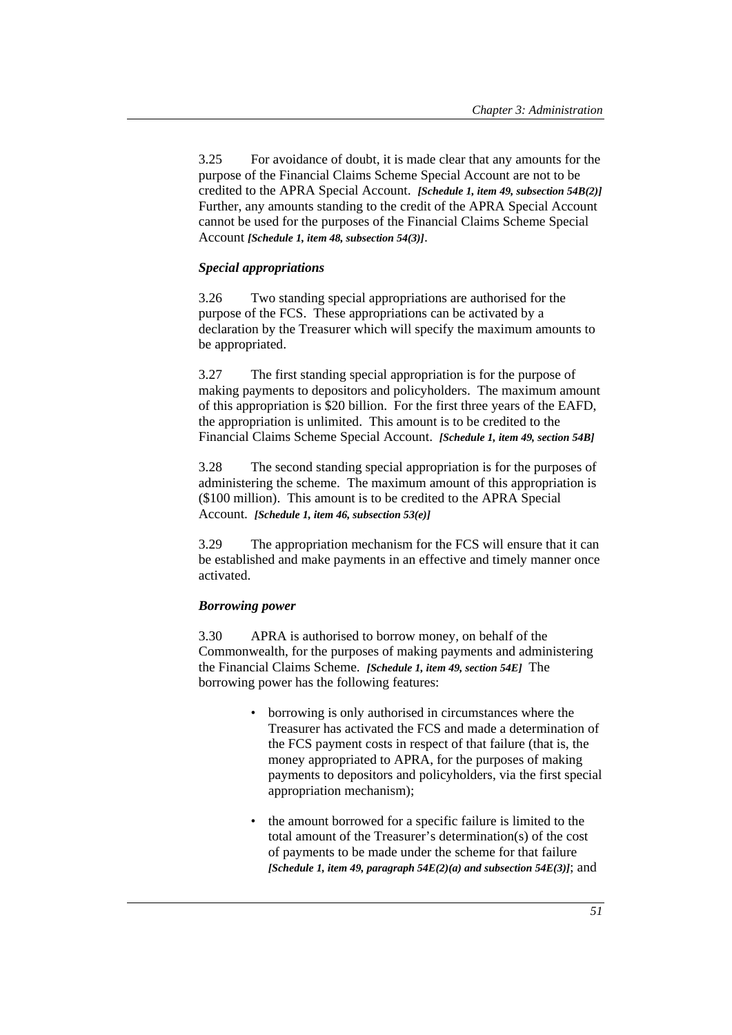3.25 For avoidance of doubt, it is made clear that any amounts for the purpose of the Financial Claims Scheme Special Account are not to be credited to the APRA Special Account. ***[Schedule 1, item 49, subsection 54B(2)]*** Further, any amounts standing to the credit of the APRA Special Account cannot be used for the purposes of the Financial Claims Scheme Special Account ***[Schedule 1, item 48, subsection 54(3)]***.

### *Special appropriations*

3.26 Two standing special appropriations are authorised for the purpose of the FCS. These appropriations can be activated by a declaration by the Treasurer which will specify the maximum amounts to be appropriated.

3.27 The first standing special appropriation is for the purpose of making payments to depositors and policyholders. The maximum amount of this appropriation is $20 billion. For the first three years of the EAFD, the appropriation is unlimited. This amount is to be credited to the Financial Claims Scheme Special Account. ***[Schedule 1, item 49, section 54B]***

3.28 The second standing special appropriation is for the purposes of administering the scheme. The maximum amount of this appropriation is ($100 million). This amount is to be credited to the APRA Special Account. ***[Schedule 1, item 46, subsection 53(e)]***

3.29 The appropriation mechanism for the FCS will ensure that it can be established and make payments in an effective and timely manner once activated.

### *Borrowing power*

3.30 APRA is authorised to borrow money, on behalf of the Commonwealth, for the purposes of making payments and administering the Financial Claims Scheme. ***[Schedule 1, item 49, section 54E]*** The borrowing power has the following features:

- borrowing is only authorised in circumstances where the Treasurer has activated the FCS and made a determination of the FCS payment costs in respect of that failure (that is, the money appropriated to APRA, for the purposes of making payments to depositors and policyholders, via the first special appropriation mechanism);
- the amount borrowed for a specific failure is limited to the total amount of the Treasurer's determination(s) of the cost of payments to be made under the scheme for that failure ***[Schedule 1, item 49, paragraph 54E(2)(a) and subsection 54E(3)]***; and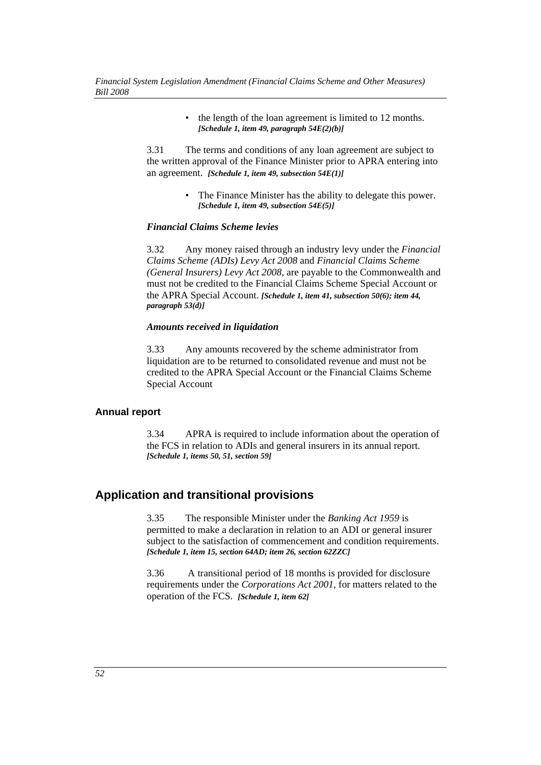- the length of the loan agreement is limited to 12 months. ***[Schedule 1, item 49, paragraph 54E(2)(b)]***

3.31 The terms and conditions of any loan agreement are subject to the written approval of the Finance Minister prior to APRA entering into an agreement. ***[Schedule 1, item 49, subsection 54E(1)]***

- The Finance Minister has the ability to delegate this power. ***[Schedule 1, item 49, subsection 54E(5)]***

*Financial Claims Scheme levies*

3.32 Any money raised through an industry levy under the *Financial Claims Scheme (ADIs) Levy Act 2008* and *Financial Claims Scheme (General Insurers) Levy Act 2008*, are payable to the Commonwealth and must not be credited to the Financial Claims Scheme Special Account or the APRA Special Account. ***[Schedule 1, item 41, subsection 50(6); item 44, paragraph 53(d)]***

*Amounts received in liquidation*

3.33 Any amounts recovered by the scheme administrator from liquidation are to be returned to consolidated revenue and must not be credited to the APRA Special Account or the Financial Claims Scheme Special Account

### Annual report

3.34 APRA is required to include information about the operation of the FCS in relation to ADIs and general insurers in its annual report. ***[Schedule 1, items 50, 51, section 59]***

## Application and transitional provisions

3.35 The responsible Minister under the *Banking Act 1959* is permitted to make a declaration in relation to an ADI or general insurer subject to the satisfaction of commencement and condition requirements. ***[Schedule 1, item 15, section 64AD; item 26, section 62ZZC]***

3.36 A transitional period of 18 months is provided for disclosure requirements under the *Corporations Act 2001*, for matters related to the operation of the FCS. ***[Schedule 1, item 62]***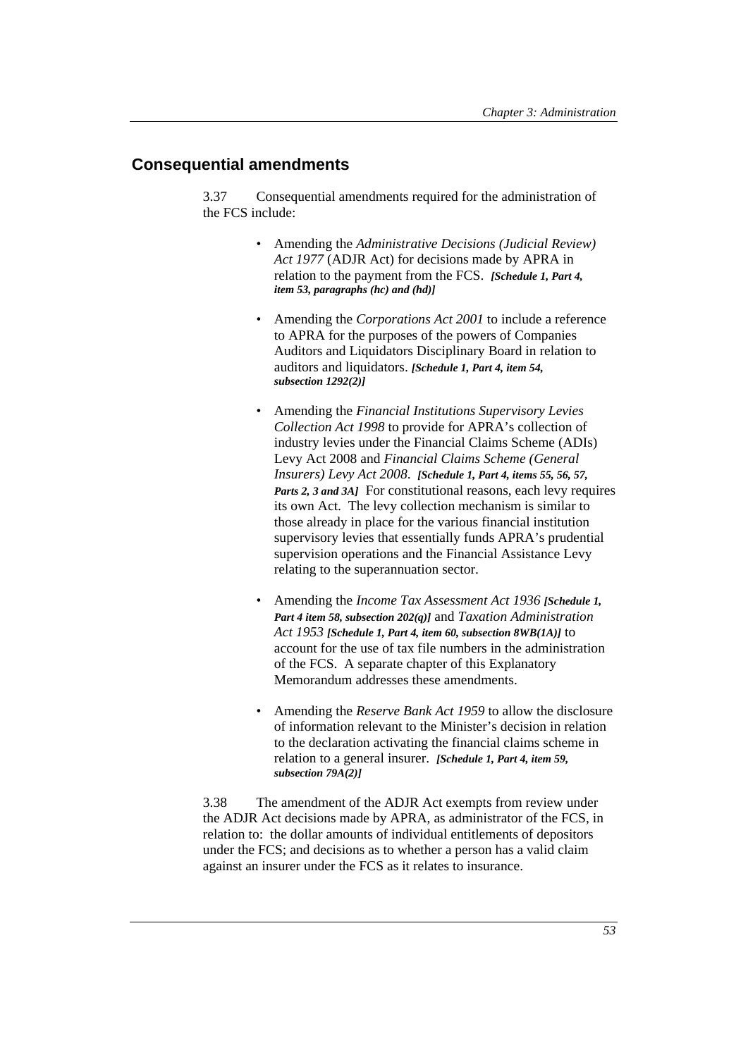## Consequential amendments

3.37 Consequential amendments required for the administration of the FCS include:

- Amending the *Administrative Decisions (Judicial Review) Act 1977* (ADJR Act) for decisions made by APRA in relation to the payment from the FCS. ***[Schedule 1, Part 4, item 53, paragraphs (hc) and (hd)]***
- Amending the *Corporations Act 2001* to include a reference to APRA for the purposes of the powers of Companies Auditors and Liquidators Disciplinary Board in relation to auditors and liquidators. ***[Schedule 1, Part 4, item 54, subsection 1292(2)]***
- Amending the *Financial Institutions Supervisory Levies Collection Act 1998* to provide for APRA's collection of industry levies under the Financial Claims Scheme (ADIs) Levy Act 2008 and *Financial Claims Scheme (General Insurers) Levy Act 2008*. ***[Schedule 1, Part 4, items 55, 56, 57, Parts 2, 3 and 3A]*** For constitutional reasons, each levy requires its own Act. The levy collection mechanism is similar to those already in place for the various financial institution supervisory levies that essentially funds APRA's prudential supervision operations and the Financial Assistance Levy relating to the superannuation sector.
- Amending the *Income Tax Assessment Act 1936* ***[Schedule 1, Part 4 item 58, subsection 202(q)]*** and *Taxation Administration Act 1953* ***[Schedule 1, Part 4, item 60, subsection 8WB(1A)]*** to account for the use of tax file numbers in the administration of the FCS. A separate chapter of this Explanatory Memorandum addresses these amendments.
- Amending the *Reserve Bank Act 1959* to allow the disclosure of information relevant to the Minister's decision in relation to the declaration activating the financial claims scheme in relation to a general insurer. ***[Schedule 1, Part 4, item 59, subsection 79A(2)]***

3.38 The amendment of the ADJR Act exempts from review under the ADJR Act decisions made by APRA, as administrator of the FCS, in relation to: the dollar amounts of individual entitlements of depositors under the FCS; and decisions as to whether a person has a valid claim against an insurer under the FCS as it relates to insurance.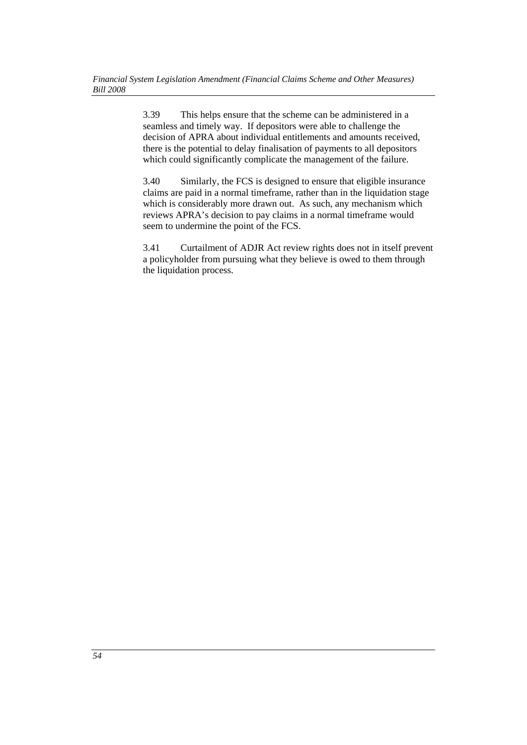3.39 This helps ensure that the scheme can be administered in a seamless and timely way. If depositors were able to challenge the decision of APRA about individual entitlements and amounts received, there is the potential to delay finalisation of payments to all depositors which could significantly complicate the management of the failure.

3.40 Similarly, the FCS is designed to ensure that eligible insurance claims are paid in a normal timeframe, rather than in the liquidation stage which is considerably more drawn out. As such, any mechanism which reviews APRA's decision to pay claims in a normal timeframe would seem to undermine the point of the FCS.

3.41 Curtailment of ADJR Act review rights does not in itself prevent a policyholder from pursuing what they believe is owed to them through the liquidation process.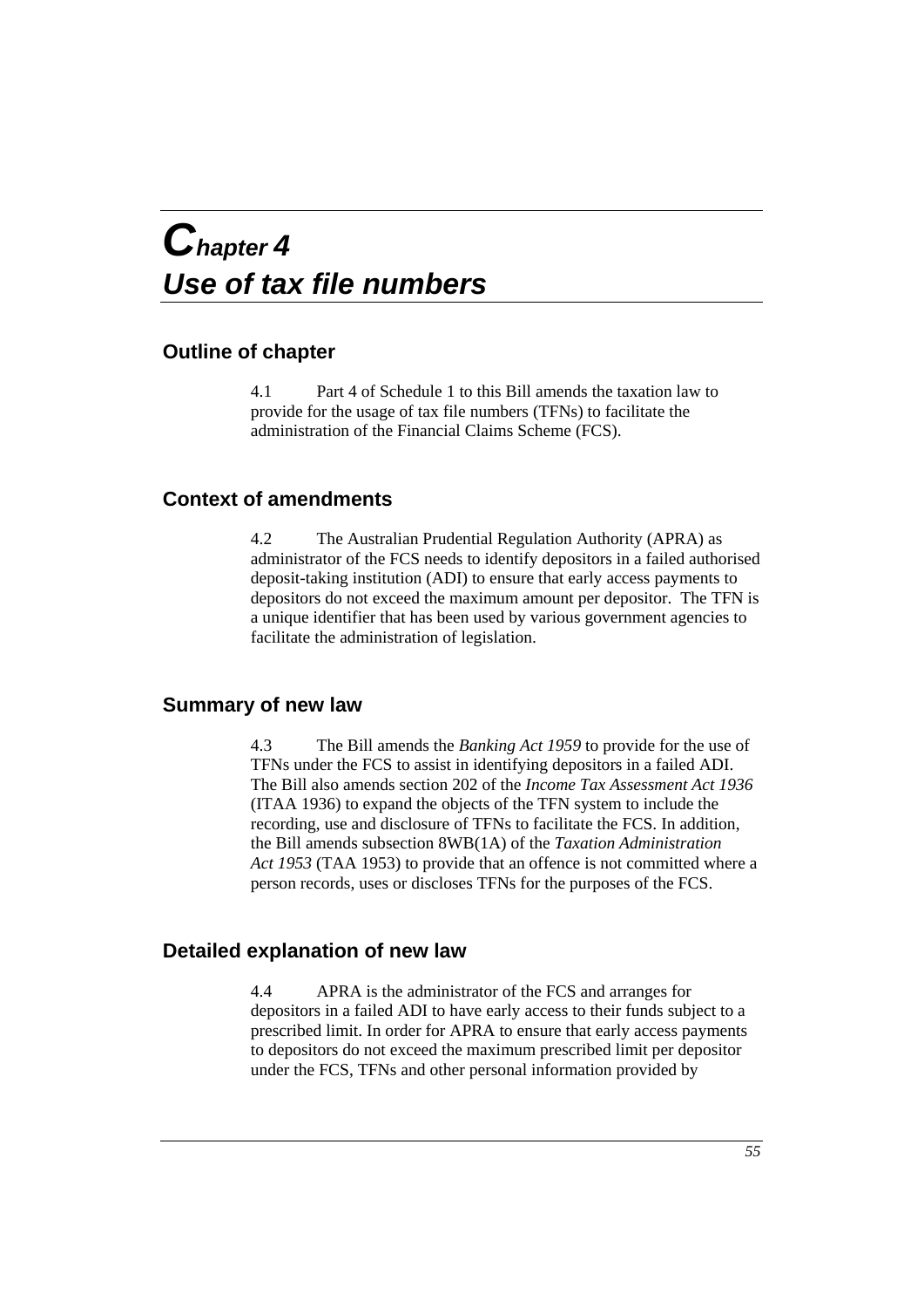# Chapter 4
# Use of tax file numbers

## Outline of chapter

4.1 Part 4 of Schedule 1 to this Bill amends the taxation law to provide for the usage of tax file numbers (TFNs) to facilitate the administration of the Financial Claims Scheme (FCS).

## Context of amendments

4.2 The Australian Prudential Regulation Authority (APRA) as administrator of the FCS needs to identify depositors in a failed authorised deposit-taking institution (ADI) to ensure that early access payments to depositors do not exceed the maximum amount per depositor. The TFN is a unique identifier that has been used by various government agencies to facilitate the administration of legislation.

## Summary of new law

4.3 The Bill amends the *Banking Act 1959* to provide for the use of TFNs under the FCS to assist in identifying depositors in a failed ADI. The Bill also amends section 202 of the *Income Tax Assessment Act 1936* (ITAA 1936) to expand the objects of the TFN system to include the recording, use and disclosure of TFNs to facilitate the FCS. In addition, the Bill amends subsection 8WB(1A) of the *Taxation Administration Act 1953* (TAA 1953) to provide that an offence is not committed where a person records, uses or discloses TFNs for the purposes of the FCS.

## Detailed explanation of new law

4.4 APRA is the administrator of the FCS and arranges for depositors in a failed ADI to have early access to their funds subject to a prescribed limit. In order for APRA to ensure that early access payments to depositors do not exceed the maximum prescribed limit per depositor under the FCS, TFNs and other personal information provided by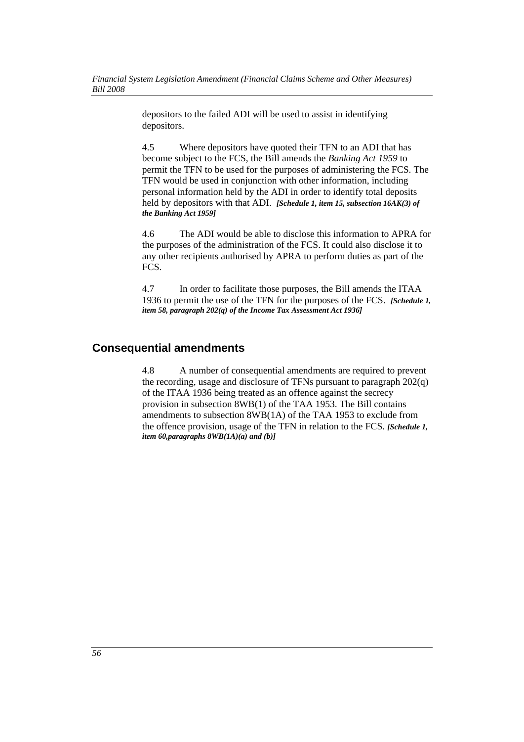depositors to the failed ADI will be used to assist in identifying depositors.

4.5 Where depositors have quoted their TFN to an ADI that has become subject to the FCS, the Bill amends the *Banking Act 1959* to permit the TFN to be used for the purposes of administering the FCS. The TFN would be used in conjunction with other information, including personal information held by the ADI in order to identify total deposits held by depositors with that ADI. ***[Schedule 1, item 15, subsection 16AK(3) of the Banking Act 1959]***

4.6 The ADI would be able to disclose this information to APRA for the purposes of the administration of the FCS. It could also disclose it to any other recipients authorised by APRA to perform duties as part of the FCS.

4.7 In order to facilitate those purposes, the Bill amends the ITAA 1936 to permit the use of the TFN for the purposes of the FCS. ***[Schedule 1, item 58, paragraph 202(q) of the Income Tax Assessment Act 1936]***

## Consequential amendments

4.8 A number of consequential amendments are required to prevent the recording, usage and disclosure of TFNs pursuant to paragraph 202(q) of the ITAA 1936 being treated as an offence against the secrecy provision in subsection 8WB(1) of the TAA 1953. The Bill contains amendments to subsection 8WB(1A) of the TAA 1953 to exclude from the offence provision, usage of the TFN in relation to the FCS. ***[Schedule 1, item 60,paragraphs 8WB(1A)(a) and (b)]***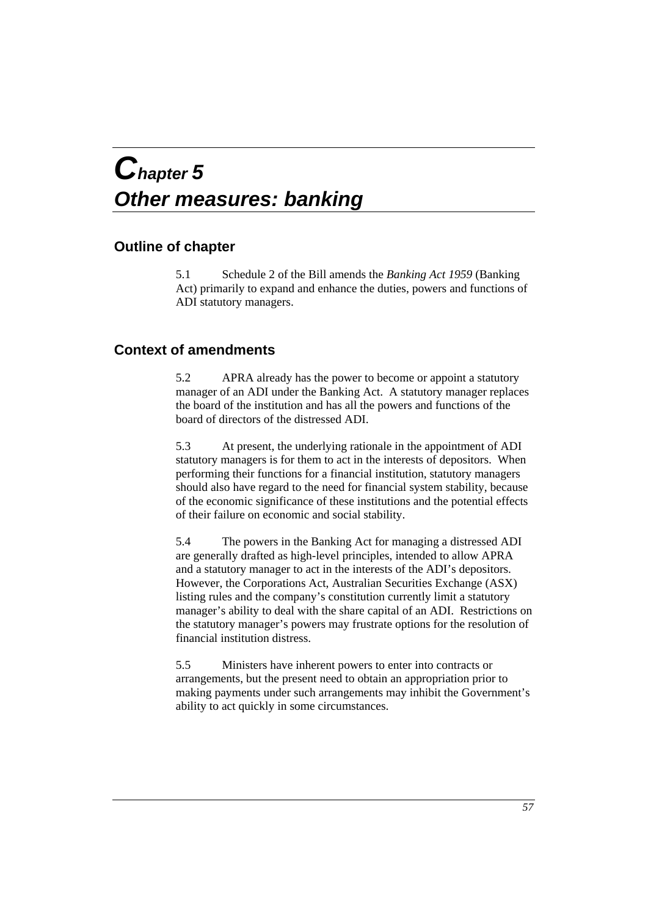# Chapter 5
# Other measures: banking

## Outline of chapter

5.1 Schedule 2 of the Bill amends the *Banking Act 1959* (Banking Act) primarily to expand and enhance the duties, powers and functions of ADI statutory managers.

## Context of amendments

5.2 APRA already has the power to become or appoint a statutory manager of an ADI under the Banking Act. A statutory manager replaces the board of the institution and has all the powers and functions of the board of directors of the distressed ADI.

5.3 At present, the underlying rationale in the appointment of ADI statutory managers is for them to act in the interests of depositors. When performing their functions for a financial institution, statutory managers should also have regard to the need for financial system stability, because of the economic significance of these institutions and the potential effects of their failure on economic and social stability.

5.4 The powers in the Banking Act for managing a distressed ADI are generally drafted as high-level principles, intended to allow APRA and a statutory manager to act in the interests of the ADI's depositors. However, the Corporations Act, Australian Securities Exchange (ASX) listing rules and the company's constitution currently limit a statutory manager's ability to deal with the share capital of an ADI. Restrictions on the statutory manager's powers may frustrate options for the resolution of financial institution distress.

5.5 Ministers have inherent powers to enter into contracts or arrangements, but the present need to obtain an appropriation prior to making payments under such arrangements may inhibit the Government's ability to act quickly in some circumstances.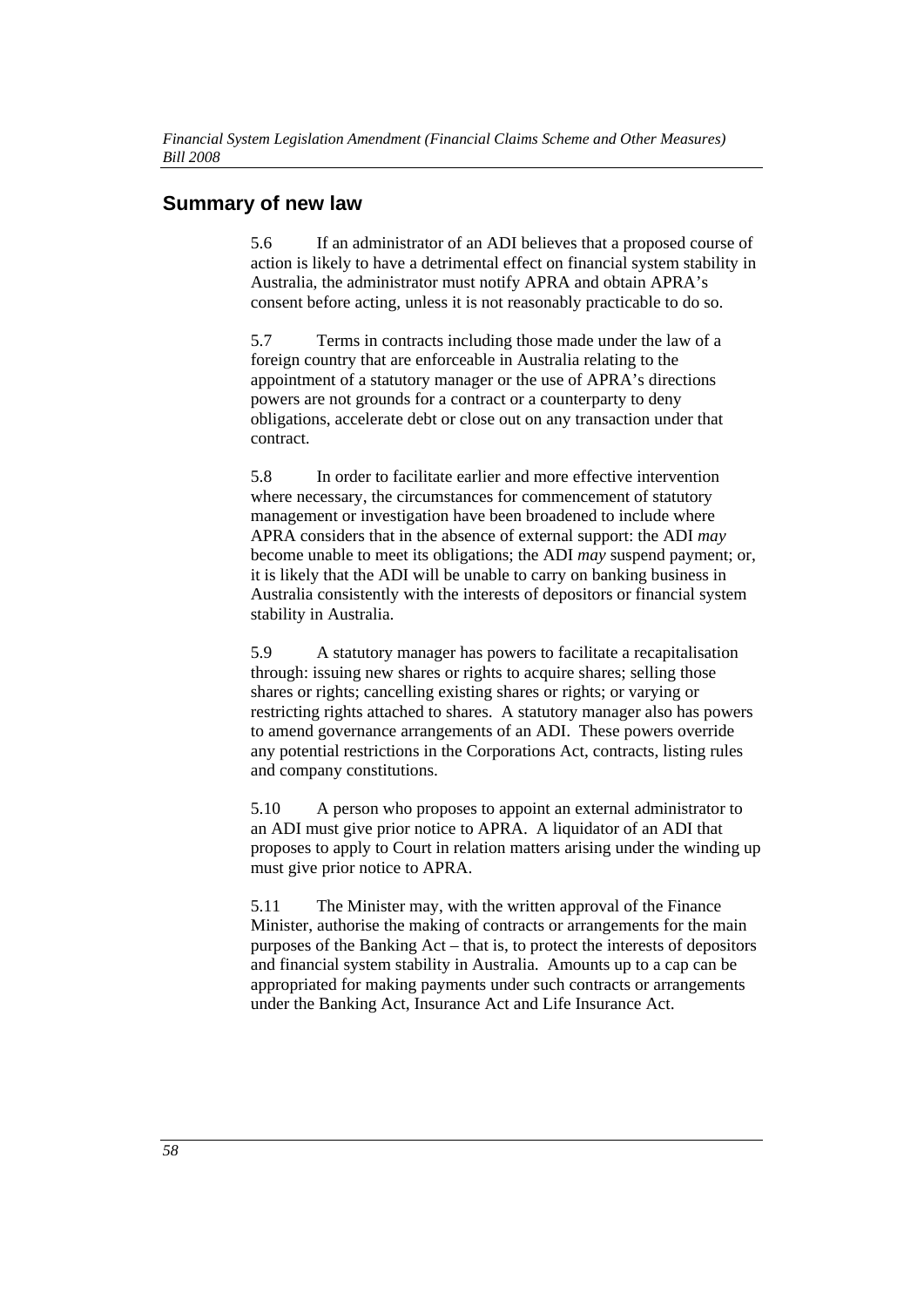## Summary of new law

5.6 If an administrator of an ADI believes that a proposed course of action is likely to have a detrimental effect on financial system stability in Australia, the administrator must notify APRA and obtain APRA's consent before acting, unless it is not reasonably practicable to do so.

5.7 Terms in contracts including those made under the law of a foreign country that are enforceable in Australia relating to the appointment of a statutory manager or the use of APRA's directions powers are not grounds for a contract or a counterparty to deny obligations, accelerate debt or close out on any transaction under that contract.

5.8 In order to facilitate earlier and more effective intervention where necessary, the circumstances for commencement of statutory management or investigation have been broadened to include where APRA considers that in the absence of external support: the ADI *may* become unable to meet its obligations; the ADI *may* suspend payment; or, it is likely that the ADI will be unable to carry on banking business in Australia consistently with the interests of depositors or financial system stability in Australia.

5.9 A statutory manager has powers to facilitate a recapitalisation through: issuing new shares or rights to acquire shares; selling those shares or rights; cancelling existing shares or rights; or varying or restricting rights attached to shares. A statutory manager also has powers to amend governance arrangements of an ADI. These powers override any potential restrictions in the Corporations Act, contracts, listing rules and company constitutions.

5.10 A person who proposes to appoint an external administrator to an ADI must give prior notice to APRA. A liquidator of an ADI that proposes to apply to Court in relation matters arising under the winding up must give prior notice to APRA.

5.11 The Minister may, with the written approval of the Finance Minister, authorise the making of contracts or arrangements for the main purposes of the Banking Act – that is, to protect the interests of depositors and financial system stability in Australia. Amounts up to a cap can be appropriated for making payments under such contracts or arrangements under the Banking Act, Insurance Act and Life Insurance Act.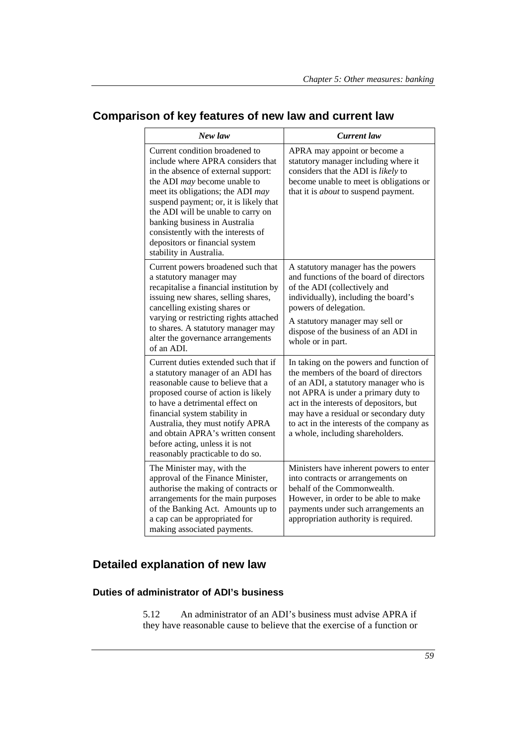## Comparison of key features of new law and current law

| *New law* | *Current law* |
|---|---|
| Current condition broadened to include where APRA considers that in the absence of external support: the ADI *may* become unable to meet its obligations; the ADI *may* suspend payment; or, it is likely that the ADI will be unable to carry on banking business in Australia consistently with the interests of depositors or financial system stability in Australia. | APRA may appoint or become a statutory manager including where it considers that the ADI is *likely* to become unable to meet is obligations or that it is *about* to suspend payment. |
| Current powers broadened such that a statutory manager may recapitalise a financial institution by issuing new shares, selling shares, cancelling existing shares or varying or restricting rights attached to shares. A statutory manager may alter the governance arrangements of an ADI. | A statutory manager has the powers and functions of the board of directors of the ADI (collectively and individually), including the board's powers of delegation.<br><br>A statutory manager may sell or dispose of the business of an ADI in whole or in part. |
| Current duties extended such that if a statutory manager of an ADI has reasonable cause to believe that a proposed course of action is likely to have a detrimental effect on financial system stability in Australia, they must notify APRA and obtain APRA's written consent before acting, unless it is not reasonably practicable to do so. | In taking on the powers and function of the members of the board of directors of an ADI, a statutory manager who is not APRA is under a primary duty to act in the interests of depositors, but may have a residual or secondary duty to act in the interests of the company as a whole, including shareholders. |
| The Minister may, with the approval of the Finance Minister, authorise the making of contracts or arrangements for the main purposes of the Banking Act. Amounts up to a cap can be appropriated for making associated payments. | Ministers have inherent powers to enter into contracts or arrangements on behalf of the Commonwealth. However, in order to be able to make payments under such arrangements an appropriation authority is required. |

## Detailed explanation of new law

### Duties of administrator of ADI's business

5.12 An administrator of an ADI's business must advise APRA if they have reasonable cause to believe that the exercise of a function or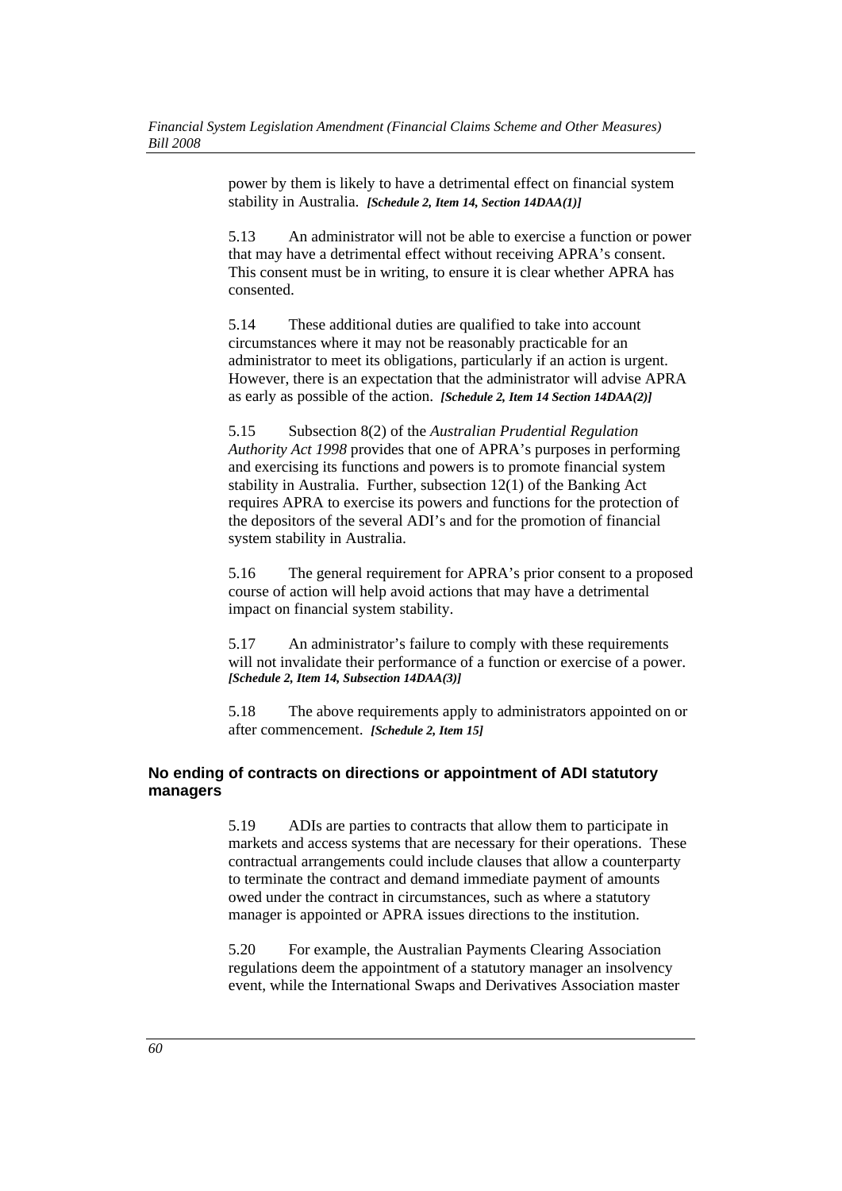power by them is likely to have a detrimental effect on financial system stability in Australia. ***[Schedule 2, Item 14, Section 14DAA(1)]***

5.13 An administrator will not be able to exercise a function or power that may have a detrimental effect without receiving APRA's consent. This consent must be in writing, to ensure it is clear whether APRA has consented.

5.14 These additional duties are qualified to take into account circumstances where it may not be reasonably practicable for an administrator to meet its obligations, particularly if an action is urgent. However, there is an expectation that the administrator will advise APRA as early as possible of the action. ***[Schedule 2, Item 14 Section 14DAA(2)]***

5.15 Subsection 8(2) of the *Australian Prudential Regulation Authority Act 1998* provides that one of APRA's purposes in performing and exercising its functions and powers is to promote financial system stability in Australia. Further, subsection 12(1) of the Banking Act requires APRA to exercise its powers and functions for the protection of the depositors of the several ADI's and for the promotion of financial system stability in Australia.

5.16 The general requirement for APRA's prior consent to a proposed course of action will help avoid actions that may have a detrimental impact on financial system stability.

5.17 An administrator's failure to comply with these requirements will not invalidate their performance of a function or exercise of a power. ***[Schedule 2, Item 14, Subsection 14DAA(3)]***

5.18 The above requirements apply to administrators appointed on or after commencement. ***[Schedule 2, Item 15]***

### No ending of contracts on directions or appointment of ADI statutory managers

5.19 ADIs are parties to contracts that allow them to participate in markets and access systems that are necessary for their operations. These contractual arrangements could include clauses that allow a counterparty to terminate the contract and demand immediate payment of amounts owed under the contract in circumstances, such as where a statutory manager is appointed or APRA issues directions to the institution.

5.20 For example, the Australian Payments Clearing Association regulations deem the appointment of a statutory manager an insolvency event, while the International Swaps and Derivatives Association master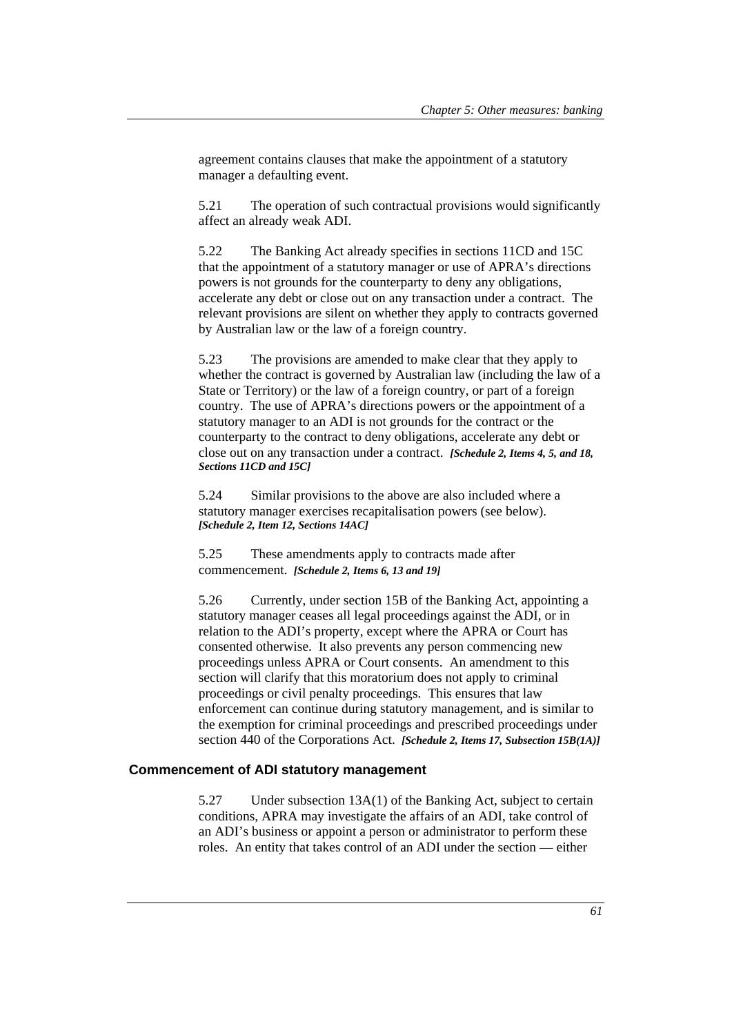agreement contains clauses that make the appointment of a statutory manager a defaulting event.

5.21 The operation of such contractual provisions would significantly affect an already weak ADI.

5.22 The Banking Act already specifies in sections 11CD and 15C that the appointment of a statutory manager or use of APRA's directions powers is not grounds for the counterparty to deny any obligations, accelerate any debt or close out on any transaction under a contract. The relevant provisions are silent on whether they apply to contracts governed by Australian law or the law of a foreign country.

5.23 The provisions are amended to make clear that they apply to whether the contract is governed by Australian law (including the law of a State or Territory) or the law of a foreign country, or part of a foreign country. The use of APRA's directions powers or the appointment of a statutory manager to an ADI is not grounds for the contract or the counterparty to the contract to deny obligations, accelerate any debt or close out on any transaction under a contract. ***[Schedule 2, Items 4, 5, and 18, Sections 11CD and 15C]***

5.24 Similar provisions to the above are also included where a statutory manager exercises recapitalisation powers (see below). ***[Schedule 2, Item 12, Sections 14AC]***

5.25 These amendments apply to contracts made after commencement. ***[Schedule 2, Items 6, 13 and 19]***

5.26 Currently, under section 15B of the Banking Act, appointing a statutory manager ceases all legal proceedings against the ADI, or in relation to the ADI's property, except where the APRA or Court has consented otherwise. It also prevents any person commencing new proceedings unless APRA or Court consents. An amendment to this section will clarify that this moratorium does not apply to criminal proceedings or civil penalty proceedings. This ensures that law enforcement can continue during statutory management, and is similar to the exemption for criminal proceedings and prescribed proceedings under section 440 of the Corporations Act. ***[Schedule 2, Items 17, Subsection 15B(1A)]***

### Commencement of ADI statutory management

5.27 Under subsection 13A(1) of the Banking Act, subject to certain conditions, APRA may investigate the affairs of an ADI, take control of an ADI's business or appoint a person or administrator to perform these roles. An entity that takes control of an ADI under the section — either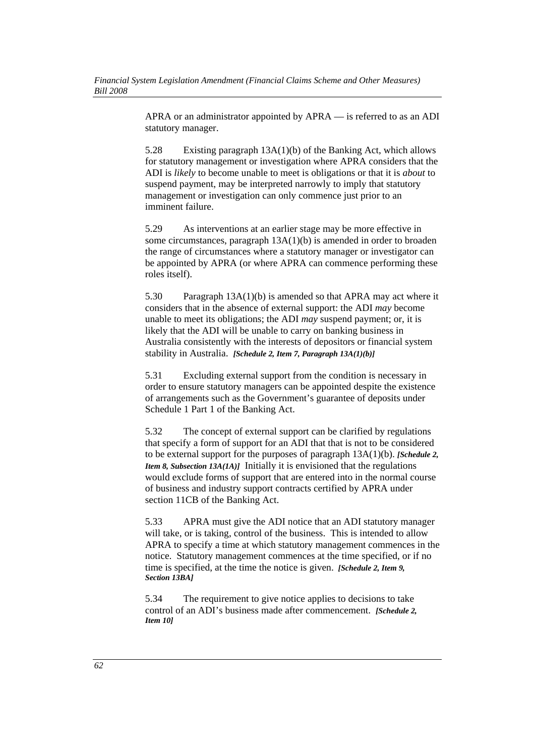APRA or an administrator appointed by APRA — is referred to as an ADI statutory manager.

5.28 Existing paragraph 13A(1)(b) of the Banking Act, which allows for statutory management or investigation where APRA considers that the ADI is *likely* to become unable to meet is obligations or that it is *about* to suspend payment, may be interpreted narrowly to imply that statutory management or investigation can only commence just prior to an imminent failure.

5.29 As interventions at an earlier stage may be more effective in some circumstances, paragraph 13A(1)(b) is amended in order to broaden the range of circumstances where a statutory manager or investigator can be appointed by APRA (or where APRA can commence performing these roles itself).

5.30 Paragraph 13A(1)(b) is amended so that APRA may act where it considers that in the absence of external support: the ADI *may* become unable to meet its obligations; the ADI *may* suspend payment; or, it is likely that the ADI will be unable to carry on banking business in Australia consistently with the interests of depositors or financial system stability in Australia. ***[Schedule 2, Item 7, Paragraph 13A(1)(b)]***

5.31 Excluding external support from the condition is necessary in order to ensure statutory managers can be appointed despite the existence of arrangements such as the Government's guarantee of deposits under Schedule 1 Part 1 of the Banking Act.

5.32 The concept of external support can be clarified by regulations that specify a form of support for an ADI that that is not to be considered to be external support for the purposes of paragraph 13A(1)(b). ***[Schedule 2, Item 8, Subsection 13A(1A)]*** Initially it is envisioned that the regulations would exclude forms of support that are entered into in the normal course of business and industry support contracts certified by APRA under section 11CB of the Banking Act.

5.33 APRA must give the ADI notice that an ADI statutory manager will take, or is taking, control of the business. This is intended to allow APRA to specify a time at which statutory management commences in the notice. Statutory management commences at the time specified, or if no time is specified, at the time the notice is given. ***[Schedule 2, Item 9, Section 13BA]***

5.34 The requirement to give notice applies to decisions to take control of an ADI's business made after commencement. ***[Schedule 2, Item 10]***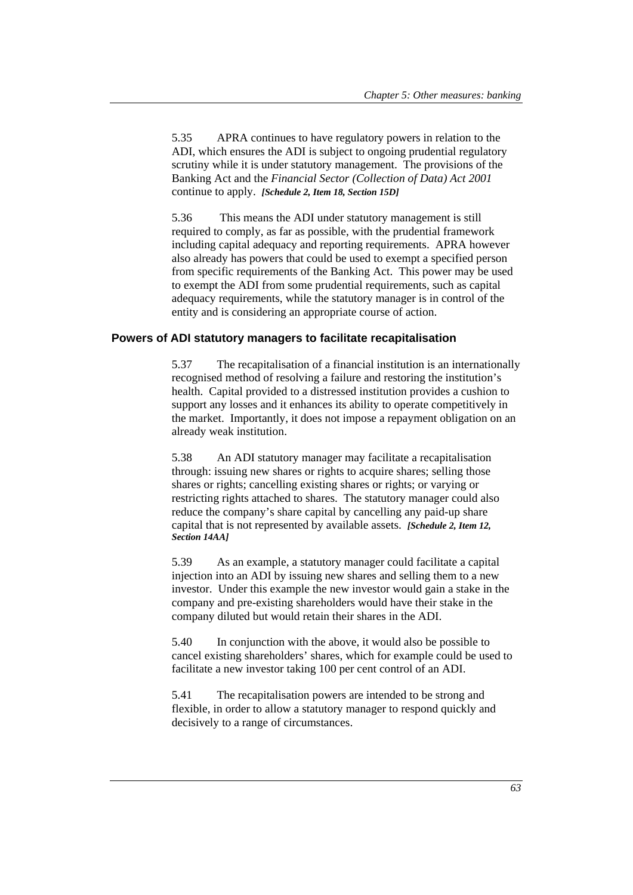5.35 APRA continues to have regulatory powers in relation to the ADI, which ensures the ADI is subject to ongoing prudential regulatory scrutiny while it is under statutory management. The provisions of the Banking Act and the *Financial Sector (Collection of Data) Act 2001* continue to apply. ***[Schedule 2, Item 18, Section 15D]***

5.36 This means the ADI under statutory management is still required to comply, as far as possible, with the prudential framework including capital adequacy and reporting requirements. APRA however also already has powers that could be used to exempt a specified person from specific requirements of the Banking Act. This power may be used to exempt the ADI from some prudential requirements, such as capital adequacy requirements, while the statutory manager is in control of the entity and is considering an appropriate course of action.

### Powers of ADI statutory managers to facilitate recapitalisation

5.37 The recapitalisation of a financial institution is an internationally recognised method of resolving a failure and restoring the institution's health. Capital provided to a distressed institution provides a cushion to support any losses and it enhances its ability to operate competitively in the market. Importantly, it does not impose a repayment obligation on an already weak institution.

5.38 An ADI statutory manager may facilitate a recapitalisation through: issuing new shares or rights to acquire shares; selling those shares or rights; cancelling existing shares or rights; or varying or restricting rights attached to shares. The statutory manager could also reduce the company's share capital by cancelling any paid-up share capital that is not represented by available assets. ***[Schedule 2, Item 12, Section 14AA]***

5.39 As an example, a statutory manager could facilitate a capital injection into an ADI by issuing new shares and selling them to a new investor. Under this example the new investor would gain a stake in the company and pre-existing shareholders would have their stake in the company diluted but would retain their shares in the ADI.

5.40 In conjunction with the above, it would also be possible to cancel existing shareholders' shares, which for example could be used to facilitate a new investor taking 100 per cent control of an ADI.

5.41 The recapitalisation powers are intended to be strong and flexible, in order to allow a statutory manager to respond quickly and decisively to a range of circumstances.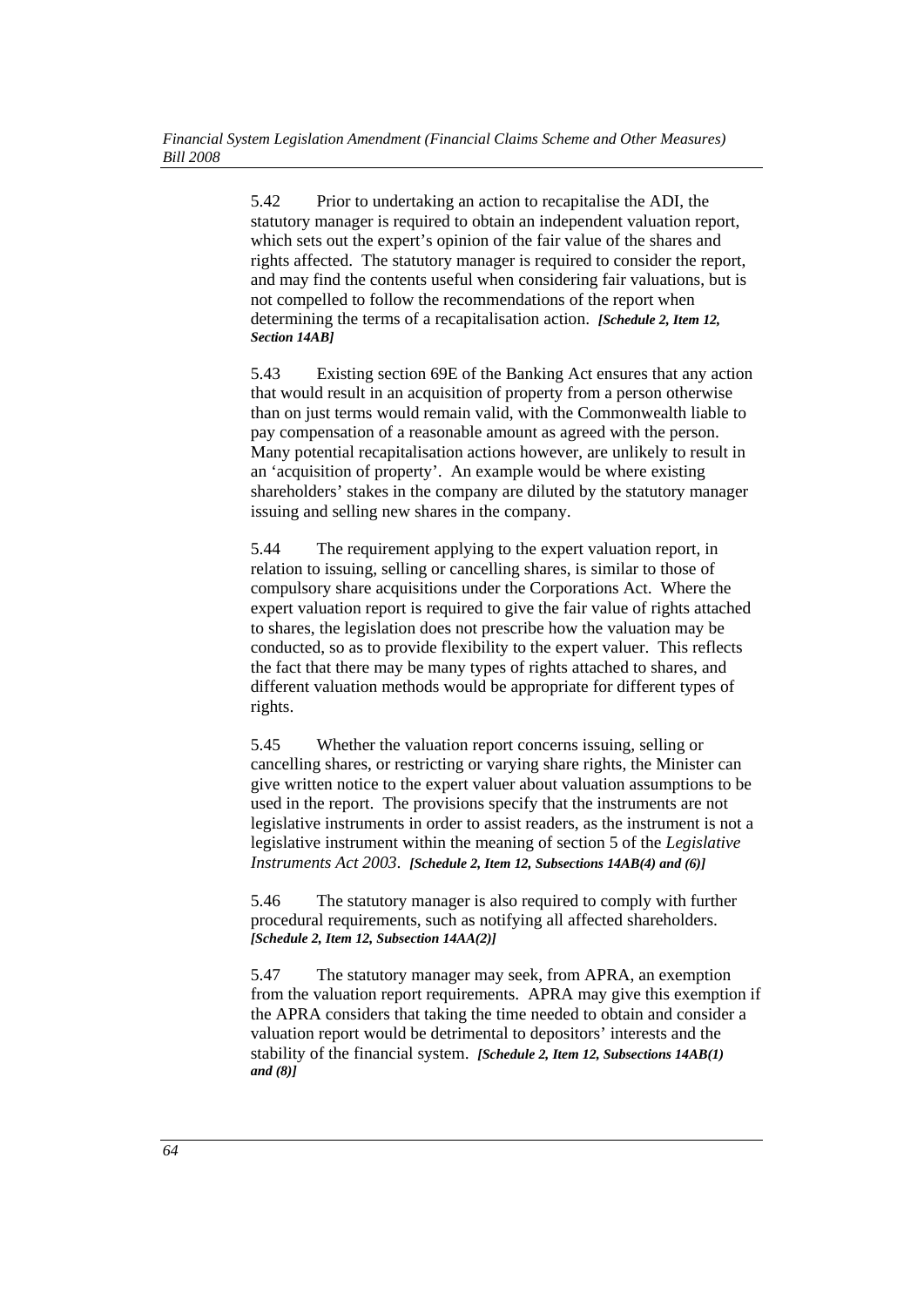5.42 Prior to undertaking an action to recapitalise the ADI, the statutory manager is required to obtain an independent valuation report, which sets out the expert's opinion of the fair value of the shares and rights affected. The statutory manager is required to consider the report, and may find the contents useful when considering fair valuations, but is not compelled to follow the recommendations of the report when determining the terms of a recapitalisation action. ***[Schedule 2, Item 12, Section 14AB]***

5.43 Existing section 69E of the Banking Act ensures that any action that would result in an acquisition of property from a person otherwise than on just terms would remain valid, with the Commonwealth liable to pay compensation of a reasonable amount as agreed with the person. Many potential recapitalisation actions however, are unlikely to result in an 'acquisition of property'. An example would be where existing shareholders' stakes in the company are diluted by the statutory manager issuing and selling new shares in the company.

5.44 The requirement applying to the expert valuation report, in relation to issuing, selling or cancelling shares, is similar to those of compulsory share acquisitions under the Corporations Act. Where the expert valuation report is required to give the fair value of rights attached to shares, the legislation does not prescribe how the valuation may be conducted, so as to provide flexibility to the expert valuer. This reflects the fact that there may be many types of rights attached to shares, and different valuation methods would be appropriate for different types of rights.

5.45 Whether the valuation report concerns issuing, selling or cancelling shares, or restricting or varying share rights, the Minister can give written notice to the expert valuer about valuation assumptions to be used in the report. The provisions specify that the instruments are not legislative instruments in order to assist readers, as the instrument is not a legislative instrument within the meaning of section 5 of the *Legislative Instruments Act 2003*. ***[Schedule 2, Item 12, Subsections 14AB(4) and (6)]***

5.46 The statutory manager is also required to comply with further procedural requirements, such as notifying all affected shareholders. ***[Schedule 2, Item 12, Subsection 14AA(2)]***

5.47 The statutory manager may seek, from APRA, an exemption from the valuation report requirements. APRA may give this exemption if the APRA considers that taking the time needed to obtain and consider a valuation report would be detrimental to depositors' interests and the stability of the financial system. ***[Schedule 2, Item 12, Subsections 14AB(1) and (8)]***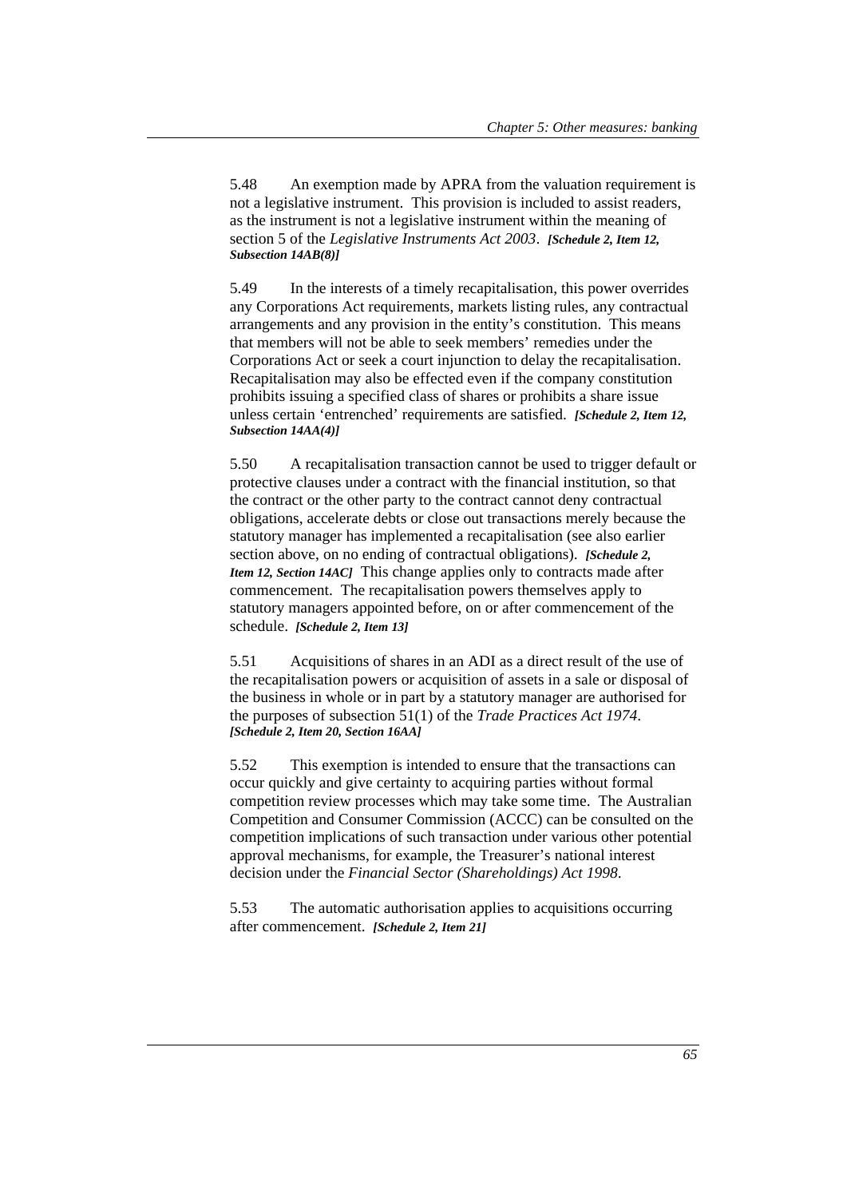5.48 An exemption made by APRA from the valuation requirement is not a legislative instrument. This provision is included to assist readers, as the instrument is not a legislative instrument within the meaning of section 5 of the *Legislative Instruments Act 2003*. ***[Schedule 2, Item 12, Subsection 14AB(8)]***

5.49 In the interests of a timely recapitalisation, this power overrides any Corporations Act requirements, markets listing rules, any contractual arrangements and any provision in the entity's constitution. This means that members will not be able to seek members' remedies under the Corporations Act or seek a court injunction to delay the recapitalisation. Recapitalisation may also be effected even if the company constitution prohibits issuing a specified class of shares or prohibits a share issue unless certain 'entrenched' requirements are satisfied. ***[Schedule 2, Item 12, Subsection 14AA(4)]***

5.50 A recapitalisation transaction cannot be used to trigger default or protective clauses under a contract with the financial institution, so that the contract or the other party to the contract cannot deny contractual obligations, accelerate debts or close out transactions merely because the statutory manager has implemented a recapitalisation (see also earlier section above, on no ending of contractual obligations). ***[Schedule 2, Item 12, Section 14AC]*** This change applies only to contracts made after commencement. The recapitalisation powers themselves apply to statutory managers appointed before, on or after commencement of the schedule. ***[Schedule 2, Item 13]***

5.51 Acquisitions of shares in an ADI as a direct result of the use of the recapitalisation powers or acquisition of assets in a sale or disposal of the business in whole or in part by a statutory manager are authorised for the purposes of subsection 51(1) of the *Trade Practices Act 1974*. ***[Schedule 2, Item 20, Section 16AA]***

5.52 This exemption is intended to ensure that the transactions can occur quickly and give certainty to acquiring parties without formal competition review processes which may take some time. The Australian Competition and Consumer Commission (ACCC) can be consulted on the competition implications of such transaction under various other potential approval mechanisms, for example, the Treasurer's national interest decision under the *Financial Sector (Shareholdings) Act 1998*.

5.53 The automatic authorisation applies to acquisitions occurring after commencement. ***[Schedule 2, Item 21]***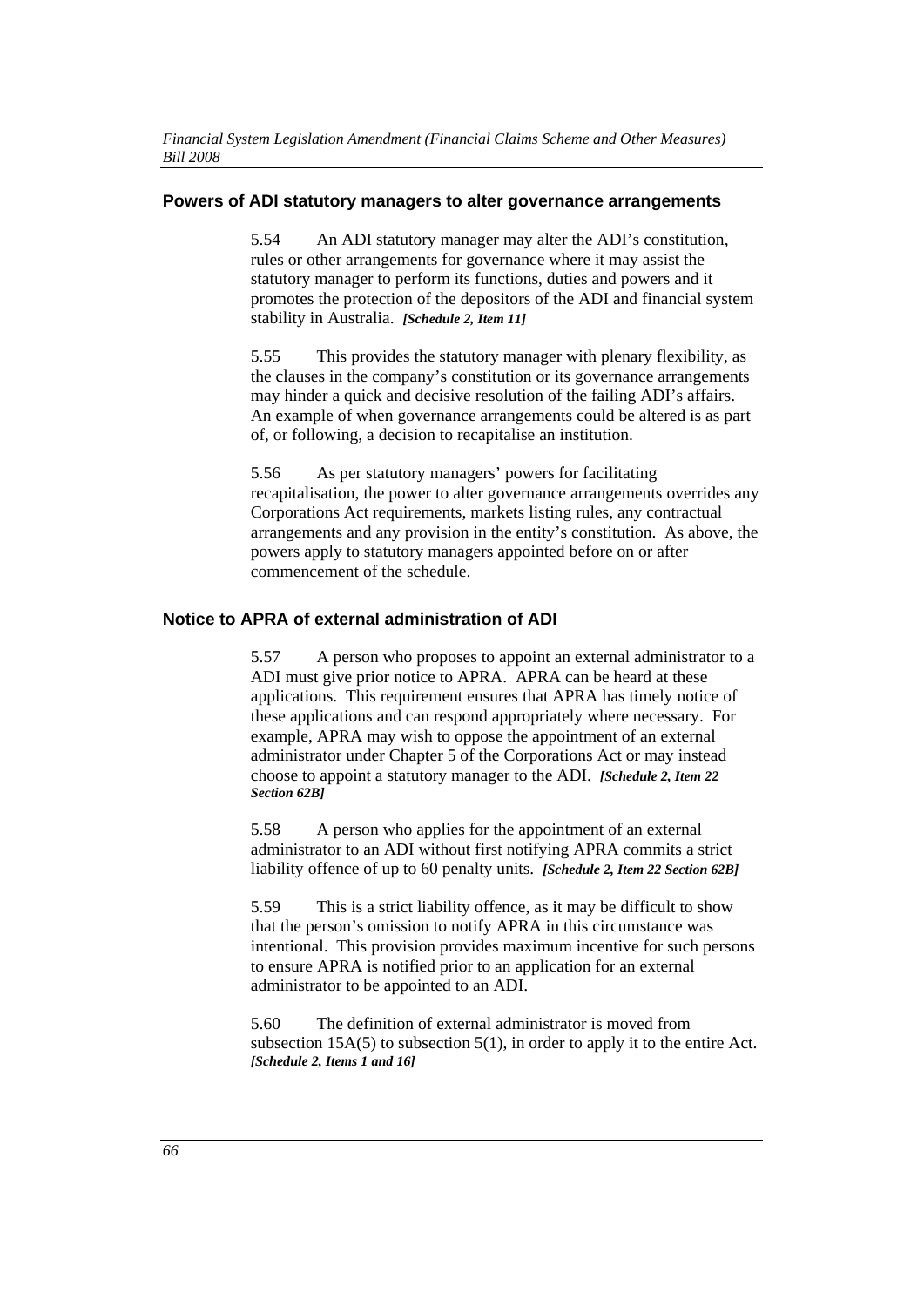### Powers of ADI statutory managers to alter governance arrangements

5.54 An ADI statutory manager may alter the ADI's constitution, rules or other arrangements for governance where it may assist the statutory manager to perform its functions, duties and powers and it promotes the protection of the depositors of the ADI and financial system stability in Australia. ***[Schedule 2, Item 11]***

5.55 This provides the statutory manager with plenary flexibility, as the clauses in the company's constitution or its governance arrangements may hinder a quick and decisive resolution of the failing ADI's affairs. An example of when governance arrangements could be altered is as part of, or following, a decision to recapitalise an institution.

5.56 As per statutory managers' powers for facilitating recapitalisation, the power to alter governance arrangements overrides any Corporations Act requirements, markets listing rules, any contractual arrangements and any provision in the entity's constitution. As above, the powers apply to statutory managers appointed before on or after commencement of the schedule.

### Notice to APRA of external administration of ADI

5.57 A person who proposes to appoint an external administrator to a ADI must give prior notice to APRA. APRA can be heard at these applications. This requirement ensures that APRA has timely notice of these applications and can respond appropriately where necessary. For example, APRA may wish to oppose the appointment of an external administrator under Chapter 5 of the Corporations Act or may instead choose to appoint a statutory manager to the ADI. ***[Schedule 2, Item 22 Section 62B]***

5.58 A person who applies for the appointment of an external administrator to an ADI without first notifying APRA commits a strict liability offence of up to 60 penalty units. ***[Schedule 2, Item 22 Section 62B]***

5.59 This is a strict liability offence, as it may be difficult to show that the person's omission to notify APRA in this circumstance was intentional. This provision provides maximum incentive for such persons to ensure APRA is notified prior to an application for an external administrator to be appointed to an ADI.

5.60 The definition of external administrator is moved from subsection 15A(5) to subsection 5(1), in order to apply it to the entire Act. ***[Schedule 2, Items 1 and 16]***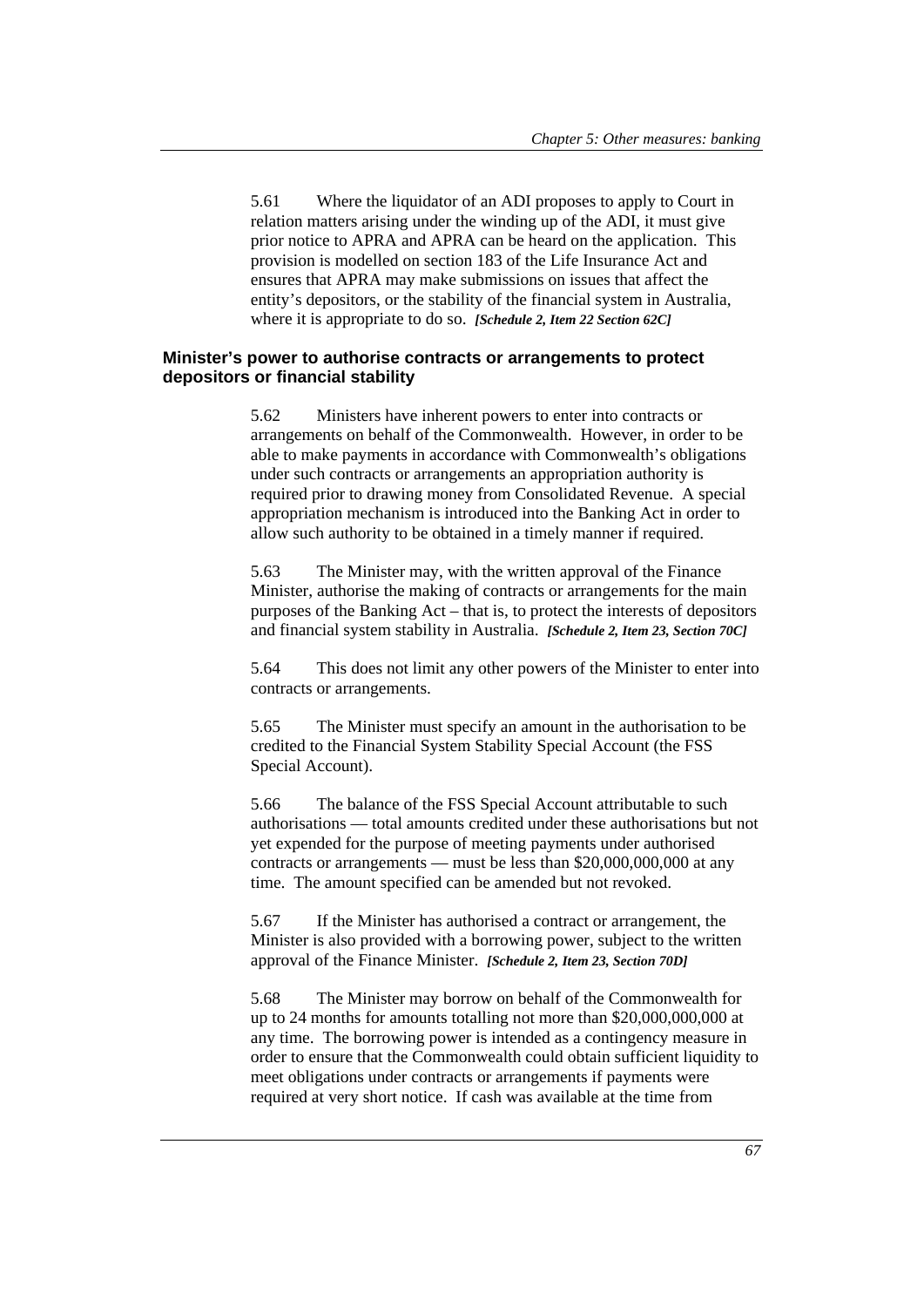5.61 Where the liquidator of an ADI proposes to apply to Court in relation matters arising under the winding up of the ADI, it must give prior notice to APRA and APRA can be heard on the application. This provision is modelled on section 183 of the Life Insurance Act and ensures that APRA may make submissions on issues that affect the entity's depositors, or the stability of the financial system in Australia, where it is appropriate to do so. ***[Schedule 2, Item 22 Section 62C]***

### Minister's power to authorise contracts or arrangements to protect depositors or financial stability

5.62 Ministers have inherent powers to enter into contracts or arrangements on behalf of the Commonwealth. However, in order to be able to make payments in accordance with Commonwealth's obligations under such contracts or arrangements an appropriation authority is required prior to drawing money from Consolidated Revenue. A special appropriation mechanism is introduced into the Banking Act in order to allow such authority to be obtained in a timely manner if required.

5.63 The Minister may, with the written approval of the Finance Minister, authorise the making of contracts or arrangements for the main purposes of the Banking Act – that is, to protect the interests of depositors and financial system stability in Australia. ***[Schedule 2, Item 23, Section 70C]***

5.64 This does not limit any other powers of the Minister to enter into contracts or arrangements.

5.65 The Minister must specify an amount in the authorisation to be credited to the Financial System Stability Special Account (the FSS Special Account).

5.66 The balance of the FSS Special Account attributable to such authorisations — total amounts credited under these authorisations but not yet expended for the purpose of meeting payments under authorised contracts or arrangements — must be less than $20,000,000,000 at any time. The amount specified can be amended but not revoked.

5.67 If the Minister has authorised a contract or arrangement, the Minister is also provided with a borrowing power, subject to the written approval of the Finance Minister. ***[Schedule 2, Item 23, Section 70D]***

5.68 The Minister may borrow on behalf of the Commonwealth for up to 24 months for amounts totalling not more than $20,000,000,000 at any time. The borrowing power is intended as a contingency measure in order to ensure that the Commonwealth could obtain sufficient liquidity to meet obligations under contracts or arrangements if payments were required at very short notice. If cash was available at the time from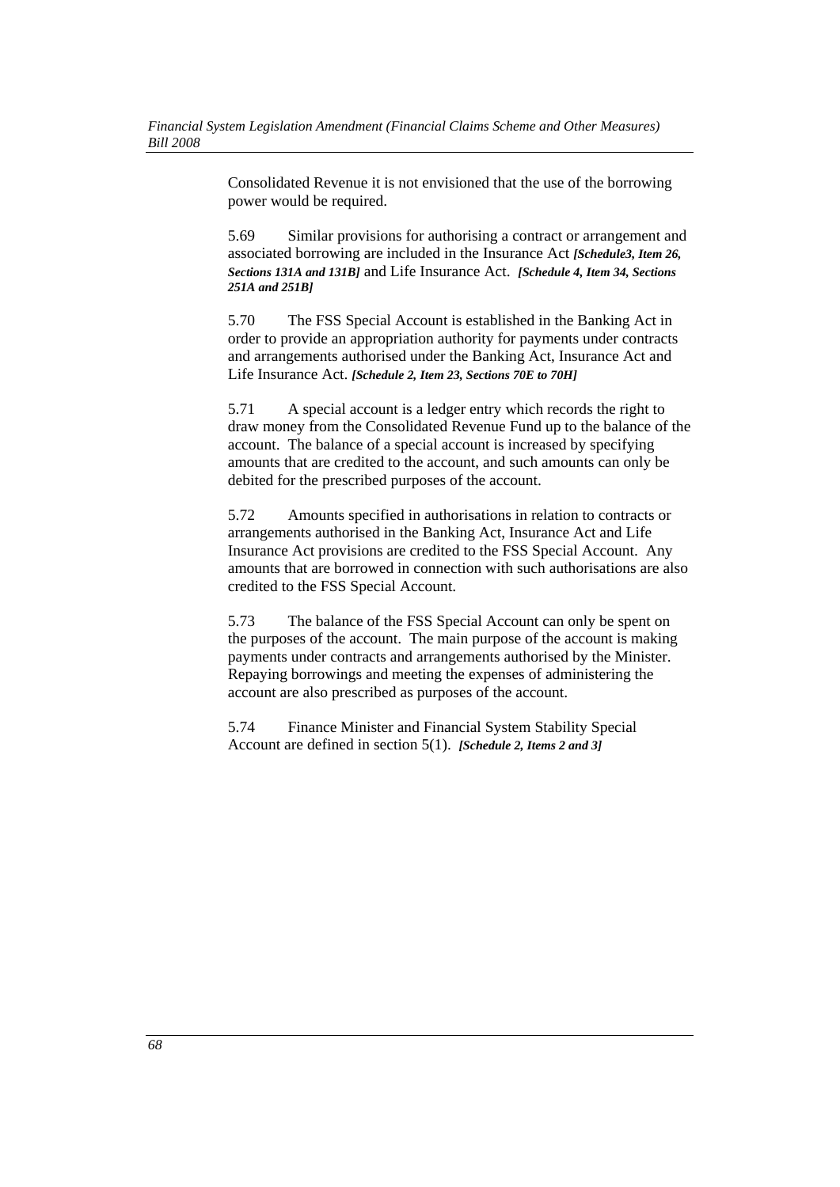Consolidated Revenue it is not envisioned that the use of the borrowing power would be required.

5.69 Similar provisions for authorising a contract or arrangement and associated borrowing are included in the Insurance Act ***[Schedule3, Item 26, Sections 131A and 131B]*** and Life Insurance Act. ***[Schedule 4, Item 34, Sections 251A and 251B]***

5.70 The FSS Special Account is established in the Banking Act in order to provide an appropriation authority for payments under contracts and arrangements authorised under the Banking Act, Insurance Act and Life Insurance Act. ***[Schedule 2, Item 23, Sections 70E to 70H]***

5.71 A special account is a ledger entry which records the right to draw money from the Consolidated Revenue Fund up to the balance of the account. The balance of a special account is increased by specifying amounts that are credited to the account, and such amounts can only be debited for the prescribed purposes of the account.

5.72 Amounts specified in authorisations in relation to contracts or arrangements authorised in the Banking Act, Insurance Act and Life Insurance Act provisions are credited to the FSS Special Account. Any amounts that are borrowed in connection with such authorisations are also credited to the FSS Special Account.

5.73 The balance of the FSS Special Account can only be spent on the purposes of the account. The main purpose of the account is making payments under contracts and arrangements authorised by the Minister. Repaying borrowings and meeting the expenses of administering the account are also prescribed as purposes of the account.

5.74 Finance Minister and Financial System Stability Special Account are defined in section 5(1). ***[Schedule 2, Items 2 and 3]***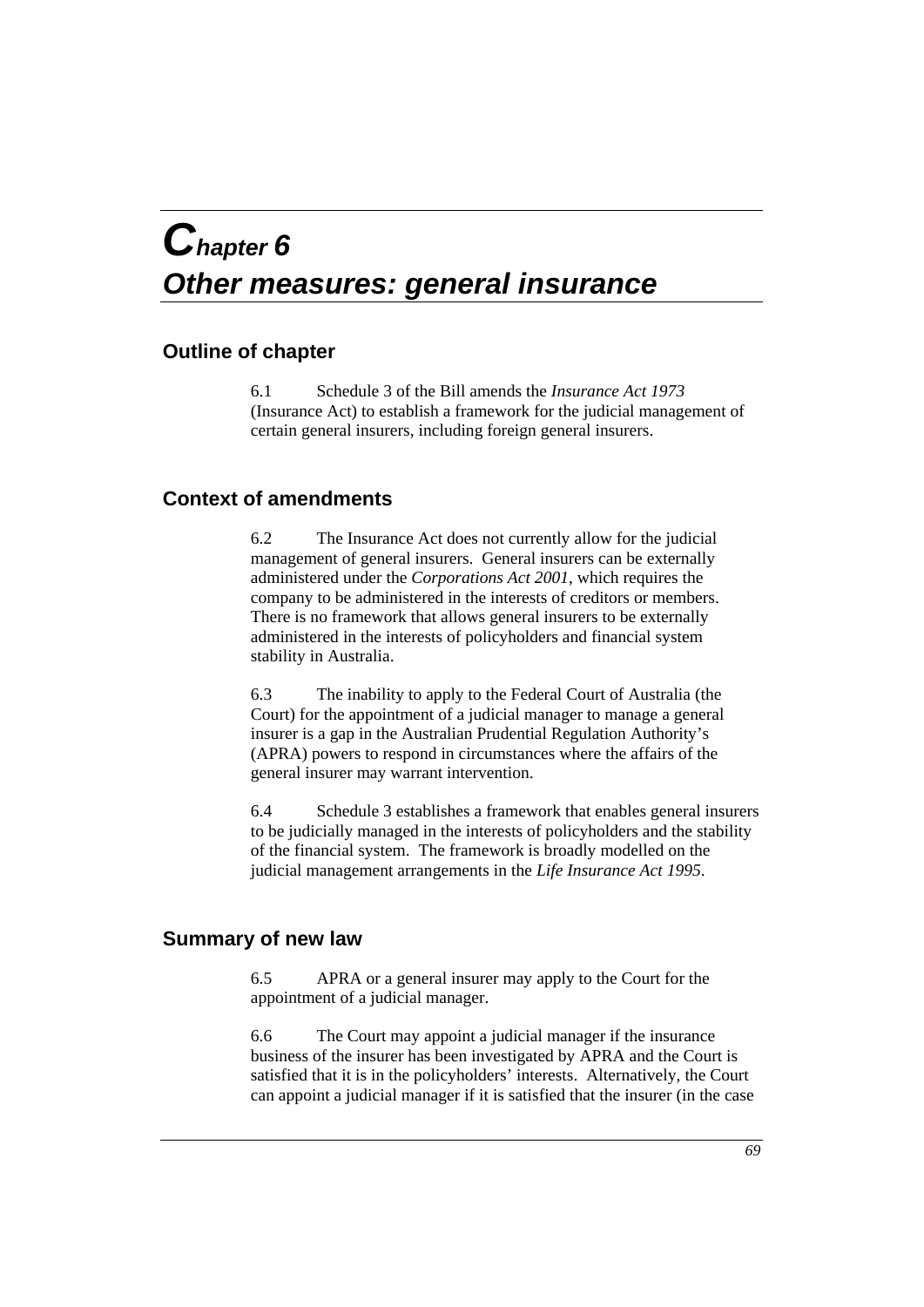# Chapter 6
# Other measures: general insurance

## Outline of chapter

6.1 Schedule 3 of the Bill amends the *Insurance Act 1973* (Insurance Act) to establish a framework for the judicial management of certain general insurers, including foreign general insurers.

## Context of amendments

6.2 The Insurance Act does not currently allow for the judicial management of general insurers. General insurers can be externally administered under the *Corporations Act 2001*, which requires the company to be administered in the interests of creditors or members. There is no framework that allows general insurers to be externally administered in the interests of policyholders and financial system stability in Australia.

6.3 The inability to apply to the Federal Court of Australia (the Court) for the appointment of a judicial manager to manage a general insurer is a gap in the Australian Prudential Regulation Authority's (APRA) powers to respond in circumstances where the affairs of the general insurer may warrant intervention.

6.4 Schedule 3 establishes a framework that enables general insurers to be judicially managed in the interests of policyholders and the stability of the financial system. The framework is broadly modelled on the judicial management arrangements in the *Life Insurance Act 1995*.

## Summary of new law

6.5 APRA or a general insurer may apply to the Court for the appointment of a judicial manager.

6.6 The Court may appoint a judicial manager if the insurance business of the insurer has been investigated by APRA and the Court is satisfied that it is in the policyholders' interests. Alternatively, the Court can appoint a judicial manager if it is satisfied that the insurer (in the case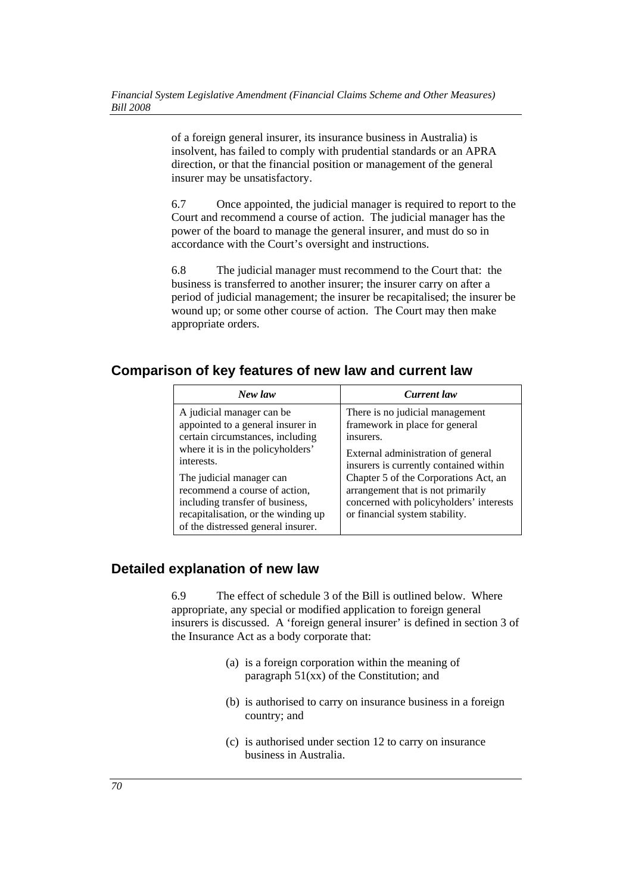of a foreign general insurer, its insurance business in Australia) is insolvent, has failed to comply with prudential standards or an APRA direction, or that the financial position or management of the general insurer may be unsatisfactory.

6.7 Once appointed, the judicial manager is required to report to the Court and recommend a course of action. The judicial manager has the power of the board to manage the general insurer, and must do so in accordance with the Court's oversight and instructions.

6.8 The judicial manager must recommend to the Court that: the business is transferred to another insurer; the insurer carry on after a period of judicial management; the insurer be recapitalised; the insurer be wound up; or some other course of action. The Court may then make appropriate orders.

## Comparison of key features of new law and current law

| *New law* | *Current law* |
|---|---|
| A judicial manager can be appointed to a general insurer in certain circumstances, including where it is in the policyholders' interests.<br><br>The judicial manager can recommend a course of action, including transfer of business, recapitalisation, or the winding up of the distressed general insurer. | There is no judicial management framework in place for general insurers.<br><br>External administration of general insurers is currently contained within Chapter 5 of the Corporations Act, an arrangement that is not primarily concerned with policyholders' interests or financial system stability. |

## Detailed explanation of new law

6.9 The effect of schedule 3 of the Bill is outlined below. Where appropriate, any special or modified application to foreign general insurers is discussed. A 'foreign general insurer' is defined in section 3 of the Insurance Act as a body corporate that:

(a) is a foreign corporation within the meaning of paragraph 51(xx) of the Constitution; and

(b) is authorised to carry on insurance business in a foreign country; and

(c) is authorised under section 12 to carry on insurance business in Australia.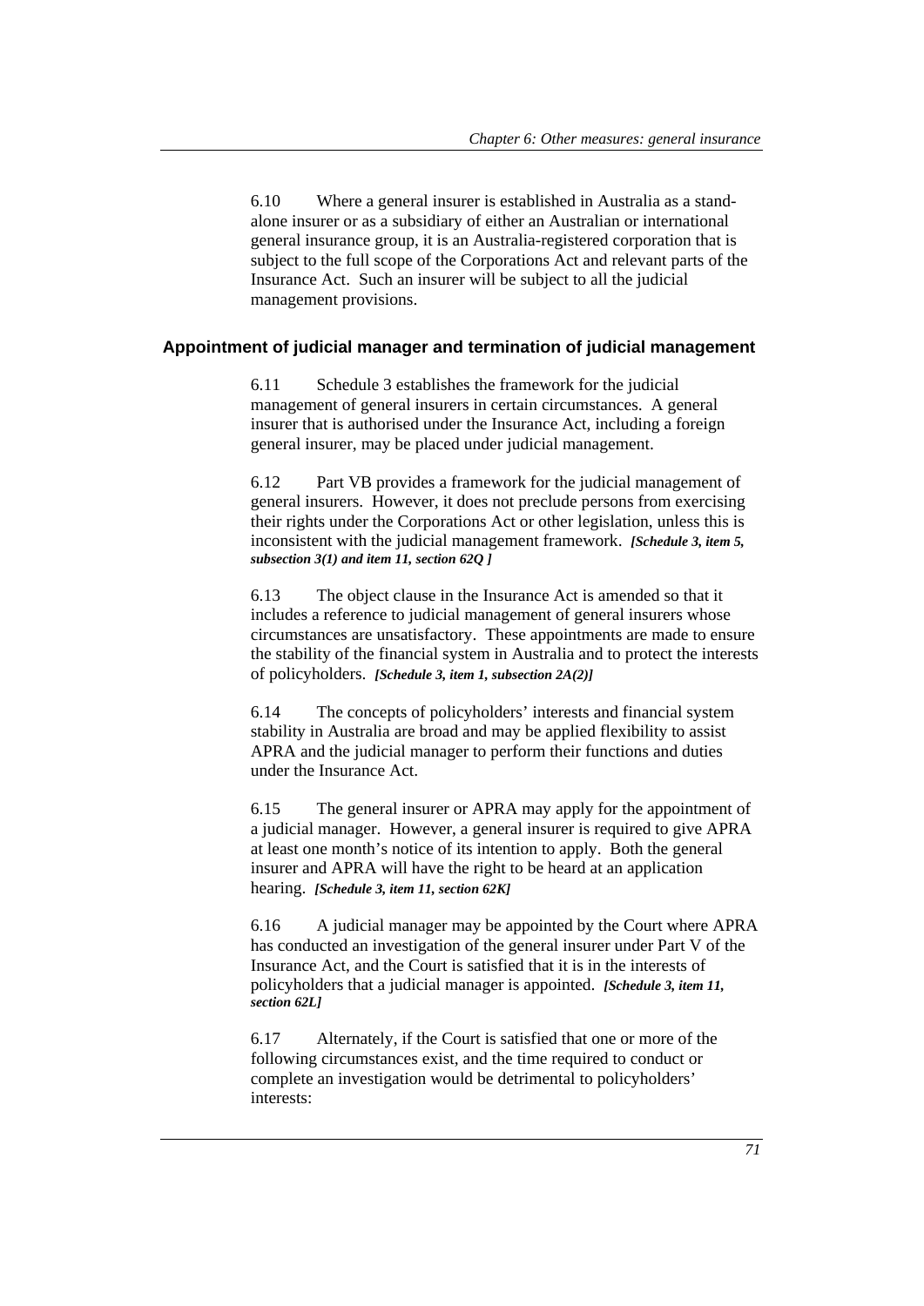6.10 Where a general insurer is established in Australia as a stand-alone insurer or as a subsidiary of either an Australian or international general insurance group, it is an Australia-registered corporation that is subject to the full scope of the Corporations Act and relevant parts of the Insurance Act. Such an insurer will be subject to all the judicial management provisions.

### Appointment of judicial manager and termination of judicial management

6.11 Schedule 3 establishes the framework for the judicial management of general insurers in certain circumstances. A general insurer that is authorised under the Insurance Act, including a foreign general insurer, may be placed under judicial management.

6.12 Part VB provides a framework for the judicial management of general insurers. However, it does not preclude persons from exercising their rights under the Corporations Act or other legislation, unless this is inconsistent with the judicial management framework. ***[Schedule 3, item 5, subsection 3(1) and item 11, section 62Q ]***

6.13 The object clause in the Insurance Act is amended so that it includes a reference to judicial management of general insurers whose circumstances are unsatisfactory. These appointments are made to ensure the stability of the financial system in Australia and to protect the interests of policyholders. ***[Schedule 3, item 1, subsection 2A(2)]***

6.14 The concepts of policyholders' interests and financial system stability in Australia are broad and may be applied flexibility to assist APRA and the judicial manager to perform their functions and duties under the Insurance Act.

6.15 The general insurer or APRA may apply for the appointment of a judicial manager. However, a general insurer is required to give APRA at least one month's notice of its intention to apply. Both the general insurer and APRA will have the right to be heard at an application hearing. ***[Schedule 3, item 11, section 62K]***

6.16 A judicial manager may be appointed by the Court where APRA has conducted an investigation of the general insurer under Part V of the Insurance Act, and the Court is satisfied that it is in the interests of policyholders that a judicial manager is appointed. ***[Schedule 3, item 11, section 62L]***

6.17 Alternately, if the Court is satisfied that one or more of the following circumstances exist, and the time required to conduct or complete an investigation would be detrimental to policyholders' interests: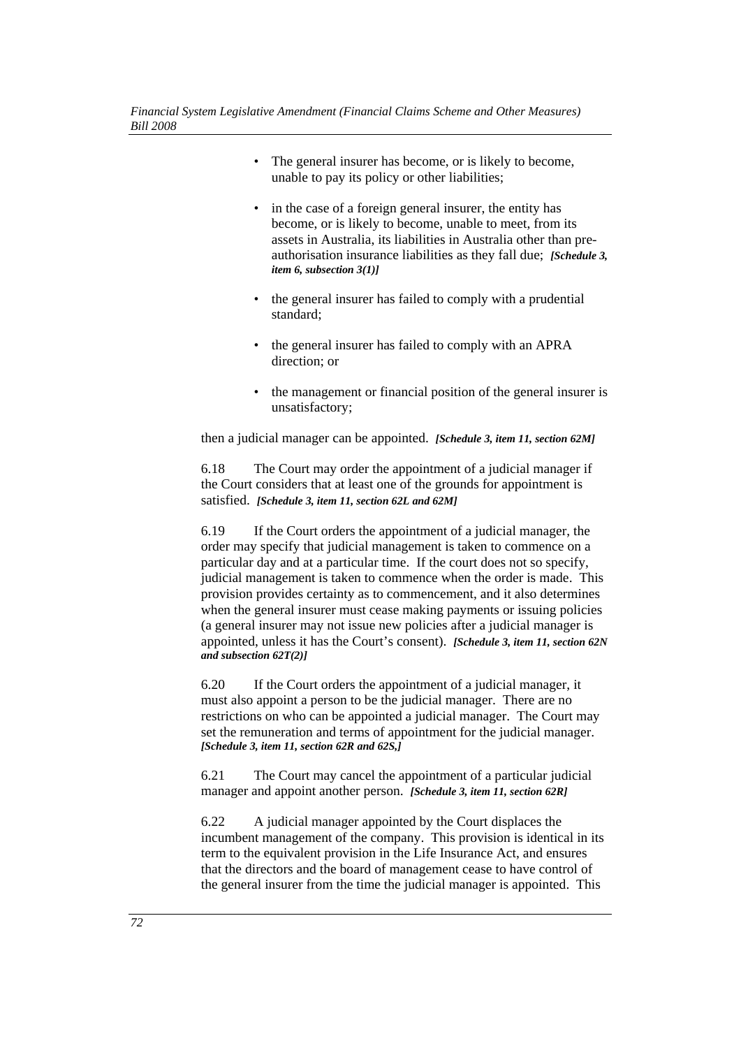- The general insurer has become, or is likely to become, unable to pay its policy or other liabilities;
- in the case of a foreign general insurer, the entity has become, or is likely to become, unable to meet, from its assets in Australia, its liabilities in Australia other than pre-authorisation insurance liabilities as they fall due; ***[Schedule 3, item 6, subsection 3(1)]***
- the general insurer has failed to comply with a prudential standard;
- the general insurer has failed to comply with an APRA direction; or
- the management or financial position of the general insurer is unsatisfactory;

then a judicial manager can be appointed. ***[Schedule 3, item 11, section 62M]***

6.18 The Court may order the appointment of a judicial manager if the Court considers that at least one of the grounds for appointment is satisfied. ***[Schedule 3, item 11, section 62L and 62M]***

6.19 If the Court orders the appointment of a judicial manager, the order may specify that judicial management is taken to commence on a particular day and at a particular time. If the court does not so specify, judicial management is taken to commence when the order is made. This provision provides certainty as to commencement, and it also determines when the general insurer must cease making payments or issuing policies (a general insurer may not issue new policies after a judicial manager is appointed, unless it has the Court's consent). ***[Schedule 3, item 11, section 62N and subsection 62T(2)]***

6.20 If the Court orders the appointment of a judicial manager, it must also appoint a person to be the judicial manager. There are no restrictions on who can be appointed a judicial manager. The Court may set the remuneration and terms of appointment for the judicial manager. ***[Schedule 3, item 11, section 62R and 62S,]***

6.21 The Court may cancel the appointment of a particular judicial manager and appoint another person. ***[Schedule 3, item 11, section 62R]***

6.22 A judicial manager appointed by the Court displaces the incumbent management of the company. This provision is identical in its term to the equivalent provision in the Life Insurance Act, and ensures that the directors and the board of management cease to have control of the general insurer from the time the judicial manager is appointed. This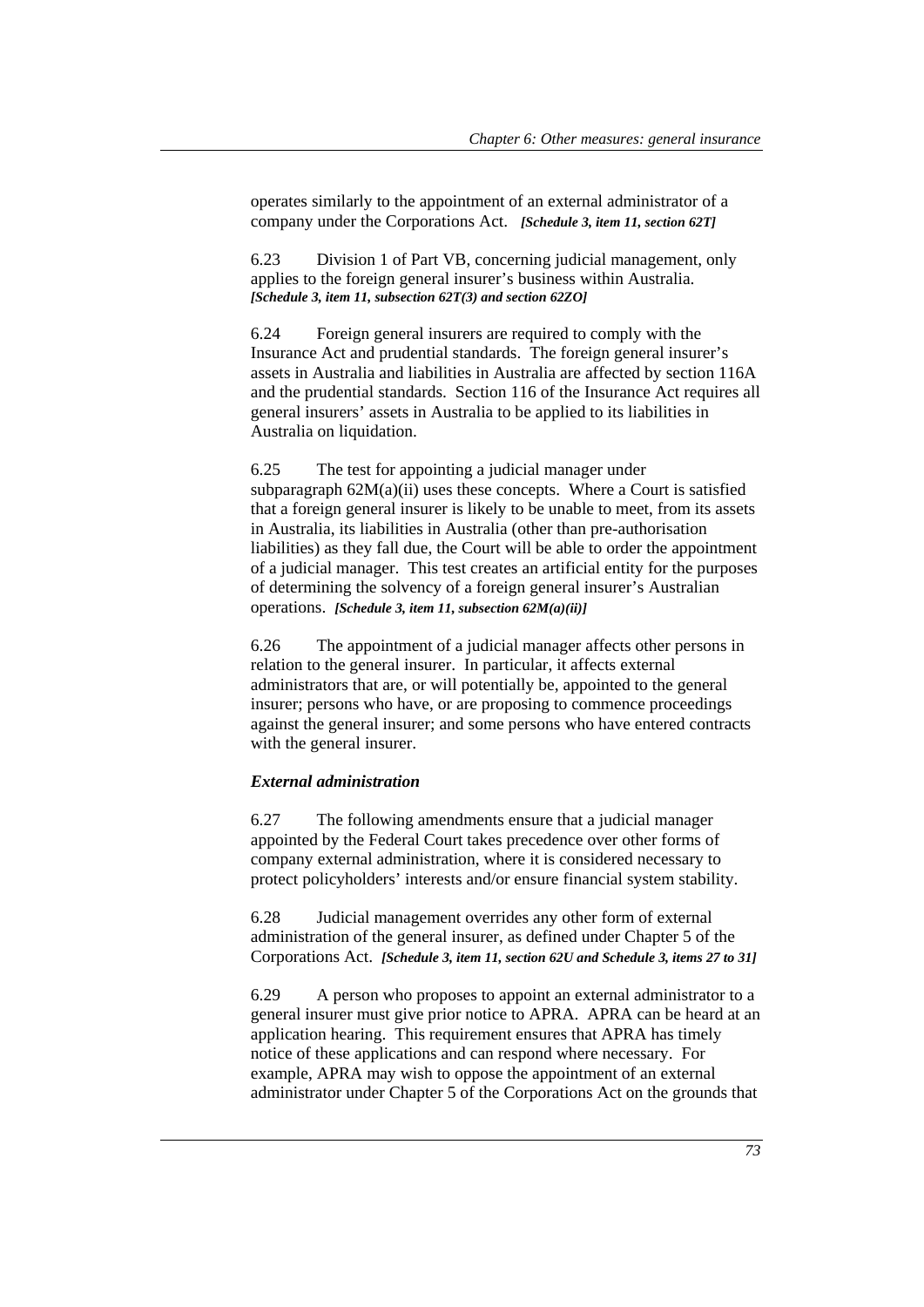operates similarly to the appointment of an external administrator of a company under the Corporations Act. ***[Schedule 3, item 11, section 62T]***

6.23 Division 1 of Part VB, concerning judicial management, only applies to the foreign general insurer's business within Australia. ***[Schedule 3, item 11, subsection 62T(3) and section 62ZO]***

6.24 Foreign general insurers are required to comply with the Insurance Act and prudential standards. The foreign general insurer's assets in Australia and liabilities in Australia are affected by section 116A and the prudential standards. Section 116 of the Insurance Act requires all general insurers' assets in Australia to be applied to its liabilities in Australia on liquidation.

6.25 The test for appointing a judicial manager under subparagraph 62M(a)(ii) uses these concepts. Where a Court is satisfied that a foreign general insurer is likely to be unable to meet, from its assets in Australia, its liabilities in Australia (other than pre-authorisation liabilities) as they fall due, the Court will be able to order the appointment of a judicial manager. This test creates an artificial entity for the purposes of determining the solvency of a foreign general insurer's Australian operations. ***[Schedule 3, item 11, subsection 62M(a)(ii)]***

6.26 The appointment of a judicial manager affects other persons in relation to the general insurer. In particular, it affects external administrators that are, or will potentially be, appointed to the general insurer; persons who have, or are proposing to commence proceedings against the general insurer; and some persons who have entered contracts with the general insurer.

### *External administration*

6.27 The following amendments ensure that a judicial manager appointed by the Federal Court takes precedence over other forms of company external administration, where it is considered necessary to protect policyholders' interests and/or ensure financial system stability.

6.28 Judicial management overrides any other form of external administration of the general insurer, as defined under Chapter 5 of the Corporations Act. ***[Schedule 3, item 11, section 62U and Schedule 3, items 27 to 31]***

6.29 A person who proposes to appoint an external administrator to a general insurer must give prior notice to APRA. APRA can be heard at an application hearing. This requirement ensures that APRA has timely notice of these applications and can respond where necessary. For example, APRA may wish to oppose the appointment of an external administrator under Chapter 5 of the Corporations Act on the grounds that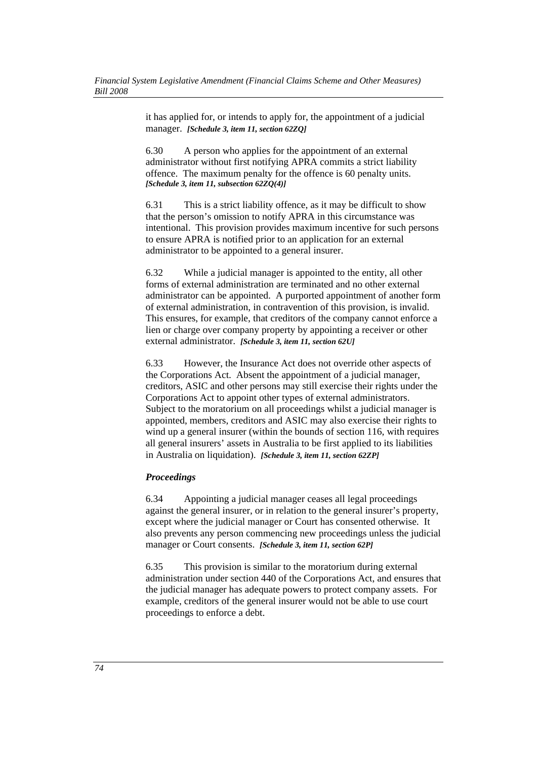it has applied for, or intends to apply for, the appointment of a judicial manager. ***[Schedule 3, item 11, section 62ZQ]***

6.30 A person who applies for the appointment of an external administrator without first notifying APRA commits a strict liability offence. The maximum penalty for the offence is 60 penalty units. ***[Schedule 3, item 11, subsection 62ZQ(4)]***

6.31 This is a strict liability offence, as it may be difficult to show that the person's omission to notify APRA in this circumstance was intentional. This provision provides maximum incentive for such persons to ensure APRA is notified prior to an application for an external administrator to be appointed to a general insurer.

6.32 While a judicial manager is appointed to the entity, all other forms of external administration are terminated and no other external administrator can be appointed. A purported appointment of another form of external administration, in contravention of this provision, is invalid. This ensures, for example, that creditors of the company cannot enforce a lien or charge over company property by appointing a receiver or other external administrator. ***[Schedule 3, item 11, section 62U]***

6.33 However, the Insurance Act does not override other aspects of the Corporations Act. Absent the appointment of a judicial manager, creditors, ASIC and other persons may still exercise their rights under the Corporations Act to appoint other types of external administrators. Subject to the moratorium on all proceedings whilst a judicial manager is appointed, members, creditors and ASIC may also exercise their rights to wind up a general insurer (within the bounds of section 116, with requires all general insurers' assets in Australia to be first applied to its liabilities in Australia on liquidation). ***[Schedule 3, item 11, section 62ZP]***

### *Proceedings*

6.34 Appointing a judicial manager ceases all legal proceedings against the general insurer, or in relation to the general insurer's property, except where the judicial manager or Court has consented otherwise. It also prevents any person commencing new proceedings unless the judicial manager or Court consents. ***[Schedule 3, item 11, section 62P]***

6.35 This provision is similar to the moratorium during external administration under section 440 of the Corporations Act, and ensures that the judicial manager has adequate powers to protect company assets. For example, creditors of the general insurer would not be able to use court proceedings to enforce a debt.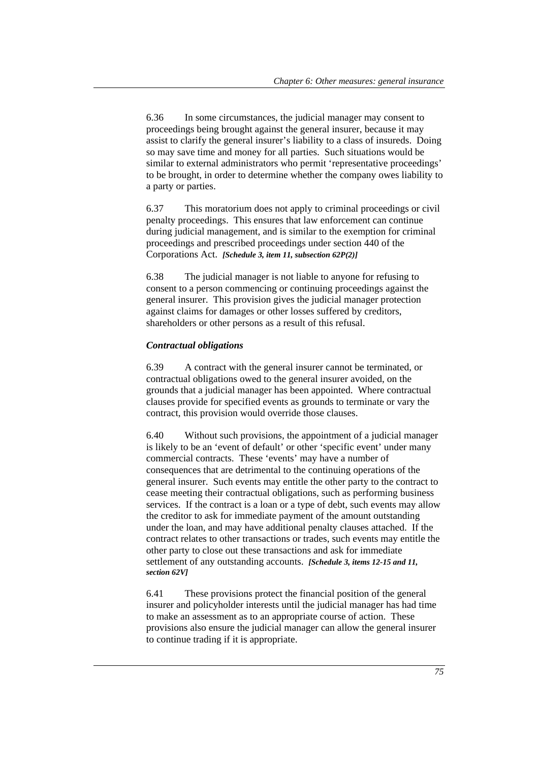6.36 In some circumstances, the judicial manager may consent to proceedings being brought against the general insurer, because it may assist to clarify the general insurer's liability to a class of insureds. Doing so may save time and money for all parties. Such situations would be similar to external administrators who permit 'representative proceedings' to be brought, in order to determine whether the company owes liability to a party or parties.

6.37 This moratorium does not apply to criminal proceedings or civil penalty proceedings. This ensures that law enforcement can continue during judicial management, and is similar to the exemption for criminal proceedings and prescribed proceedings under section 440 of the Corporations Act. ***[Schedule 3, item 11, subsection 62P(2)]***

6.38 The judicial manager is not liable to anyone for refusing to consent to a person commencing or continuing proceedings against the general insurer. This provision gives the judicial manager protection against claims for damages or other losses suffered by creditors, shareholders or other persons as a result of this refusal.

### *Contractual obligations*

6.39 A contract with the general insurer cannot be terminated, or contractual obligations owed to the general insurer avoided, on the grounds that a judicial manager has been appointed. Where contractual clauses provide for specified events as grounds to terminate or vary the contract, this provision would override those clauses.

6.40 Without such provisions, the appointment of a judicial manager is likely to be an 'event of default' or other 'specific event' under many commercial contracts. These 'events' may have a number of consequences that are detrimental to the continuing operations of the general insurer. Such events may entitle the other party to the contract to cease meeting their contractual obligations, such as performing business services. If the contract is a loan or a type of debt, such events may allow the creditor to ask for immediate payment of the amount outstanding under the loan, and may have additional penalty clauses attached. If the contract relates to other transactions or trades, such events may entitle the other party to close out these transactions and ask for immediate settlement of any outstanding accounts. ***[Schedule 3, items 12-15 and 11, section 62V]***

6.41 These provisions protect the financial position of the general insurer and policyholder interests until the judicial manager has had time to make an assessment as to an appropriate course of action. These provisions also ensure the judicial manager can allow the general insurer to continue trading if it is appropriate.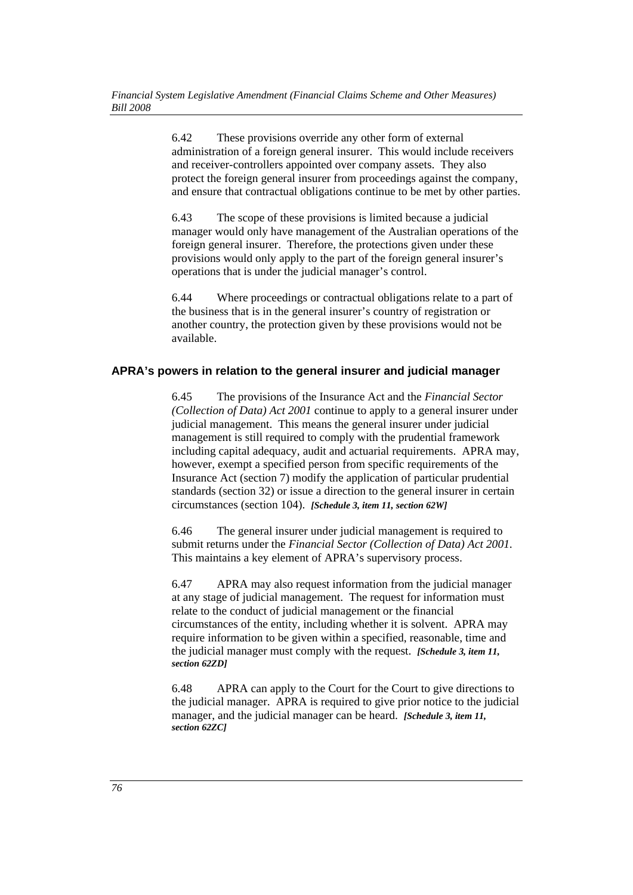6.42 These provisions override any other form of external administration of a foreign general insurer. This would include receivers and receiver-controllers appointed over company assets. They also protect the foreign general insurer from proceedings against the company, and ensure that contractual obligations continue to be met by other parties.

6.43 The scope of these provisions is limited because a judicial manager would only have management of the Australian operations of the foreign general insurer. Therefore, the protections given under these provisions would only apply to the part of the foreign general insurer's operations that is under the judicial manager's control.

6.44 Where proceedings or contractual obligations relate to a part of the business that is in the general insurer's country of registration or another country, the protection given by these provisions would not be available.

#### APRA's powers in relation to the general insurer and judicial manager

6.45 The provisions of the Insurance Act and the *Financial Sector (Collection of Data) Act 2001* continue to apply to a general insurer under judicial management. This means the general insurer under judicial management is still required to comply with the prudential framework including capital adequacy, audit and actuarial requirements. APRA may, however, exempt a specified person from specific requirements of the Insurance Act (section 7) modify the application of particular prudential standards (section 32) or issue a direction to the general insurer in certain circumstances (section 104). ***[Schedule 3, item 11, section 62W]***

6.46 The general insurer under judicial management is required to submit returns under the *Financial Sector (Collection of Data) Act 2001*. This maintains a key element of APRA's supervisory process.

6.47 APRA may also request information from the judicial manager at any stage of judicial management. The request for information must relate to the conduct of judicial management or the financial circumstances of the entity, including whether it is solvent. APRA may require information to be given within a specified, reasonable, time and the judicial manager must comply with the request. ***[Schedule 3, item 11, section 62ZD]***

6.48 APRA can apply to the Court for the Court to give directions to the judicial manager. APRA is required to give prior notice to the judicial manager, and the judicial manager can be heard. ***[Schedule 3, item 11, section 62ZC]***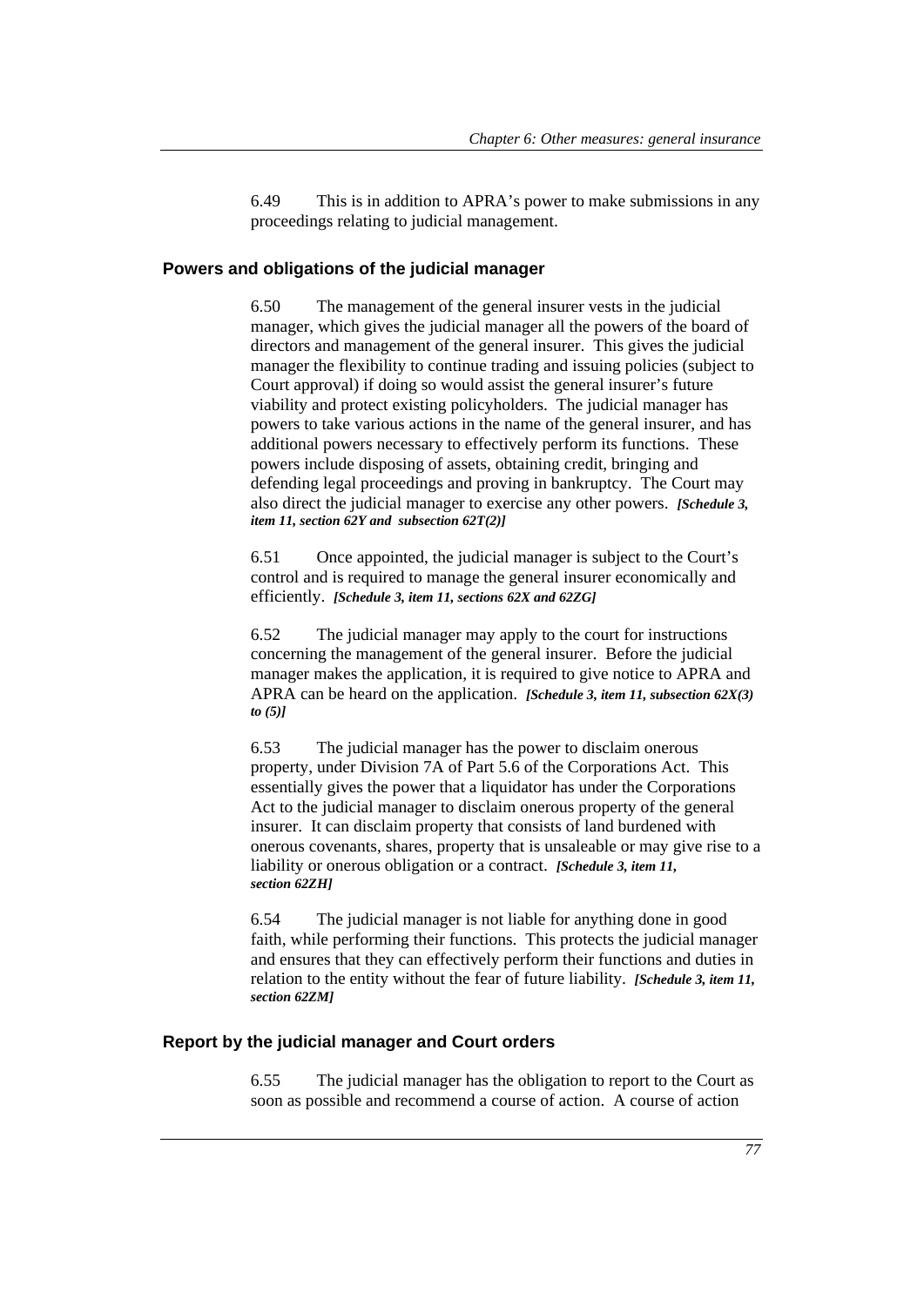6.49 This is in addition to APRA's power to make submissions in any proceedings relating to judicial management.

### Powers and obligations of the judicial manager

6.50 The management of the general insurer vests in the judicial manager, which gives the judicial manager all the powers of the board of directors and management of the general insurer. This gives the judicial manager the flexibility to continue trading and issuing policies (subject to Court approval) if doing so would assist the general insurer's future viability and protect existing policyholders. The judicial manager has powers to take various actions in the name of the general insurer, and has additional powers necessary to effectively perform its functions. These powers include disposing of assets, obtaining credit, bringing and defending legal proceedings and proving in bankruptcy. The Court may also direct the judicial manager to exercise any other powers. ***[Schedule 3, item 11, section 62Y and subsection 62T(2)]***

6.51 Once appointed, the judicial manager is subject to the Court's control and is required to manage the general insurer economically and efficiently. ***[Schedule 3, item 11, sections 62X and 62ZG]***

6.52 The judicial manager may apply to the court for instructions concerning the management of the general insurer. Before the judicial manager makes the application, it is required to give notice to APRA and APRA can be heard on the application. ***[Schedule 3, item 11, subsection 62X(3) to (5)]***

6.53 The judicial manager has the power to disclaim onerous property, under Division 7A of Part 5.6 of the Corporations Act. This essentially gives the power that a liquidator has under the Corporations Act to the judicial manager to disclaim onerous property of the general insurer. It can disclaim property that consists of land burdened with onerous covenants, shares, property that is unsaleable or may give rise to a liability or onerous obligation or a contract. ***[Schedule 3, item 11, section 62ZH]***

6.54 The judicial manager is not liable for anything done in good faith, while performing their functions. This protects the judicial manager and ensures that they can effectively perform their functions and duties in relation to the entity without the fear of future liability. ***[Schedule 3, item 11, section 62ZM]***

### Report by the judicial manager and Court orders

6.55 The judicial manager has the obligation to report to the Court as soon as possible and recommend a course of action. A course of action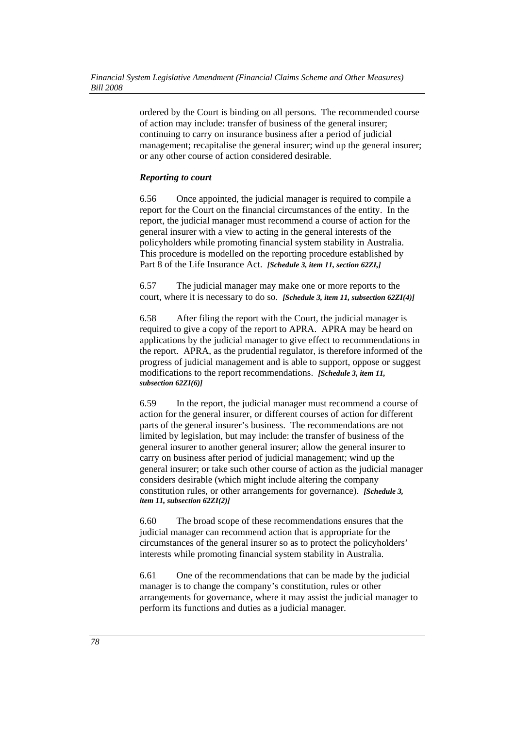ordered by the Court is binding on all persons. The recommended course of action may include: transfer of business of the general insurer; continuing to carry on insurance business after a period of judicial management; recapitalise the general insurer; wind up the general insurer; or any other course of action considered desirable.

### *Reporting to court*

6.56 Once appointed, the judicial manager is required to compile a report for the Court on the financial circumstances of the entity. In the report, the judicial manager must recommend a course of action for the general insurer with a view to acting in the general interests of the policyholders while promoting financial system stability in Australia. This procedure is modelled on the reporting procedure established by Part 8 of the Life Insurance Act. ***[Schedule 3, item 11, section 62ZI,]***

6.57 The judicial manager may make one or more reports to the court, where it is necessary to do so. ***[Schedule 3, item 11, subsection 62ZI(4)]***

6.58 After filing the report with the Court, the judicial manager is required to give a copy of the report to APRA. APRA may be heard on applications by the judicial manager to give effect to recommendations in the report. APRA, as the prudential regulator, is therefore informed of the progress of judicial management and is able to support, oppose or suggest modifications to the report recommendations. ***[Schedule 3, item 11, subsection 62ZI(6)]***

6.59 In the report, the judicial manager must recommend a course of action for the general insurer, or different courses of action for different parts of the general insurer's business. The recommendations are not limited by legislation, but may include: the transfer of business of the general insurer to another general insurer; allow the general insurer to carry on business after period of judicial management; wind up the general insurer; or take such other course of action as the judicial manager considers desirable (which might include altering the company constitution rules, or other arrangements for governance). ***[Schedule 3, item 11, subsection 62ZI(2)]***

6.60 The broad scope of these recommendations ensures that the judicial manager can recommend action that is appropriate for the circumstances of the general insurer so as to protect the policyholders' interests while promoting financial system stability in Australia.

6.61 One of the recommendations that can be made by the judicial manager is to change the company's constitution, rules or other arrangements for governance, where it may assist the judicial manager to perform its functions and duties as a judicial manager.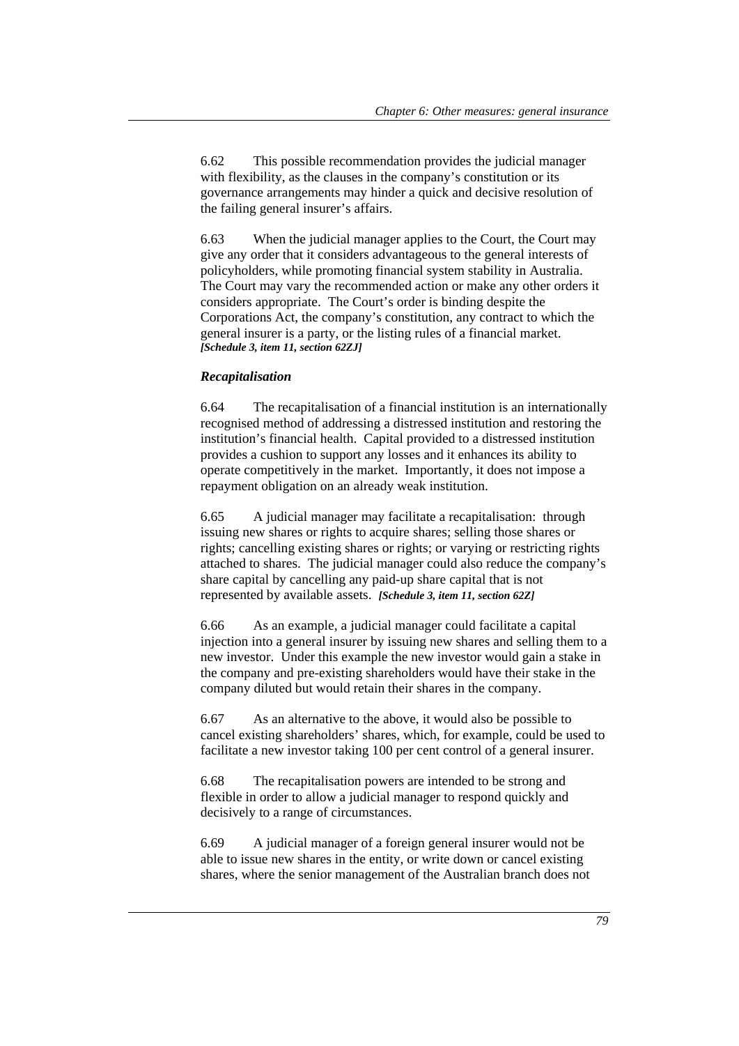6.62 This possible recommendation provides the judicial manager with flexibility, as the clauses in the company's constitution or its governance arrangements may hinder a quick and decisive resolution of the failing general insurer's affairs.

6.63 When the judicial manager applies to the Court, the Court may give any order that it considers advantageous to the general interests of policyholders, while promoting financial system stability in Australia. The Court may vary the recommended action or make any other orders it considers appropriate. The Court's order is binding despite the Corporations Act, the company's constitution, any contract to which the general insurer is a party, or the listing rules of a financial market. ***[Schedule 3, item 11, section 62ZJ]***

### *Recapitalisation*

6.64 The recapitalisation of a financial institution is an internationally recognised method of addressing a distressed institution and restoring the institution's financial health. Capital provided to a distressed institution provides a cushion to support any losses and it enhances its ability to operate competitively in the market. Importantly, it does not impose a repayment obligation on an already weak institution.

6.65 A judicial manager may facilitate a recapitalisation: through issuing new shares or rights to acquire shares; selling those shares or rights; cancelling existing shares or rights; or varying or restricting rights attached to shares. The judicial manager could also reduce the company's share capital by cancelling any paid-up share capital that is not represented by available assets. ***[Schedule 3, item 11, section 62Z]***

6.66 As an example, a judicial manager could facilitate a capital injection into a general insurer by issuing new shares and selling them to a new investor. Under this example the new investor would gain a stake in the company and pre-existing shareholders would have their stake in the company diluted but would retain their shares in the company.

6.67 As an alternative to the above, it would also be possible to cancel existing shareholders' shares, which, for example, could be used to facilitate a new investor taking 100 per cent control of a general insurer.

6.68 The recapitalisation powers are intended to be strong and flexible in order to allow a judicial manager to respond quickly and decisively to a range of circumstances.

6.69 A judicial manager of a foreign general insurer would not be able to issue new shares in the entity, or write down or cancel existing shares, where the senior management of the Australian branch does not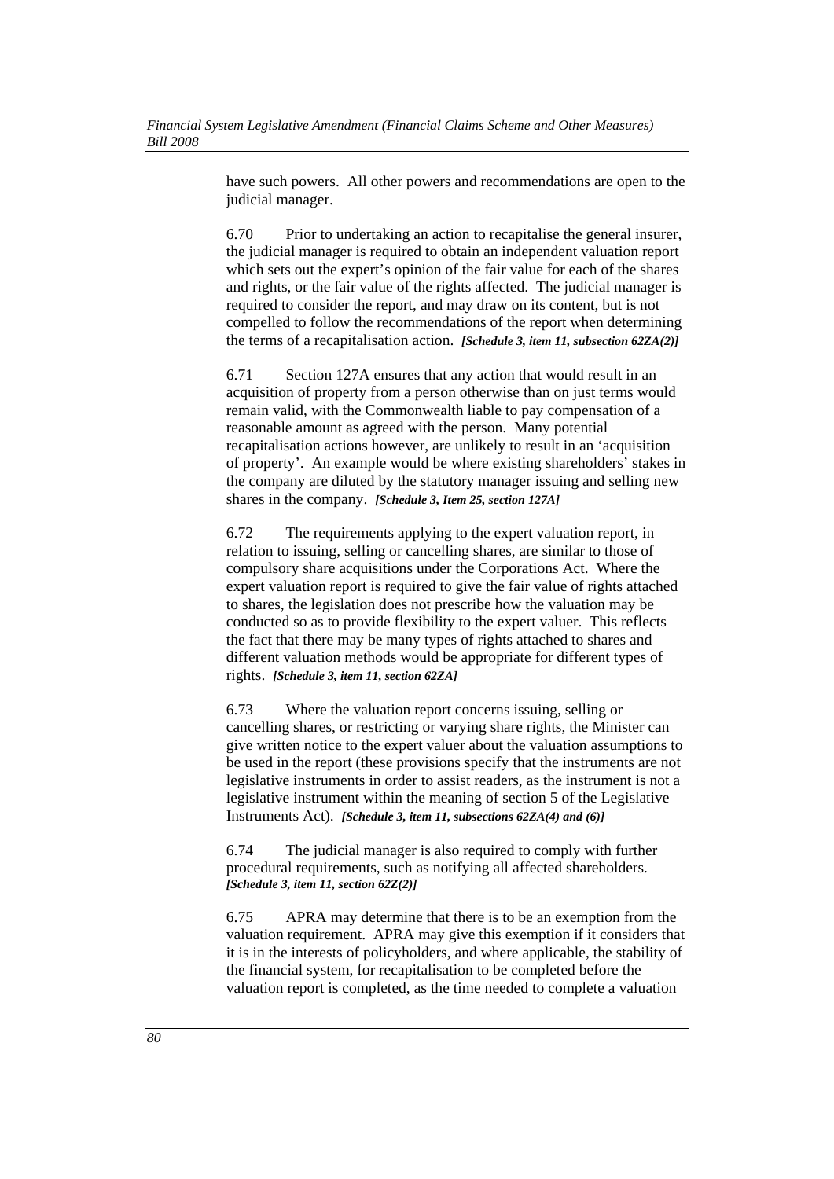have such powers. All other powers and recommendations are open to the judicial manager.

6.70 Prior to undertaking an action to recapitalise the general insurer, the judicial manager is required to obtain an independent valuation report which sets out the expert's opinion of the fair value for each of the shares and rights, or the fair value of the rights affected. The judicial manager is required to consider the report, and may draw on its content, but is not compelled to follow the recommendations of the report when determining the terms of a recapitalisation action. ***[Schedule 3, item 11, subsection 62ZA(2)]***

6.71 Section 127A ensures that any action that would result in an acquisition of property from a person otherwise than on just terms would remain valid, with the Commonwealth liable to pay compensation of a reasonable amount as agreed with the person. Many potential recapitalisation actions however, are unlikely to result in an 'acquisition of property'. An example would be where existing shareholders' stakes in the company are diluted by the statutory manager issuing and selling new shares in the company. ***[Schedule 3, Item 25, section 127A]***

6.72 The requirements applying to the expert valuation report, in relation to issuing, selling or cancelling shares, are similar to those of compulsory share acquisitions under the Corporations Act. Where the expert valuation report is required to give the fair value of rights attached to shares, the legislation does not prescribe how the valuation may be conducted so as to provide flexibility to the expert valuer. This reflects the fact that there may be many types of rights attached to shares and different valuation methods would be appropriate for different types of rights. ***[Schedule 3, item 11, section 62ZA]***

6.73 Where the valuation report concerns issuing, selling or cancelling shares, or restricting or varying share rights, the Minister can give written notice to the expert valuer about the valuation assumptions to be used in the report (these provisions specify that the instruments are not legislative instruments in order to assist readers, as the instrument is not a legislative instrument within the meaning of section 5 of the Legislative Instruments Act). ***[Schedule 3, item 11, subsections 62ZA(4) and (6)]***

6.74 The judicial manager is also required to comply with further procedural requirements, such as notifying all affected shareholders. ***[Schedule 3, item 11, section 62Z(2)]***

6.75 APRA may determine that there is to be an exemption from the valuation requirement. APRA may give this exemption if it considers that it is in the interests of policyholders, and where applicable, the stability of the financial system, for recapitalisation to be completed before the valuation report is completed, as the time needed to complete a valuation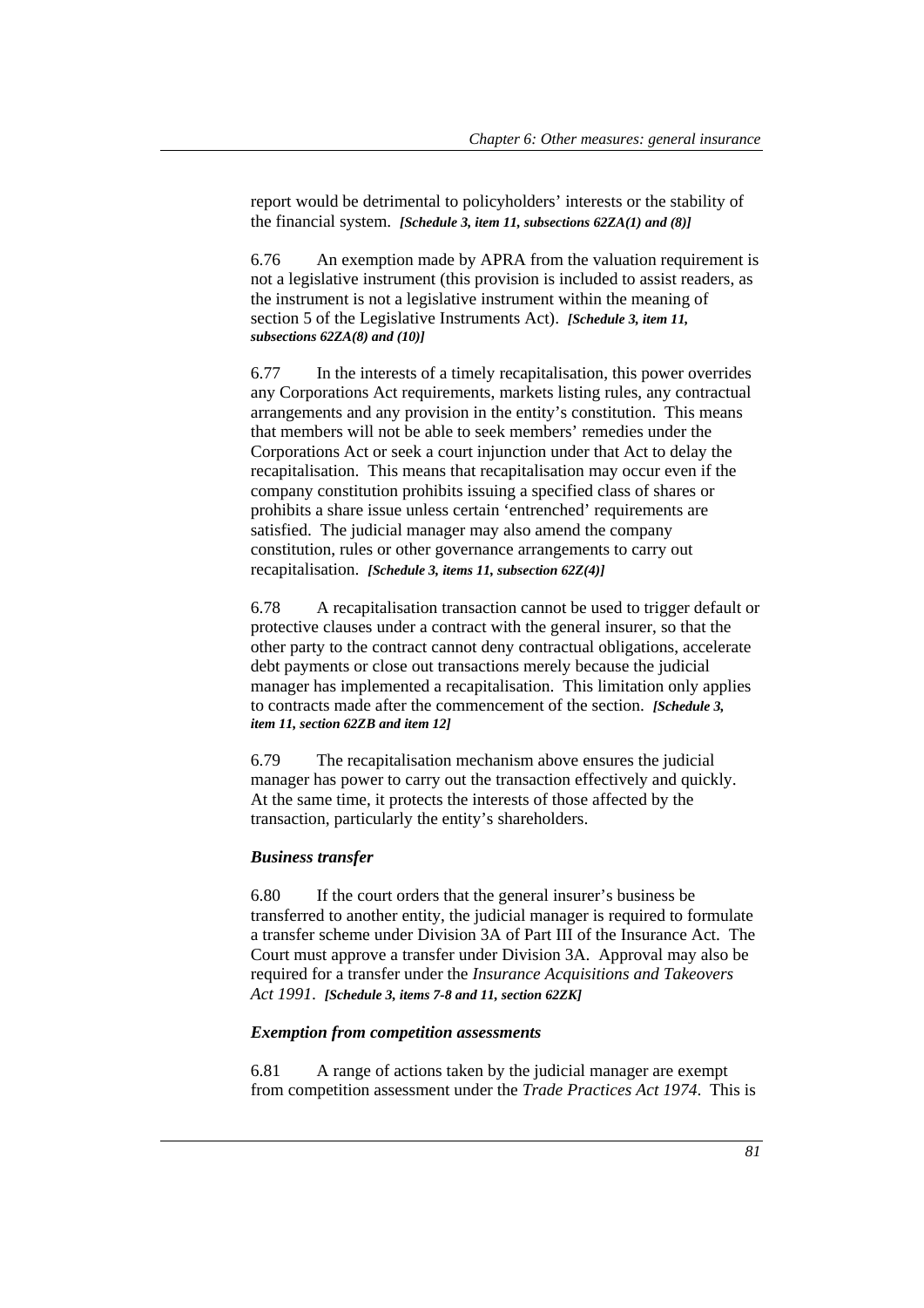report would be detrimental to policyholders' interests or the stability of the financial system. ***[Schedule 3, item 11, subsections 62ZA(1) and (8)]***

6.76 An exemption made by APRA from the valuation requirement is not a legislative instrument (this provision is included to assist readers, as the instrument is not a legislative instrument within the meaning of section 5 of the Legislative Instruments Act). ***[Schedule 3, item 11, subsections 62ZA(8) and (10)]***

6.77 In the interests of a timely recapitalisation, this power overrides any Corporations Act requirements, markets listing rules, any contractual arrangements and any provision in the entity's constitution. This means that members will not be able to seek members' remedies under the Corporations Act or seek a court injunction under that Act to delay the recapitalisation. This means that recapitalisation may occur even if the company constitution prohibits issuing a specified class of shares or prohibits a share issue unless certain 'entrenched' requirements are satisfied. The judicial manager may also amend the company constitution, rules or other governance arrangements to carry out recapitalisation. ***[Schedule 3, items 11, subsection 62Z(4)]***

6.78 A recapitalisation transaction cannot be used to trigger default or protective clauses under a contract with the general insurer, so that the other party to the contract cannot deny contractual obligations, accelerate debt payments or close out transactions merely because the judicial manager has implemented a recapitalisation. This limitation only applies to contracts made after the commencement of the section. ***[Schedule 3, item 11, section 62ZB and item 12]***

6.79 The recapitalisation mechanism above ensures the judicial manager has power to carry out the transaction effectively and quickly. At the same time, it protects the interests of those affected by the transaction, particularly the entity's shareholders.

### *Business transfer*

6.80 If the court orders that the general insurer's business be transferred to another entity, the judicial manager is required to formulate a transfer scheme under Division 3A of Part III of the Insurance Act. The Court must approve a transfer under Division 3A. Approval may also be required for a transfer under the *Insurance Acquisitions and Takeovers Act 1991*. ***[Schedule 3, items 7-8 and 11, section 62ZK]***

### *Exemption from competition assessments*

6.81 A range of actions taken by the judicial manager are exempt from competition assessment under the *Trade Practices Act 1974*. This is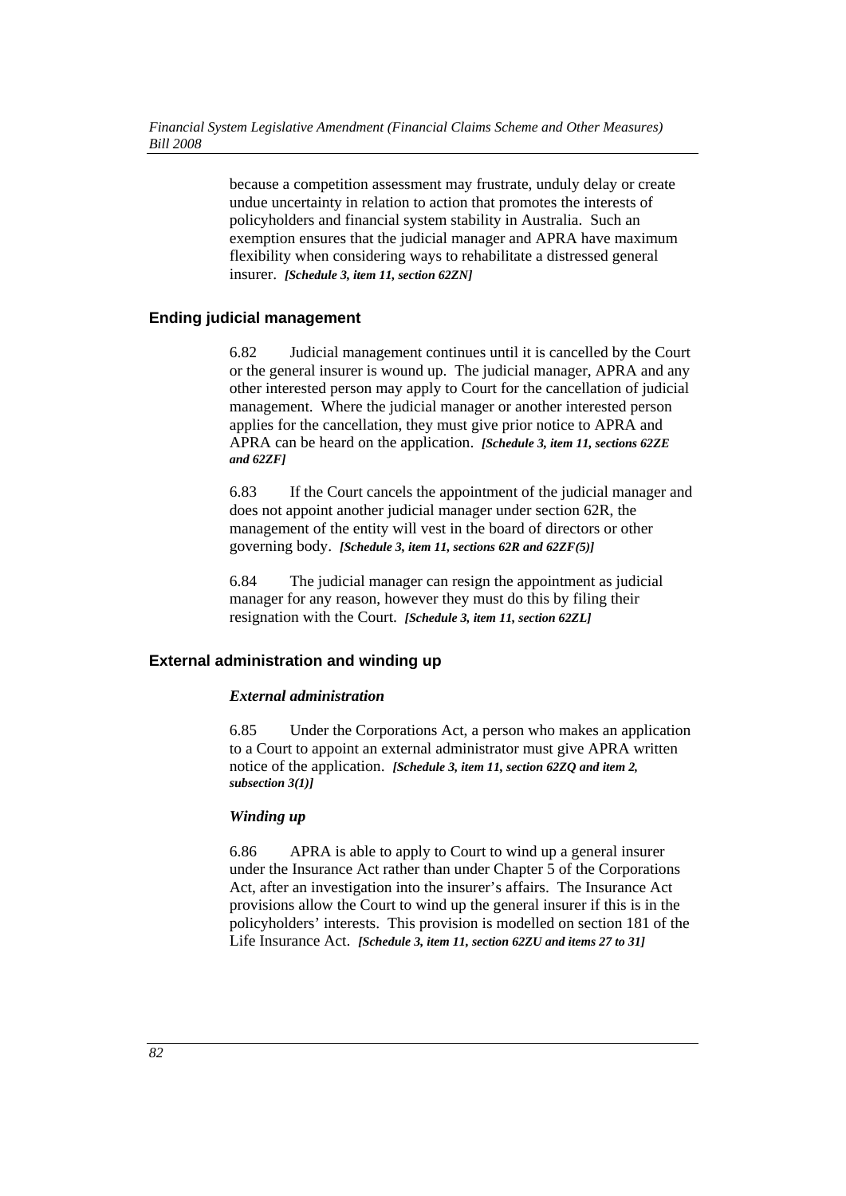because a competition assessment may frustrate, unduly delay or create undue uncertainty in relation to action that promotes the interests of policyholders and financial system stability in Australia. Such an exemption ensures that the judicial manager and APRA have maximum flexibility when considering ways to rehabilitate a distressed general insurer. ***[Schedule 3, item 11, section 62ZN]***

### Ending judicial management

6.82 Judicial management continues until it is cancelled by the Court or the general insurer is wound up. The judicial manager, APRA and any other interested person may apply to Court for the cancellation of judicial management. Where the judicial manager or another interested person applies for the cancellation, they must give prior notice to APRA and APRA can be heard on the application. ***[Schedule 3, item 11, sections 62ZE and 62ZF]***

6.83 If the Court cancels the appointment of the judicial manager and does not appoint another judicial manager under section 62R, the management of the entity will vest in the board of directors or other governing body. ***[Schedule 3, item 11, sections 62R and 62ZF(5)]***

6.84 The judicial manager can resign the appointment as judicial manager for any reason, however they must do this by filing their resignation with the Court. ***[Schedule 3, item 11, section 62ZL]***

### External administration and winding up

#### *External administration*

6.85 Under the Corporations Act, a person who makes an application to a Court to appoint an external administrator must give APRA written notice of the application. ***[Schedule 3, item 11, section 62ZQ and item 2, subsection 3(1)]***

#### *Winding up*

6.86 APRA is able to apply to Court to wind up a general insurer under the Insurance Act rather than under Chapter 5 of the Corporations Act, after an investigation into the insurer's affairs. The Insurance Act provisions allow the Court to wind up the general insurer if this is in the policyholders' interests. This provision is modelled on section 181 of the Life Insurance Act. ***[Schedule 3, item 11, section 62ZU and items 27 to 31]***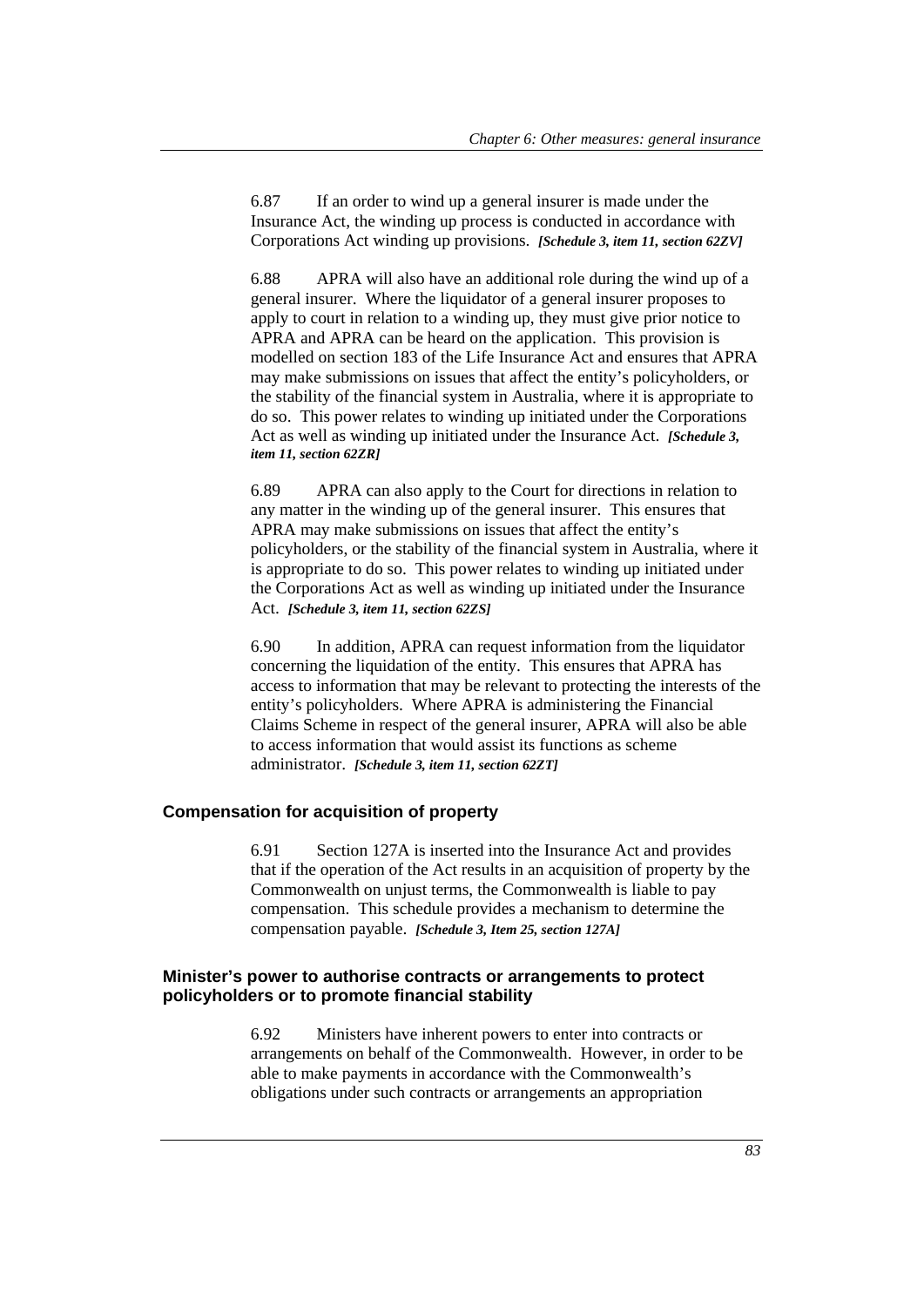6.87 If an order to wind up a general insurer is made under the Insurance Act, the winding up process is conducted in accordance with Corporations Act winding up provisions. ***[Schedule 3, item 11, section 62ZV]***

6.88 APRA will also have an additional role during the wind up of a general insurer. Where the liquidator of a general insurer proposes to apply to court in relation to a winding up, they must give prior notice to APRA and APRA can be heard on the application. This provision is modelled on section 183 of the Life Insurance Act and ensures that APRA may make submissions on issues that affect the entity's policyholders, or the stability of the financial system in Australia, where it is appropriate to do so. This power relates to winding up initiated under the Corporations Act as well as winding up initiated under the Insurance Act. ***[Schedule 3, item 11, section 62ZR]***

6.89 APRA can also apply to the Court for directions in relation to any matter in the winding up of the general insurer. This ensures that APRA may make submissions on issues that affect the entity's policyholders, or the stability of the financial system in Australia, where it is appropriate to do so. This power relates to winding up initiated under the Corporations Act as well as winding up initiated under the Insurance Act. ***[Schedule 3, item 11, section 62ZS]***

6.90 In addition, APRA can request information from the liquidator concerning the liquidation of the entity. This ensures that APRA has access to information that may be relevant to protecting the interests of the entity's policyholders. Where APRA is administering the Financial Claims Scheme in respect of the general insurer, APRA will also be able to access information that would assist its functions as scheme administrator. ***[Schedule 3, item 11, section 62ZT]***

### Compensation for acquisition of property

6.91 Section 127A is inserted into the Insurance Act and provides that if the operation of the Act results in an acquisition of property by the Commonwealth on unjust terms, the Commonwealth is liable to pay compensation. This schedule provides a mechanism to determine the compensation payable. ***[Schedule 3, Item 25, section 127A]***

### Minister's power to authorise contracts or arrangements to protect policyholders or to promote financial stability

6.92 Ministers have inherent powers to enter into contracts or arrangements on behalf of the Commonwealth. However, in order to be able to make payments in accordance with the Commonwealth's obligations under such contracts or arrangements an appropriation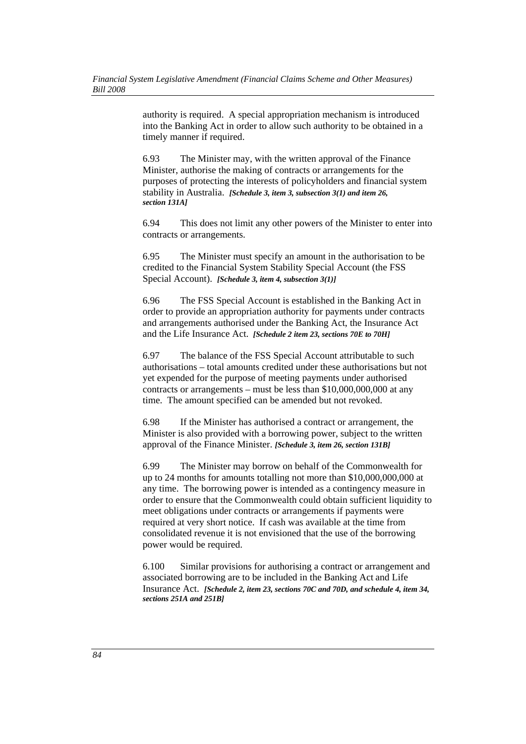authority is required. A special appropriation mechanism is introduced into the Banking Act in order to allow such authority to be obtained in a timely manner if required.

6.93 The Minister may, with the written approval of the Finance Minister, authorise the making of contracts or arrangements for the purposes of protecting the interests of policyholders and financial system stability in Australia. ***[Schedule 3, item 3, subsection 3(1) and item 26, section 131A]***

6.94 This does not limit any other powers of the Minister to enter into contracts or arrangements.

6.95 The Minister must specify an amount in the authorisation to be credited to the Financial System Stability Special Account (the FSS Special Account). ***[Schedule 3, item 4, subsection 3(1)]***

6.96 The FSS Special Account is established in the Banking Act in order to provide an appropriation authority for payments under contracts and arrangements authorised under the Banking Act, the Insurance Act and the Life Insurance Act. ***[Schedule 2 item 23, sections 70E to 70H]***

6.97 The balance of the FSS Special Account attributable to such authorisations – total amounts credited under these authorisations but not yet expended for the purpose of meeting payments under authorised contracts or arrangements – must be less than $10,000,000,000 at any time. The amount specified can be amended but not revoked.

6.98 If the Minister has authorised a contract or arrangement, the Minister is also provided with a borrowing power, subject to the written approval of the Finance Minister. ***[Schedule 3, item 26, section 131B]***

6.99 The Minister may borrow on behalf of the Commonwealth for up to 24 months for amounts totalling not more than $10,000,000,000 at any time. The borrowing power is intended as a contingency measure in order to ensure that the Commonwealth could obtain sufficient liquidity to meet obligations under contracts or arrangements if payments were required at very short notice. If cash was available at the time from consolidated revenue it is not envisioned that the use of the borrowing power would be required.

6.100 Similar provisions for authorising a contract or arrangement and associated borrowing are to be included in the Banking Act and Life Insurance Act. ***[Schedule 2, item 23, sections 70C and 70D, and schedule 4, item 34, sections 251A and 251B]***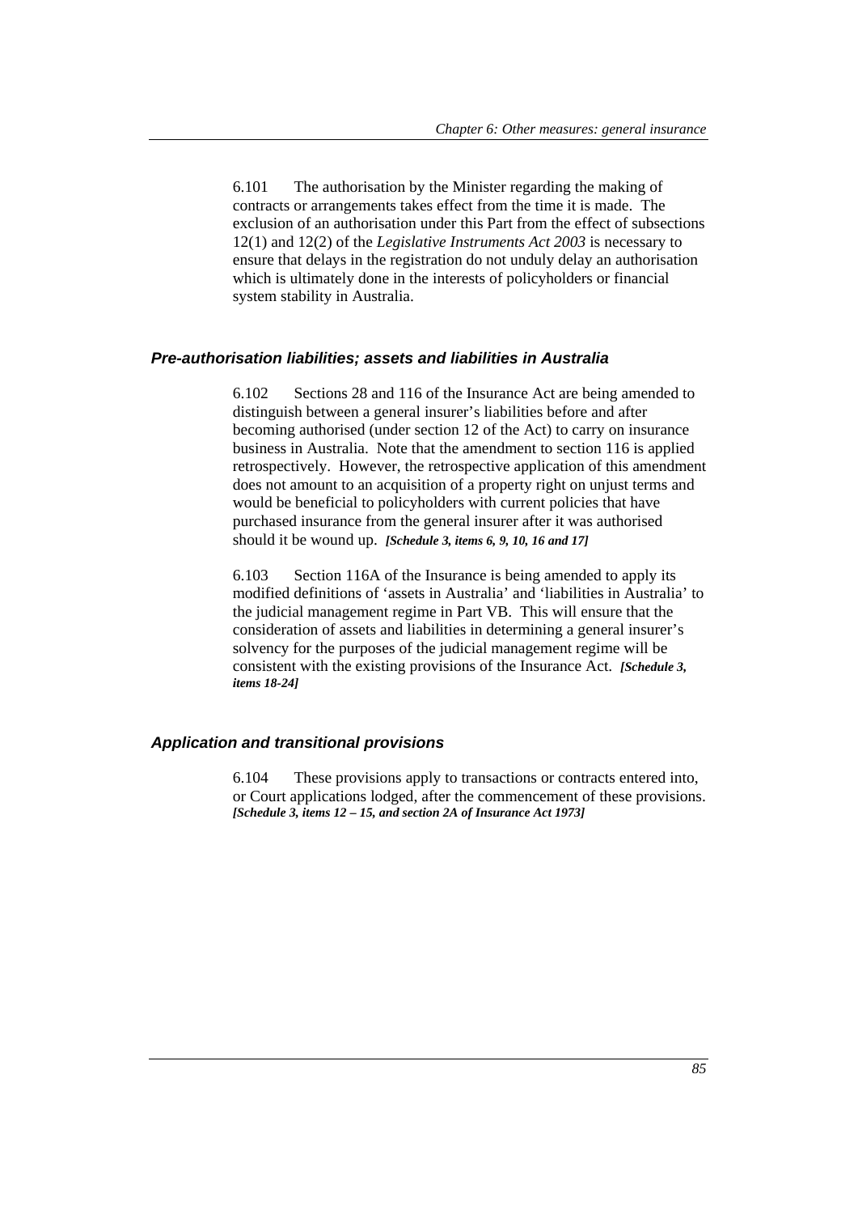6.101 The authorisation by the Minister regarding the making of contracts or arrangements takes effect from the time it is made. The exclusion of an authorisation under this Part from the effect of subsections 12(1) and 12(2) of the *Legislative Instruments Act 2003* is necessary to ensure that delays in the registration do not unduly delay an authorisation which is ultimately done in the interests of policyholders or financial system stability in Australia.

### *Pre-authorisation liabilities; assets and liabilities in Australia*

6.102 Sections 28 and 116 of the Insurance Act are being amended to distinguish between a general insurer's liabilities before and after becoming authorised (under section 12 of the Act) to carry on insurance business in Australia. Note that the amendment to section 116 is applied retrospectively. However, the retrospective application of this amendment does not amount to an acquisition of a property right on unjust terms and would be beneficial to policyholders with current policies that have purchased insurance from the general insurer after it was authorised should it be wound up. ***[Schedule 3, items 6, 9, 10, 16 and 17]***

6.103 Section 116A of the Insurance is being amended to apply its modified definitions of 'assets in Australia' and 'liabilities in Australia' to the judicial management regime in Part VB. This will ensure that the consideration of assets and liabilities in determining a general insurer's solvency for the purposes of the judicial management regime will be consistent with the existing provisions of the Insurance Act. ***[Schedule 3, items 18-24]***

### *Application and transitional provisions*

6.104 These provisions apply to transactions or contracts entered into, or Court applications lodged, after the commencement of these provisions. ***[Schedule 3, items 12 – 15, and section 2A of Insurance Act 1973]***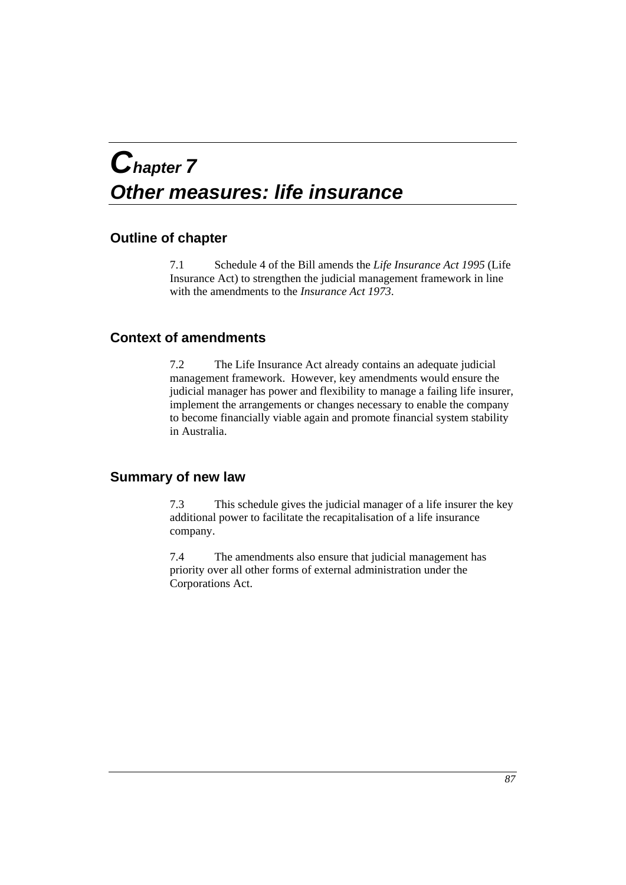# Chapter 7
# Other measures: life insurance

## Outline of chapter

7.1 Schedule 4 of the Bill amends the *Life Insurance Act 1995* (Life Insurance Act) to strengthen the judicial management framework in line with the amendments to the *Insurance Act 1973*.

## Context of amendments

7.2 The Life Insurance Act already contains an adequate judicial management framework. However, key amendments would ensure the judicial manager has power and flexibility to manage a failing life insurer, implement the arrangements or changes necessary to enable the company to become financially viable again and promote financial system stability in Australia.

## Summary of new law

7.3 This schedule gives the judicial manager of a life insurer the key additional power to facilitate the recapitalisation of a life insurance company.

7.4 The amendments also ensure that judicial management has priority over all other forms of external administration under the Corporations Act.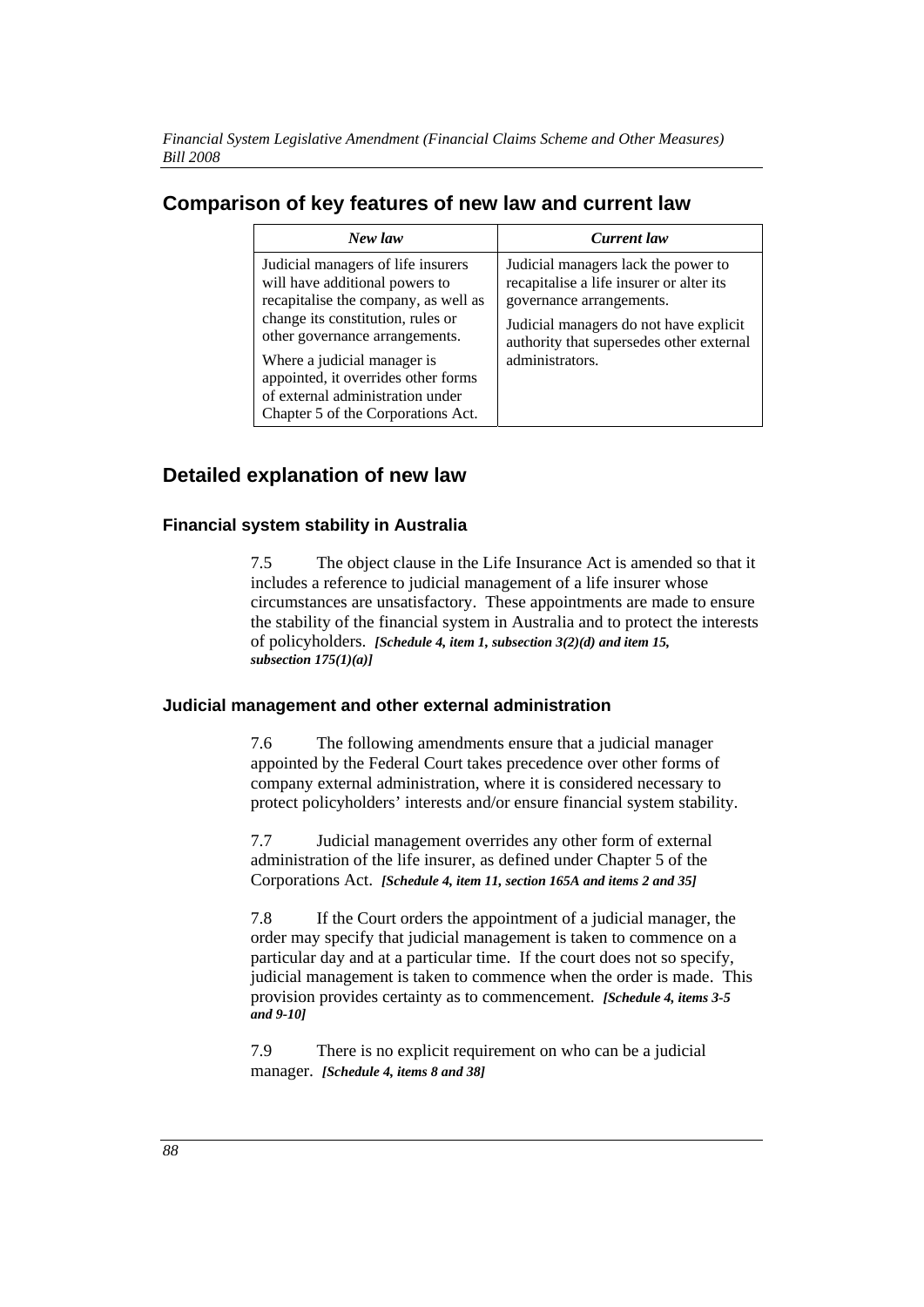## Comparison of key features of new law and current law

| *New law* | *Current law* |
|---|---|
| Judicial managers of life insurers will have additional powers to recapitalise the company, as well as change its constitution, rules or other governance arrangements. Where a judicial manager is appointed, it overrides other forms of external administration under Chapter 5 of the Corporations Act. | Judicial managers lack the power to recapitalise a life insurer or alter its governance arrangements. Judicial managers do not have explicit authority that supersedes other external administrators. |

## Detailed explanation of new law

### Financial system stability in Australia

7.5 The object clause in the Life Insurance Act is amended so that it includes a reference to judicial management of a life insurer whose circumstances are unsatisfactory. These appointments are made to ensure the stability of the financial system in Australia and to protect the interests of policyholders. ***[Schedule 4, item 1, subsection 3(2)(d) and item 15, subsection 175(1)(a)]***

### Judicial management and other external administration

7.6 The following amendments ensure that a judicial manager appointed by the Federal Court takes precedence over other forms of company external administration, where it is considered necessary to protect policyholders' interests and/or ensure financial system stability.

7.7 Judicial management overrides any other form of external administration of the life insurer, as defined under Chapter 5 of the Corporations Act. ***[Schedule 4, item 11, section 165A and items 2 and 35]***

7.8 If the Court orders the appointment of a judicial manager, the order may specify that judicial management is taken to commence on a particular day and at a particular time. If the court does not so specify, judicial management is taken to commence when the order is made. This provision provides certainty as to commencement. ***[Schedule 4, items 3-5 and 9-10]***

7.9 There is no explicit requirement on who can be a judicial manager. ***[Schedule 4, items 8 and 38]***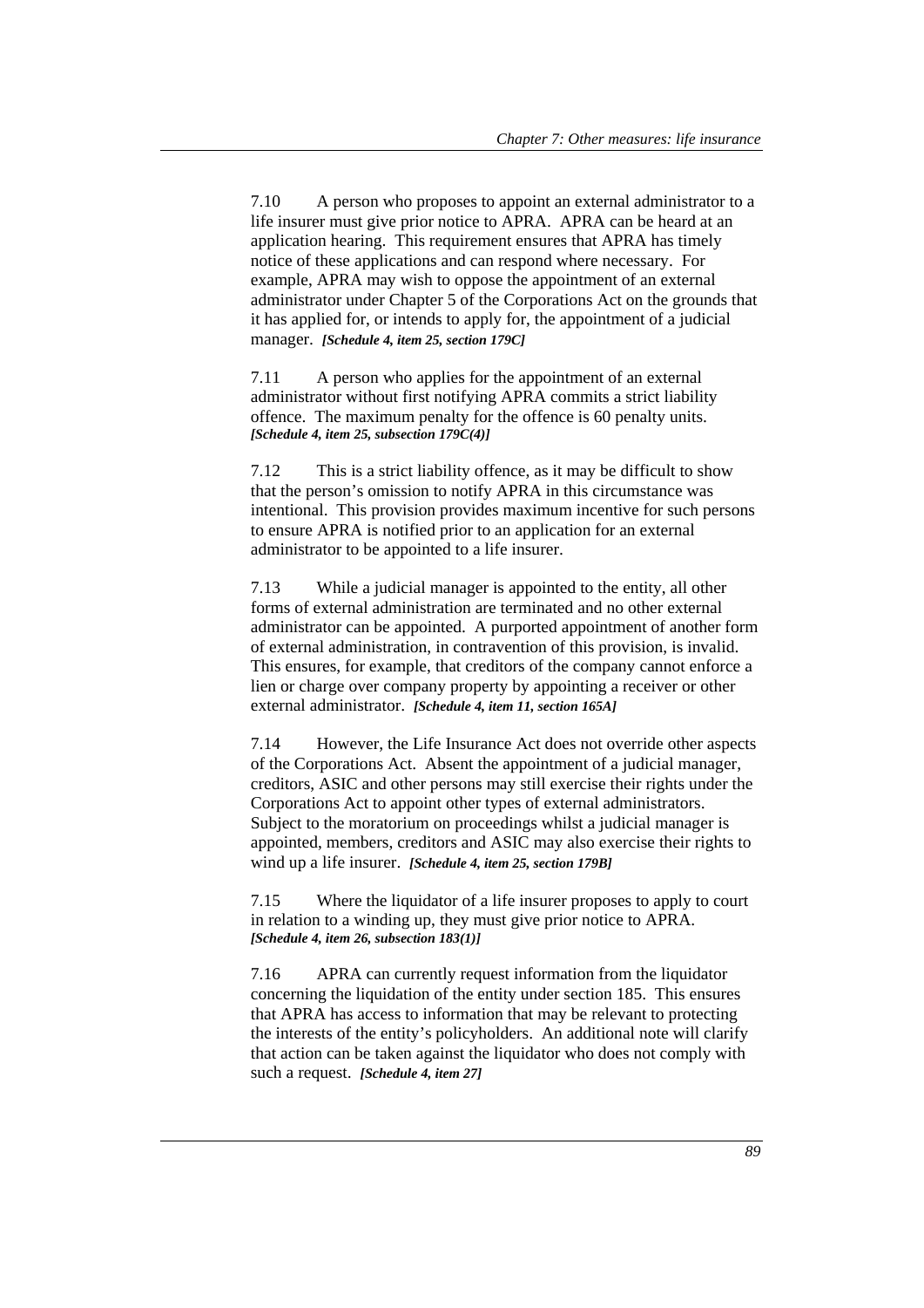7.10 A person who proposes to appoint an external administrator to a life insurer must give prior notice to APRA. APRA can be heard at an application hearing. This requirement ensures that APRA has timely notice of these applications and can respond where necessary. For example, APRA may wish to oppose the appointment of an external administrator under Chapter 5 of the Corporations Act on the grounds that it has applied for, or intends to apply for, the appointment of a judicial manager. ***[Schedule 4, item 25, section 179C]***

7.11 A person who applies for the appointment of an external administrator without first notifying APRA commits a strict liability offence. The maximum penalty for the offence is 60 penalty units. ***[Schedule 4, item 25, subsection 179C(4)]***

7.12 This is a strict liability offence, as it may be difficult to show that the person's omission to notify APRA in this circumstance was intentional. This provision provides maximum incentive for such persons to ensure APRA is notified prior to an application for an external administrator to be appointed to a life insurer.

7.13 While a judicial manager is appointed to the entity, all other forms of external administration are terminated and no other external administrator can be appointed. A purported appointment of another form of external administration, in contravention of this provision, is invalid. This ensures, for example, that creditors of the company cannot enforce a lien or charge over company property by appointing a receiver or other external administrator. ***[Schedule 4, item 11, section 165A]***

7.14 However, the Life Insurance Act does not override other aspects of the Corporations Act. Absent the appointment of a judicial manager, creditors, ASIC and other persons may still exercise their rights under the Corporations Act to appoint other types of external administrators. Subject to the moratorium on proceedings whilst a judicial manager is appointed, members, creditors and ASIC may also exercise their rights to wind up a life insurer. ***[Schedule 4, item 25, section 179B]***

7.15 Where the liquidator of a life insurer proposes to apply to court in relation to a winding up, they must give prior notice to APRA. ***[Schedule 4, item 26, subsection 183(1)]***

7.16 APRA can currently request information from the liquidator concerning the liquidation of the entity under section 185. This ensures that APRA has access to information that may be relevant to protecting the interests of the entity's policyholders. An additional note will clarify that action can be taken against the liquidator who does not comply with such a request. ***[Schedule 4, item 27]***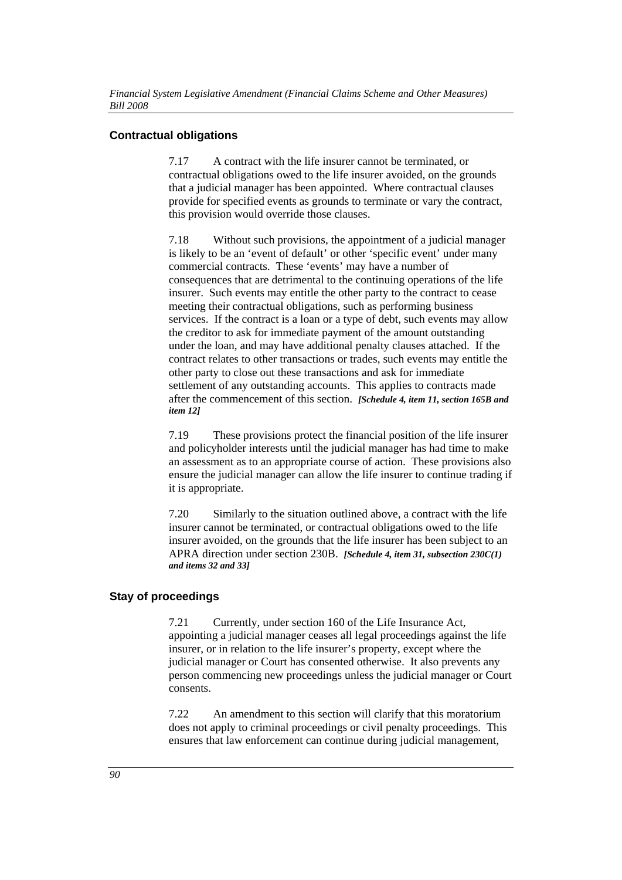### Contractual obligations

7.17 A contract with the life insurer cannot be terminated, or contractual obligations owed to the life insurer avoided, on the grounds that a judicial manager has been appointed. Where contractual clauses provide for specified events as grounds to terminate or vary the contract, this provision would override those clauses.

7.18 Without such provisions, the appointment of a judicial manager is likely to be an 'event of default' or other 'specific event' under many commercial contracts. These 'events' may have a number of consequences that are detrimental to the continuing operations of the life insurer. Such events may entitle the other party to the contract to cease meeting their contractual obligations, such as performing business services. If the contract is a loan or a type of debt, such events may allow the creditor to ask for immediate payment of the amount outstanding under the loan, and may have additional penalty clauses attached. If the contract relates to other transactions or trades, such events may entitle the other party to close out these transactions and ask for immediate settlement of any outstanding accounts. This applies to contracts made after the commencement of this section. ***[Schedule 4, item 11, section 165B and item 12]***

7.19 These provisions protect the financial position of the life insurer and policyholder interests until the judicial manager has had time to make an assessment as to an appropriate course of action. These provisions also ensure the judicial manager can allow the life insurer to continue trading if it is appropriate.

7.20 Similarly to the situation outlined above, a contract with the life insurer cannot be terminated, or contractual obligations owed to the life insurer avoided, on the grounds that the life insurer has been subject to an APRA direction under section 230B. ***[Schedule 4, item 31, subsection 230C(1) and items 32 and 33]***

### Stay of proceedings

7.21 Currently, under section 160 of the Life Insurance Act, appointing a judicial manager ceases all legal proceedings against the life insurer, or in relation to the life insurer's property, except where the judicial manager or Court has consented otherwise. It also prevents any person commencing new proceedings unless the judicial manager or Court consents.

7.22 An amendment to this section will clarify that this moratorium does not apply to criminal proceedings or civil penalty proceedings. This ensures that law enforcement can continue during judicial management,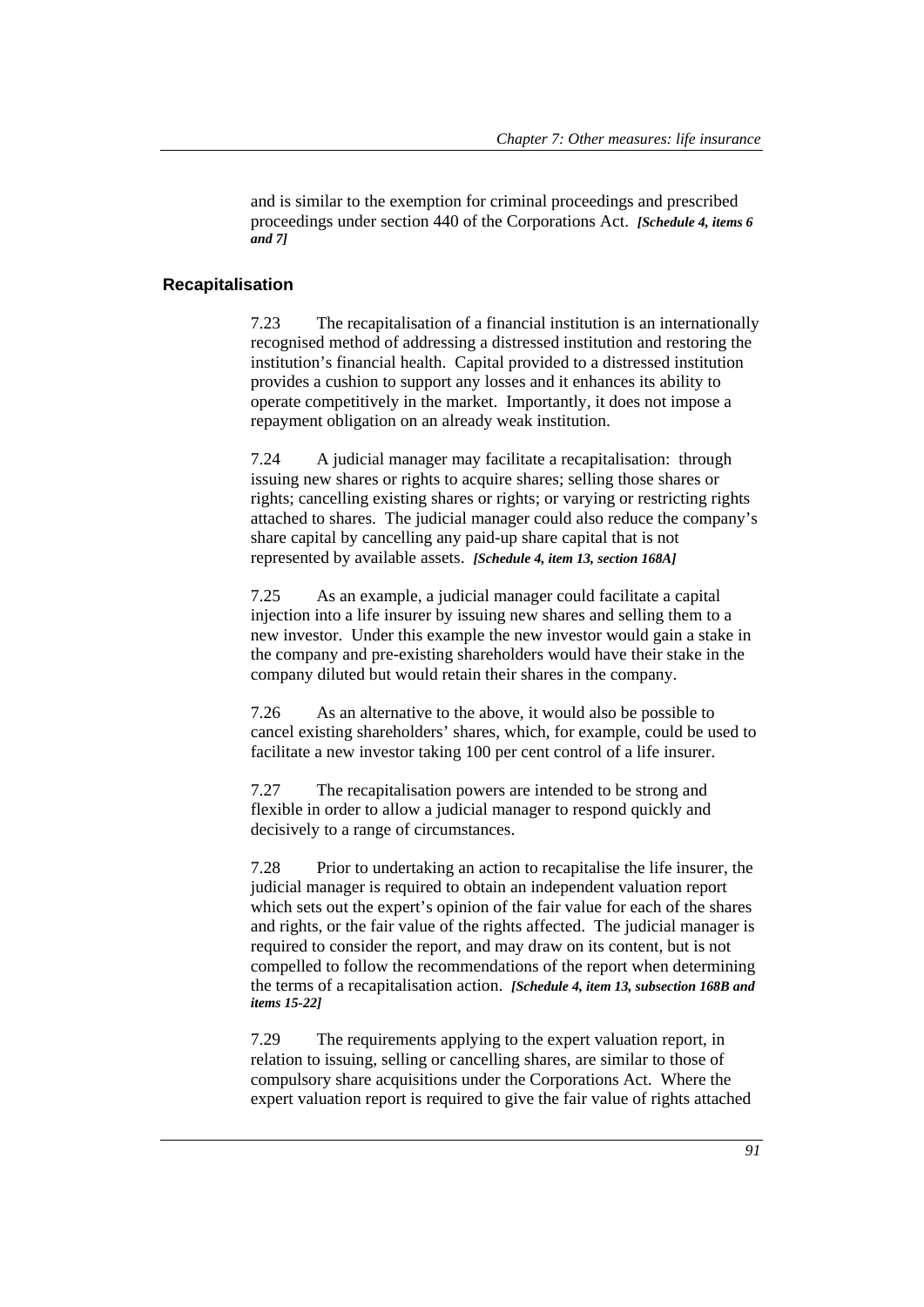and is similar to the exemption for criminal proceedings and prescribed proceedings under section 440 of the Corporations Act. ***[Schedule 4, items 6 and 7]***

### Recapitalisation

7.23 The recapitalisation of a financial institution is an internationally recognised method of addressing a distressed institution and restoring the institution's financial health. Capital provided to a distressed institution provides a cushion to support any losses and it enhances its ability to operate competitively in the market. Importantly, it does not impose a repayment obligation on an already weak institution.

7.24 A judicial manager may facilitate a recapitalisation: through issuing new shares or rights to acquire shares; selling those shares or rights; cancelling existing shares or rights; or varying or restricting rights attached to shares. The judicial manager could also reduce the company's share capital by cancelling any paid-up share capital that is not represented by available assets. ***[Schedule 4, item 13, section 168A]***

7.25 As an example, a judicial manager could facilitate a capital injection into a life insurer by issuing new shares and selling them to a new investor. Under this example the new investor would gain a stake in the company and pre-existing shareholders would have their stake in the company diluted but would retain their shares in the company.

7.26 As an alternative to the above, it would also be possible to cancel existing shareholders' shares, which, for example, could be used to facilitate a new investor taking 100 per cent control of a life insurer.

7.27 The recapitalisation powers are intended to be strong and flexible in order to allow a judicial manager to respond quickly and decisively to a range of circumstances.

7.28 Prior to undertaking an action to recapitalise the life insurer, the judicial manager is required to obtain an independent valuation report which sets out the expert's opinion of the fair value for each of the shares and rights, or the fair value of the rights affected. The judicial manager is required to consider the report, and may draw on its content, but is not compelled to follow the recommendations of the report when determining the terms of a recapitalisation action. ***[Schedule 4, item 13, subsection 168B and items 15-22]***

7.29 The requirements applying to the expert valuation report, in relation to issuing, selling or cancelling shares, are similar to those of compulsory share acquisitions under the Corporations Act. Where the expert valuation report is required to give the fair value of rights attached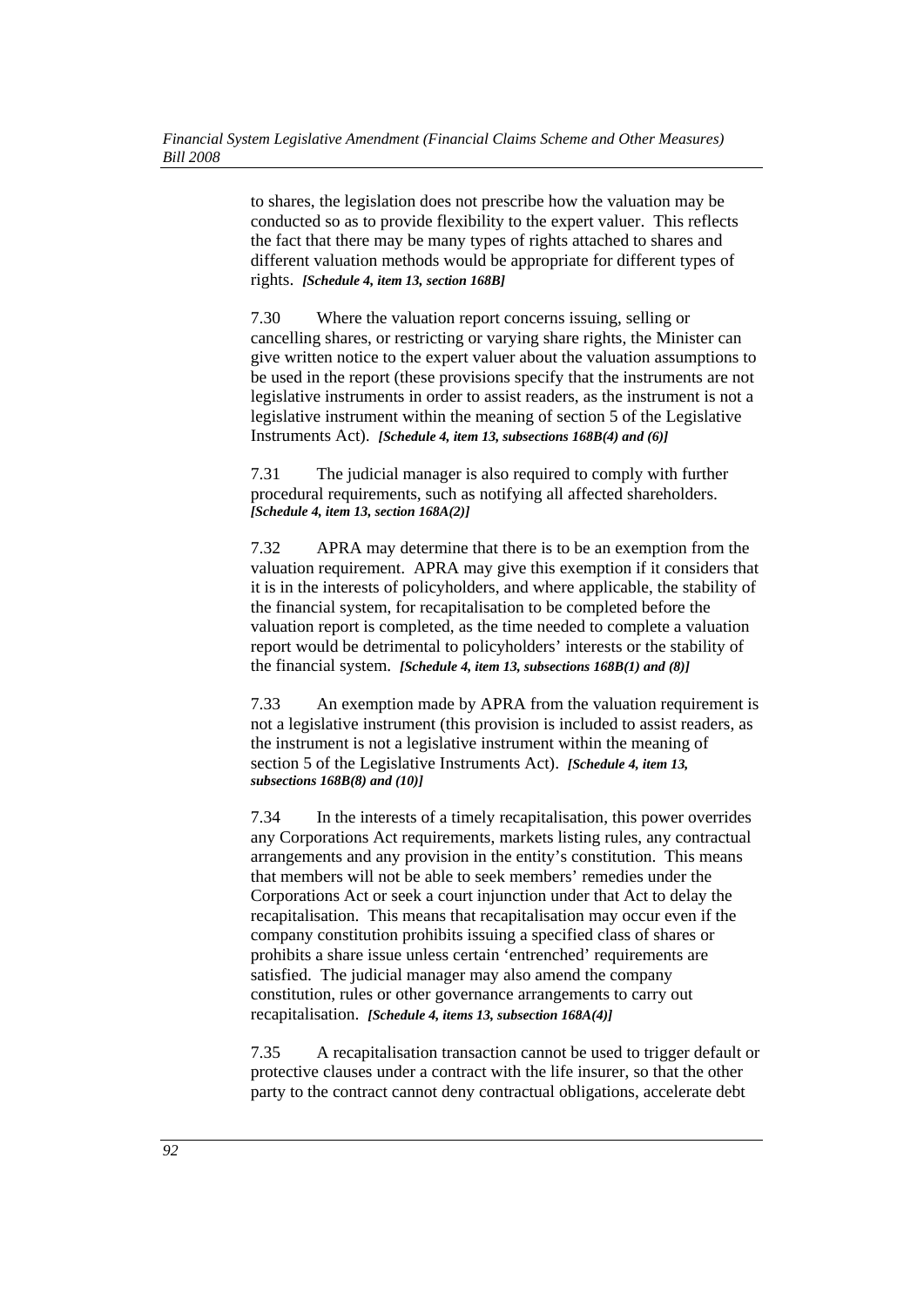to shares, the legislation does not prescribe how the valuation may be conducted so as to provide flexibility to the expert valuer. This reflects the fact that there may be many types of rights attached to shares and different valuation methods would be appropriate for different types of rights. ***[Schedule 4, item 13, section 168B]***

7.30 Where the valuation report concerns issuing, selling or cancelling shares, or restricting or varying share rights, the Minister can give written notice to the expert valuer about the valuation assumptions to be used in the report (these provisions specify that the instruments are not legislative instruments in order to assist readers, as the instrument is not a legislative instrument within the meaning of section 5 of the Legislative Instruments Act). ***[Schedule 4, item 13, subsections 168B(4) and (6)]***

7.31 The judicial manager is also required to comply with further procedural requirements, such as notifying all affected shareholders. ***[Schedule 4, item 13, section 168A(2)]***

7.32 APRA may determine that there is to be an exemption from the valuation requirement. APRA may give this exemption if it considers that it is in the interests of policyholders, and where applicable, the stability of the financial system, for recapitalisation to be completed before the valuation report is completed, as the time needed to complete a valuation report would be detrimental to policyholders' interests or the stability of the financial system. ***[Schedule 4, item 13, subsections 168B(1) and (8)]***

7.33 An exemption made by APRA from the valuation requirement is not a legislative instrument (this provision is included to assist readers, as the instrument is not a legislative instrument within the meaning of section 5 of the Legislative Instruments Act). ***[Schedule 4, item 13, subsections 168B(8) and (10)]***

7.34 In the interests of a timely recapitalisation, this power overrides any Corporations Act requirements, markets listing rules, any contractual arrangements and any provision in the entity's constitution. This means that members will not be able to seek members' remedies under the Corporations Act or seek a court injunction under that Act to delay the recapitalisation. This means that recapitalisation may occur even if the company constitution prohibits issuing a specified class of shares or prohibits a share issue unless certain 'entrenched' requirements are satisfied. The judicial manager may also amend the company constitution, rules or other governance arrangements to carry out recapitalisation. ***[Schedule 4, items 13, subsection 168A(4)]***

7.35 A recapitalisation transaction cannot be used to trigger default or protective clauses under a contract with the life insurer, so that the other party to the contract cannot deny contractual obligations, accelerate debt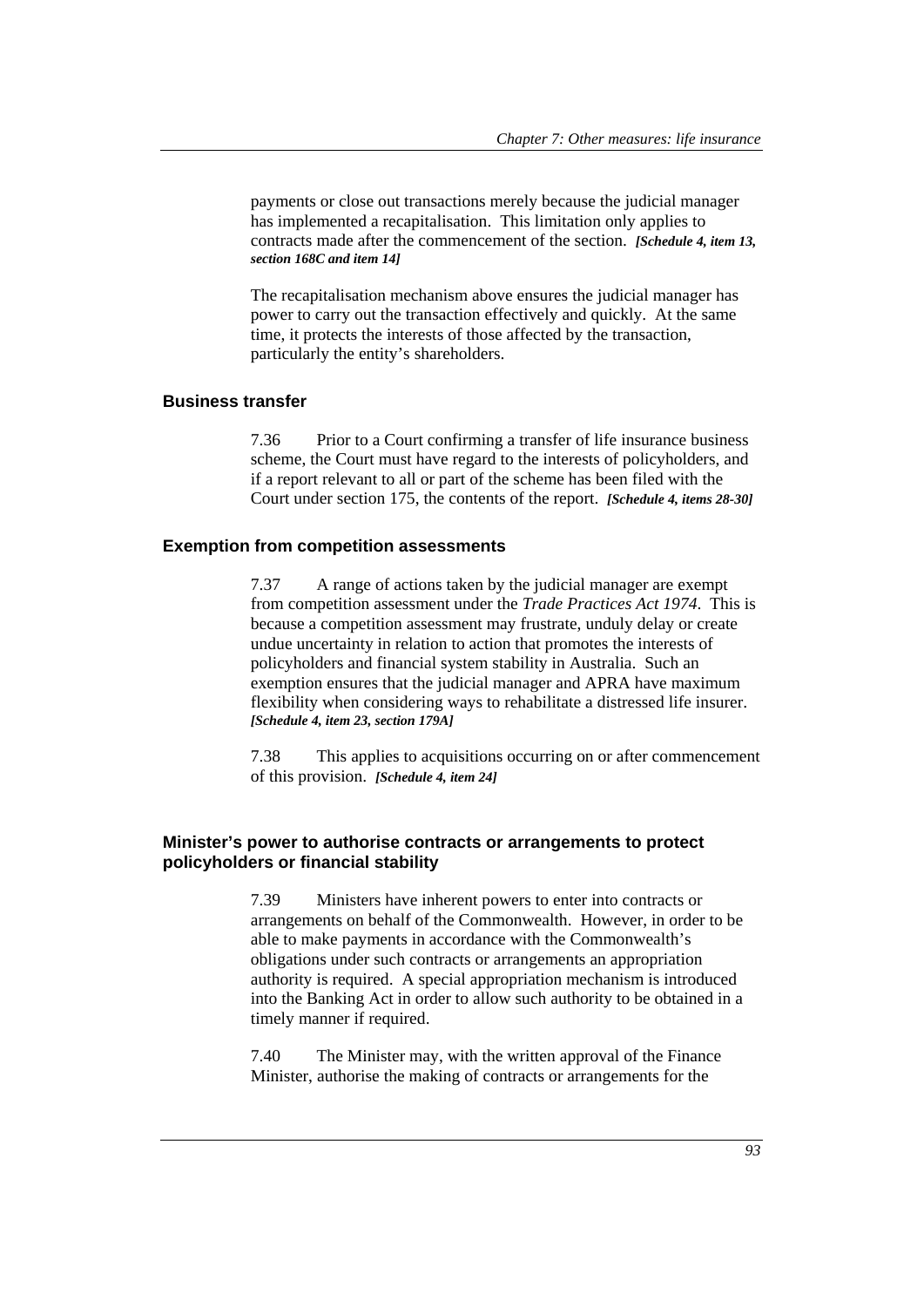payments or close out transactions merely because the judicial manager has implemented a recapitalisation. This limitation only applies to contracts made after the commencement of the section. ***[Schedule 4, item 13, section 168C and item 14]***

The recapitalisation mechanism above ensures the judicial manager has power to carry out the transaction effectively and quickly. At the same time, it protects the interests of those affected by the transaction, particularly the entity's shareholders.

### Business transfer

7.36 Prior to a Court confirming a transfer of life insurance business scheme, the Court must have regard to the interests of policyholders, and if a report relevant to all or part of the scheme has been filed with the Court under section 175, the contents of the report. ***[Schedule 4, items 28-30]***

### Exemption from competition assessments

7.37 A range of actions taken by the judicial manager are exempt from competition assessment under the *Trade Practices Act 1974*. This is because a competition assessment may frustrate, unduly delay or create undue uncertainty in relation to action that promotes the interests of policyholders and financial system stability in Australia. Such an exemption ensures that the judicial manager and APRA have maximum flexibility when considering ways to rehabilitate a distressed life insurer. ***[Schedule 4, item 23, section 179A]***

7.38 This applies to acquisitions occurring on or after commencement of this provision. ***[Schedule 4, item 24]***

### Minister's power to authorise contracts or arrangements to protect policyholders or financial stability

7.39 Ministers have inherent powers to enter into contracts or arrangements on behalf of the Commonwealth. However, in order to be able to make payments in accordance with the Commonwealth's obligations under such contracts or arrangements an appropriation authority is required. A special appropriation mechanism is introduced into the Banking Act in order to allow such authority to be obtained in a timely manner if required.

7.40 The Minister may, with the written approval of the Finance Minister, authorise the making of contracts or arrangements for the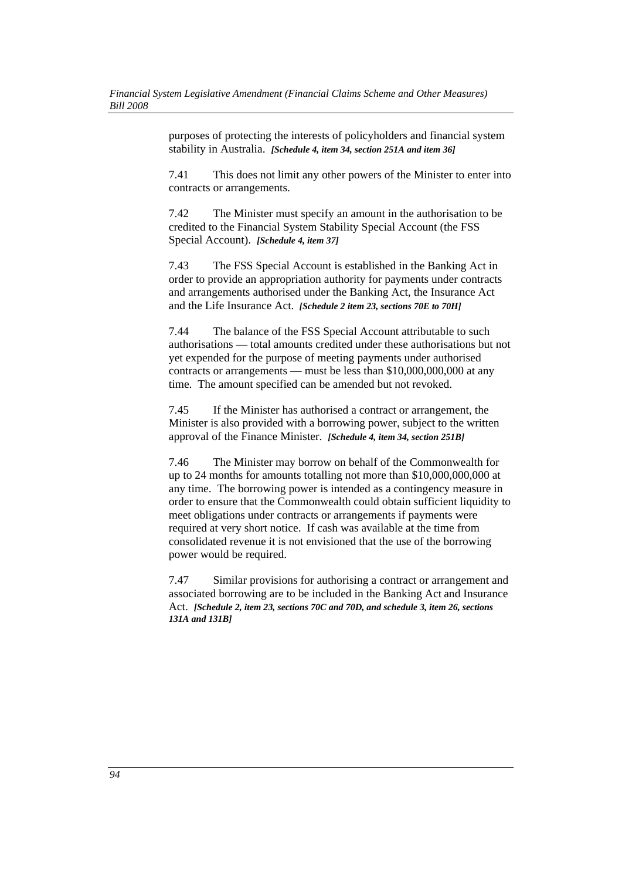purposes of protecting the interests of policyholders and financial system stability in Australia. ***[Schedule 4, item 34, section 251A and item 36]***

7.41 This does not limit any other powers of the Minister to enter into contracts or arrangements.

7.42 The Minister must specify an amount in the authorisation to be credited to the Financial System Stability Special Account (the FSS Special Account). ***[Schedule 4, item 37]***

7.43 The FSS Special Account is established in the Banking Act in order to provide an appropriation authority for payments under contracts and arrangements authorised under the Banking Act, the Insurance Act and the Life Insurance Act. ***[Schedule 2 item 23, sections 70E to 70H]***

7.44 The balance of the FSS Special Account attributable to such authorisations — total amounts credited under these authorisations but not yet expended for the purpose of meeting payments under authorised contracts or arrangements — must be less than $10,000,000,000 at any time. The amount specified can be amended but not revoked.

7.45 If the Minister has authorised a contract or arrangement, the Minister is also provided with a borrowing power, subject to the written approval of the Finance Minister. ***[Schedule 4, item 34, section 251B]***

7.46 The Minister may borrow on behalf of the Commonwealth for up to 24 months for amounts totalling not more than $10,000,000,000 at any time. The borrowing power is intended as a contingency measure in order to ensure that the Commonwealth could obtain sufficient liquidity to meet obligations under contracts or arrangements if payments were required at very short notice. If cash was available at the time from consolidated revenue it is not envisioned that the use of the borrowing power would be required.

7.47 Similar provisions for authorising a contract or arrangement and associated borrowing are to be included in the Banking Act and Insurance Act. ***[Schedule 2, item 23, sections 70C and 70D, and schedule 3, item 26, sections 131A and 131B]***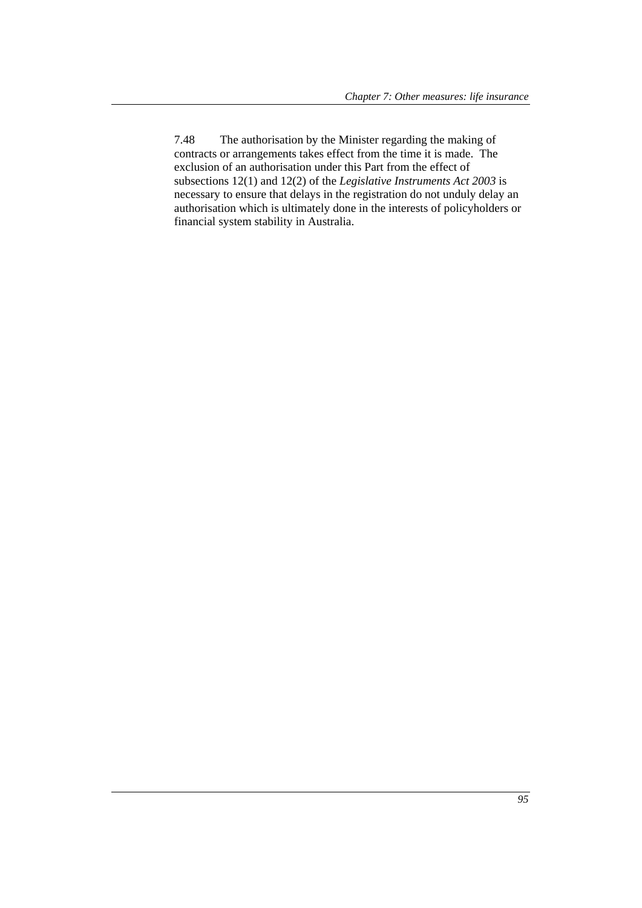7.48 The authorisation by the Minister regarding the making of contracts or arrangements takes effect from the time it is made. The exclusion of an authorisation under this Part from the effect of subsections 12(1) and 12(2) of the *Legislative Instruments Act 2003* is necessary to ensure that delays in the registration do not unduly delay an authorisation which is ultimately done in the interests of policyholders or financial system stability in Australia.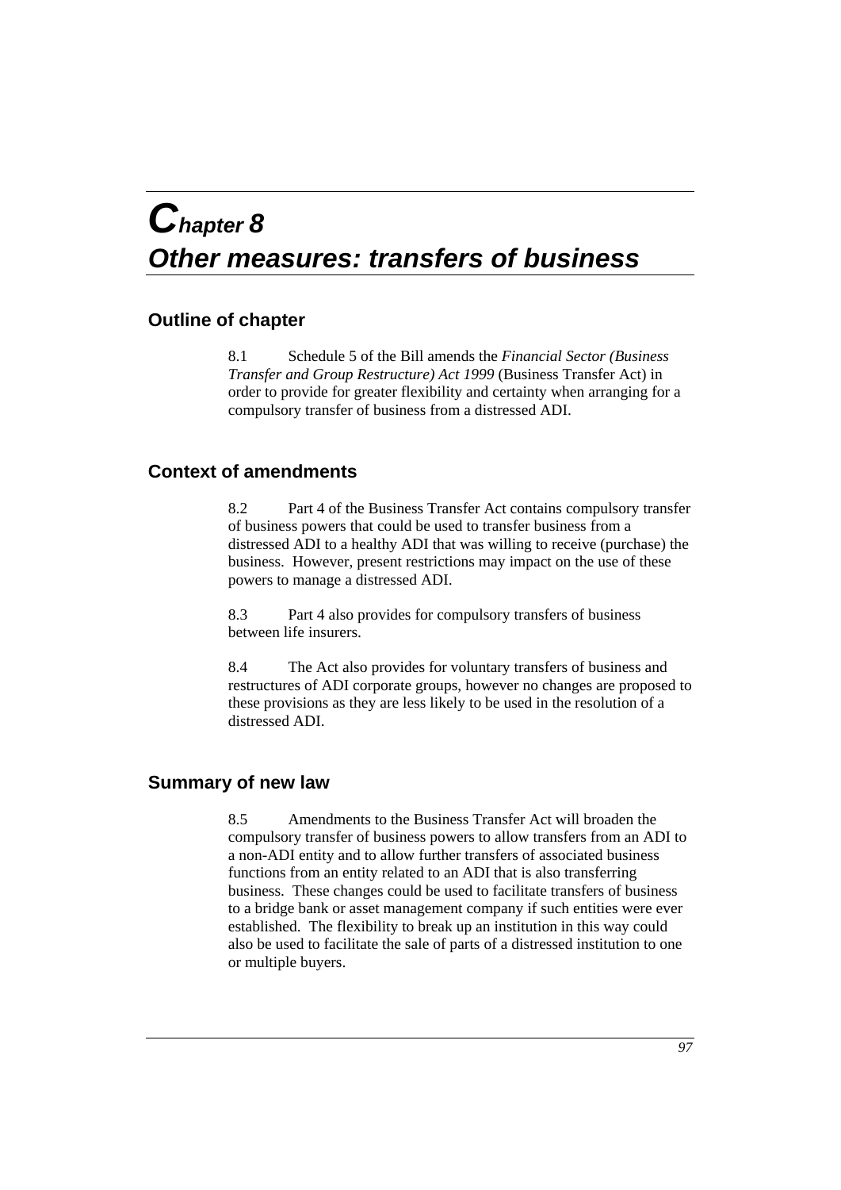# Chapter 8
# Other measures: transfers of business

## Outline of chapter

8.1 Schedule 5 of the Bill amends the *Financial Sector (Business Transfer and Group Restructure) Act 1999* (Business Transfer Act) in order to provide for greater flexibility and certainty when arranging for a compulsory transfer of business from a distressed ADI.

## Context of amendments

8.2 Part 4 of the Business Transfer Act contains compulsory transfer of business powers that could be used to transfer business from a distressed ADI to a healthy ADI that was willing to receive (purchase) the business. However, present restrictions may impact on the use of these powers to manage a distressed ADI.

8.3 Part 4 also provides for compulsory transfers of business between life insurers.

8.4 The Act also provides for voluntary transfers of business and restructures of ADI corporate groups, however no changes are proposed to these provisions as they are less likely to be used in the resolution of a distressed ADI.

## Summary of new law

8.5 Amendments to the Business Transfer Act will broaden the compulsory transfer of business powers to allow transfers from an ADI to a non-ADI entity and to allow further transfers of associated business functions from an entity related to an ADI that is also transferring business. These changes could be used to facilitate transfers of business to a bridge bank or asset management company if such entities were ever established. The flexibility to break up an institution in this way could also be used to facilitate the sale of parts of a distressed institution to one or multiple buyers.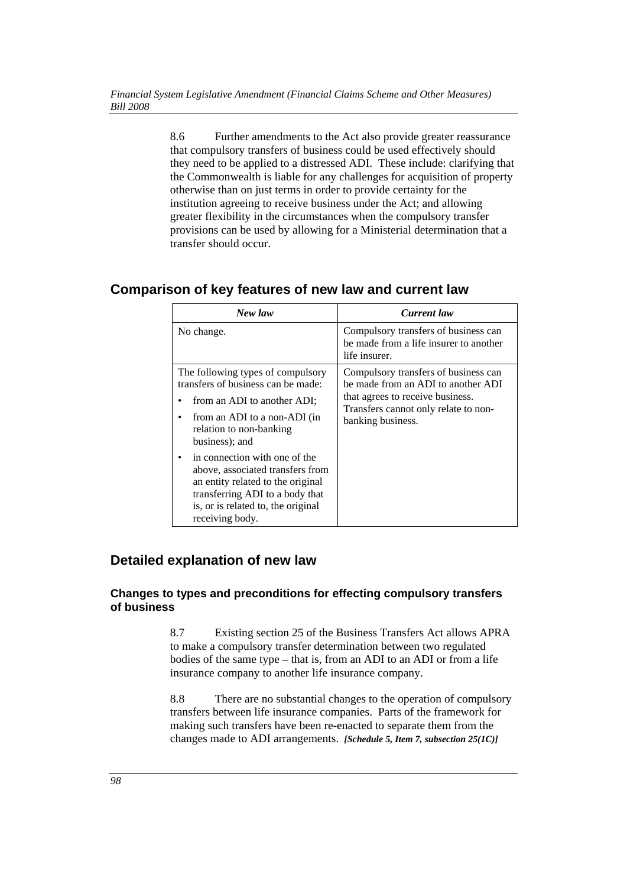8.6 Further amendments to the Act also provide greater reassurance that compulsory transfers of business could be used effectively should they need to be applied to a distressed ADI. These include: clarifying that the Commonwealth is liable for any challenges for acquisition of property otherwise than on just terms in order to provide certainty for the institution agreeing to receive business under the Act; and allowing greater flexibility in the circumstances when the compulsory transfer provisions can be used by allowing for a Ministerial determination that a transfer should occur.

## Comparison of key features of new law and current law

| *New law* | *Current law* |
|---|---|
| No change. | Compulsory transfers of business can be made from a life insurer to another life insurer. |
| The following types of compulsory transfers of business can be made: <br>• from an ADI to another ADI; <br>• from an ADI to a non-ADI (in relation to non-banking business); and <br>• in connection with one of the above, associated transfers from an entity related to the original transferring ADI to a body that is, or is related to, the original receiving body. | Compulsory transfers of business can be made from an ADI to another ADI that agrees to receive business. Transfers cannot only relate to non-banking business. |

## Detailed explanation of new law

### Changes to types and preconditions for effecting compulsory transfers of business

8.7 Existing section 25 of the Business Transfers Act allows APRA to make a compulsory transfer determination between two regulated bodies of the same type – that is, from an ADI to an ADI or from a life insurance company to another life insurance company.

8.8 There are no substantial changes to the operation of compulsory transfers between life insurance companies. Parts of the framework for making such transfers have been re-enacted to separate them from the changes made to ADI arrangements. ***[Schedule 5, Item 7, subsection 25(1C)]***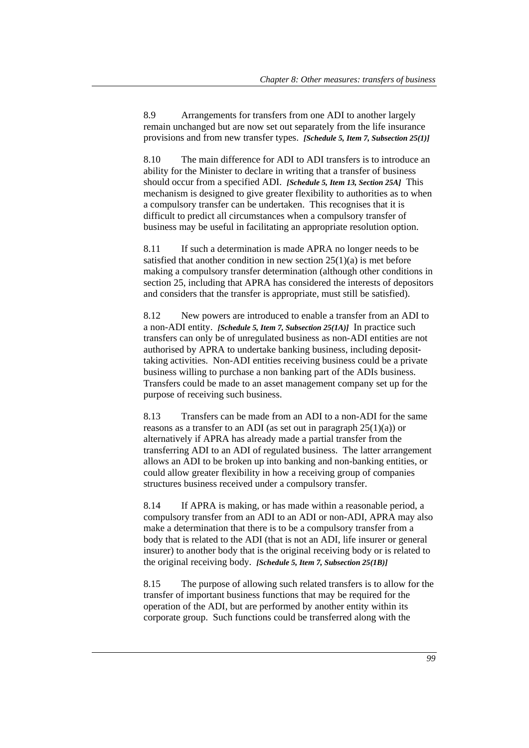8.9 Arrangements for transfers from one ADI to another largely remain unchanged but are now set out separately from the life insurance provisions and from new transfer types. ***[Schedule 5, Item 7, Subsection 25(1)]***

8.10 The main difference for ADI to ADI transfers is to introduce an ability for the Minister to declare in writing that a transfer of business should occur from a specified ADI. ***[Schedule 5, Item 13, Section 25A]*** This mechanism is designed to give greater flexibility to authorities as to when a compulsory transfer can be undertaken. This recognises that it is difficult to predict all circumstances when a compulsory transfer of business may be useful in facilitating an appropriate resolution option.

8.11 If such a determination is made APRA no longer needs to be satisfied that another condition in new section 25(1)(a) is met before making a compulsory transfer determination (although other conditions in section 25, including that APRA has considered the interests of depositors and considers that the transfer is appropriate, must still be satisfied).

8.12 New powers are introduced to enable a transfer from an ADI to a non-ADI entity. ***[Schedule 5, Item 7, Subsection 25(1A)]*** In practice such transfers can only be of unregulated business as non-ADI entities are not authorised by APRA to undertake banking business, including deposit-taking activities. Non-ADI entities receiving business could be a private business willing to purchase a non banking part of the ADIs business. Transfers could be made to an asset management company set up for the purpose of receiving such business.

8.13 Transfers can be made from an ADI to a non-ADI for the same reasons as a transfer to an ADI (as set out in paragraph 25(1)(a)) or alternatively if APRA has already made a partial transfer from the transferring ADI to an ADI of regulated business. The latter arrangement allows an ADI to be broken up into banking and non-banking entities, or could allow greater flexibility in how a receiving group of companies structures business received under a compulsory transfer.

8.14 If APRA is making, or has made within a reasonable period, a compulsory transfer from an ADI to an ADI or non-ADI, APRA may also make a determination that there is to be a compulsory transfer from a body that is related to the ADI (that is not an ADI, life insurer or general insurer) to another body that is the original receiving body or is related to the original receiving body. ***[Schedule 5, Item 7, Subsection 25(1B)]***

8.15 The purpose of allowing such related transfers is to allow for the transfer of important business functions that may be required for the operation of the ADI, but are performed by another entity within its corporate group. Such functions could be transferred along with the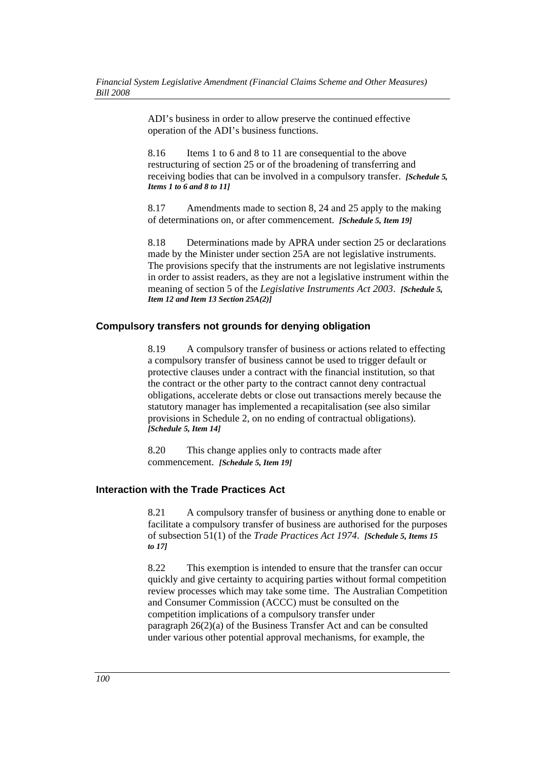ADI's business in order to allow preserve the continued effective operation of the ADI's business functions.

8.16 Items 1 to 6 and 8 to 11 are consequential to the above restructuring of section 25 or of the broadening of transferring and receiving bodies that can be involved in a compulsory transfer. ***[Schedule 5, Items 1 to 6 and 8 to 11]***

8.17 Amendments made to section 8, 24 and 25 apply to the making of determinations on, or after commencement. ***[Schedule 5, Item 19]***

8.18 Determinations made by APRA under section 25 or declarations made by the Minister under section 25A are not legislative instruments. The provisions specify that the instruments are not legislative instruments in order to assist readers, as they are not a legislative instrument within the meaning of section 5 of the *Legislative Instruments Act 2003*. ***[Schedule 5, Item 12 and Item 13 Section 25A(2)]***

### Compulsory transfers not grounds for denying obligation

8.19 A compulsory transfer of business or actions related to effecting a compulsory transfer of business cannot be used to trigger default or protective clauses under a contract with the financial institution, so that the contract or the other party to the contract cannot deny contractual obligations, accelerate debts or close out transactions merely because the statutory manager has implemented a recapitalisation (see also similar provisions in Schedule 2, on no ending of contractual obligations). ***[Schedule 5, Item 14]***

8.20 This change applies only to contracts made after commencement. ***[Schedule 5, Item 19]***

### Interaction with the Trade Practices Act

8.21 A compulsory transfer of business or anything done to enable or facilitate a compulsory transfer of business are authorised for the purposes of subsection 51(1) of the *Trade Practices Act 1974*. ***[Schedule 5, Items 15 to 17]***

8.22 This exemption is intended to ensure that the transfer can occur quickly and give certainty to acquiring parties without formal competition review processes which may take some time. The Australian Competition and Consumer Commission (ACCC) must be consulted on the competition implications of a compulsory transfer under paragraph 26(2)(a) of the Business Transfer Act and can be consulted under various other potential approval mechanisms, for example, the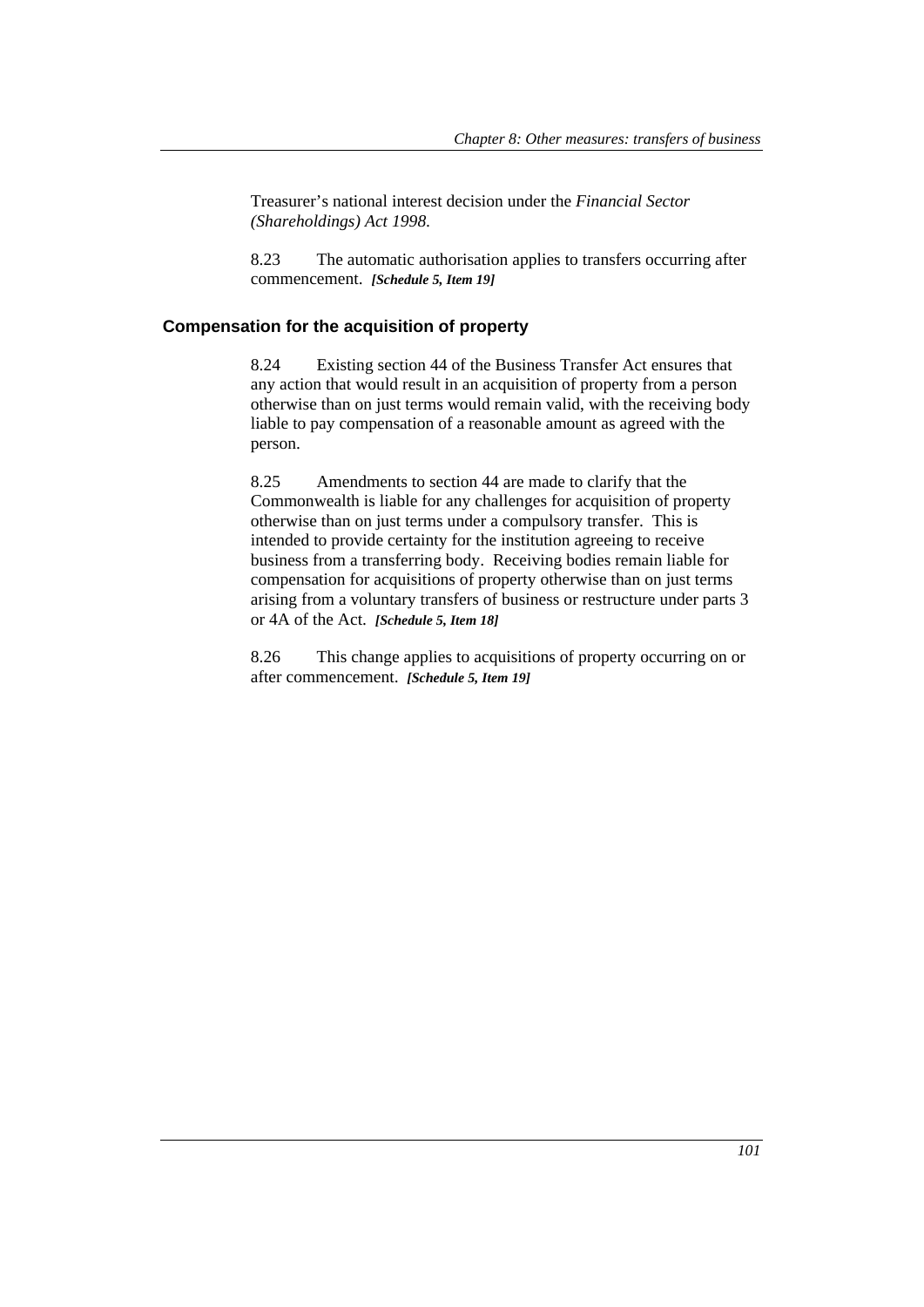Treasurer's national interest decision under the *Financial Sector (Shareholdings) Act 1998.*

8.23 The automatic authorisation applies to transfers occurring after commencement. ***[Schedule 5, Item 19]***

### Compensation for the acquisition of property

8.24 Existing section 44 of the Business Transfer Act ensures that any action that would result in an acquisition of property from a person otherwise than on just terms would remain valid, with the receiving body liable to pay compensation of a reasonable amount as agreed with the person.

8.25 Amendments to section 44 are made to clarify that the Commonwealth is liable for any challenges for acquisition of property otherwise than on just terms under a compulsory transfer. This is intended to provide certainty for the institution agreeing to receive business from a transferring body. Receiving bodies remain liable for compensation for acquisitions of property otherwise than on just terms arising from a voluntary transfers of business or restructure under parts 3 or 4A of the Act. ***[Schedule 5, Item 18]***

8.26 This change applies to acquisitions of property occurring on or after commencement. ***[Schedule 5, Item 19]***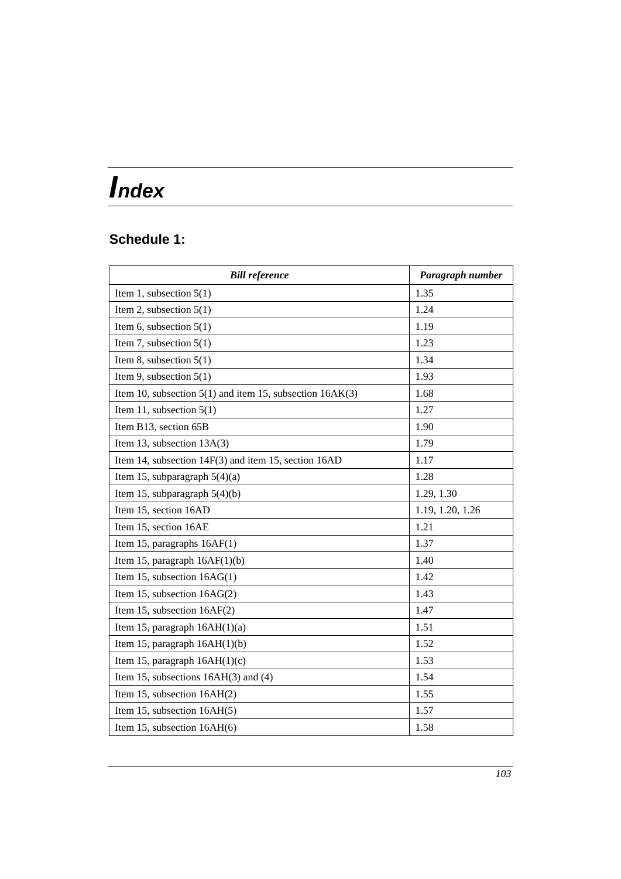# Index

## Schedule 1:

| ***Bill reference*** | ***Paragraph number*** |
|---|---|
| Item 1, subsection 5(1) | 1.35 |
| Item 2, subsection 5(1) | 1.24 |
| Item 6, subsection 5(1) | 1.19 |
| Item 7, subsection 5(1) | 1.23 |
| Item 8, subsection 5(1) | 1.34 |
| Item 9, subsection 5(1) | 1.93 |
| Item 10, subsection 5(1) and item 15, subsection 16AK(3) | 1.68 |
| Item 11, subsection 5(1) | 1.27 |
| Item B13, section 65B | 1.90 |
| Item 13, subsection 13A(3) | 1.79 |
| Item 14, subsection 14F(3) and item 15, section 16AD | 1.17 |
| Item 15, subparagraph 5(4)(a) | 1.28 |
| Item 15, subparagraph 5(4)(b) | 1.29, 1.30 |
| Item 15, section 16AD | 1.19, 1.20, 1.26 |
| Item 15, section 16AE | 1.21 |
| Item 15, paragraphs 16AF(1) | 1.37 |
| Item 15, paragraph 16AF(1)(b) | 1.40 |
| Item 15, subsection 16AG(1) | 1.42 |
| Item 15, subsection 16AG(2) | 1.43 |
| Item 15, subsection 16AF(2) | 1.47 |
| Item 15, paragraph 16AH(1)(a) | 1.51 |
| Item 15, paragraph 16AH(1)(b) | 1.52 |
| Item 15, paragraph 16AH(1)(c) | 1.53 |
| Item 15, subsections 16AH(3) and (4) | 1.54 |
| Item 15, subsection 16AH(2) | 1.55 |
| Item 15, subsection 16AH(5) | 1.57 |
| Item 15, subsection 16AH(6) | 1.58 |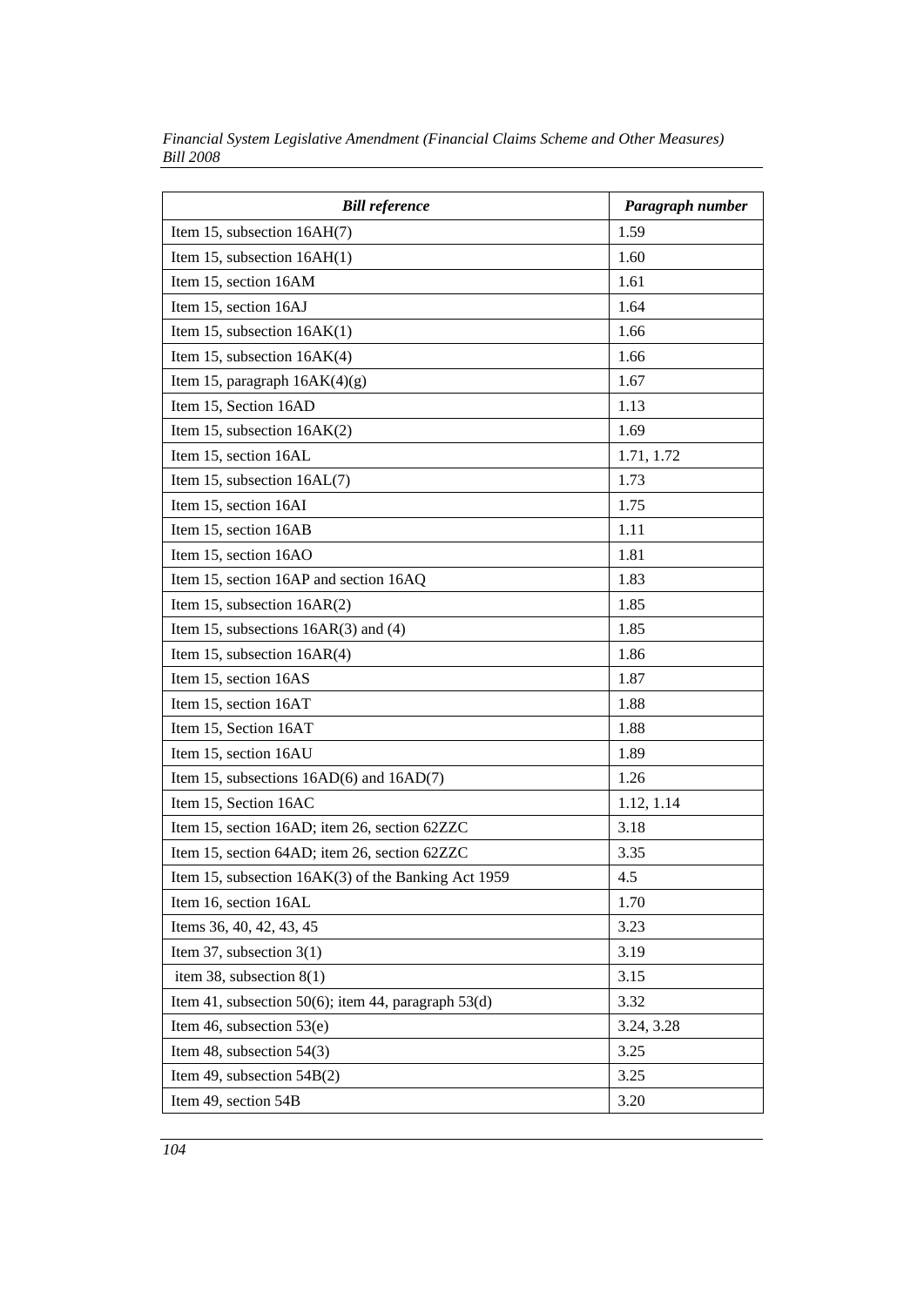| ***Bill reference*** | ***Paragraph number*** |
|---|---|
| Item 15, subsection 16AH(7) | 1.59 |
| Item 15, subsection 16AH(1) | 1.60 |
| Item 15, section 16AM | 1.61 |
| Item 15, section 16AJ | 1.64 |
| Item 15, subsection 16AK(1) | 1.66 |
| Item 15, subsection 16AK(4) | 1.66 |
| Item 15, paragraph 16AK(4)(g) | 1.67 |
| Item 15, Section 16AD | 1.13 |
| Item 15, subsection 16AK(2) | 1.69 |
| Item 15, section 16AL | 1.71, 1.72 |
| Item 15, subsection 16AL(7) | 1.73 |
| Item 15, section 16AI | 1.75 |
| Item 15, section 16AB | 1.11 |
| Item 15, section 16AO | 1.81 |
| Item 15, section 16AP and section 16AQ | 1.83 |
| Item 15, subsection 16AR(2) | 1.85 |
| Item 15, subsections 16AR(3) and (4) | 1.85 |
| Item 15, subsection 16AR(4) | 1.86 |
| Item 15, section 16AS | 1.87 |
| Item 15, section 16AT | 1.88 |
| Item 15, Section 16AT | 1.88 |
| Item 15, section 16AU | 1.89 |
| Item 15, subsections 16AD(6) and 16AD(7) | 1.26 |
| Item 15, Section 16AC | 1.12, 1.14 |
| Item 15, section 16AD; item 26, section 62ZZC | 3.18 |
| Item 15, section 64AD; item 26, section 62ZZC | 3.35 |
| Item 15, subsection 16AK(3) of the Banking Act 1959 | 4.5 |
| Item 16, section 16AL | 1.70 |
| Items 36, 40, 42, 43, 45 | 3.23 |
| Item 37, subsection 3(1) | 3.19 |
| item 38, subsection 8(1) | 3.15 |
| Item 41, subsection 50(6); item 44, paragraph 53(d) | 3.32 |
| Item 46, subsection 53(e) | 3.24, 3.28 |
| Item 48, subsection 54(3) | 3.25 |
| Item 49, subsection 54B(2) | 3.25 |
| Item 49, section 54B | 3.20 |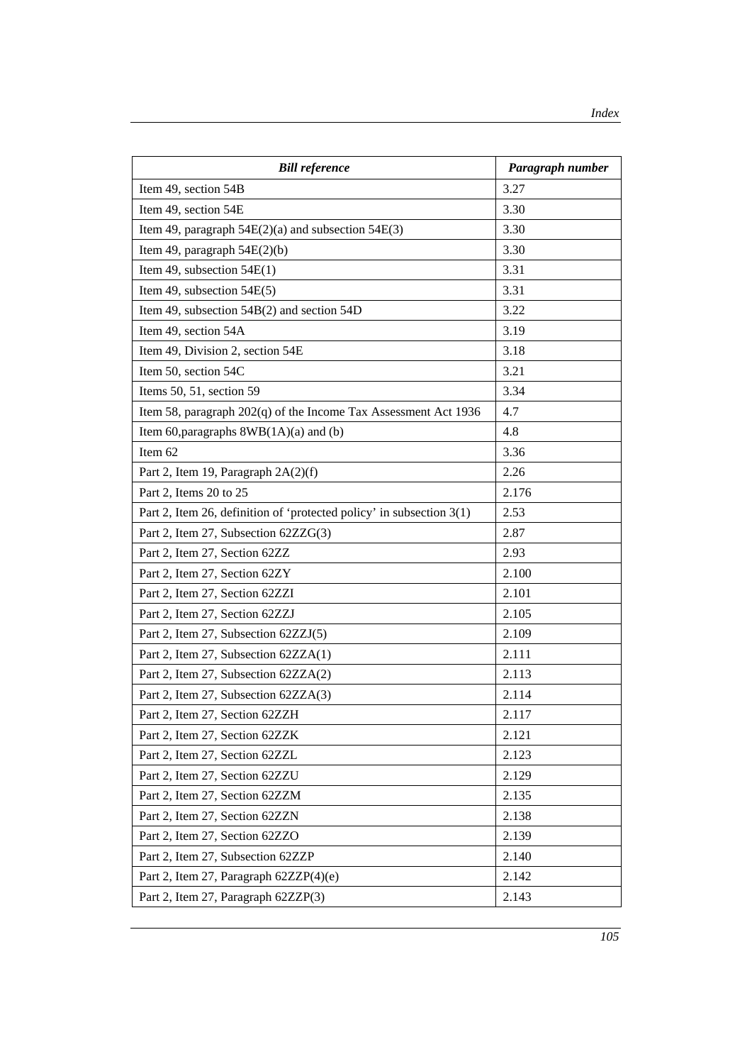| ***Bill reference*** | ***Paragraph number*** |
|---|---|
| Item 49, section 54B | 3.27 |
| Item 49, section 54E | 3.30 |
| Item 49, paragraph 54E(2)(a) and subsection 54E(3) | 3.30 |
| Item 49, paragraph 54E(2)(b) | 3.30 |
| Item 49, subsection 54E(1) | 3.31 |
| Item 49, subsection 54E(5) | 3.31 |
| Item 49, subsection 54B(2) and section 54D | 3.22 |
| Item 49, section 54A | 3.19 |
| Item 49, Division 2, section 54E | 3.18 |
| Item 50, section 54C | 3.21 |
| Items 50, 51, section 59 | 3.34 |
| Item 58, paragraph 202(q) of the Income Tax Assessment Act 1936 | 4.7 |
| Item 60,paragraphs 8WB(1A)(a) and (b) | 4.8 |
| Item 62 | 3.36 |
| Part 2, Item 19, Paragraph 2A(2)(f) | 2.26 |
| Part 2, Items 20 to 25 | 2.176 |
| Part 2, Item 26, definition of 'protected policy' in subsection 3(1) | 2.53 |
| Part 2, Item 27, Subsection 62ZZG(3) | 2.87 |
| Part 2, Item 27, Section 62ZZ | 2.93 |
| Part 2, Item 27, Section 62ZY | 2.100 |
| Part 2, Item 27, Section 62ZZI | 2.101 |
| Part 2, Item 27, Section 62ZZJ | 2.105 |
| Part 2, Item 27, Subsection 62ZZJ(5) | 2.109 |
| Part 2, Item 27, Subsection 62ZZA(1) | 2.111 |
| Part 2, Item 27, Subsection 62ZZA(2) | 2.113 |
| Part 2, Item 27, Subsection 62ZZA(3) | 2.114 |
| Part 2, Item 27, Section 62ZZH | 2.117 |
| Part 2, Item 27, Section 62ZZK | 2.121 |
| Part 2, Item 27, Section 62ZZL | 2.123 |
| Part 2, Item 27, Section 62ZZU | 2.129 |
| Part 2, Item 27, Section 62ZZM | 2.135 |
| Part 2, Item 27, Section 62ZZN | 2.138 |
| Part 2, Item 27, Section 62ZZO | 2.139 |
| Part 2, Item 27, Subsection 62ZZP | 2.140 |
| Part 2, Item 27, Paragraph 62ZZP(4)(e) | 2.142 |
| Part 2, Item 27, Paragraph 62ZZP(3) | 2.143 |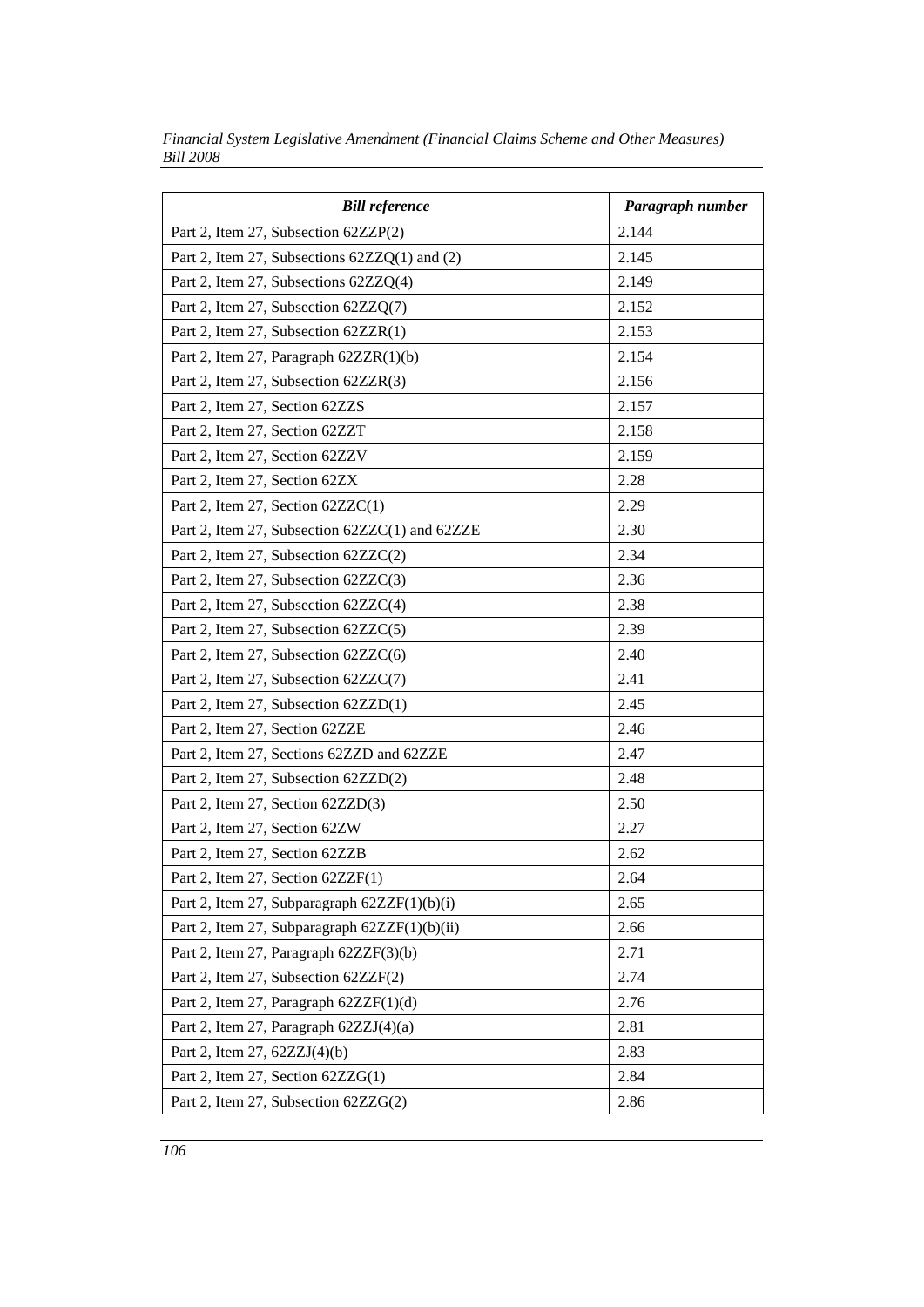| *Bill reference* | *Paragraph number* |
| --- | --- |
| Part 2, Item 27, Subsection 62ZZP(2) | 2.144 |
| Part 2, Item 27, Subsections 62ZZQ(1) and (2) | 2.145 |
| Part 2, Item 27, Subsections 62ZZQ(4) | 2.149 |
| Part 2, Item 27, Subsection 62ZZQ(7) | 2.152 |
| Part 2, Item 27, Subsection 62ZZR(1) | 2.153 |
| Part 2, Item 27, Paragraph 62ZZR(1)(b) | 2.154 |
| Part 2, Item 27, Subsection 62ZZR(3) | 2.156 |
| Part 2, Item 27, Section 62ZZS | 2.157 |
| Part 2, Item 27, Section 62ZZT | 2.158 |
| Part 2, Item 27, Section 62ZZV | 2.159 |
| Part 2, Item 27, Section 62ZX | 2.28 |
| Part 2, Item 27, Section 62ZZC(1) | 2.29 |
| Part 2, Item 27, Subsection 62ZZC(1) and 62ZZE | 2.30 |
| Part 2, Item 27, Subsection 62ZZC(2) | 2.34 |
| Part 2, Item 27, Subsection 62ZZC(3) | 2.36 |
| Part 2, Item 27, Subsection 62ZZC(4) | 2.38 |
| Part 2, Item 27, Subsection 62ZZC(5) | 2.39 |
| Part 2, Item 27, Subsection 62ZZC(6) | 2.40 |
| Part 2, Item 27, Subsection 62ZZC(7) | 2.41 |
| Part 2, Item 27, Subsection 62ZZD(1) | 2.45 |
| Part 2, Item 27, Section 62ZZE | 2.46 |
| Part 2, Item 27, Sections 62ZZD and 62ZZE | 2.47 |
| Part 2, Item 27, Subsection 62ZZD(2) | 2.48 |
| Part 2, Item 27, Section 62ZZD(3) | 2.50 |
| Part 2, Item 27, Section 62ZW | 2.27 |
| Part 2, Item 27, Section 62ZZB | 2.62 |
| Part 2, Item 27, Section 62ZZF(1) | 2.64 |
| Part 2, Item 27, Subparagraph 62ZZF(1)(b)(i) | 2.65 |
| Part 2, Item 27, Subparagraph 62ZZF(1)(b)(ii) | 2.66 |
| Part 2, Item 27, Paragraph 62ZZF(3)(b) | 2.71 |
| Part 2, Item 27, Subsection 62ZZF(2) | 2.74 |
| Part 2, Item 27, Paragraph 62ZZF(1)(d) | 2.76 |
| Part 2, Item 27, Paragraph 62ZZJ(4)(a) | 2.81 |
| Part 2, Item 27, 62ZZJ(4)(b) | 2.83 |
| Part 2, Item 27, Section 62ZZG(1) | 2.84 |
| Part 2, Item 27, Subsection 62ZZG(2) | 2.86 |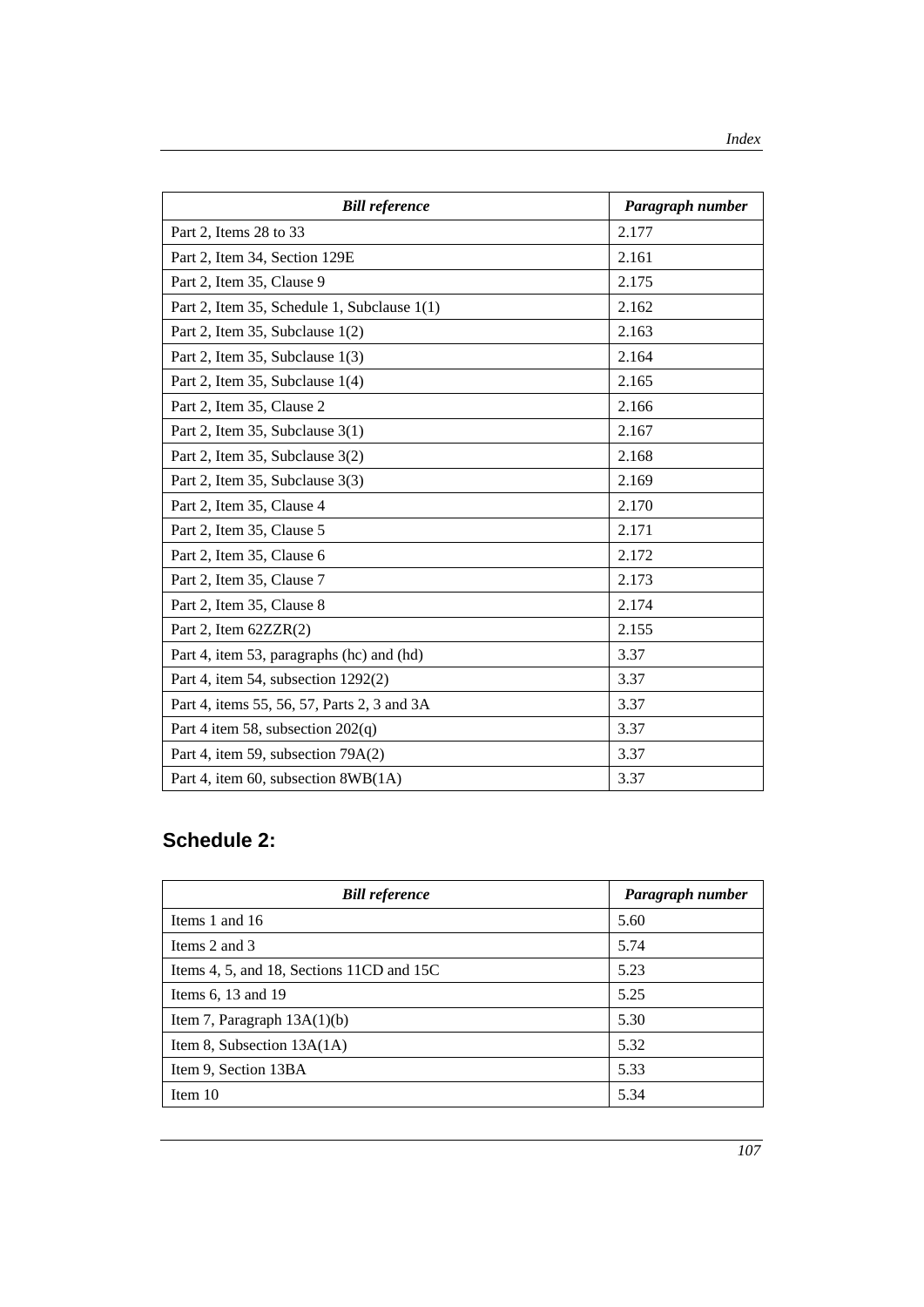| *Bill reference* | *Paragraph number* |
| --- | --- |
| Part 2, Items 28 to 33 | 2.177 |
| Part 2, Item 34, Section 129E | 2.161 |
| Part 2, Item 35, Clause 9 | 2.175 |
| Part 2, Item 35, Schedule 1, Subclause 1(1) | 2.162 |
| Part 2, Item 35, Subclause 1(2) | 2.163 |
| Part 2, Item 35, Subclause 1(3) | 2.164 |
| Part 2, Item 35, Subclause 1(4) | 2.165 |
| Part 2, Item 35, Clause 2 | 2.166 |
| Part 2, Item 35, Subclause 3(1) | 2.167 |
| Part 2, Item 35, Subclause 3(2) | 2.168 |
| Part 2, Item 35, Subclause 3(3) | 2.169 |
| Part 2, Item 35, Clause 4 | 2.170 |
| Part 2, Item 35, Clause 5 | 2.171 |
| Part 2, Item 35, Clause 6 | 2.172 |
| Part 2, Item 35, Clause 7 | 2.173 |
| Part 2, Item 35, Clause 8 | 2.174 |
| Part 2, Item 62ZZR(2) | 2.155 |
| Part 4, item 53, paragraphs (hc) and (hd) | 3.37 |
| Part 4, item 54, subsection 1292(2) | 3.37 |
| Part 4, items 55, 56, 57, Parts 2, 3 and 3A | 3.37 |
| Part 4 item 58, subsection 202(q) | 3.37 |
| Part 4, item 59, subsection 79A(2) | 3.37 |
| Part 4, item 60, subsection 8WB(1A) | 3.37 |

## Schedule 2:

| *Bill reference* | *Paragraph number* |
| --- | --- |
| Items 1 and 16 | 5.60 |
| Items 2 and 3 | 5.74 |
| Items 4, 5, and 18, Sections 11CD and 15C | 5.23 |
| Items 6, 13 and 19 | 5.25 |
| Item 7, Paragraph 13A(1)(b) | 5.30 |
| Item 8, Subsection 13A(1A) | 5.32 |
| Item 9, Section 13BA | 5.33 |
| Item 10 | 5.34 |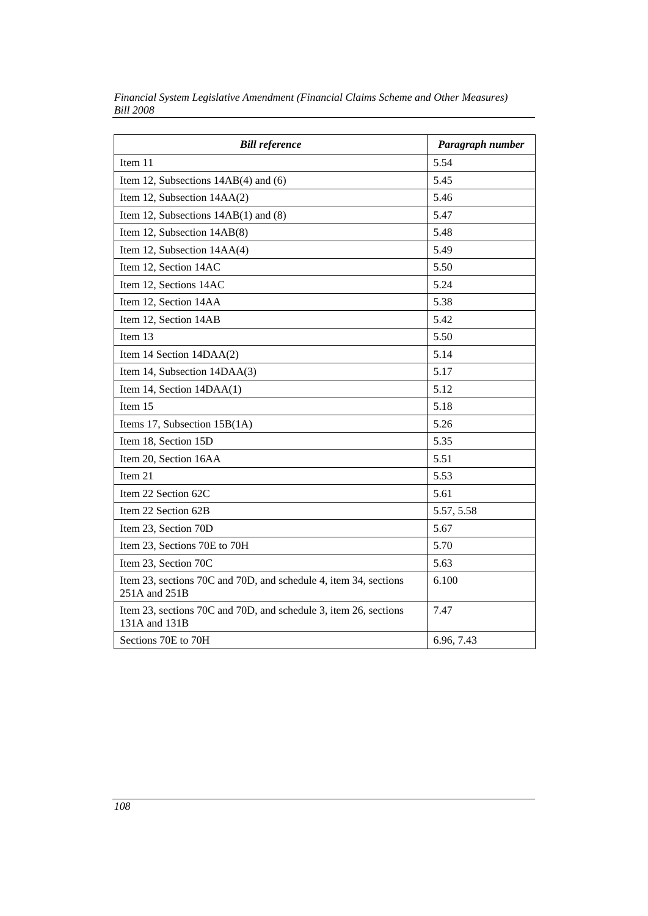| ***Bill reference*** | ***Paragraph number*** |
|---|---|
| Item 11 | 5.54 |
| Item 12, Subsections 14AB(4) and (6) | 5.45 |
| Item 12, Subsection 14AA(2) | 5.46 |
| Item 12, Subsections 14AB(1) and (8) | 5.47 |
| Item 12, Subsection 14AB(8) | 5.48 |
| Item 12, Subsection 14AA(4) | 5.49 |
| Item 12, Section 14AC | 5.50 |
| Item 12, Sections 14AC | 5.24 |
| Item 12, Section 14AA | 5.38 |
| Item 12, Section 14AB | 5.42 |
| Item 13 | 5.50 |
| Item 14 Section 14DAA(2) | 5.14 |
| Item 14, Subsection 14DAA(3) | 5.17 |
| Item 14, Section 14DAA(1) | 5.12 |
| Item 15 | 5.18 |
| Items 17, Subsection 15B(1A) | 5.26 |
| Item 18, Section 15D | 5.35 |
| Item 20, Section 16AA | 5.51 |
| Item 21 | 5.53 |
| Item 22 Section 62C | 5.61 |
| Item 22 Section 62B | 5.57, 5.58 |
| Item 23, Section 70D | 5.67 |
| Item 23, Sections 70E to 70H | 5.70 |
| Item 23, Section 70C | 5.63 |
| Item 23, sections 70C and 70D, and schedule 4, item 34, sections 251A and 251B | 6.100 |
| Item 23, sections 70C and 70D, and schedule 3, item 26, sections 131A and 131B | 7.47 |
| Sections 70E to 70H | 6.96, 7.43 |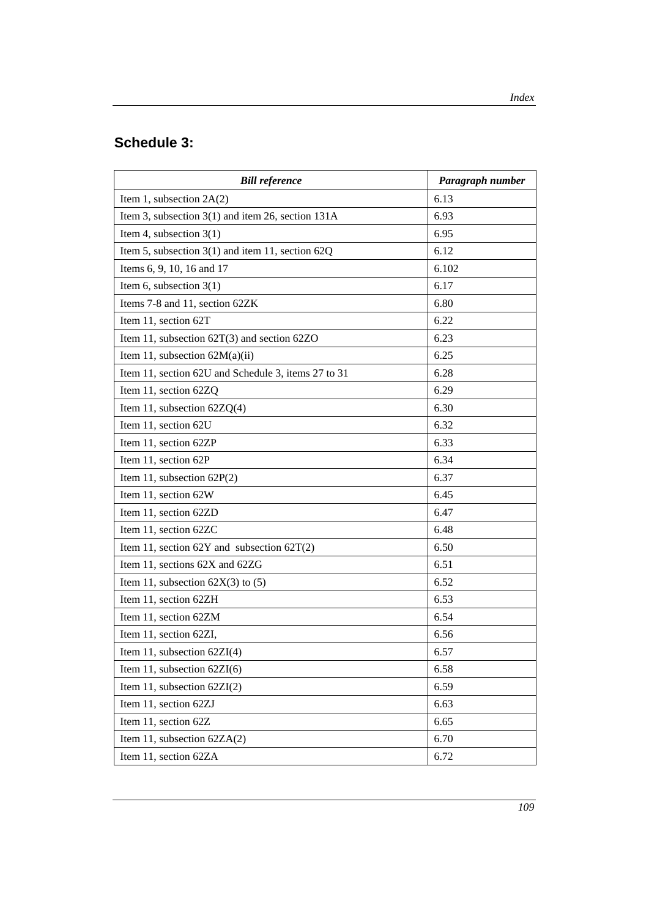## Schedule 3:

| *Bill reference* | *Paragraph number* |
| --- | --- |
| Item 1, subsection 2A(2) | 6.13 |
| Item 3, subsection 3(1) and item 26, section 131A | 6.93 |
| Item 4, subsection 3(1) | 6.95 |
| Item 5, subsection 3(1) and item 11, section 62Q | 6.12 |
| Items 6, 9, 10, 16 and 17 | 6.102 |
| Item 6, subsection 3(1) | 6.17 |
| Items 7-8 and 11, section 62ZK | 6.80 |
| Item 11, section 62T | 6.22 |
| Item 11, subsection 62T(3) and section 62ZO | 6.23 |
| Item 11, subsection 62M(a)(ii) | 6.25 |
| Item 11, section 62U and Schedule 3, items 27 to 31 | 6.28 |
| Item 11, section 62ZQ | 6.29 |
| Item 11, subsection 62ZQ(4) | 6.30 |
| Item 11, section 62U | 6.32 |
| Item 11, section 62ZP | 6.33 |
| Item 11, section 62P | 6.34 |
| Item 11, subsection 62P(2) | 6.37 |
| Item 11, section 62W | 6.45 |
| Item 11, section 62ZD | 6.47 |
| Item 11, section 62ZC | 6.48 |
| Item 11, section 62Y and subsection 62T(2) | 6.50 |
| Item 11, sections 62X and 62ZG | 6.51 |
| Item 11, subsection 62X(3) to (5) | 6.52 |
| Item 11, section 62ZH | 6.53 |
| Item 11, section 62ZM | 6.54 |
| Item 11, section 62ZI, | 6.56 |
| Item 11, subsection 62ZI(4) | 6.57 |
| Item 11, subsection 62ZI(6) | 6.58 |
| Item 11, subsection 62ZI(2) | 6.59 |
| Item 11, section 62ZJ | 6.63 |
| Item 11, section 62Z | 6.65 |
| Item 11, subsection 62ZA(2) | 6.70 |
| Item 11, section 62ZA | 6.72 |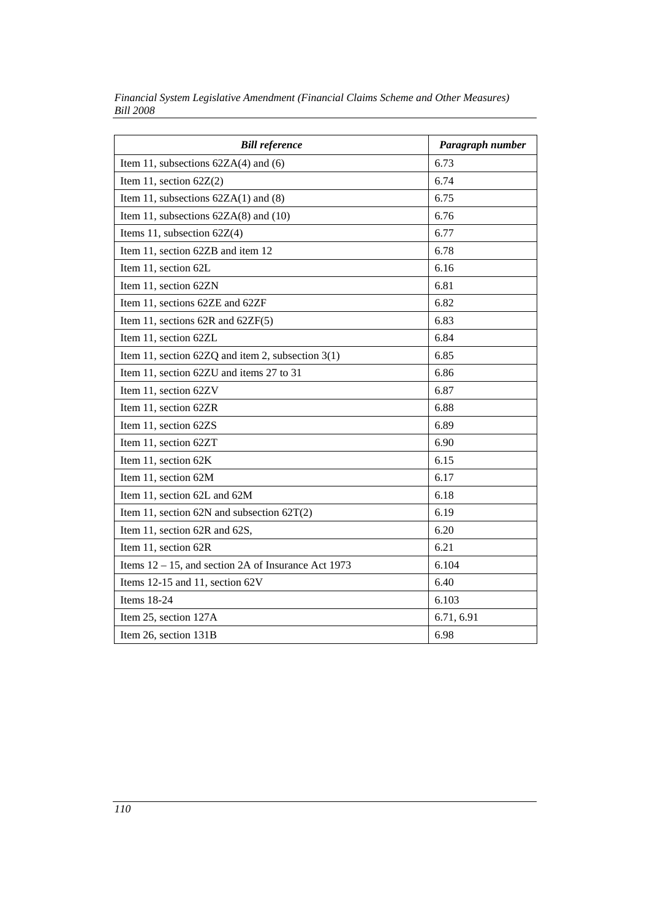| *Bill reference* | *Paragraph number* |
|---|---|
| Item 11, subsections 62ZA(4) and (6) | 6.73 |
| Item 11, section 62Z(2) | 6.74 |
| Item 11, subsections 62ZA(1) and (8) | 6.75 |
| Item 11, subsections 62ZA(8) and (10) | 6.76 |
| Items 11, subsection 62Z(4) | 6.77 |
| Item 11, section 62ZB and item 12 | 6.78 |
| Item 11, section 62L | 6.16 |
| Item 11, section 62ZN | 6.81 |
| Item 11, sections 62ZE and 62ZF | 6.82 |
| Item 11, sections 62R and 62ZF(5) | 6.83 |
| Item 11, section 62ZL | 6.84 |
| Item 11, section 62ZQ and item 2, subsection 3(1) | 6.85 |
| Item 11, section 62ZU and items 27 to 31 | 6.86 |
| Item 11, section 62ZV | 6.87 |
| Item 11, section 62ZR | 6.88 |
| Item 11, section 62ZS | 6.89 |
| Item 11, section 62ZT | 6.90 |
| Item 11, section 62K | 6.15 |
| Item 11, section 62M | 6.17 |
| Item 11, section 62L and 62M | 6.18 |
| Item 11, section 62N and subsection 62T(2) | 6.19 |
| Item 11, section 62R and 62S, | 6.20 |
| Item 11, section 62R | 6.21 |
| Items 12 – 15, and section 2A of Insurance Act 1973 | 6.104 |
| Items 12-15 and 11, section 62V | 6.40 |
| Items 18-24 | 6.103 |
| Item 25, section 127A | 6.71, 6.91 |
| Item 26, section 131B | 6.98 |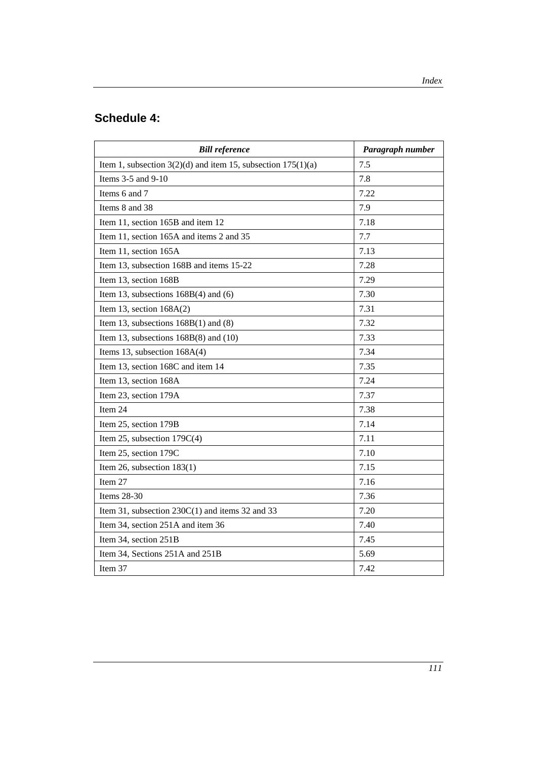## Schedule 4:

| ***Bill reference*** | ***Paragraph number*** |
|---|---|
| Item 1, subsection 3(2)(d) and item 15, subsection 175(1)(a) | 7.5 |
| Items 3-5 and 9-10 | 7.8 |
| Items 6 and 7 | 7.22 |
| Items 8 and 38 | 7.9 |
| Item 11, section 165B and item 12 | 7.18 |
| Item 11, section 165A and items 2 and 35 | 7.7 |
| Item 11, section 165A | 7.13 |
| Item 13, subsection 168B and items 15-22 | 7.28 |
| Item 13, section 168B | 7.29 |
| Item 13, subsections 168B(4) and (6) | 7.30 |
| Item 13, section 168A(2) | 7.31 |
| Item 13, subsections 168B(1) and (8) | 7.32 |
| Item 13, subsections 168B(8) and (10) | 7.33 |
| Items 13, subsection 168A(4) | 7.34 |
| Item 13, section 168C and item 14 | 7.35 |
| Item 13, section 168A | 7.24 |
| Item 23, section 179A | 7.37 |
| Item 24 | 7.38 |
| Item 25, section 179B | 7.14 |
| Item 25, subsection 179C(4) | 7.11 |
| Item 25, section 179C | 7.10 |
| Item 26, subsection 183(1) | 7.15 |
| Item 27 | 7.16 |
| Items 28-30 | 7.36 |
| Item 31, subsection 230C(1) and items 32 and 33 | 7.20 |
| Item 34, section 251A and item 36 | 7.40 |
| Item 34, section 251B | 7.45 |
| Item 34, Sections 251A and 251B | 5.69 |
| Item 37 | 7.42 |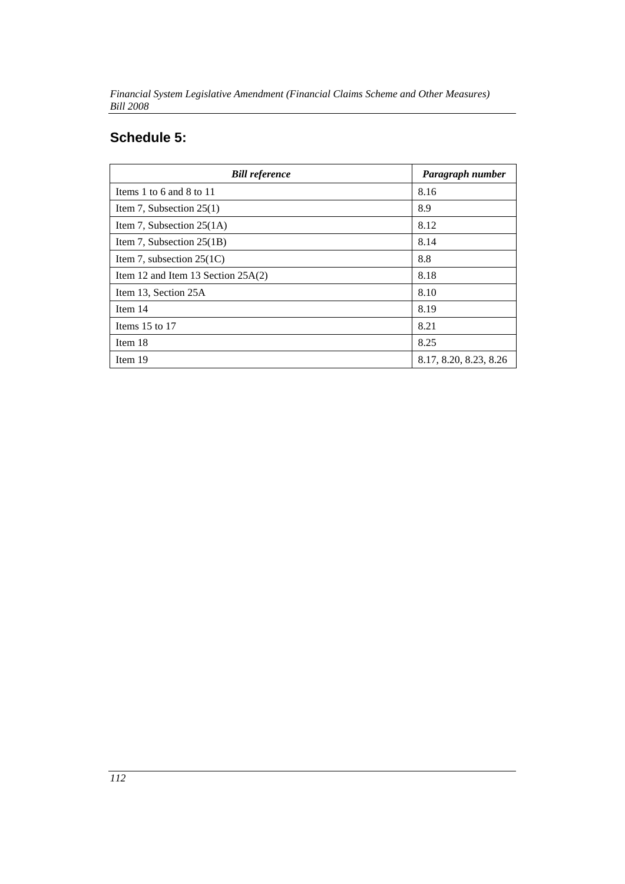## Schedule 5:

| ***Bill reference*** | ***Paragraph number*** |
| --- | --- |
| Items 1 to 6 and 8 to 11 | 8.16 |
| Item 7, Subsection 25(1) | 8.9 |
| Item 7, Subsection 25(1A) | 8.12 |
| Item 7, Subsection 25(1B) | 8.14 |
| Item 7, subsection 25(1C) | 8.8 |
| Item 12 and Item 13 Section 25A(2) | 8.18 |
| Item 13, Section 25A | 8.10 |
| Item 14 | 8.19 |
| Items 15 to 17 | 8.21 |
| Item 18 | 8.25 |
| Item 19 | 8.17, 8.20, 8.23, 8.26 |